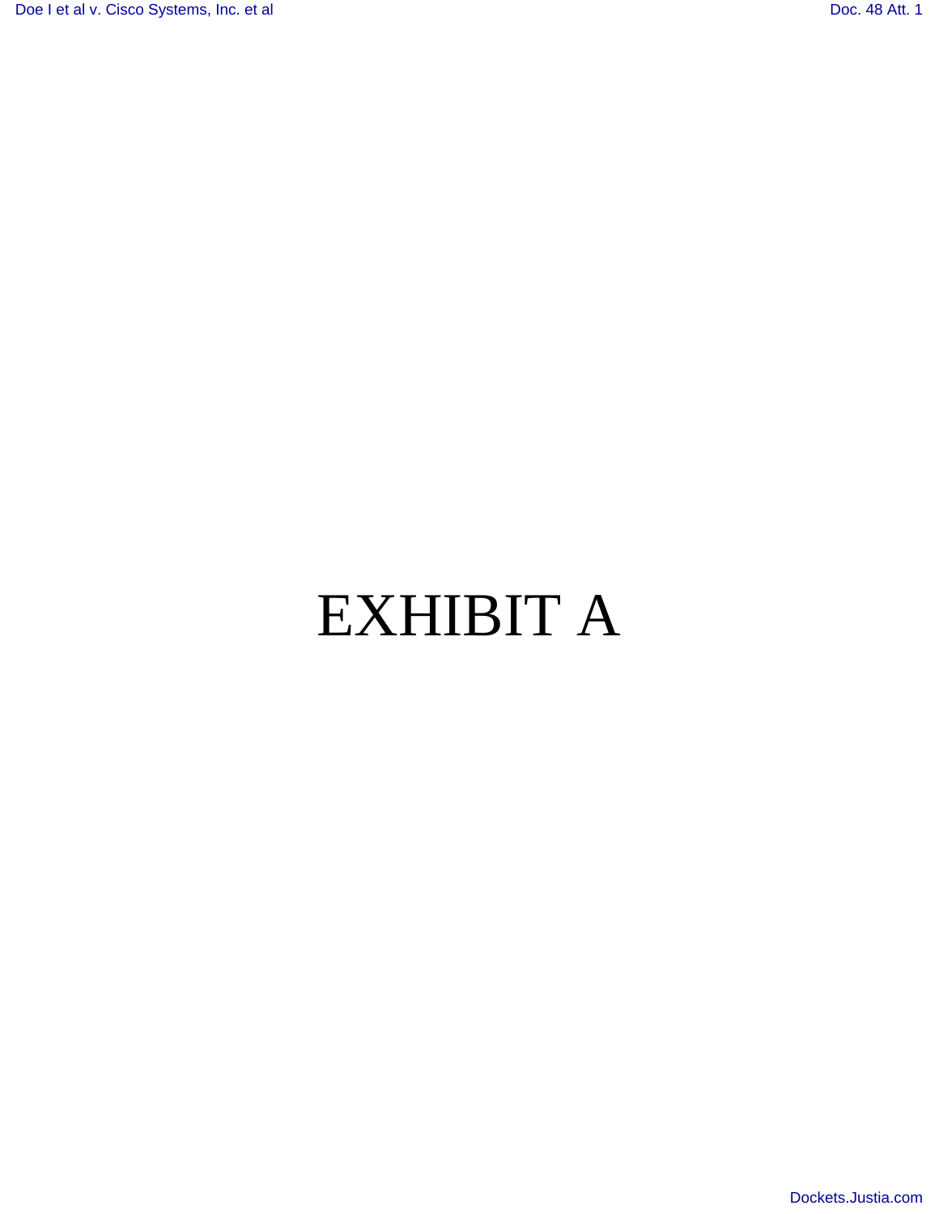# EXHIBIT A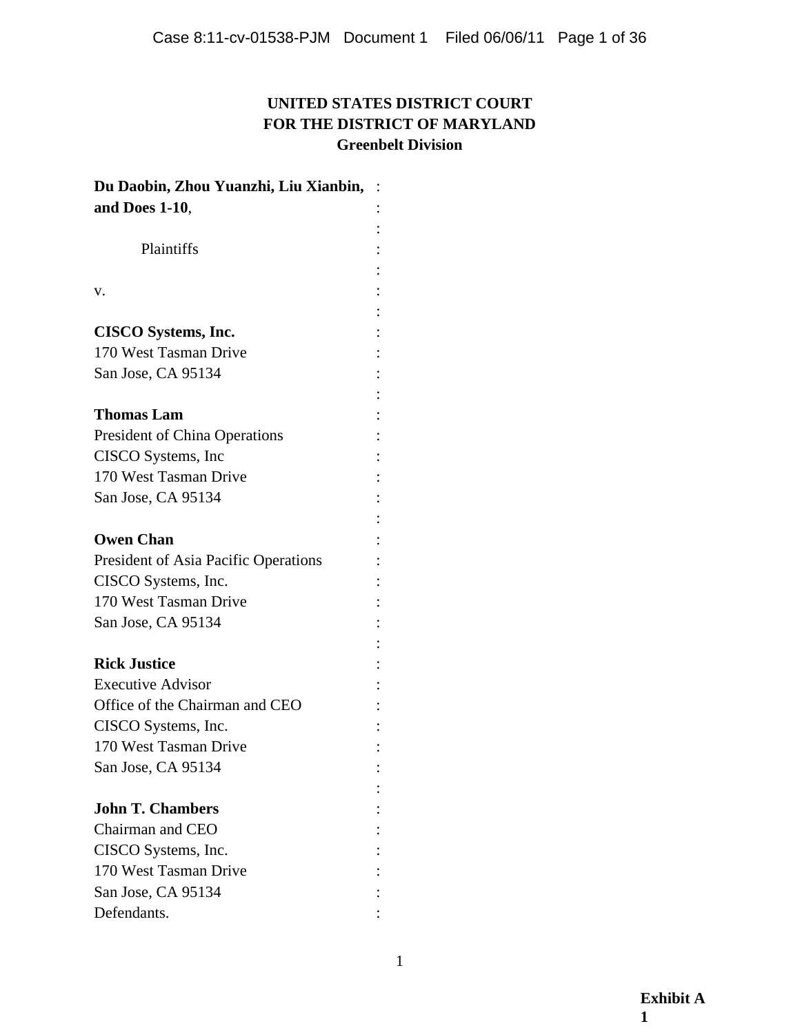**UNITED STATES DISTRICT COURT**
**FOR THE DISTRICT OF MARYLAND**
**Greenbelt Division**

**Du Daobin, Zhou Yuanzhi, Liu Xianbin, and Does 1-10**,

Plaintiffs

v.

**CISCO Systems, Inc.**
170 West Tasman Drive
San Jose, CA 95134

**Thomas Lam**
President of China Operations
CISCO Systems, Inc
170 West Tasman Drive
San Jose, CA 95134

**Owen Chan**
President of Asia Pacific Operations
CISCO Systems, Inc.
170 West Tasman Drive
San Jose, CA 95134

**Rick Justice**
Executive Advisor
Office of the Chairman and CEO
CISCO Systems, Inc.
170 West Tasman Drive
San Jose, CA 95134

**John T. Chambers**
Chairman and CEO
CISCO Systems, Inc.
170 West Tasman Drive
San Jose, CA 95134
Defendants.

**Exhibit A**
**1**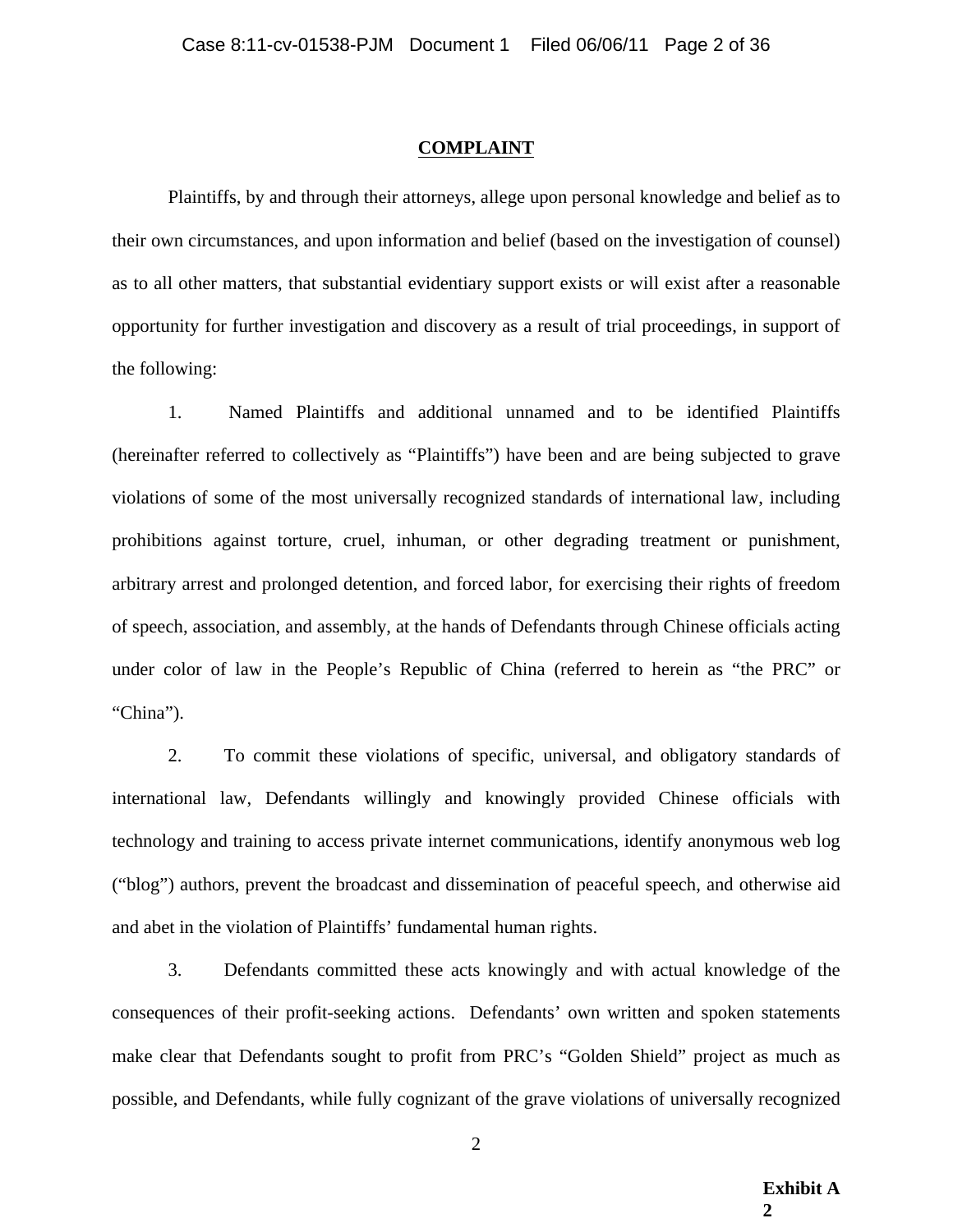**COMPLAINT**

Plaintiffs, by and through their attorneys, allege upon personal knowledge and belief as to their own circumstances, and upon information and belief (based on the investigation of counsel) as to all other matters, that substantial evidentiary support exists or will exist after a reasonable opportunity for further investigation and discovery as a result of trial proceedings, in support of the following:

1. Named Plaintiffs and additional unnamed and to be identified Plaintiffs (hereinafter referred to collectively as "Plaintiffs") have been and are being subjected to grave violations of some of the most universally recognized standards of international law, including prohibitions against torture, cruel, inhuman, or other degrading treatment or punishment, arbitrary arrest and prolonged detention, and forced labor, for exercising their rights of freedom of speech, association, and assembly, at the hands of Defendants through Chinese officials acting under color of law in the People's Republic of China (referred to herein as "the PRC" or "China").

2. To commit these violations of specific, universal, and obligatory standards of international law, Defendants willingly and knowingly provided Chinese officials with technology and training to access private internet communications, identify anonymous web log ("blog") authors, prevent the broadcast and dissemination of peaceful speech, and otherwise aid and abet in the violation of Plaintiffs' fundamental human rights.

3. Defendants committed these acts knowingly and with actual knowledge of the consequences of their profit-seeking actions. Defendants' own written and spoken statements make clear that Defendants sought to profit from PRC's "Golden Shield" project as much as possible, and Defendants, while fully cognizant of the grave violations of universally recognized

**Exhibit A**
**2**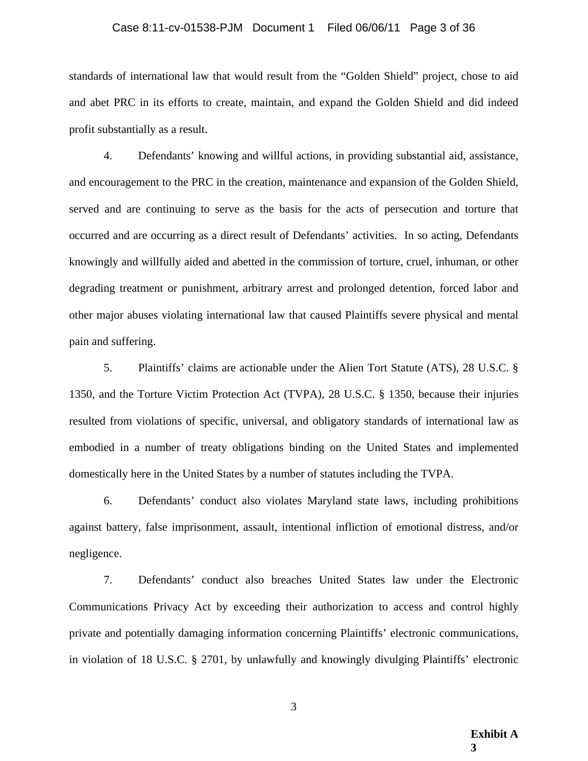standards of international law that would result from the "Golden Shield" project, chose to aid and abet PRC in its efforts to create, maintain, and expand the Golden Shield and did indeed profit substantially as a result.

4. Defendants' knowing and willful actions, in providing substantial aid, assistance, and encouragement to the PRC in the creation, maintenance and expansion of the Golden Shield, served and are continuing to serve as the basis for the acts of persecution and torture that occurred and are occurring as a direct result of Defendants' activities. In so acting, Defendants knowingly and willfully aided and abetted in the commission of torture, cruel, inhuman, or other degrading treatment or punishment, arbitrary arrest and prolonged detention, forced labor and other major abuses violating international law that caused Plaintiffs severe physical and mental pain and suffering.

5. Plaintiffs' claims are actionable under the Alien Tort Statute (ATS), 28 U.S.C. § 1350, and the Torture Victim Protection Act (TVPA), 28 U.S.C. § 1350, because their injuries resulted from violations of specific, universal, and obligatory standards of international law as embodied in a number of treaty obligations binding on the United States and implemented domestically here in the United States by a number of statutes including the TVPA.

6. Defendants' conduct also violates Maryland state laws, including prohibitions against battery, false imprisonment, assault, intentional infliction of emotional distress, and/or negligence.

7. Defendants' conduct also breaches United States law under the Electronic Communications Privacy Act by exceeding their authorization to access and control highly private and potentially damaging information concerning Plaintiffs' electronic communications, in violation of 18 U.S.C. § 2701, by unlawfully and knowingly divulging Plaintiffs' electronic

**Exhibit A**
**3**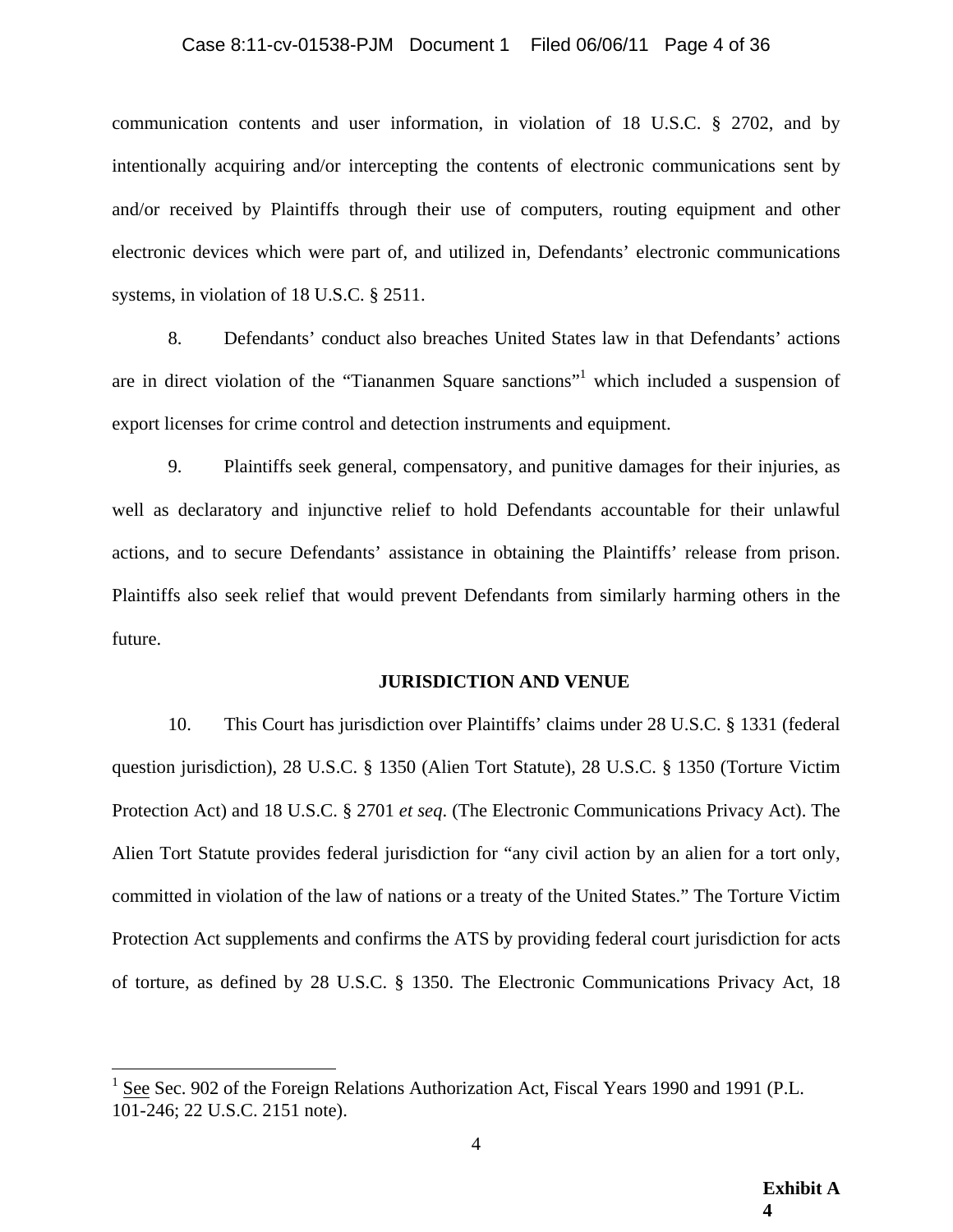communication contents and user information, in violation of 18 U.S.C. § 2702, and by intentionally acquiring and/or intercepting the contents of electronic communications sent by and/or received by Plaintiffs through their use of computers, routing equipment and other electronic devices which were part of, and utilized in, Defendants' electronic communications systems, in violation of 18 U.S.C. § 2511.

8. Defendants' conduct also breaches United States law in that Defendants' actions are in direct violation of the "Tiananmen Square sanctions"[1] which included a suspension of export licenses for crime control and detection instruments and equipment.

9. Plaintiffs seek general, compensatory, and punitive damages for their injuries, as well as declaratory and injunctive relief to hold Defendants accountable for their unlawful actions, and to secure Defendants' assistance in obtaining the Plaintiffs' release from prison. Plaintiffs also seek relief that would prevent Defendants from similarly harming others in the future.

## JURISDICTION AND VENUE

10. This Court has jurisdiction over Plaintiffs' claims under 28 U.S.C. § 1331 (federal question jurisdiction), 28 U.S.C. § 1350 (Alien Tort Statute), 28 U.S.C. § 1350 (Torture Victim Protection Act) and 18 U.S.C. § 2701 *et seq*. (The Electronic Communications Privacy Act). The Alien Tort Statute provides federal jurisdiction for "any civil action by an alien for a tort only, committed in violation of the law of nations or a treaty of the United States." The Torture Victim Protection Act supplements and confirms the ATS by providing federal court jurisdiction for acts of torture, as defined by 28 U.S.C. § 1350. The Electronic Communications Privacy Act, 18

---

[1] See Sec. 902 of the Foreign Relations Authorization Act, Fiscal Years 1990 and 1991 (P.L. 101-246; 22 U.S.C. 2151 note).

**Exhibit A 4**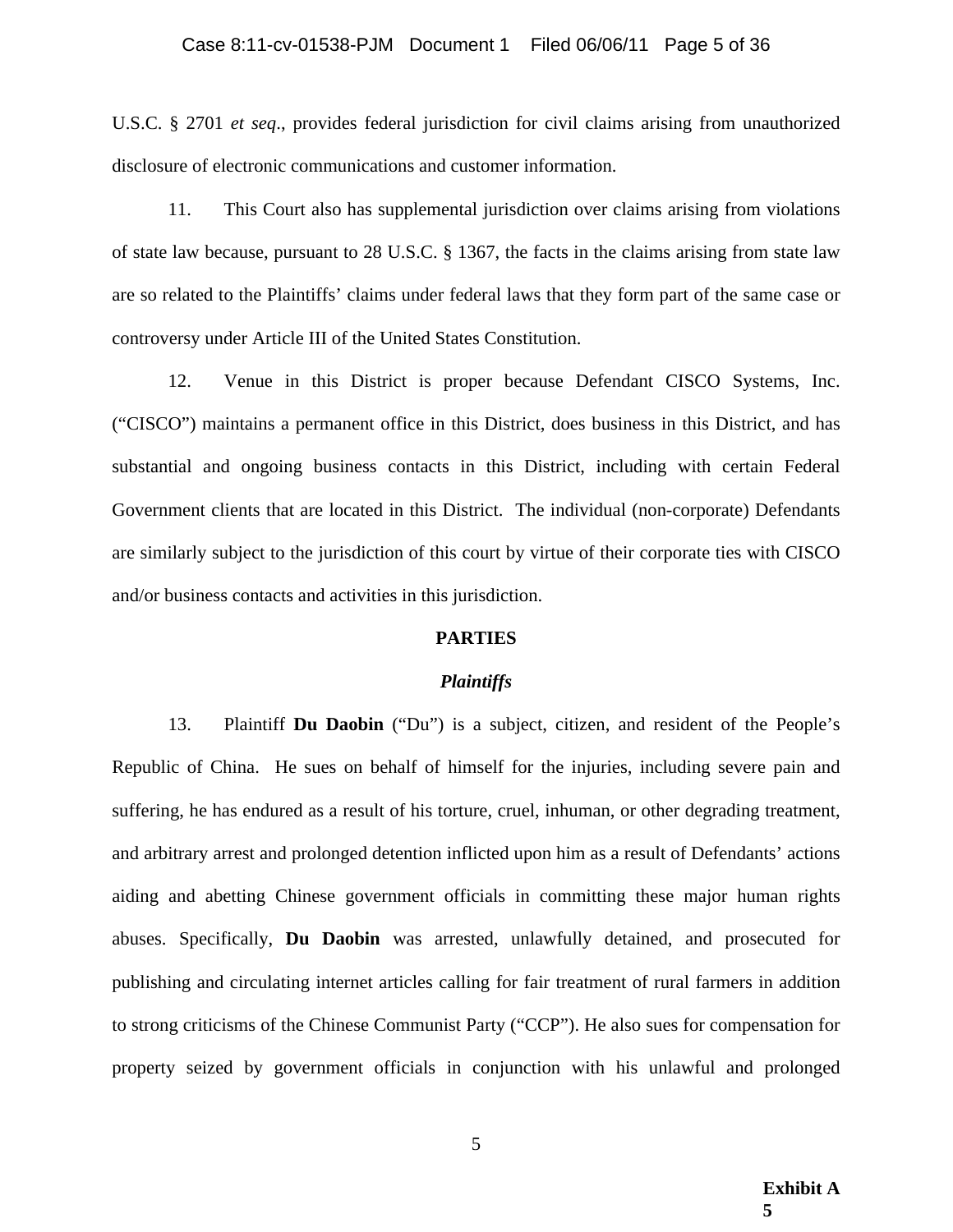U.S.C. § 2701 *et seq*., provides federal jurisdiction for civil claims arising from unauthorized disclosure of electronic communications and customer information.

11. This Court also has supplemental jurisdiction over claims arising from violations of state law because, pursuant to 28 U.S.C. § 1367, the facts in the claims arising from state law are so related to the Plaintiffs' claims under federal laws that they form part of the same case or controversy under Article III of the United States Constitution.

12. Venue in this District is proper because Defendant CISCO Systems, Inc. ("CISCO") maintains a permanent office in this District, does business in this District, and has substantial and ongoing business contacts in this District, including with certain Federal Government clients that are located in this District. The individual (non-corporate) Defendants are similarly subject to the jurisdiction of this court by virtue of their corporate ties with CISCO and/or business contacts and activities in this jurisdiction.

## PARTIES

### *Plaintiffs*

13. Plaintiff **Du Daobin** ("Du") is a subject, citizen, and resident of the People's Republic of China. He sues on behalf of himself for the injuries, including severe pain and suffering, he has endured as a result of his torture, cruel, inhuman, or other degrading treatment, and arbitrary arrest and prolonged detention inflicted upon him as a result of Defendants' actions aiding and abetting Chinese government officials in committing these major human rights abuses. Specifically, **Du Daobin** was arrested, unlawfully detained, and prosecuted for publishing and circulating internet articles calling for fair treatment of rural farmers in addition to strong criticisms of the Chinese Communist Party ("CCP"). He also sues for compensation for property seized by government officials in conjunction with his unlawful and prolonged

**Exhibit A 5**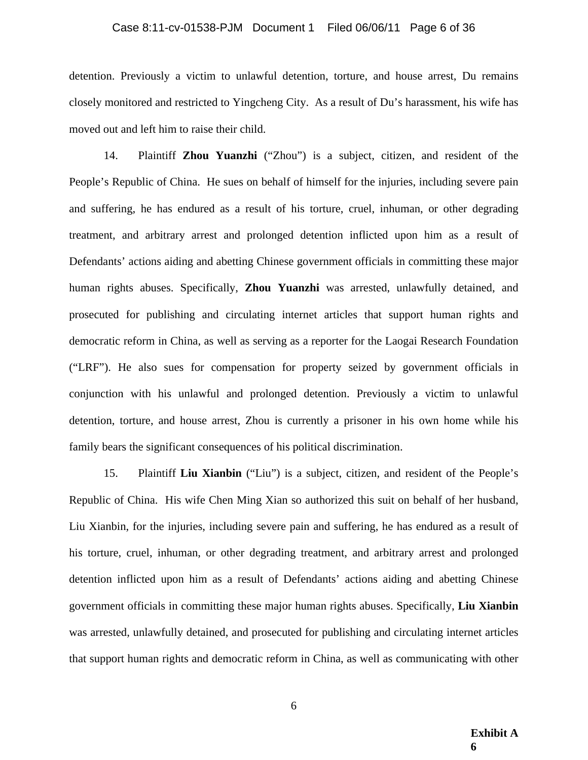detention. Previously a victim to unlawful detention, torture, and house arrest, Du remains closely monitored and restricted to Yingcheng City. As a result of Du's harassment, his wife has moved out and left him to raise their child.

14. Plaintiff **Zhou Yuanzhi** ("Zhou") is a subject, citizen, and resident of the People's Republic of China. He sues on behalf of himself for the injuries, including severe pain and suffering, he has endured as a result of his torture, cruel, inhuman, or other degrading treatment, and arbitrary arrest and prolonged detention inflicted upon him as a result of Defendants' actions aiding and abetting Chinese government officials in committing these major human rights abuses. Specifically, **Zhou Yuanzhi** was arrested, unlawfully detained, and prosecuted for publishing and circulating internet articles that support human rights and democratic reform in China, as well as serving as a reporter for the Laogai Research Foundation ("LRF"). He also sues for compensation for property seized by government officials in conjunction with his unlawful and prolonged detention. Previously a victim to unlawful detention, torture, and house arrest, Zhou is currently a prisoner in his own home while his family bears the significant consequences of his political discrimination.

15. Plaintiff **Liu Xianbin** ("Liu") is a subject, citizen, and resident of the People's Republic of China. His wife Chen Ming Xian so authorized this suit on behalf of her husband, Liu Xianbin, for the injuries, including severe pain and suffering, he has endured as a result of his torture, cruel, inhuman, or other degrading treatment, and arbitrary arrest and prolonged detention inflicted upon him as a result of Defendants' actions aiding and abetting Chinese government officials in committing these major human rights abuses. Specifically, **Liu Xianbin** was arrested, unlawfully detained, and prosecuted for publishing and circulating internet articles that support human rights and democratic reform in China, as well as communicating with other

**Exhibit A**
**6**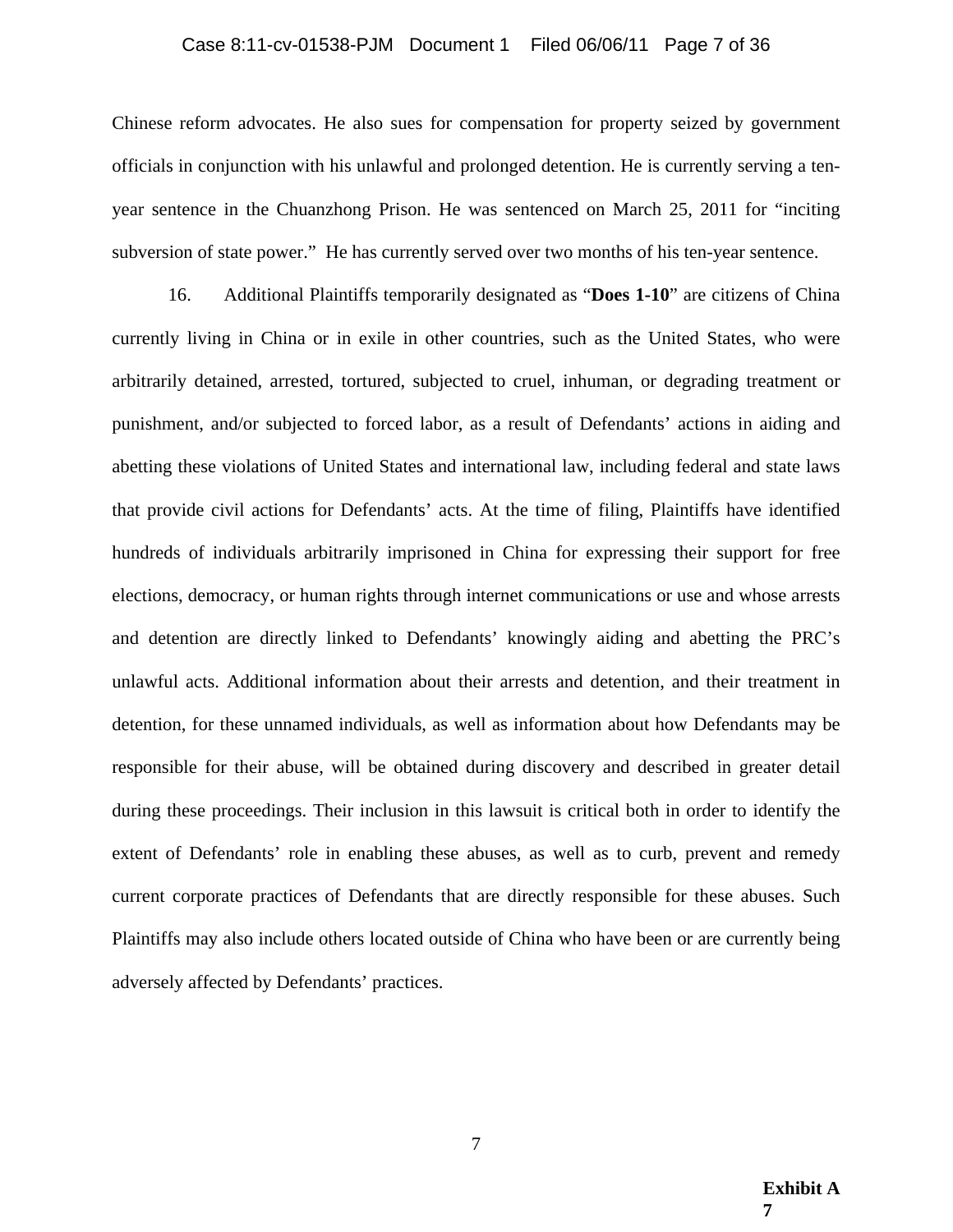Chinese reform advocates. He also sues for compensation for property seized by government officials in conjunction with his unlawful and prolonged detention. He is currently serving a ten-year sentence in the Chuanzhong Prison. He was sentenced on March 25, 2011 for "inciting subversion of state power." He has currently served over two months of his ten-year sentence.

16. Additional Plaintiffs temporarily designated as "**Does 1-10**" are citizens of China currently living in China or in exile in other countries, such as the United States, who were arbitrarily detained, arrested, tortured, subjected to cruel, inhuman, or degrading treatment or punishment, and/or subjected to forced labor, as a result of Defendants' actions in aiding and abetting these violations of United States and international law, including federal and state laws that provide civil actions for Defendants' acts. At the time of filing, Plaintiffs have identified hundreds of individuals arbitrarily imprisoned in China for expressing their support for free elections, democracy, or human rights through internet communications or use and whose arrests and detention are directly linked to Defendants' knowingly aiding and abetting the PRC's unlawful acts. Additional information about their arrests and detention, and their treatment in detention, for these unnamed individuals, as well as information about how Defendants may be responsible for their abuse, will be obtained during discovery and described in greater detail during these proceedings. Their inclusion in this lawsuit is critical both in order to identify the extent of Defendants' role in enabling these abuses, as well as to curb, prevent and remedy current corporate practices of Defendants that are directly responsible for these abuses. Such Plaintiffs may also include others located outside of China who have been or are currently being adversely affected by Defendants' practices.

**Exhibit A 7**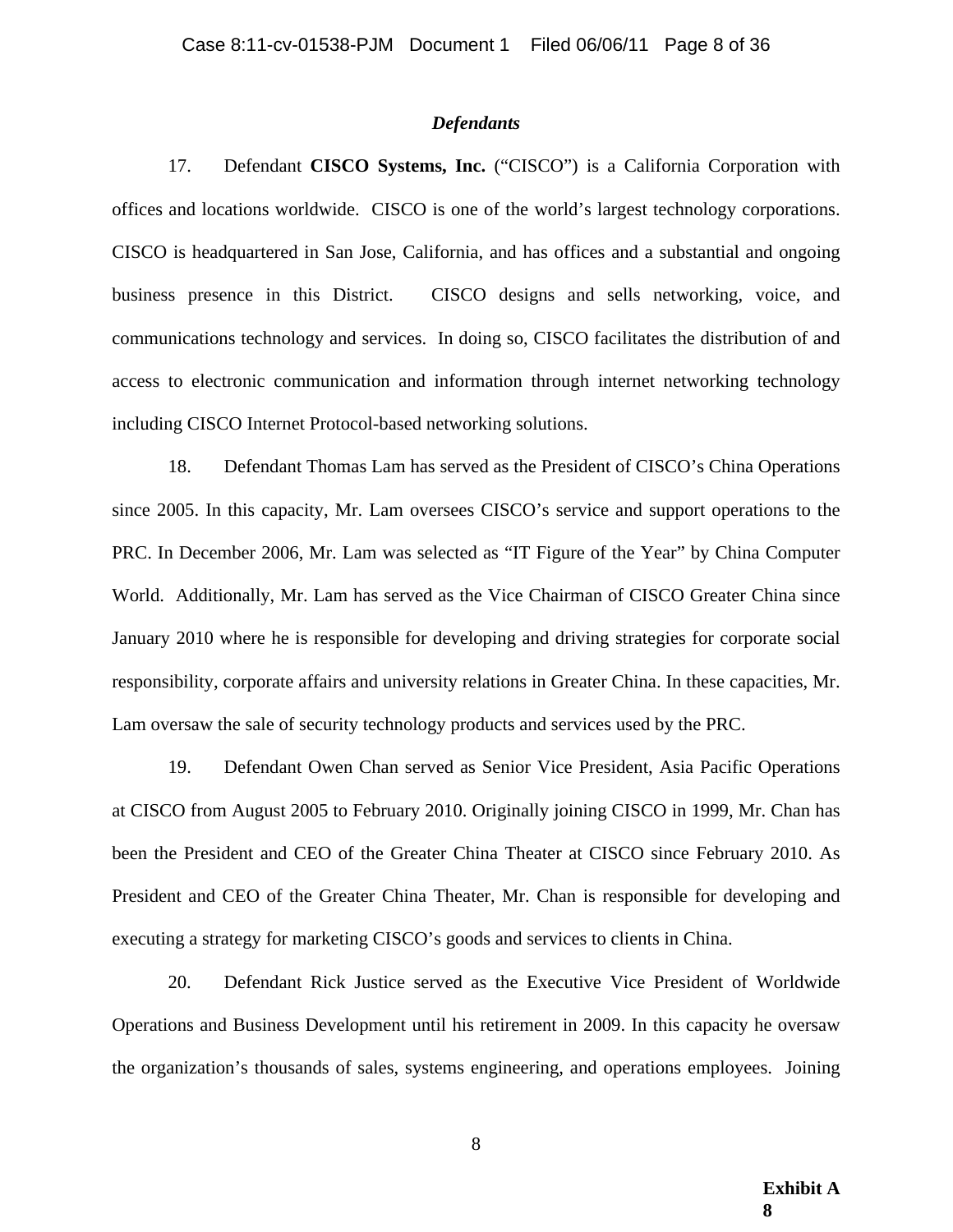### *Defendants*

17. Defendant **CISCO Systems, Inc.** ("CISCO") is a California Corporation with offices and locations worldwide. CISCO is one of the world's largest technology corporations. CISCO is headquartered in San Jose, California, and has offices and a substantial and ongoing business presence in this District. CISCO designs and sells networking, voice, and communications technology and services. In doing so, CISCO facilitates the distribution of and access to electronic communication and information through internet networking technology including CISCO Internet Protocol-based networking solutions.

18. Defendant Thomas Lam has served as the President of CISCO's China Operations since 2005. In this capacity, Mr. Lam oversees CISCO's service and support operations to the PRC. In December 2006, Mr. Lam was selected as "IT Figure of the Year" by China Computer World. Additionally, Mr. Lam has served as the Vice Chairman of CISCO Greater China since January 2010 where he is responsible for developing and driving strategies for corporate social responsibility, corporate affairs and university relations in Greater China. In these capacities, Mr. Lam oversaw the sale of security technology products and services used by the PRC.

19. Defendant Owen Chan served as Senior Vice President, Asia Pacific Operations at CISCO from August 2005 to February 2010. Originally joining CISCO in 1999, Mr. Chan has been the President and CEO of the Greater China Theater at CISCO since February 2010. As President and CEO of the Greater China Theater, Mr. Chan is responsible for developing and executing a strategy for marketing CISCO's goods and services to clients in China.

20. Defendant Rick Justice served as the Executive Vice President of Worldwide Operations and Business Development until his retirement in 2009. In this capacity he oversaw the organization's thousands of sales, systems engineering, and operations employees. Joining

**Exhibit A**
**8**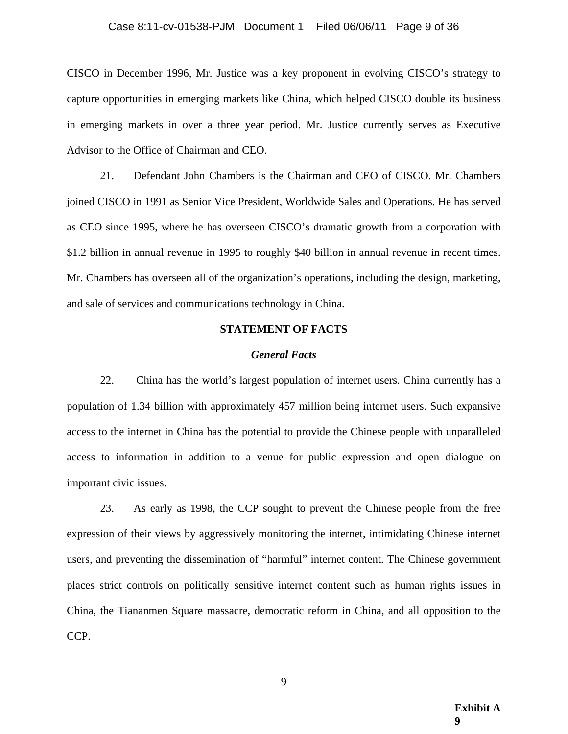CISCO in December 1996, Mr. Justice was a key proponent in evolving CISCO's strategy to capture opportunities in emerging markets like China, which helped CISCO double its business in emerging markets in over a three year period. Mr. Justice currently serves as Executive Advisor to the Office of Chairman and CEO.

21. Defendant John Chambers is the Chairman and CEO of CISCO. Mr. Chambers joined CISCO in 1991 as Senior Vice President, Worldwide Sales and Operations. He has served as CEO since 1995, where he has overseen CISCO's dramatic growth from a corporation with $1.2 billion in annual revenue in 1995 to roughly $40 billion in annual revenue in recent times. Mr. Chambers has overseen all of the organization's operations, including the design, marketing, and sale of services and communications technology in China.

## STATEMENT OF FACTS

### *General Facts*

22. China has the world's largest population of internet users. China currently has a population of 1.34 billion with approximately 457 million being internet users. Such expansive access to the internet in China has the potential to provide the Chinese people with unparalleled access to information in addition to a venue for public expression and open dialogue on important civic issues.

23. As early as 1998, the CCP sought to prevent the Chinese people from the free expression of their views by aggressively monitoring the internet, intimidating Chinese internet users, and preventing the dissemination of "harmful" internet content. The Chinese government places strict controls on politically sensitive internet content such as human rights issues in China, the Tiananmen Square massacre, democratic reform in China, and all opposition to the CCP.

**Exhibit A 9**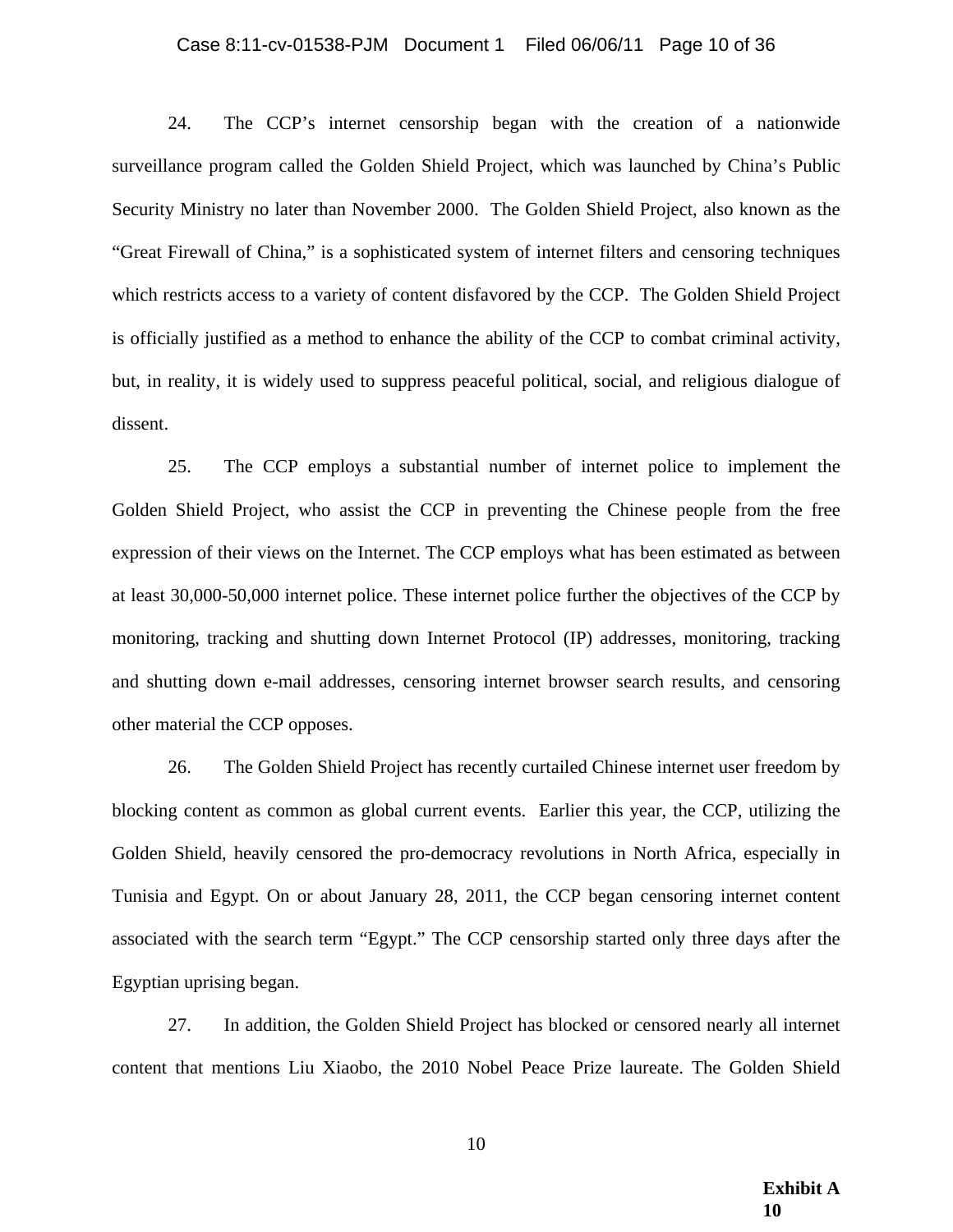24. The CCP's internet censorship began with the creation of a nationwide surveillance program called the Golden Shield Project, which was launched by China's Public Security Ministry no later than November 2000. The Golden Shield Project, also known as the "Great Firewall of China," is a sophisticated system of internet filters and censoring techniques which restricts access to a variety of content disfavored by the CCP. The Golden Shield Project is officially justified as a method to enhance the ability of the CCP to combat criminal activity, but, in reality, it is widely used to suppress peaceful political, social, and religious dialogue of dissent.

25. The CCP employs a substantial number of internet police to implement the Golden Shield Project, who assist the CCP in preventing the Chinese people from the free expression of their views on the Internet. The CCP employs what has been estimated as between at least 30,000-50,000 internet police. These internet police further the objectives of the CCP by monitoring, tracking and shutting down Internet Protocol (IP) addresses, monitoring, tracking and shutting down e-mail addresses, censoring internet browser search results, and censoring other material the CCP opposes.

26. The Golden Shield Project has recently curtailed Chinese internet user freedom by blocking content as common as global current events. Earlier this year, the CCP, utilizing the Golden Shield, heavily censored the pro-democracy revolutions in North Africa, especially in Tunisia and Egypt. On or about January 28, 2011, the CCP began censoring internet content associated with the search term "Egypt." The CCP censorship started only three days after the Egyptian uprising began.

27. In addition, the Golden Shield Project has blocked or censored nearly all internet content that mentions Liu Xiaobo, the 2010 Nobel Peace Prize laureate. The Golden Shield

**Exhibit A**
**10**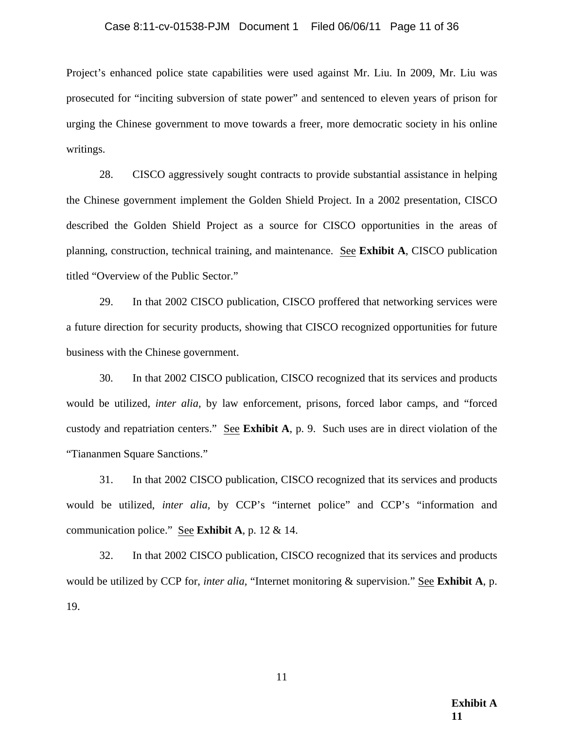Project's enhanced police state capabilities were used against Mr. Liu. In 2009, Mr. Liu was prosecuted for "inciting subversion of state power" and sentenced to eleven years of prison for urging the Chinese government to move towards a freer, more democratic society in his online writings.

28. CISCO aggressively sought contracts to provide substantial assistance in helping the Chinese government implement the Golden Shield Project. In a 2002 presentation, CISCO described the Golden Shield Project as a source for CISCO opportunities in the areas of planning, construction, technical training, and maintenance. See **Exhibit A**, CISCO publication titled "Overview of the Public Sector."

29. In that 2002 CISCO publication, CISCO proffered that networking services were a future direction for security products, showing that CISCO recognized opportunities for future business with the Chinese government.

30. In that 2002 CISCO publication, CISCO recognized that its services and products would be utilized, *inter alia*, by law enforcement, prisons, forced labor camps, and "forced custody and repatriation centers." See **Exhibit A**, p. 9. Such uses are in direct violation of the "Tiananmen Square Sanctions."

31. In that 2002 CISCO publication, CISCO recognized that its services and products would be utilized, *inter alia*, by CCP's "internet police" and CCP's "information and communication police." See **Exhibit A**, p. 12 & 14.

32. In that 2002 CISCO publication, CISCO recognized that its services and products would be utilized by CCP for, *inter alia*, "Internet monitoring & supervision." See **Exhibit A**, p. 19.

**Exhibit A**
**11**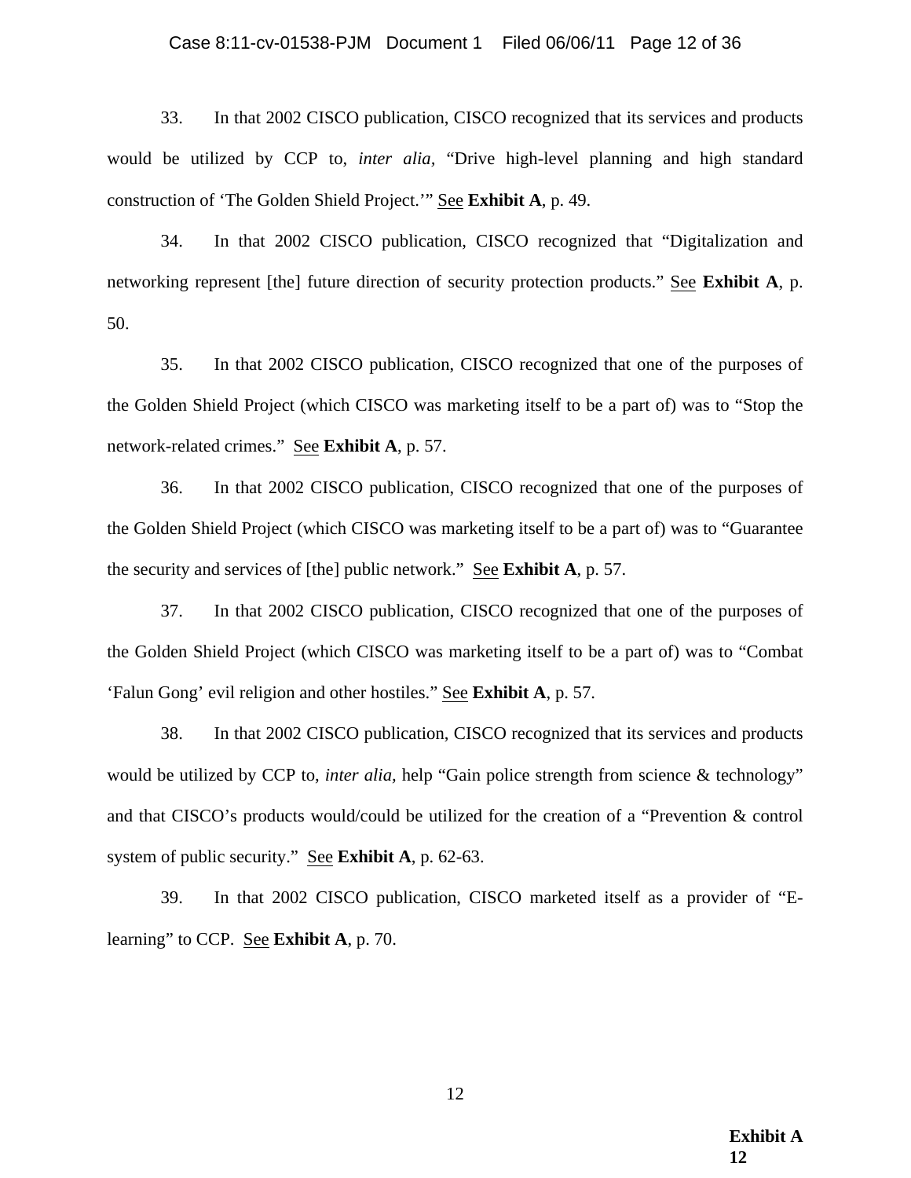33. In that 2002 CISCO publication, CISCO recognized that its services and products would be utilized by CCP to, *inter alia*, "Drive high-level planning and high standard construction of 'The Golden Shield Project.'" See **Exhibit A**, p. 49.

34. In that 2002 CISCO publication, CISCO recognized that "Digitalization and networking represent [the] future direction of security protection products." See **Exhibit A**, p. 50.

35. In that 2002 CISCO publication, CISCO recognized that one of the purposes of the Golden Shield Project (which CISCO was marketing itself to be a part of) was to "Stop the network-related crimes." See **Exhibit A**, p. 57.

36. In that 2002 CISCO publication, CISCO recognized that one of the purposes of the Golden Shield Project (which CISCO was marketing itself to be a part of) was to "Guarantee the security and services of [the] public network." See **Exhibit A**, p. 57.

37. In that 2002 CISCO publication, CISCO recognized that one of the purposes of the Golden Shield Project (which CISCO was marketing itself to be a part of) was to "Combat 'Falun Gong' evil religion and other hostiles." See **Exhibit A**, p. 57.

38. In that 2002 CISCO publication, CISCO recognized that its services and products would be utilized by CCP to, *inter alia*, help "Gain police strength from science & technology" and that CISCO's products would/could be utilized for the creation of a "Prevention & control system of public security." See **Exhibit A**, p. 62-63.

39. In that 2002 CISCO publication, CISCO marketed itself as a provider of "E-learning" to CCP. See **Exhibit A**, p. 70.

**Exhibit A**
**12**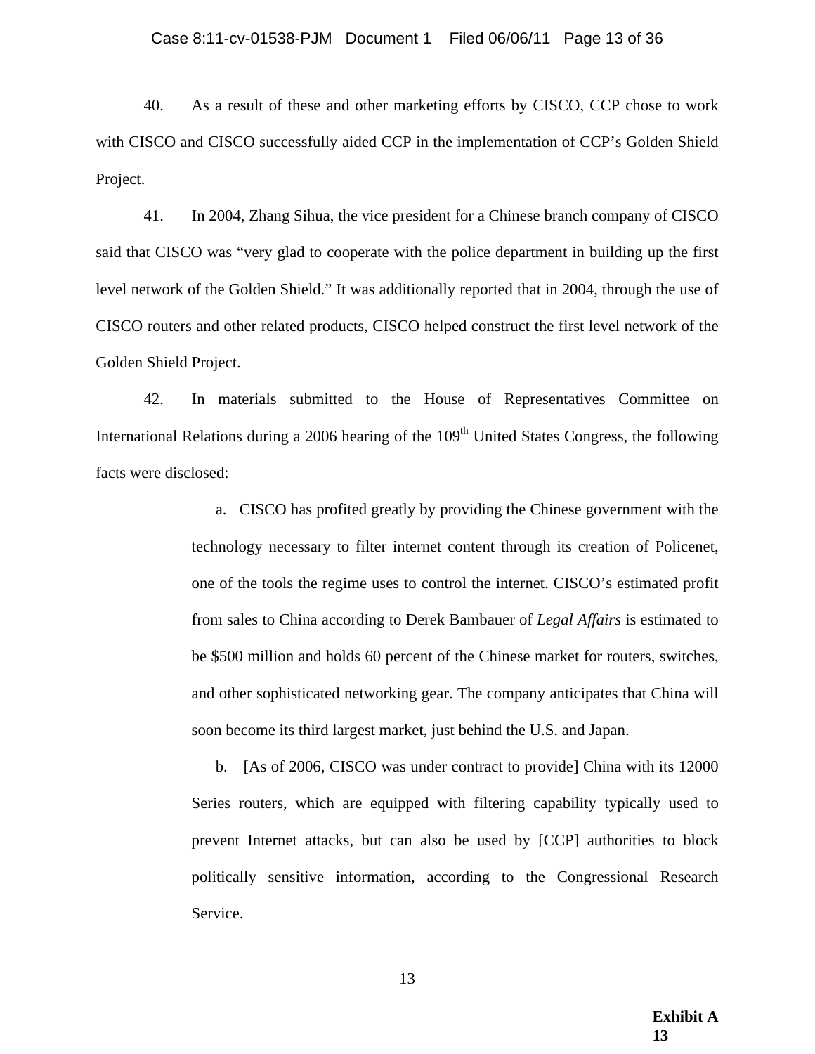40. As a result of these and other marketing efforts by CISCO, CCP chose to work with CISCO and CISCO successfully aided CCP in the implementation of CCP's Golden Shield Project.

41. In 2004, Zhang Sihua, the vice president for a Chinese branch company of CISCO said that CISCO was "very glad to cooperate with the police department in building up the first level network of the Golden Shield." It was additionally reported that in 2004, through the use of CISCO routers and other related products, CISCO helped construct the first level network of the Golden Shield Project.

42. In materials submitted to the House of Representatives Committee on International Relations during a 2006 hearing of the 109th United States Congress, the following facts were disclosed:

a. CISCO has profited greatly by providing the Chinese government with the technology necessary to filter internet content through its creation of Policenet, one of the tools the regime uses to control the internet. CISCO's estimated profit from sales to China according to Derek Bambauer of *Legal Affairs* is estimated to be $500 million and holds 60 percent of the Chinese market for routers, switches, and other sophisticated networking gear. The company anticipates that China will soon become its third largest market, just behind the U.S. and Japan.

b. [As of 2006, CISCO was under contract to provide] China with its 12000 Series routers, which are equipped with filtering capability typically used to prevent Internet attacks, but can also be used by [CCP] authorities to block politically sensitive information, according to the Congressional Research Service.

**Exhibit A**
**13**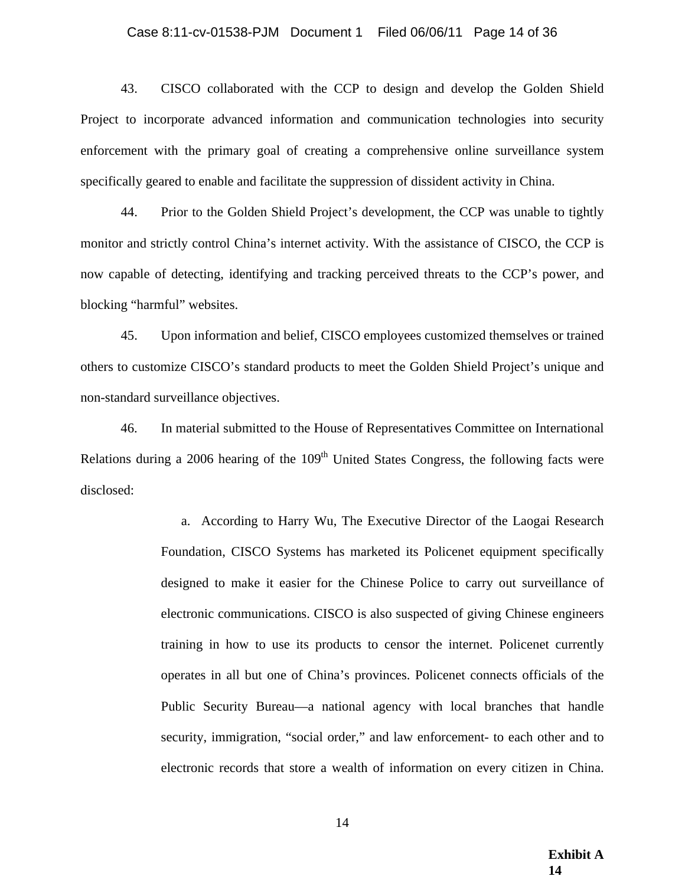43. CISCO collaborated with the CCP to design and develop the Golden Shield Project to incorporate advanced information and communication technologies into security enforcement with the primary goal of creating a comprehensive online surveillance system specifically geared to enable and facilitate the suppression of dissident activity in China.

44. Prior to the Golden Shield Project's development, the CCP was unable to tightly monitor and strictly control China's internet activity. With the assistance of CISCO, the CCP is now capable of detecting, identifying and tracking perceived threats to the CCP's power, and blocking "harmful" websites.

45. Upon information and belief, CISCO employees customized themselves or trained others to customize CISCO's standard products to meet the Golden Shield Project's unique and non-standard surveillance objectives.

46. In material submitted to the House of Representatives Committee on International Relations during a 2006 hearing of the 109th United States Congress, the following facts were disclosed:

> a. According to Harry Wu, The Executive Director of the Laogai Research Foundation, CISCO Systems has marketed its Policenet equipment specifically designed to make it easier for the Chinese Police to carry out surveillance of electronic communications. CISCO is also suspected of giving Chinese engineers training in how to use its products to censor the internet. Policenet currently operates in all but one of China's provinces. Policenet connects officials of the Public Security Bureau—a national agency with local branches that handle security, immigration, "social order," and law enforcement- to each other and to electronic records that store a wealth of information on every citizen in China.

**Exhibit A**
**14**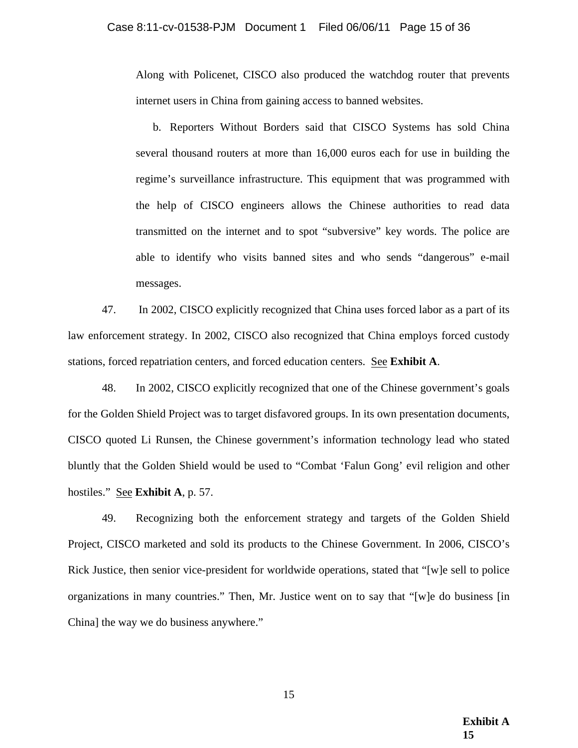Along with Policenet, CISCO also produced the watchdog router that prevents internet users in China from gaining access to banned websites.

b. Reporters Without Borders said that CISCO Systems has sold China several thousand routers at more than 16,000 euros each for use in building the regime's surveillance infrastructure. This equipment that was programmed with the help of CISCO engineers allows the Chinese authorities to read data transmitted on the internet and to spot "subversive" key words. The police are able to identify who visits banned sites and who sends "dangerous" e-mail messages.

47. In 2002, CISCO explicitly recognized that China uses forced labor as a part of its law enforcement strategy. In 2002, CISCO also recognized that China employs forced custody stations, forced repatriation centers, and forced education centers. See **Exhibit A**.

48. In 2002, CISCO explicitly recognized that one of the Chinese government's goals for the Golden Shield Project was to target disfavored groups. In its own presentation documents, CISCO quoted Li Runsen, the Chinese government's information technology lead who stated bluntly that the Golden Shield would be used to "Combat 'Falun Gong' evil religion and other hostiles." See **Exhibit A**, p. 57.

49. Recognizing both the enforcement strategy and targets of the Golden Shield Project, CISCO marketed and sold its products to the Chinese Government. In 2006, CISCO's Rick Justice, then senior vice-president for worldwide operations, stated that "[w]e sell to police organizations in many countries." Then, Mr. Justice went on to say that "[w]e do business [in China] the way we do business anywhere."

**Exhibit A**
**15**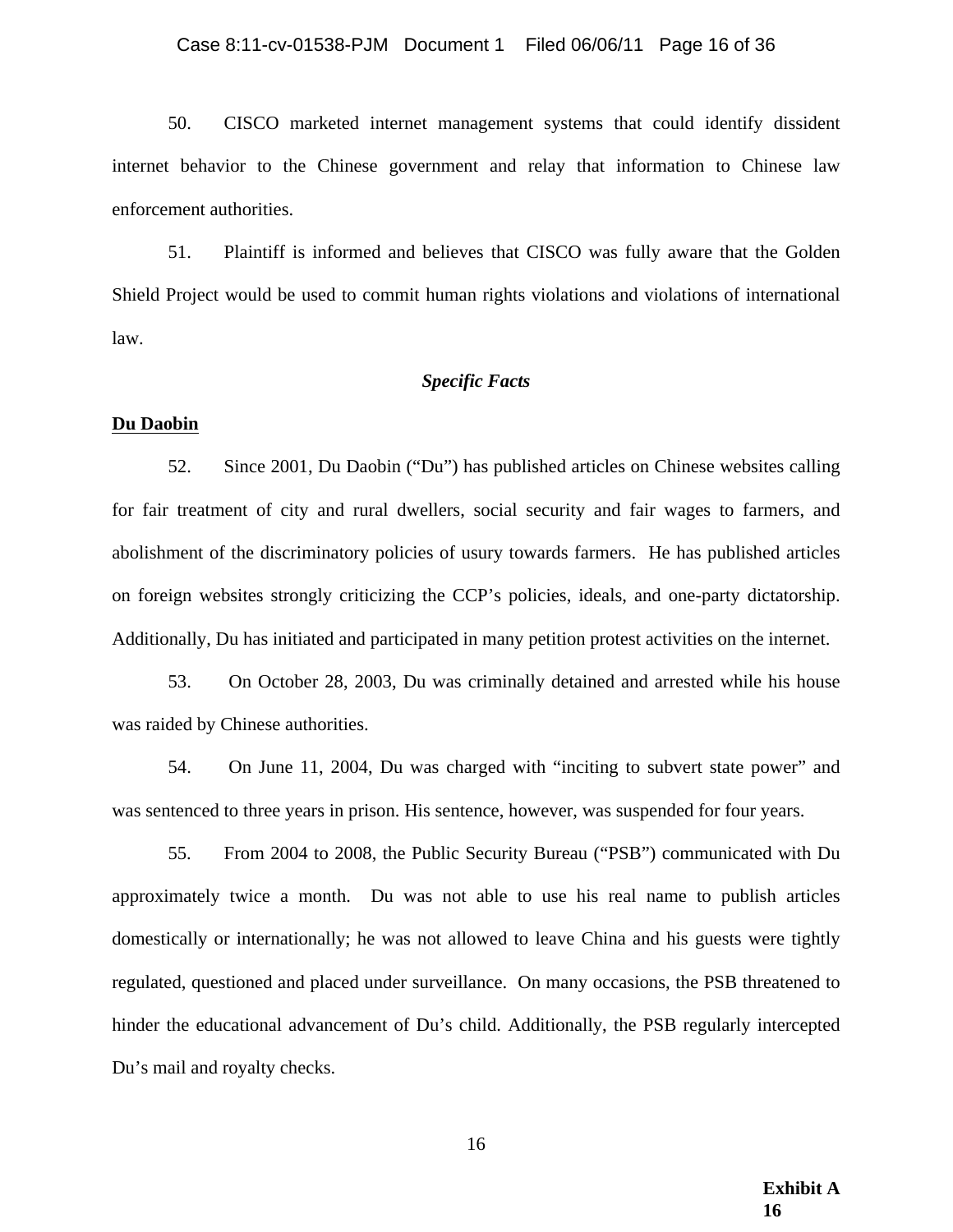50. CISCO marketed internet management systems that could identify dissident internet behavior to the Chinese government and relay that information to Chinese law enforcement authorities.

51. Plaintiff is informed and believes that CISCO was fully aware that the Golden Shield Project would be used to commit human rights violations and violations of international law.

***Specific Facts***

**Du Daobin**

52. Since 2001, Du Daobin ("Du") has published articles on Chinese websites calling for fair treatment of city and rural dwellers, social security and fair wages to farmers, and abolishment of the discriminatory policies of usury towards farmers. He has published articles on foreign websites strongly criticizing the CCP's policies, ideals, and one-party dictatorship. Additionally, Du has initiated and participated in many petition protest activities on the internet.

53. On October 28, 2003, Du was criminally detained and arrested while his house was raided by Chinese authorities.

54. On June 11, 2004, Du was charged with "inciting to subvert state power" and was sentenced to three years in prison. His sentence, however, was suspended for four years.

55. From 2004 to 2008, the Public Security Bureau ("PSB") communicated with Du approximately twice a month. Du was not able to use his real name to publish articles domestically or internationally; he was not allowed to leave China and his guests were tightly regulated, questioned and placed under surveillance. On many occasions, the PSB threatened to hinder the educational advancement of Du's child. Additionally, the PSB regularly intercepted Du's mail and royalty checks.

**Exhibit A**
**16**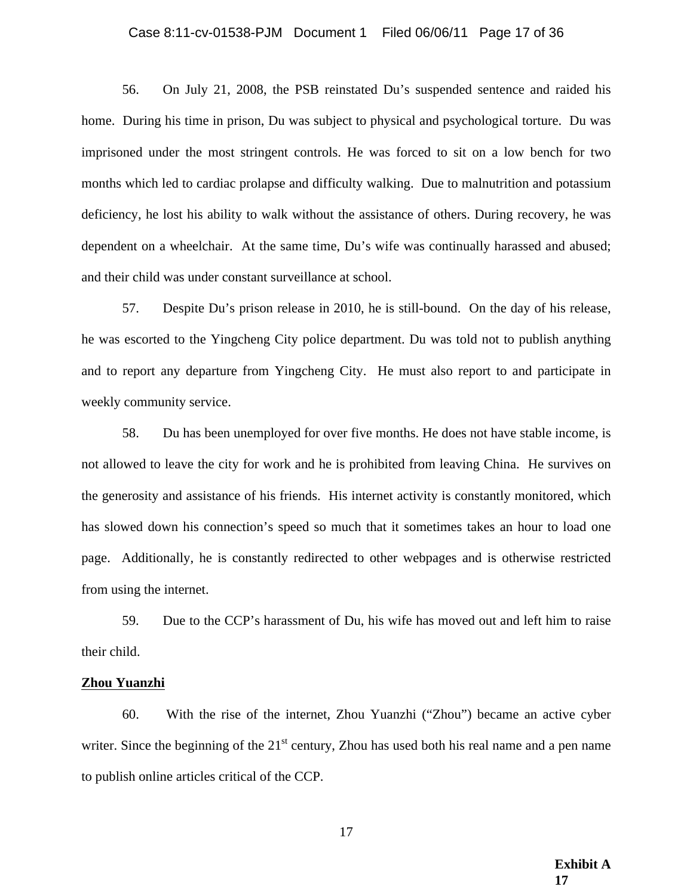56. On July 21, 2008, the PSB reinstated Du's suspended sentence and raided his home. During his time in prison, Du was subject to physical and psychological torture. Du was imprisoned under the most stringent controls. He was forced to sit on a low bench for two months which led to cardiac prolapse and difficulty walking. Due to malnutrition and potassium deficiency, he lost his ability to walk without the assistance of others. During recovery, he was dependent on a wheelchair. At the same time, Du's wife was continually harassed and abused; and their child was under constant surveillance at school.

57. Despite Du's prison release in 2010, he is still-bound. On the day of his release, he was escorted to the Yingcheng City police department. Du was told not to publish anything and to report any departure from Yingcheng City. He must also report to and participate in weekly community service.

58. Du has been unemployed for over five months. He does not have stable income, is not allowed to leave the city for work and he is prohibited from leaving China. He survives on the generosity and assistance of his friends. His internet activity is constantly monitored, which has slowed down his connection's speed so much that it sometimes takes an hour to load one page. Additionally, he is constantly redirected to other webpages and is otherwise restricted from using the internet.

59. Due to the CCP's harassment of Du, his wife has moved out and left him to raise their child.

**Zhou Yuanzhi**

60. With the rise of the internet, Zhou Yuanzhi ("Zhou") became an active cyber writer. Since the beginning of the 21st century, Zhou has used both his real name and a pen name to publish online articles critical of the CCP.

**Exhibit A 17**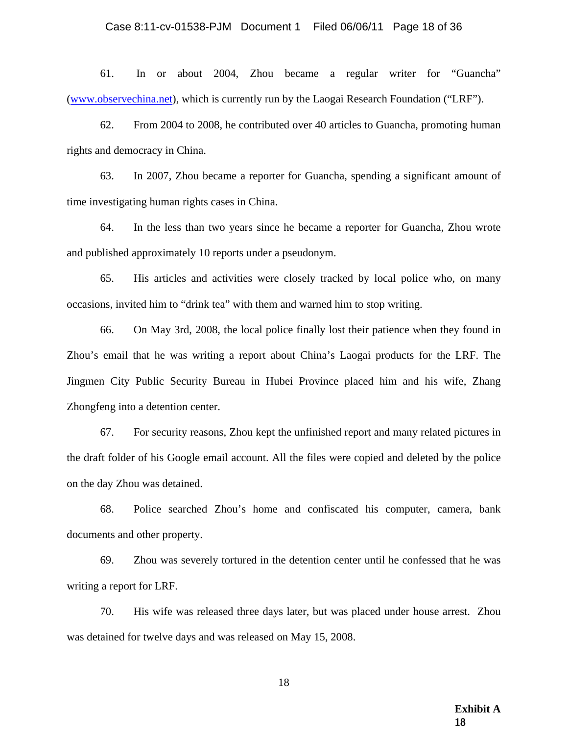61. In or about 2004, Zhou became a regular writer for "Guancha" (www.observechina.net), which is currently run by the Laogai Research Foundation ("LRF").

62. From 2004 to 2008, he contributed over 40 articles to Guancha, promoting human rights and democracy in China.

63. In 2007, Zhou became a reporter for Guancha, spending a significant amount of time investigating human rights cases in China.

64. In the less than two years since he became a reporter for Guancha, Zhou wrote and published approximately 10 reports under a pseudonym.

65. His articles and activities were closely tracked by local police who, on many occasions, invited him to "drink tea" with them and warned him to stop writing.

66. On May 3rd, 2008, the local police finally lost their patience when they found in Zhou's email that he was writing a report about China's Laogai products for the LRF. The Jingmen City Public Security Bureau in Hubei Province placed him and his wife, Zhang Zhongfeng into a detention center.

67. For security reasons, Zhou kept the unfinished report and many related pictures in the draft folder of his Google email account. All the files were copied and deleted by the police on the day Zhou was detained.

68. Police searched Zhou's home and confiscated his computer, camera, bank documents and other property.

69. Zhou was severely tortured in the detention center until he confessed that he was writing a report for LRF.

70. His wife was released three days later, but was placed under house arrest. Zhou was detained for twelve days and was released on May 15, 2008.

**Exhibit A**
**18**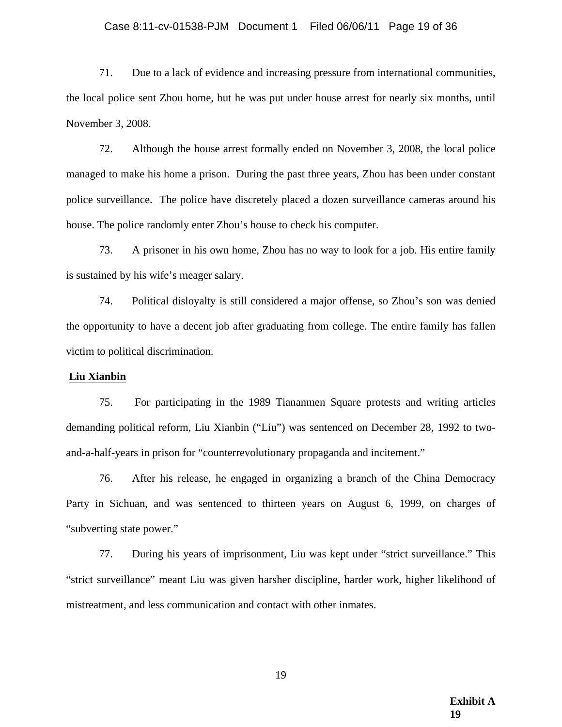71. Due to a lack of evidence and increasing pressure from international communities, the local police sent Zhou home, but he was put under house arrest for nearly six months, until November 3, 2008.

72. Although the house arrest formally ended on November 3, 2008, the local police managed to make his home a prison. During the past three years, Zhou has been under constant police surveillance. The police have discretely placed a dozen surveillance cameras around his house. The police randomly enter Zhou's house to check his computer.

73. A prisoner in his own home, Zhou has no way to look for a job. His entire family is sustained by his wife's meager salary.

74. Political disloyalty is still considered a major offense, so Zhou's son was denied the opportunity to have a decent job after graduating from college. The entire family has fallen victim to political discrimination.

**Liu Xianbin**

75. For participating in the 1989 Tiananmen Square protests and writing articles demanding political reform, Liu Xianbin ("Liu") was sentenced on December 28, 1992 to two-and-a-half-years in prison for "counterrevolutionary propaganda and incitement."

76. After his release, he engaged in organizing a branch of the China Democracy Party in Sichuan, and was sentenced to thirteen years on August 6, 1999, on charges of "subverting state power."

77. During his years of imprisonment, Liu was kept under "strict surveillance." This "strict surveillance" meant Liu was given harsher discipline, harder work, higher likelihood of mistreatment, and less communication and contact with other inmates.

**Exhibit A**
**19**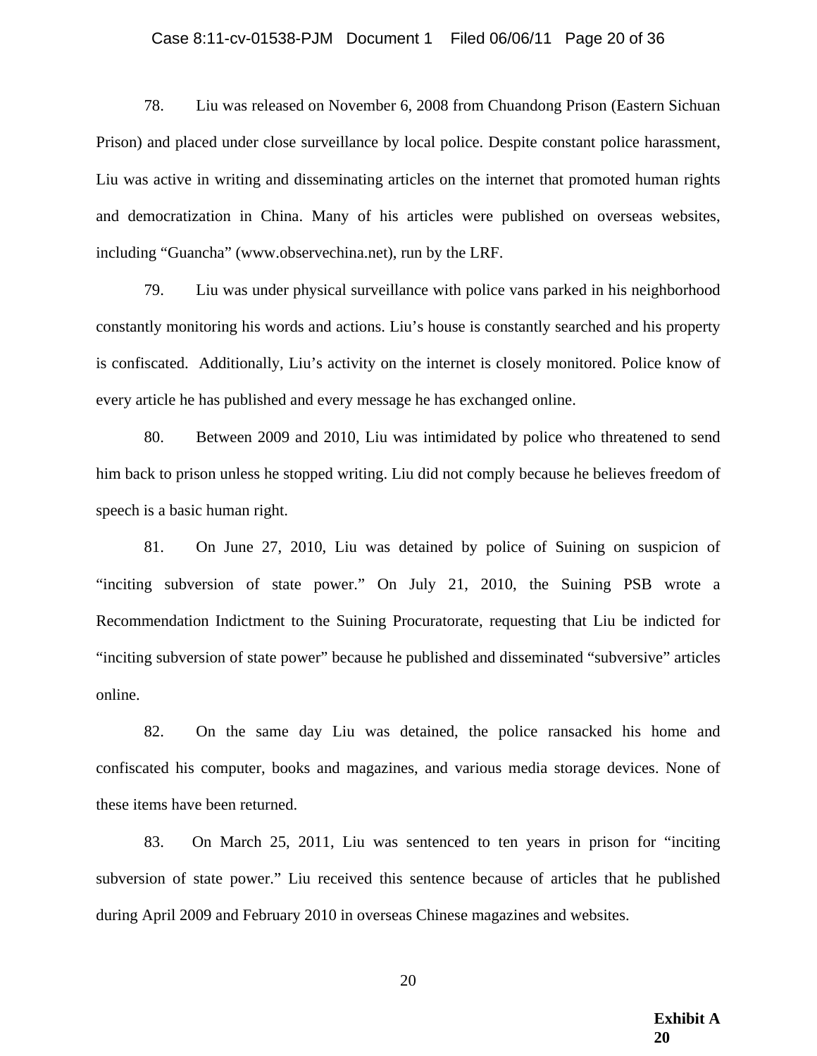78. Liu was released on November 6, 2008 from Chuandong Prison (Eastern Sichuan Prison) and placed under close surveillance by local police. Despite constant police harassment, Liu was active in writing and disseminating articles on the internet that promoted human rights and democratization in China. Many of his articles were published on overseas websites, including "Guancha" (www.observechina.net), run by the LRF.

79. Liu was under physical surveillance with police vans parked in his neighborhood constantly monitoring his words and actions. Liu's house is constantly searched and his property is confiscated. Additionally, Liu's activity on the internet is closely monitored. Police know of every article he has published and every message he has exchanged online.

80. Between 2009 and 2010, Liu was intimidated by police who threatened to send him back to prison unless he stopped writing. Liu did not comply because he believes freedom of speech is a basic human right.

81. On June 27, 2010, Liu was detained by police of Suining on suspicion of "inciting subversion of state power." On July 21, 2010, the Suining PSB wrote a Recommendation Indictment to the Suining Procuratorate, requesting that Liu be indicted for "inciting subversion of state power" because he published and disseminated "subversive" articles online.

82. On the same day Liu was detained, the police ransacked his home and confiscated his computer, books and magazines, and various media storage devices. None of these items have been returned.

83. On March 25, 2011, Liu was sentenced to ten years in prison for "inciting subversion of state power." Liu received this sentence because of articles that he published during April 2009 and February 2010 in overseas Chinese magazines and websites.

**Exhibit A**
**20**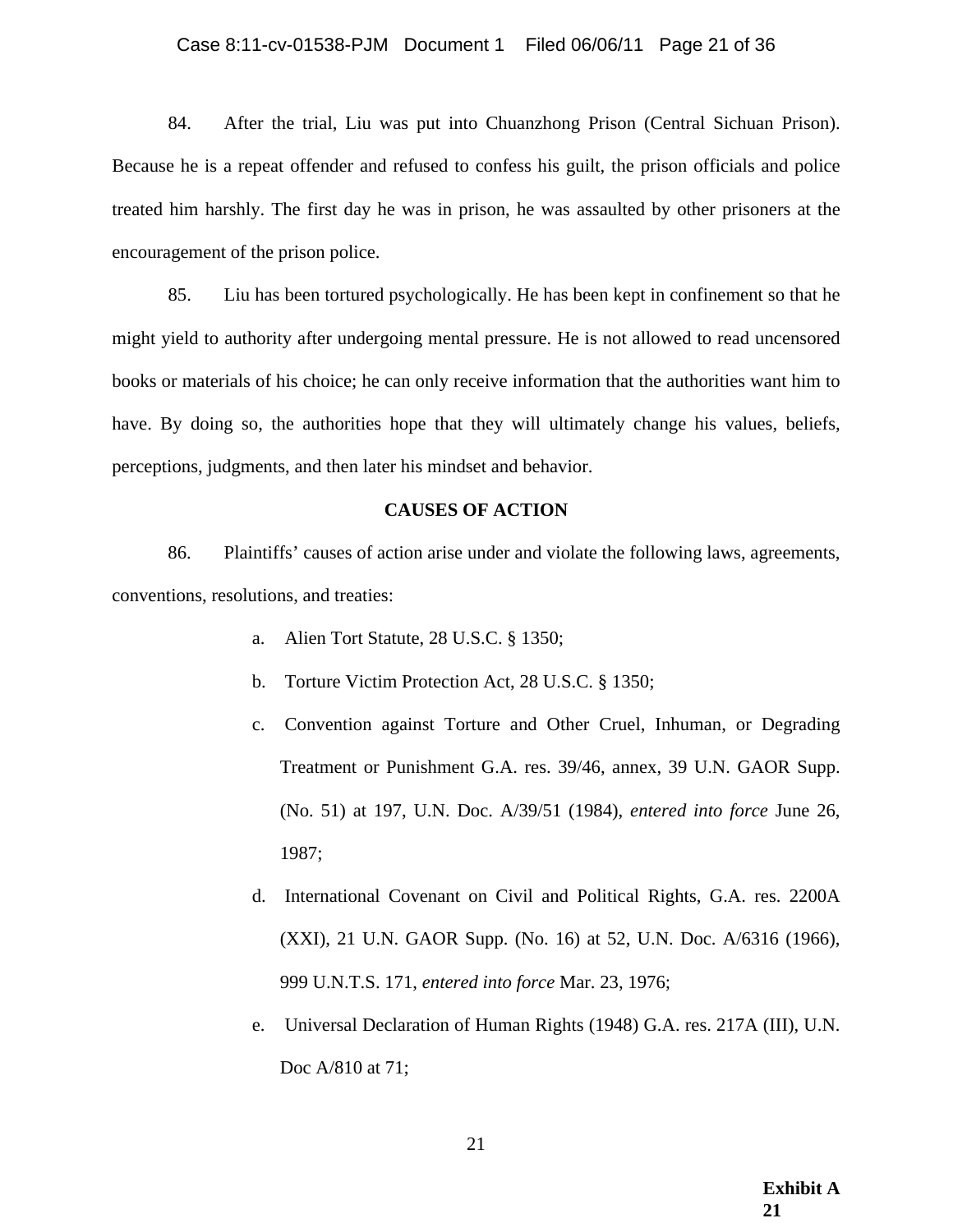84. After the trial, Liu was put into Chuanzhong Prison (Central Sichuan Prison). Because he is a repeat offender and refused to confess his guilt, the prison officials and police treated him harshly. The first day he was in prison, he was assaulted by other prisoners at the encouragement of the prison police.

85. Liu has been tortured psychologically. He has been kept in confinement so that he might yield to authority after undergoing mental pressure. He is not allowed to read uncensored books or materials of his choice; he can only receive information that the authorities want him to have. By doing so, the authorities hope that they will ultimately change his values, beliefs, perceptions, judgments, and then later his mindset and behavior.

## CAUSES OF ACTION

86. Plaintiffs' causes of action arise under and violate the following laws, agreements, conventions, resolutions, and treaties:

a. Alien Tort Statute, 28 U.S.C. § 1350;

b. Torture Victim Protection Act, 28 U.S.C. § 1350;

c. Convention against Torture and Other Cruel, Inhuman, or Degrading Treatment or Punishment G.A. res. 39/46, annex, 39 U.N. GAOR Supp. (No. 51) at 197, U.N. Doc. A/39/51 (1984), *entered into force* June 26, 1987;

d. International Covenant on Civil and Political Rights, G.A. res. 2200A (XXI), 21 U.N. GAOR Supp. (No. 16) at 52, U.N. Doc. A/6316 (1966), 999 U.N.T.S. 171, *entered into force* Mar. 23, 1976;

e. Universal Declaration of Human Rights (1948) G.A. res. 217A (III), U.N. Doc A/810 at 71;

**Exhibit A 21**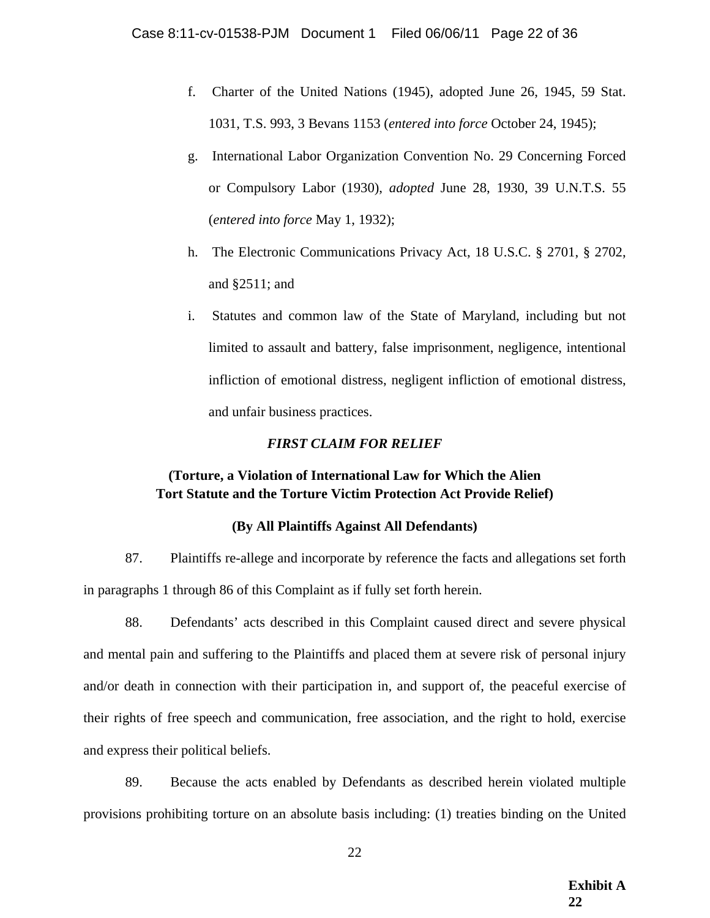f. Charter of the United Nations (1945), adopted June 26, 1945, 59 Stat. 1031, T.S. 993, 3 Bevans 1153 (*entered into force* October 24, 1945);

g. International Labor Organization Convention No. 29 Concerning Forced or Compulsory Labor (1930), *adopted* June 28, 1930, 39 U.N.T.S. 55 (*entered into force* May 1, 1932);

h. The Electronic Communications Privacy Act, 18 U.S.C. § 2701, § 2702, and §2511; and

i. Statutes and common law of the State of Maryland, including but not limited to assault and battery, false imprisonment, negligence, intentional infliction of emotional distress, negligent infliction of emotional distress, and unfair business practices.

### *FIRST CLAIM FOR RELIEF*

**(Torture, a Violation of International Law for Which the Alien Tort Statute and the Torture Victim Protection Act Provide Relief)**

**(By All Plaintiffs Against All Defendants)**

87. Plaintiffs re-allege and incorporate by reference the facts and allegations set forth in paragraphs 1 through 86 of this Complaint as if fully set forth herein.

88. Defendants' acts described in this Complaint caused direct and severe physical and mental pain and suffering to the Plaintiffs and placed them at severe risk of personal injury and/or death in connection with their participation in, and support of, the peaceful exercise of their rights of free speech and communication, free association, and the right to hold, exercise and express their political beliefs.

89. Because the acts enabled by Defendants as described herein violated multiple provisions prohibiting torture on an absolute basis including: (1) treaties binding on the United

**Exhibit A**
**22**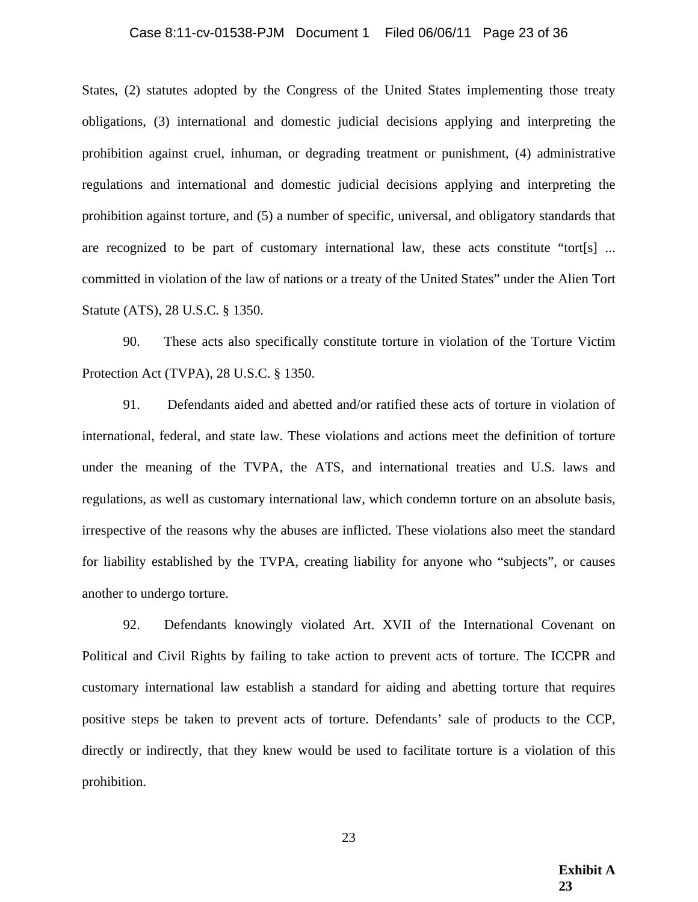States, (2) statutes adopted by the Congress of the United States implementing those treaty obligations, (3) international and domestic judicial decisions applying and interpreting the prohibition against cruel, inhuman, or degrading treatment or punishment, (4) administrative regulations and international and domestic judicial decisions applying and interpreting the prohibition against torture, and (5) a number of specific, universal, and obligatory standards that are recognized to be part of customary international law, these acts constitute "tort[s] ... committed in violation of the law of nations or a treaty of the United States" under the Alien Tort Statute (ATS), 28 U.S.C. § 1350.

90. These acts also specifically constitute torture in violation of the Torture Victim Protection Act (TVPA), 28 U.S.C. § 1350.

91. Defendants aided and abetted and/or ratified these acts of torture in violation of international, federal, and state law. These violations and actions meet the definition of torture under the meaning of the TVPA, the ATS, and international treaties and U.S. laws and regulations, as well as customary international law, which condemn torture on an absolute basis, irrespective of the reasons why the abuses are inflicted. These violations also meet the standard for liability established by the TVPA, creating liability for anyone who "subjects", or causes another to undergo torture.

92. Defendants knowingly violated Art. XVII of the International Covenant on Political and Civil Rights by failing to take action to prevent acts of torture. The ICCPR and customary international law establish a standard for aiding and abetting torture that requires positive steps be taken to prevent acts of torture. Defendants' sale of products to the CCP, directly or indirectly, that they knew would be used to facilitate torture is a violation of this prohibition.

**Exhibit A 23**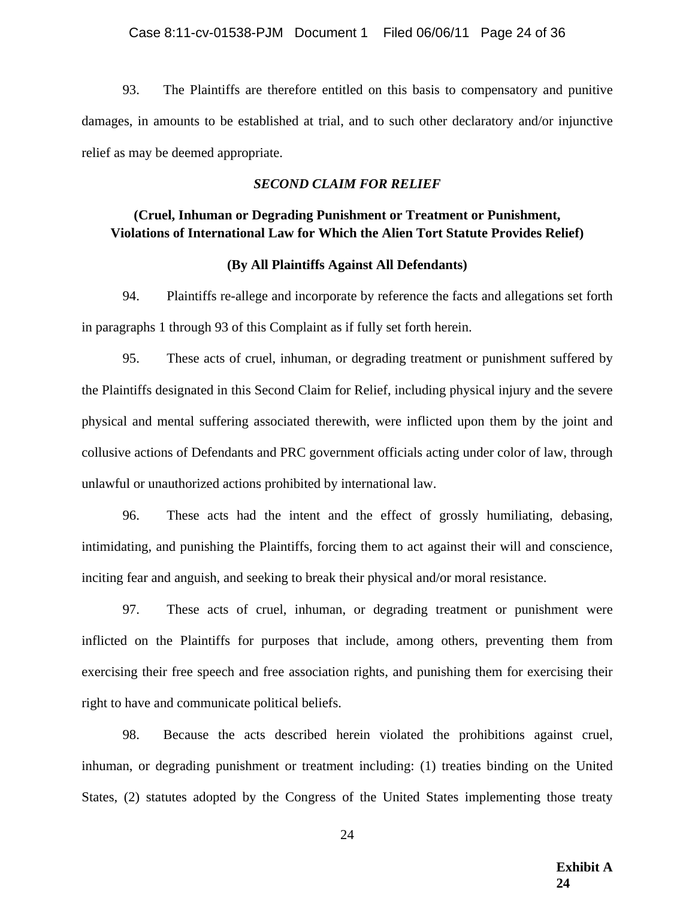93. The Plaintiffs are therefore entitled on this basis to compensatory and punitive damages, in amounts to be established at trial, and to such other declaratory and/or injunctive relief as may be deemed appropriate.

### *SECOND CLAIM FOR RELIEF*

**(Cruel, Inhuman or Degrading Punishment or Treatment or Punishment, Violations of International Law for Which the Alien Tort Statute Provides Relief)**

**(By All Plaintiffs Against All Defendants)**

94. Plaintiffs re-allege and incorporate by reference the facts and allegations set forth in paragraphs 1 through 93 of this Complaint as if fully set forth herein.

95. These acts of cruel, inhuman, or degrading treatment or punishment suffered by the Plaintiffs designated in this Second Claim for Relief, including physical injury and the severe physical and mental suffering associated therewith, were inflicted upon them by the joint and collusive actions of Defendants and PRC government officials acting under color of law, through unlawful or unauthorized actions prohibited by international law.

96. These acts had the intent and the effect of grossly humiliating, debasing, intimidating, and punishing the Plaintiffs, forcing them to act against their will and conscience, inciting fear and anguish, and seeking to break their physical and/or moral resistance.

97. These acts of cruel, inhuman, or degrading treatment or punishment were inflicted on the Plaintiffs for purposes that include, among others, preventing them from exercising their free speech and free association rights, and punishing them for exercising their right to have and communicate political beliefs.

98. Because the acts described herein violated the prohibitions against cruel, inhuman, or degrading punishment or treatment including: (1) treaties binding on the United States, (2) statutes adopted by the Congress of the United States implementing those treaty

**Exhibit A 24**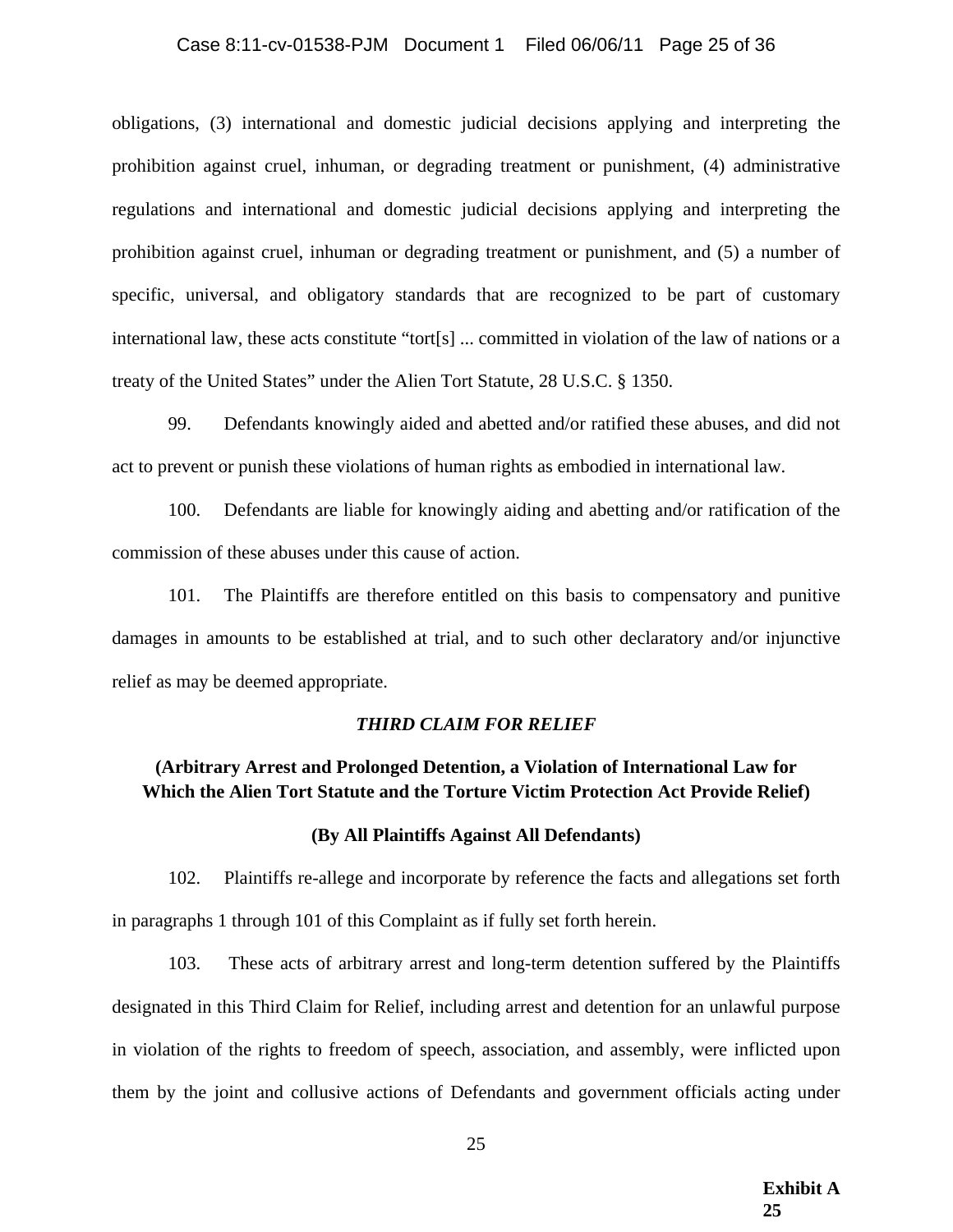obligations, (3) international and domestic judicial decisions applying and interpreting the prohibition against cruel, inhuman, or degrading treatment or punishment, (4) administrative regulations and international and domestic judicial decisions applying and interpreting the prohibition against cruel, inhuman or degrading treatment or punishment, and (5) a number of specific, universal, and obligatory standards that are recognized to be part of customary international law, these acts constitute "tort[s] ... committed in violation of the law of nations or a treaty of the United States" under the Alien Tort Statute, 28 U.S.C. § 1350.

99. Defendants knowingly aided and abetted and/or ratified these abuses, and did not act to prevent or punish these violations of human rights as embodied in international law.

100. Defendants are liable for knowingly aiding and abetting and/or ratification of the commission of these abuses under this cause of action.

101. The Plaintiffs are therefore entitled on this basis to compensatory and punitive damages in amounts to be established at trial, and to such other declaratory and/or injunctive relief as may be deemed appropriate.

### *THIRD CLAIM FOR RELIEF*

### (Arbitrary Arrest and Prolonged Detention, a Violation of International Law for Which the Alien Tort Statute and the Torture Victim Protection Act Provide Relief)

**(By All Plaintiffs Against All Defendants)**

102. Plaintiffs re-allege and incorporate by reference the facts and allegations set forth in paragraphs 1 through 101 of this Complaint as if fully set forth herein.

103. These acts of arbitrary arrest and long-term detention suffered by the Plaintiffs designated in this Third Claim for Relief, including arrest and detention for an unlawful purpose in violation of the rights to freedom of speech, association, and assembly, were inflicted upon them by the joint and collusive actions of Defendants and government officials acting under

**Exhibit A 25**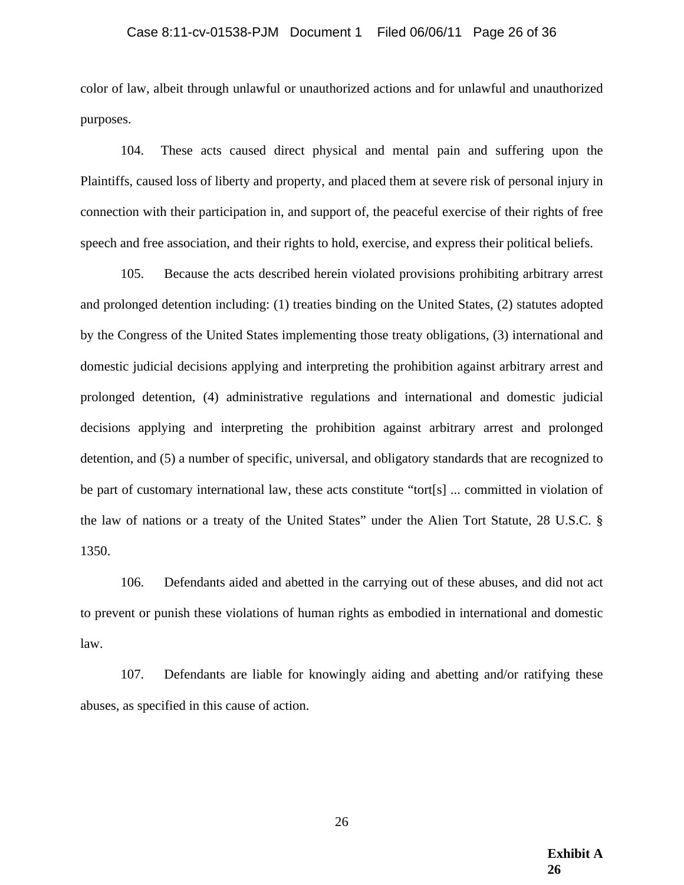color of law, albeit through unlawful or unauthorized actions and for unlawful and unauthorized purposes.

104. These acts caused direct physical and mental pain and suffering upon the Plaintiffs, caused loss of liberty and property, and placed them at severe risk of personal injury in connection with their participation in, and support of, the peaceful exercise of their rights of free speech and free association, and their rights to hold, exercise, and express their political beliefs.

105. Because the acts described herein violated provisions prohibiting arbitrary arrest and prolonged detention including: (1) treaties binding on the United States, (2) statutes adopted by the Congress of the United States implementing those treaty obligations, (3) international and domestic judicial decisions applying and interpreting the prohibition against arbitrary arrest and prolonged detention, (4) administrative regulations and international and domestic judicial decisions applying and interpreting the prohibition against arbitrary arrest and prolonged detention, and (5) a number of specific, universal, and obligatory standards that are recognized to be part of customary international law, these acts constitute "tort[s] ... committed in violation of the law of nations or a treaty of the United States" under the Alien Tort Statute, 28 U.S.C. § 1350.

106. Defendants aided and abetted in the carrying out of these abuses, and did not act to prevent or punish these violations of human rights as embodied in international and domestic law.

107. Defendants are liable for knowingly aiding and abetting and/or ratifying these abuses, as specified in this cause of action.

**Exhibit A**
**26**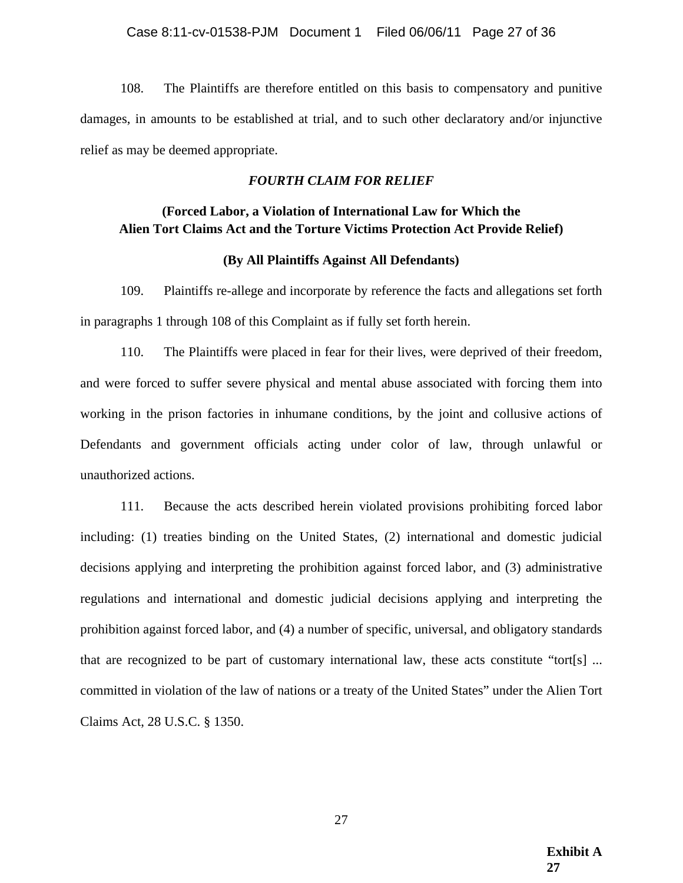108. The Plaintiffs are therefore entitled on this basis to compensatory and punitive damages, in amounts to be established at trial, and to such other declaratory and/or injunctive relief as may be deemed appropriate.

***FOURTH CLAIM FOR RELIEF***

**(Forced Labor, a Violation of International Law for Which the Alien Tort Claims Act and the Torture Victims Protection Act Provide Relief)**

**(By All Plaintiffs Against All Defendants)**

109. Plaintiffs re-allege and incorporate by reference the facts and allegations set forth in paragraphs 1 through 108 of this Complaint as if fully set forth herein.

110. The Plaintiffs were placed in fear for their lives, were deprived of their freedom, and were forced to suffer severe physical and mental abuse associated with forcing them into working in the prison factories in inhumane conditions, by the joint and collusive actions of Defendants and government officials acting under color of law, through unlawful or unauthorized actions.

111. Because the acts described herein violated provisions prohibiting forced labor including: (1) treaties binding on the United States, (2) international and domestic judicial decisions applying and interpreting the prohibition against forced labor, and (3) administrative regulations and international and domestic judicial decisions applying and interpreting the prohibition against forced labor, and (4) a number of specific, universal, and obligatory standards that are recognized to be part of customary international law, these acts constitute "tort[s] ... committed in violation of the law of nations or a treaty of the United States" under the Alien Tort Claims Act, 28 U.S.C. § 1350.

**Exhibit A 27**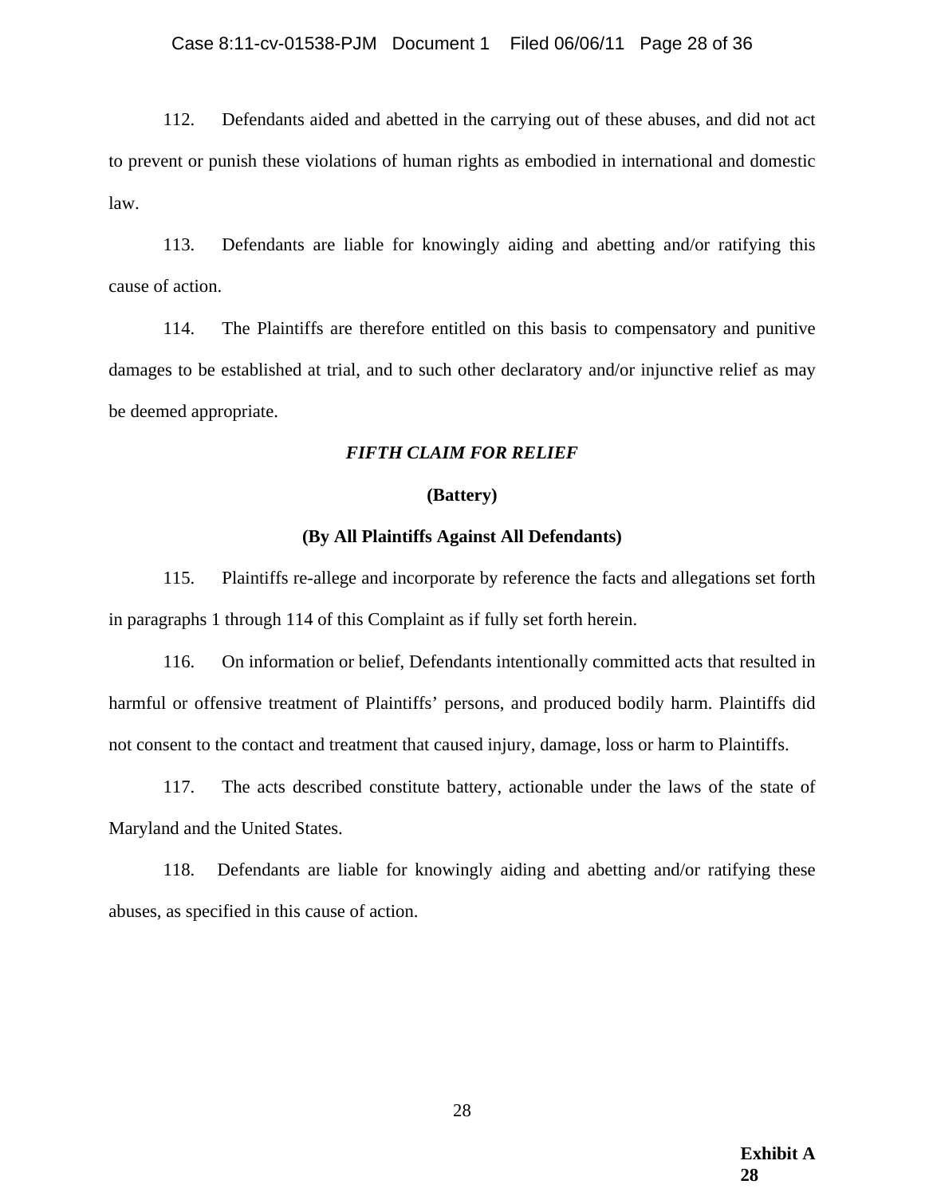112. Defendants aided and abetted in the carrying out of these abuses, and did not act to prevent or punish these violations of human rights as embodied in international and domestic law.

113. Defendants are liable for knowingly aiding and abetting and/or ratifying this cause of action.

114. The Plaintiffs are therefore entitled on this basis to compensatory and punitive damages to be established at trial, and to such other declaratory and/or injunctive relief as may be deemed appropriate.

***FIFTH CLAIM FOR RELIEF***

**(Battery)**

**(By All Plaintiffs Against All Defendants)**

115. Plaintiffs re-allege and incorporate by reference the facts and allegations set forth in paragraphs 1 through 114 of this Complaint as if fully set forth herein.

116. On information or belief, Defendants intentionally committed acts that resulted in harmful or offensive treatment of Plaintiffs' persons, and produced bodily harm. Plaintiffs did not consent to the contact and treatment that caused injury, damage, loss or harm to Plaintiffs.

117. The acts described constitute battery, actionable under the laws of the state of Maryland and the United States.

118. Defendants are liable for knowingly aiding and abetting and/or ratifying these abuses, as specified in this cause of action.

**Exhibit A**
**28**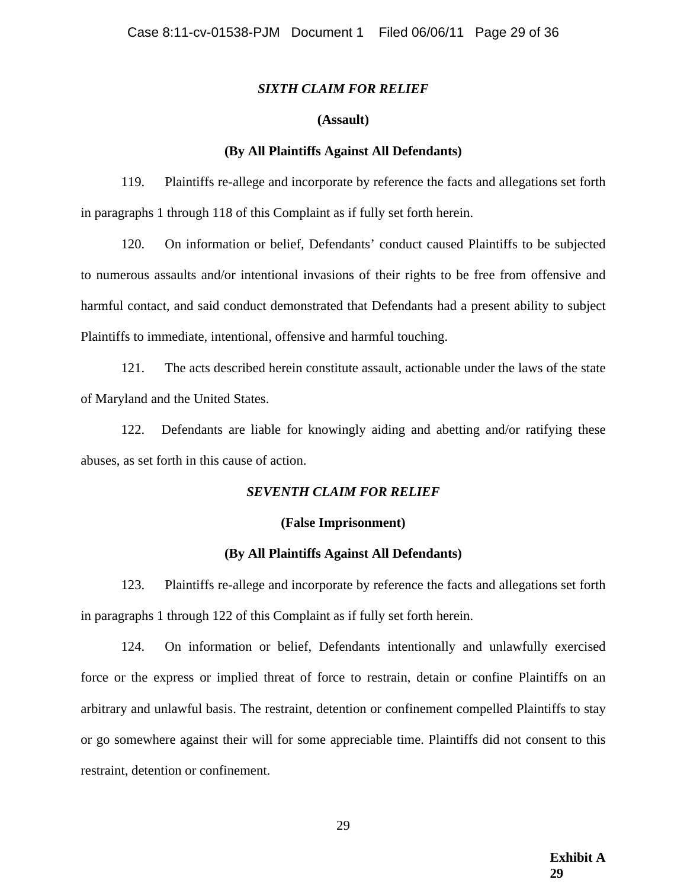### *SIXTH CLAIM FOR RELIEF*

**(Assault)**

**(By All Plaintiffs Against All Defendants)**

119. Plaintiffs re-allege and incorporate by reference the facts and allegations set forth in paragraphs 1 through 118 of this Complaint as if fully set forth herein.

120. On information or belief, Defendants' conduct caused Plaintiffs to be subjected to numerous assaults and/or intentional invasions of their rights to be free from offensive and harmful contact, and said conduct demonstrated that Defendants had a present ability to subject Plaintiffs to immediate, intentional, offensive and harmful touching.

121. The acts described herein constitute assault, actionable under the laws of the state of Maryland and the United States.

122. Defendants are liable for knowingly aiding and abetting and/or ratifying these abuses, as set forth in this cause of action.

### *SEVENTH CLAIM FOR RELIEF*

**(False Imprisonment)**

**(By All Plaintiffs Against All Defendants)**

123. Plaintiffs re-allege and incorporate by reference the facts and allegations set forth in paragraphs 1 through 122 of this Complaint as if fully set forth herein.

124. On information or belief, Defendants intentionally and unlawfully exercised force or the express or implied threat of force to restrain, detain or confine Plaintiffs on an arbitrary and unlawful basis. The restraint, detention or confinement compelled Plaintiffs to stay or go somewhere against their will for some appreciable time. Plaintiffs did not consent to this restraint, detention or confinement.

**Exhibit A**
**29**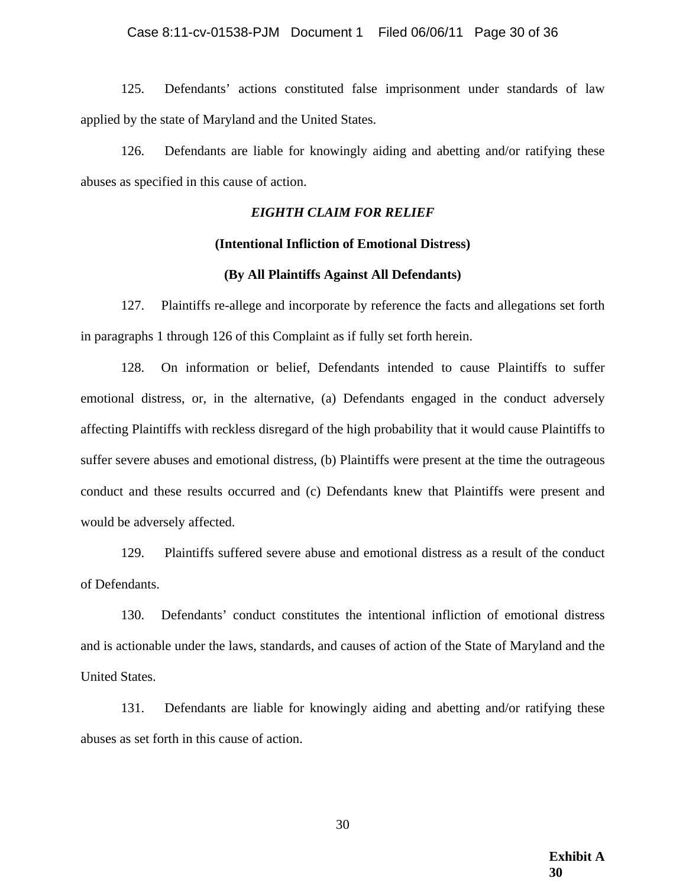125. Defendants' actions constituted false imprisonment under standards of law applied by the state of Maryland and the United States.

126. Defendants are liable for knowingly aiding and abetting and/or ratifying these abuses as specified in this cause of action.

***EIGHTH CLAIM FOR RELIEF***

**(Intentional Infliction of Emotional Distress)**

**(By All Plaintiffs Against All Defendants)**

127. Plaintiffs re-allege and incorporate by reference the facts and allegations set forth in paragraphs 1 through 126 of this Complaint as if fully set forth herein.

128. On information or belief, Defendants intended to cause Plaintiffs to suffer emotional distress, or, in the alternative, (a) Defendants engaged in the conduct adversely affecting Plaintiffs with reckless disregard of the high probability that it would cause Plaintiffs to suffer severe abuses and emotional distress, (b) Plaintiffs were present at the time the outrageous conduct and these results occurred and (c) Defendants knew that Plaintiffs were present and would be adversely affected.

129. Plaintiffs suffered severe abuse and emotional distress as a result of the conduct of Defendants.

130. Defendants' conduct constitutes the intentional infliction of emotional distress and is actionable under the laws, standards, and causes of action of the State of Maryland and the United States.

131. Defendants are liable for knowingly aiding and abetting and/or ratifying these abuses as set forth in this cause of action.

**Exhibit A**
**30**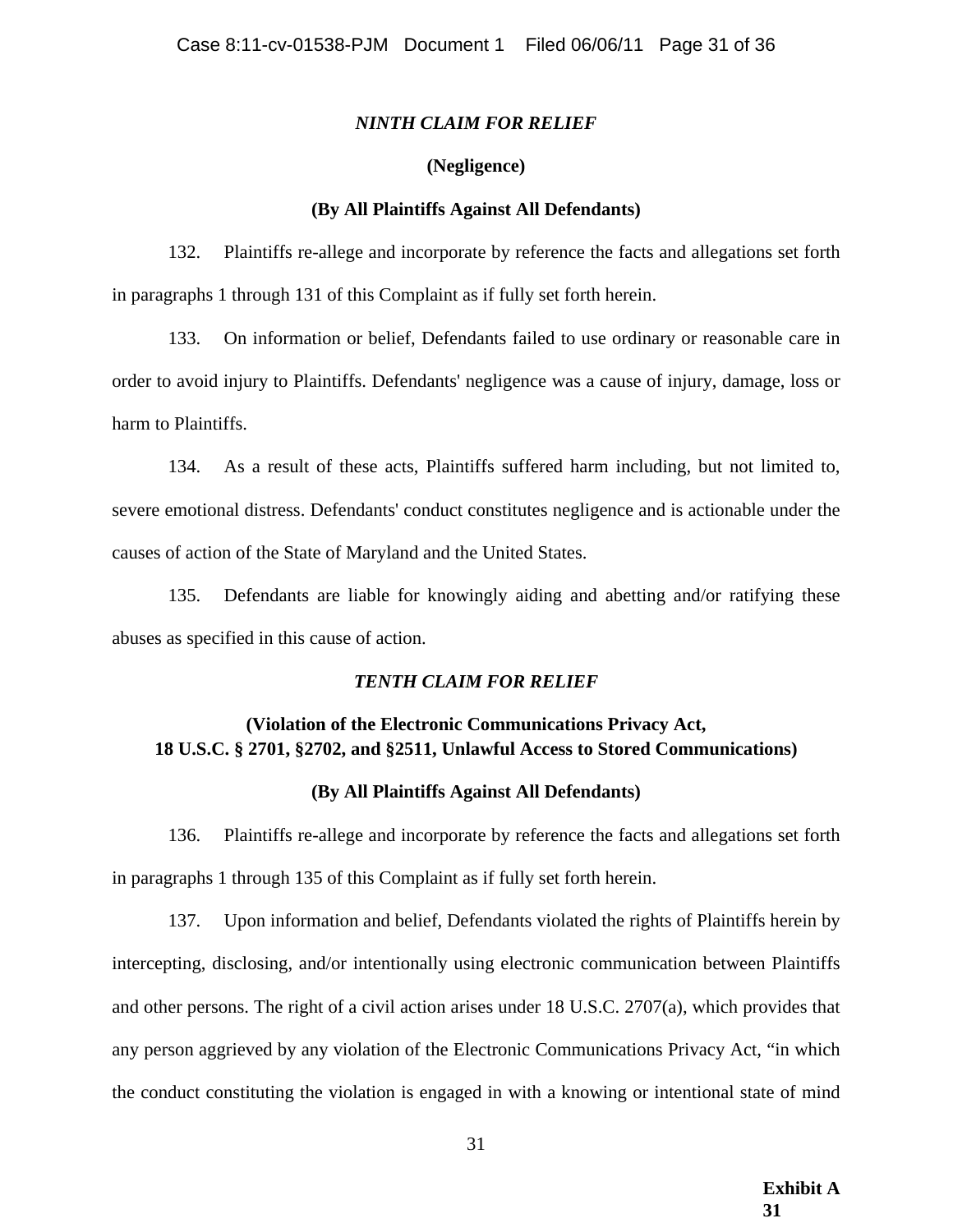*NINTH CLAIM FOR RELIEF*

**(Negligence)**

**(By All Plaintiffs Against All Defendants)**

132. Plaintiffs re-allege and incorporate by reference the facts and allegations set forth in paragraphs 1 through 131 of this Complaint as if fully set forth herein.

133. On information or belief, Defendants failed to use ordinary or reasonable care in order to avoid injury to Plaintiffs. Defendants' negligence was a cause of injury, damage, loss or harm to Plaintiffs.

134. As a result of these acts, Plaintiffs suffered harm including, but not limited to, severe emotional distress. Defendants' conduct constitutes negligence and is actionable under the causes of action of the State of Maryland and the United States.

135. Defendants are liable for knowingly aiding and abetting and/or ratifying these abuses as specified in this cause of action.

*TENTH CLAIM FOR RELIEF*

**(Violation of the Electronic Communications Privacy Act, 18 U.S.C. § 2701, §2702, and §2511, Unlawful Access to Stored Communications)**

**(By All Plaintiffs Against All Defendants)**

136. Plaintiffs re-allege and incorporate by reference the facts and allegations set forth in paragraphs 1 through 135 of this Complaint as if fully set forth herein.

137. Upon information and belief, Defendants violated the rights of Plaintiffs herein by intercepting, disclosing, and/or intentionally using electronic communication between Plaintiffs and other persons. The right of a civil action arises under 18 U.S.C. 2707(a), which provides that any person aggrieved by any violation of the Electronic Communications Privacy Act, "in which the conduct constituting the violation is engaged in with a knowing or intentional state of mind

**Exhibit A 31**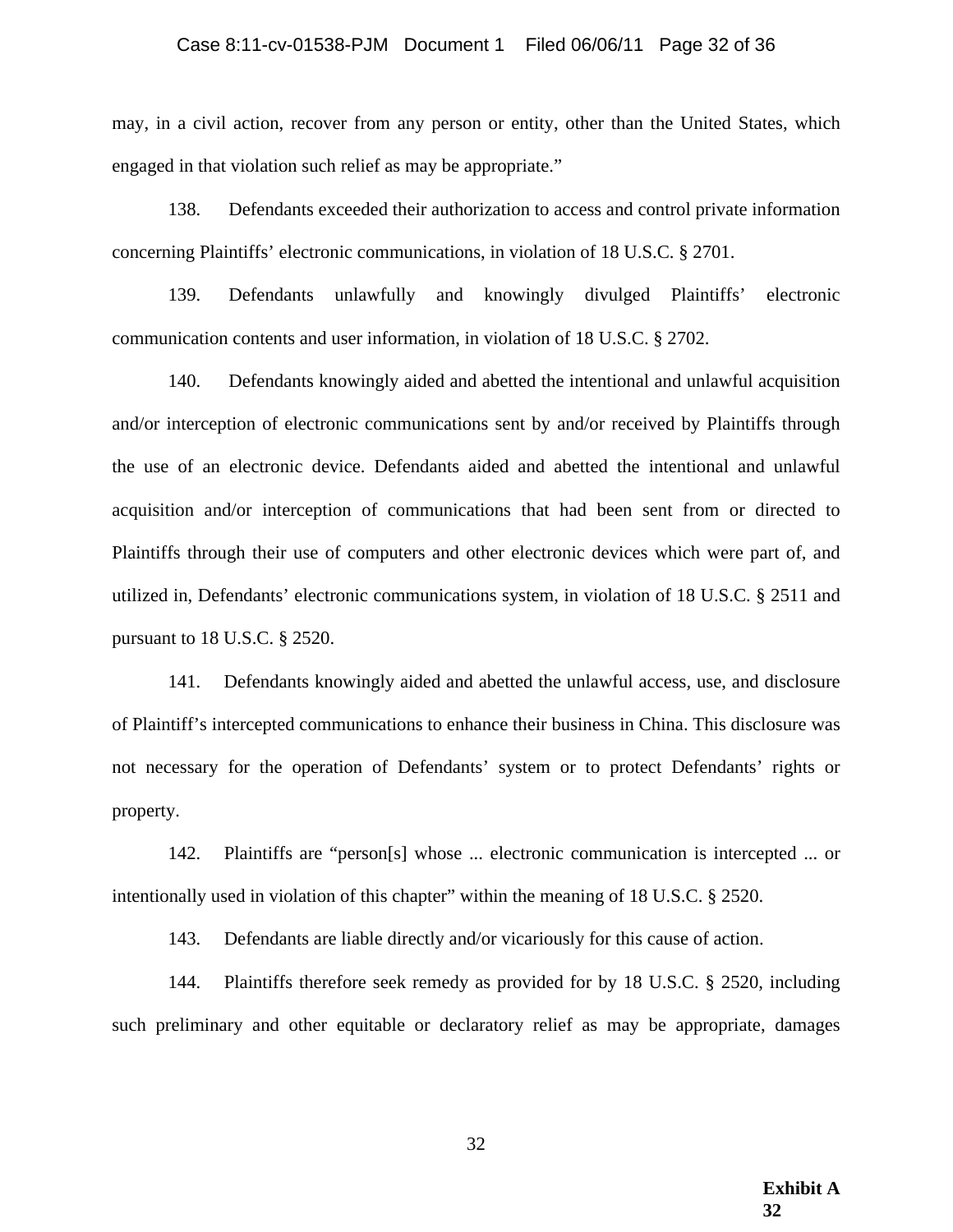may, in a civil action, recover from any person or entity, other than the United States, which engaged in that violation such relief as may be appropriate."

138. Defendants exceeded their authorization to access and control private information concerning Plaintiffs' electronic communications, in violation of 18 U.S.C. § 2701.

139. Defendants unlawfully and knowingly divulged Plaintiffs' electronic communication contents and user information, in violation of 18 U.S.C. § 2702.

140. Defendants knowingly aided and abetted the intentional and unlawful acquisition and/or interception of electronic communications sent by and/or received by Plaintiffs through the use of an electronic device. Defendants aided and abetted the intentional and unlawful acquisition and/or interception of communications that had been sent from or directed to Plaintiffs through their use of computers and other electronic devices which were part of, and utilized in, Defendants' electronic communications system, in violation of 18 U.S.C. § 2511 and pursuant to 18 U.S.C. § 2520.

141. Defendants knowingly aided and abetted the unlawful access, use, and disclosure of Plaintiff's intercepted communications to enhance their business in China. This disclosure was not necessary for the operation of Defendants' system or to protect Defendants' rights or property.

142. Plaintiffs are "person[s] whose ... electronic communication is intercepted ... or intentionally used in violation of this chapter" within the meaning of 18 U.S.C. § 2520.

143. Defendants are liable directly and/or vicariously for this cause of action.

144. Plaintiffs therefore seek remedy as provided for by 18 U.S.C. § 2520, including such preliminary and other equitable or declaratory relief as may be appropriate, damages

**Exhibit A 32**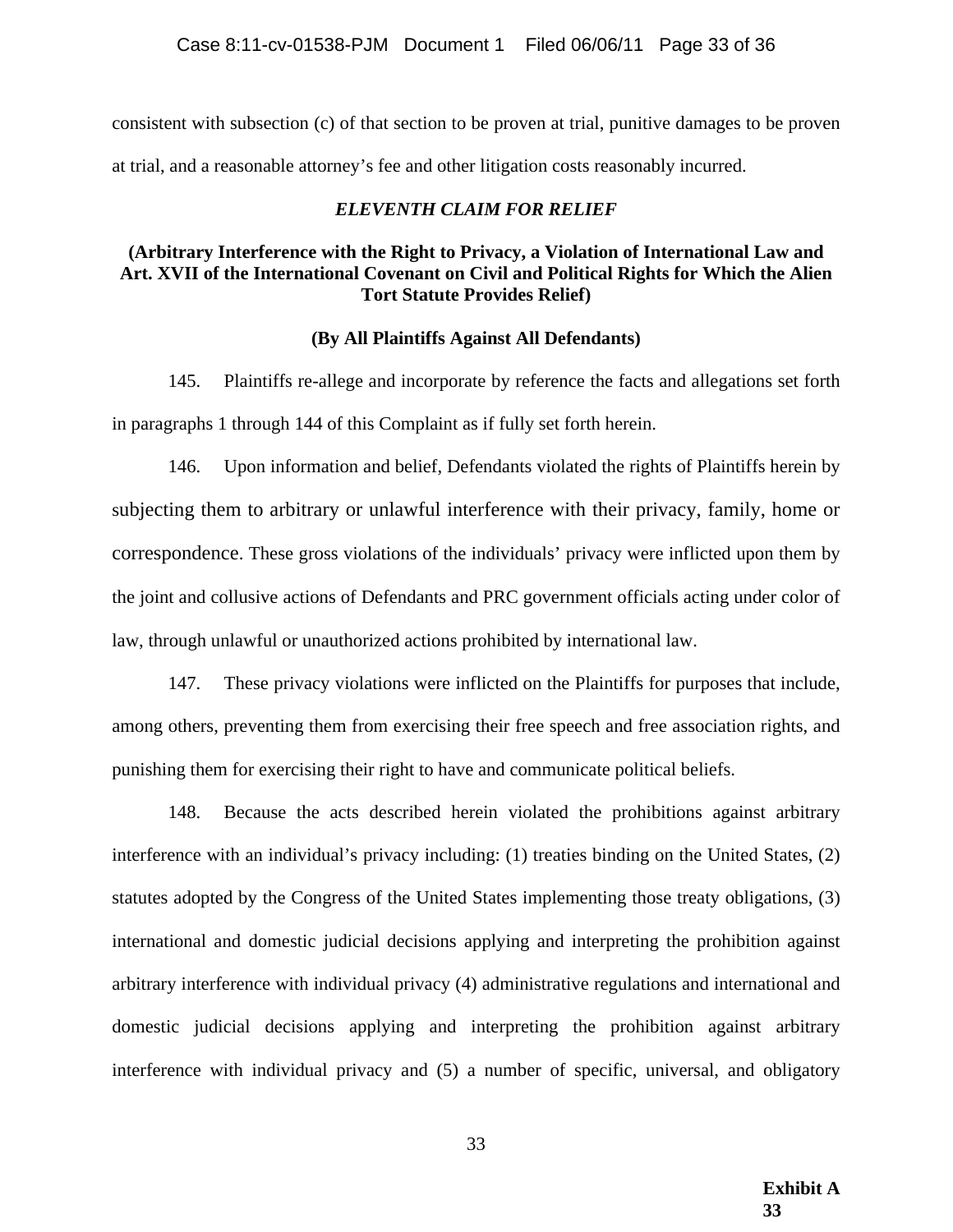consistent with subsection (c) of that section to be proven at trial, punitive damages to be proven at trial, and a reasonable attorney's fee and other litigation costs reasonably incurred.

### *ELEVENTH CLAIM FOR RELIEF*

**(Arbitrary Interference with the Right to Privacy, a Violation of International Law and Art. XVII of the International Covenant on Civil and Political Rights for Which the Alien Tort Statute Provides Relief)**

**(By All Plaintiffs Against All Defendants)**

145. Plaintiffs re-allege and incorporate by reference the facts and allegations set forth in paragraphs 1 through 144 of this Complaint as if fully set forth herein.

146. Upon information and belief, Defendants violated the rights of Plaintiffs herein by subjecting them to arbitrary or unlawful interference with their privacy, family, home or correspondence. These gross violations of the individuals' privacy were inflicted upon them by the joint and collusive actions of Defendants and PRC government officials acting under color of law, through unlawful or unauthorized actions prohibited by international law.

147. These privacy violations were inflicted on the Plaintiffs for purposes that include, among others, preventing them from exercising their free speech and free association rights, and punishing them for exercising their right to have and communicate political beliefs.

148. Because the acts described herein violated the prohibitions against arbitrary interference with an individual's privacy including: (1) treaties binding on the United States, (2) statutes adopted by the Congress of the United States implementing those treaty obligations, (3) international and domestic judicial decisions applying and interpreting the prohibition against arbitrary interference with individual privacy (4) administrative regulations and international and domestic judicial decisions applying and interpreting the prohibition against arbitrary interference with individual privacy and (5) a number of specific, universal, and obligatory

**Exhibit A 33**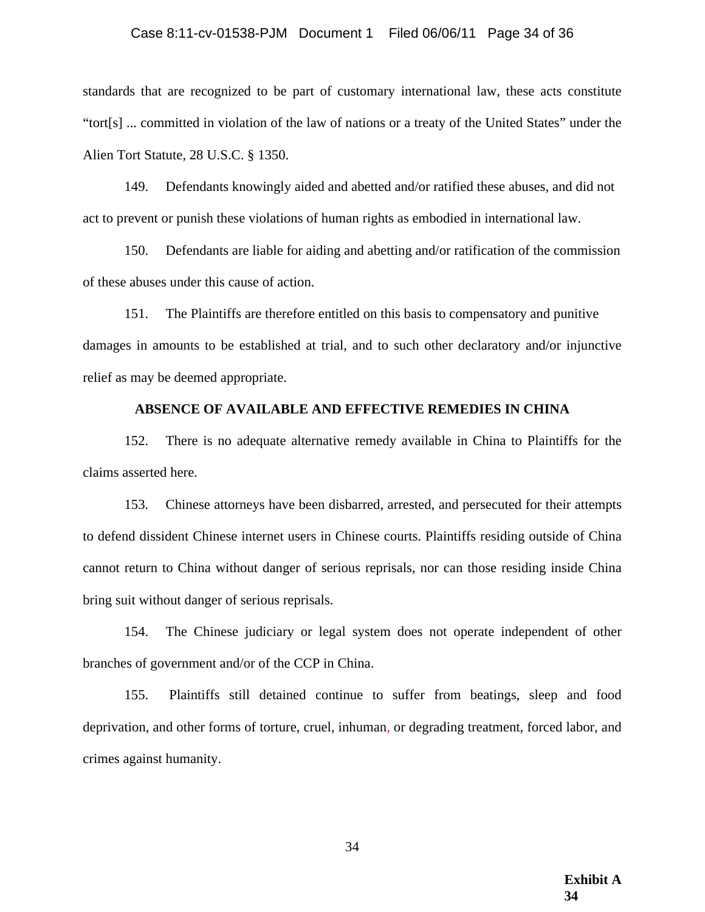standards that are recognized to be part of customary international law, these acts constitute "tort[s] ... committed in violation of the law of nations or a treaty of the United States" under the Alien Tort Statute, 28 U.S.C. § 1350.

149. Defendants knowingly aided and abetted and/or ratified these abuses, and did not act to prevent or punish these violations of human rights as embodied in international law.

150. Defendants are liable for aiding and abetting and/or ratification of the commission of these abuses under this cause of action.

151. The Plaintiffs are therefore entitled on this basis to compensatory and punitive damages in amounts to be established at trial, and to such other declaratory and/or injunctive relief as may be deemed appropriate.

**ABSENCE OF AVAILABLE AND EFFECTIVE REMEDIES IN CHINA**

152. There is no adequate alternative remedy available in China to Plaintiffs for the claims asserted here.

153. Chinese attorneys have been disbarred, arrested, and persecuted for their attempts to defend dissident Chinese internet users in Chinese courts. Plaintiffs residing outside of China cannot return to China without danger of serious reprisals, nor can those residing inside China bring suit without danger of serious reprisals.

154. The Chinese judiciary or legal system does not operate independent of other branches of government and/or of the CCP in China.

155. Plaintiffs still detained continue to suffer from beatings, sleep and food deprivation, and other forms of torture, cruel, inhuman, or degrading treatment, forced labor, and crimes against humanity.

**Exhibit A**
**34**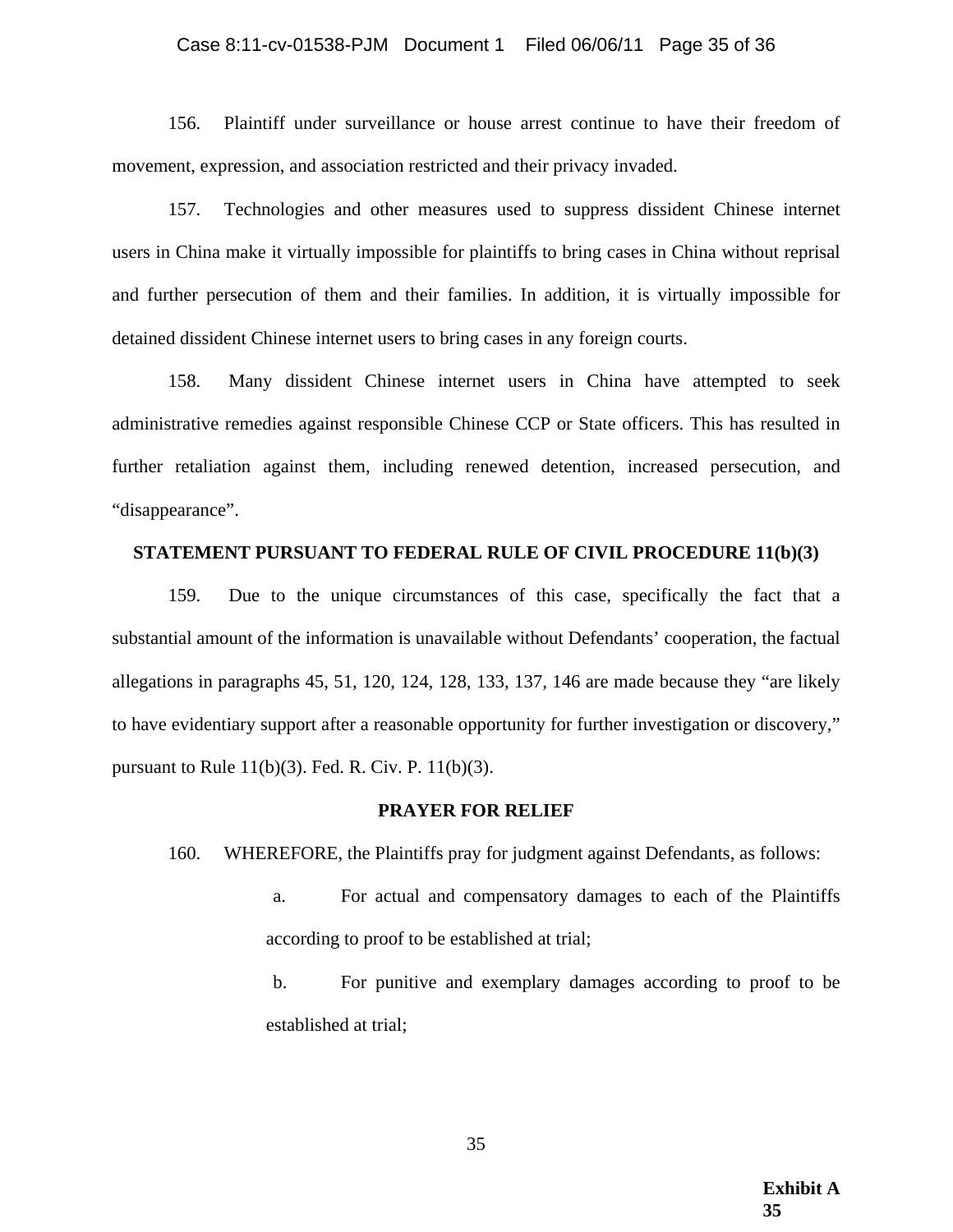156. Plaintiff under surveillance or house arrest continue to have their freedom of movement, expression, and association restricted and their privacy invaded.

157. Technologies and other measures used to suppress dissident Chinese internet users in China make it virtually impossible for plaintiffs to bring cases in China without reprisal and further persecution of them and their families. In addition, it is virtually impossible for detained dissident Chinese internet users to bring cases in any foreign courts.

158. Many dissident Chinese internet users in China have attempted to seek administrative remedies against responsible Chinese CCP or State officers. This has resulted in further retaliation against them, including renewed detention, increased persecution, and "disappearance".

## STATEMENT PURSUANT TO FEDERAL RULE OF CIVIL PROCEDURE 11(b)(3)

159. Due to the unique circumstances of this case, specifically the fact that a substantial amount of the information is unavailable without Defendants' cooperation, the factual allegations in paragraphs 45, 51, 120, 124, 128, 133, 137, 146 are made because they "are likely to have evidentiary support after a reasonable opportunity for further investigation or discovery," pursuant to Rule 11(b)(3). Fed. R. Civ. P. 11(b)(3).

## PRAYER FOR RELIEF

160. WHEREFORE, the Plaintiffs pray for judgment against Defendants, as follows:

a. For actual and compensatory damages to each of the Plaintiffs according to proof to be established at trial;

b. For punitive and exemplary damages according to proof to be established at trial;

**Exhibit A 35**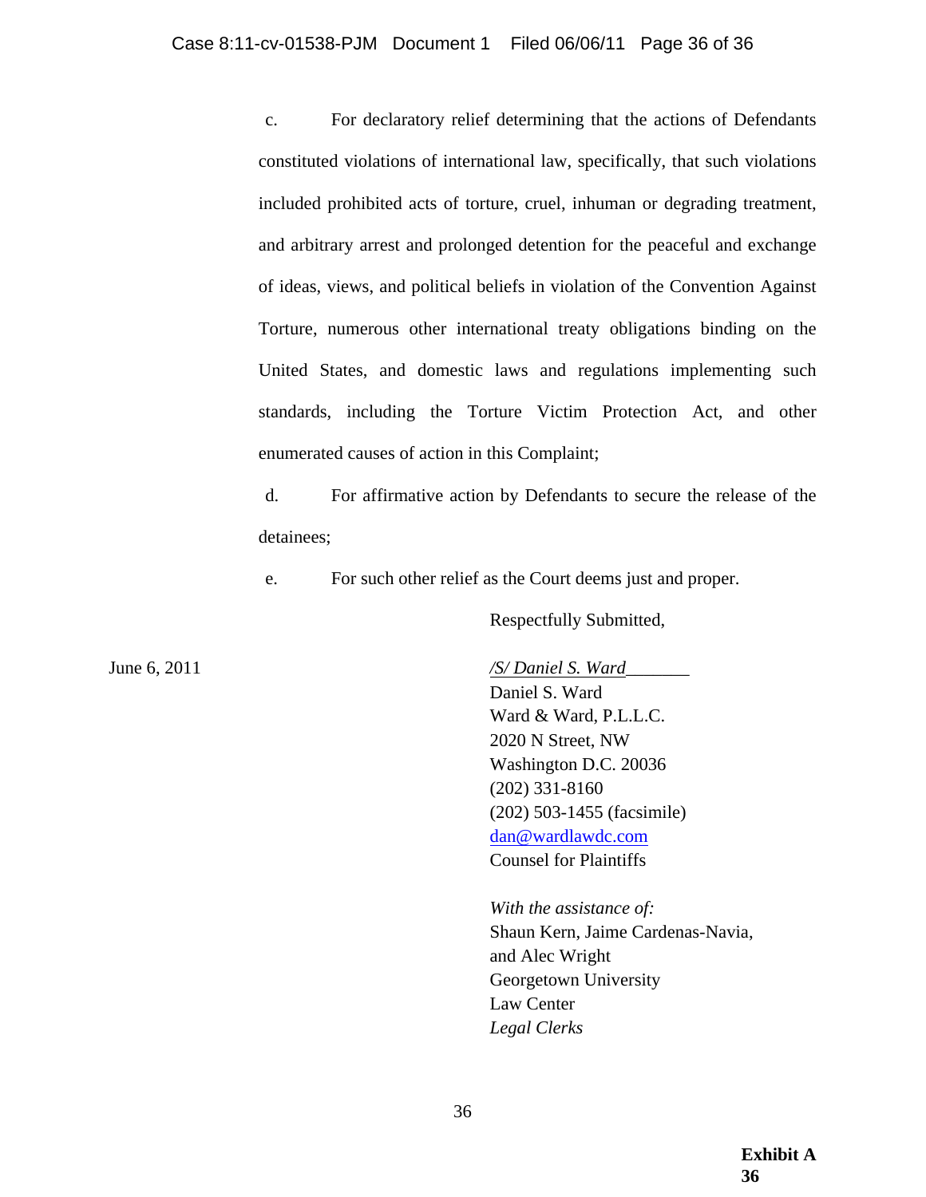c. For declaratory relief determining that the actions of Defendants constituted violations of international law, specifically, that such violations included prohibited acts of torture, cruel, inhuman or degrading treatment, and arbitrary arrest and prolonged detention for the peaceful and exchange of ideas, views, and political beliefs in violation of the Convention Against Torture, numerous other international treaty obligations binding on the United States, and domestic laws and regulations implementing such standards, including the Torture Victim Protection Act, and other enumerated causes of action in this Complaint;

d. For affirmative action by Defendants to secure the release of the detainees;

e. For such other relief as the Court deems just and proper.

Respectfully Submitted,

June 6, 2011

*/S/ Daniel S. Ward*_______
Daniel S. Ward
Ward & Ward, P.L.L.C.
2020 N Street, NW
Washington D.C. 20036
(202) 331-8160
(202) 503-1455 (facsimile)
dan@wardlawdc.com
Counsel for Plaintiffs

*With the assistance of:*
Shaun Kern, Jaime Cardenas-Navia, and Alec Wright
Georgetown University Law Center
*Legal Clerks*

**Exhibit A 36**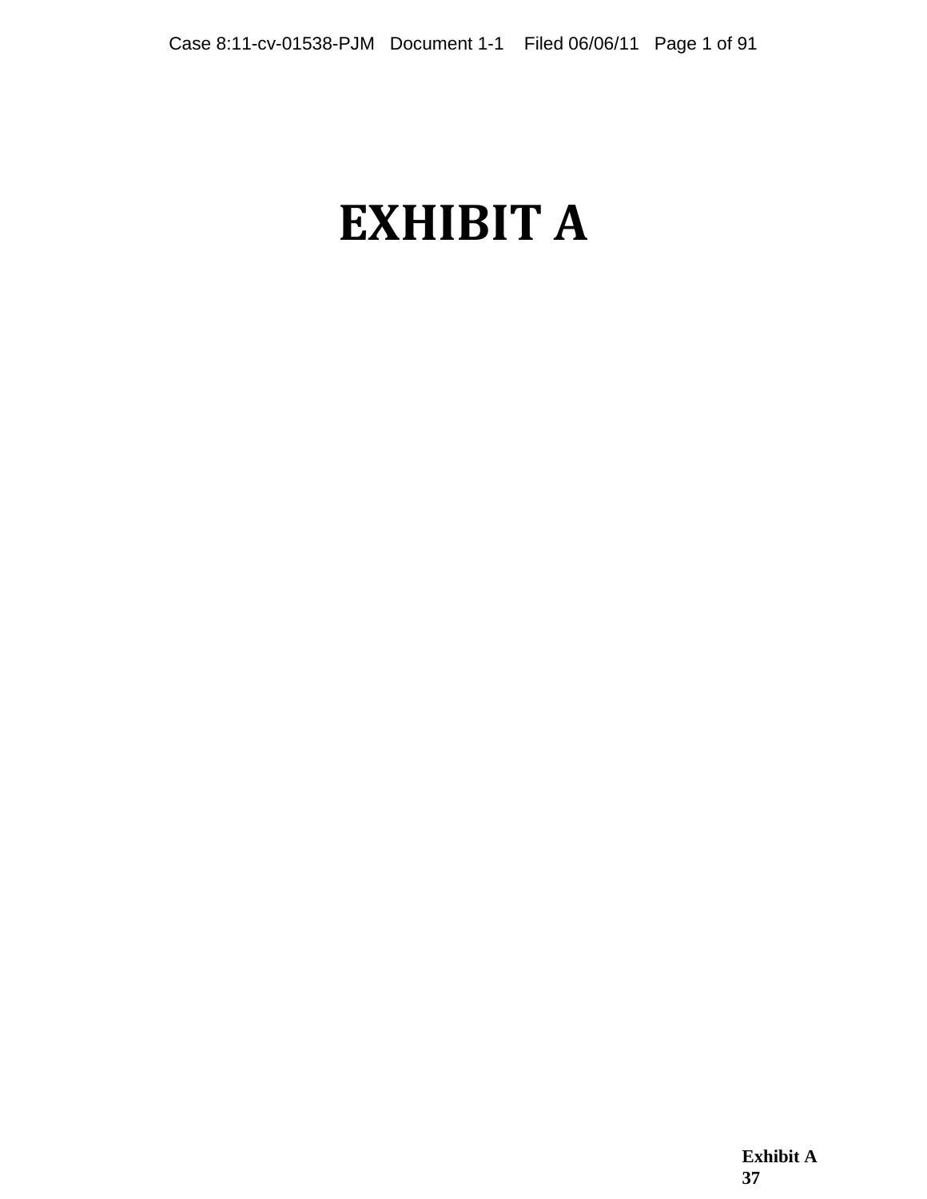# EXHIBIT A

Exhibit A
37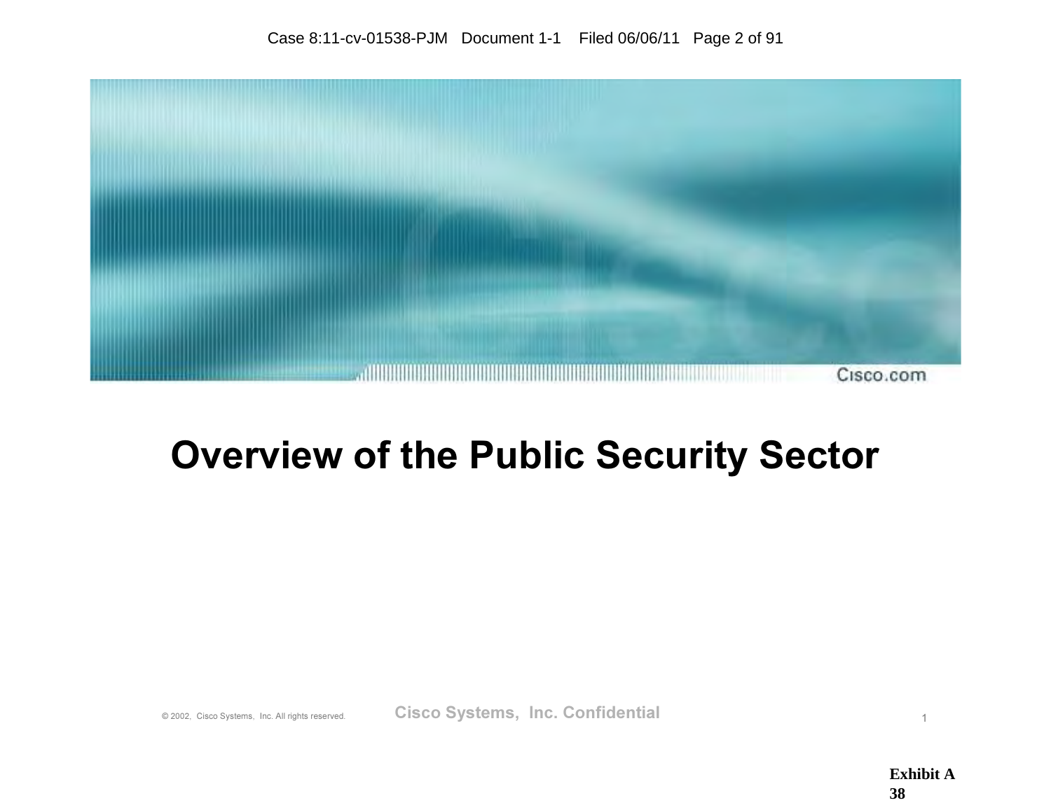# Overview of the Public Security Sector

© 2002, Cisco Systems, Inc. All rights reserved.

Cisco Systems, Inc. Confidential

**Exhibit A**
**38**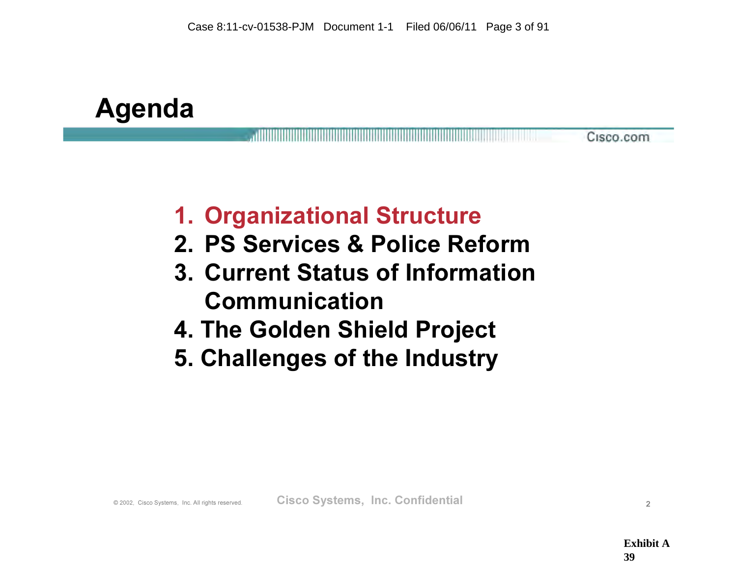# Agenda

Cisco.com

1. **Organizational Structure**
2. **PS Services & Police Reform**
3. **Current Status of Information Communication**
4. **The Golden Shield Project**
5. **Challenges of the Industry**

© 2002, Cisco Systems, Inc. All rights reserved. **Cisco Systems, Inc. Confidential**

**Exhibit A**
**39**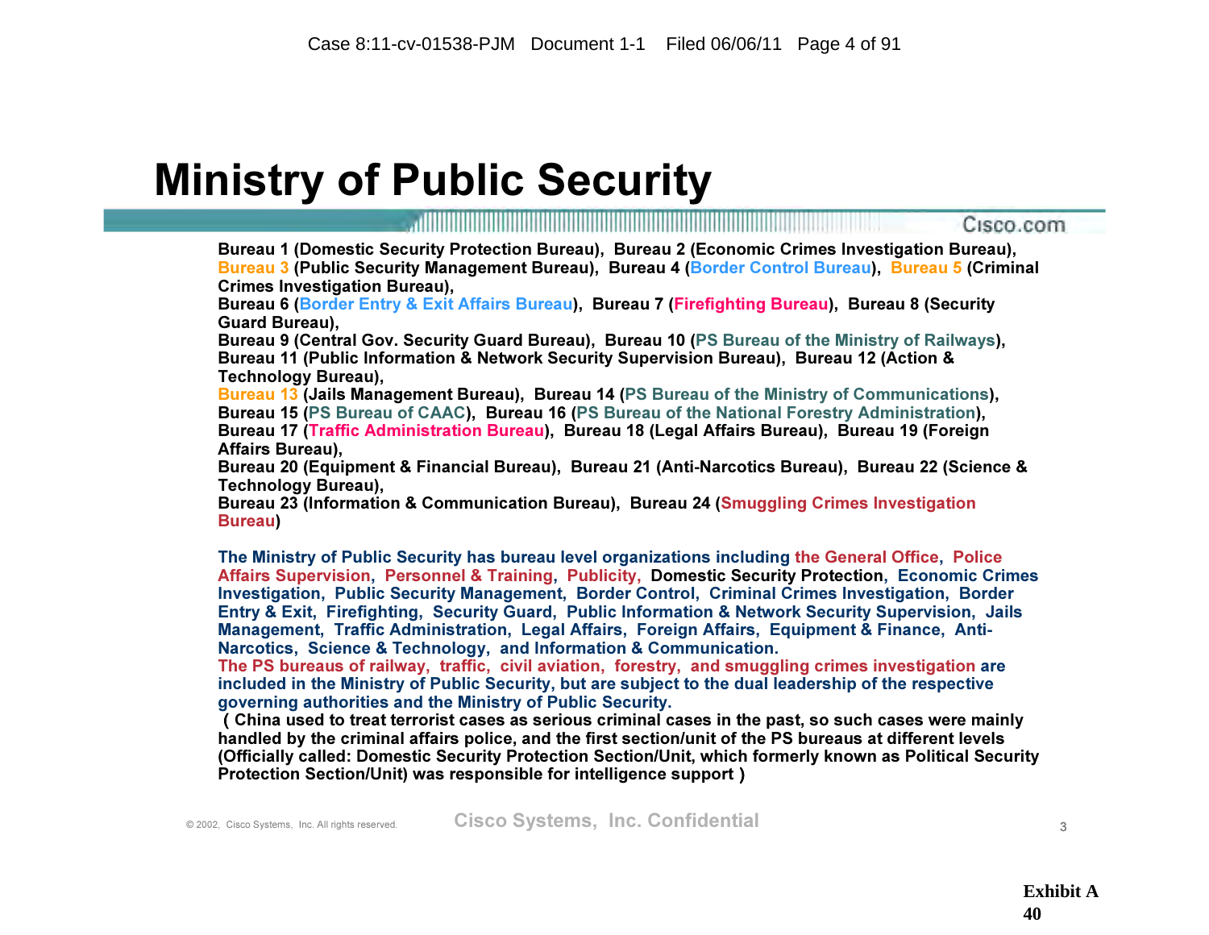# Ministry of Public Security

Cisco.com

Bureau 1 (Domestic Security Protection Bureau), Bureau 2 (Economic Crimes Investigation Bureau), Bureau 3 (Public Security Management Bureau), Bureau 4 (Border Control Bureau), Bureau 5 (Criminal Crimes Investigation Bureau),
Bureau 6 (Border Entry & Exit Affairs Bureau), Bureau 7 (Firefighting Bureau), Bureau 8 (Security Guard Bureau),
Bureau 9 (Central Gov. Security Guard Bureau), Bureau 10 (PS Bureau of the Ministry of Railways),
Bureau 11 (Public Information & Network Security Supervision Bureau), Bureau 12 (Action & Technology Bureau),
Bureau 13 (Jails Management Bureau), Bureau 14 (PS Bureau of the Ministry of Communications),
Bureau 15 (PS Bureau of CAAC), Bureau 16 (PS Bureau of the National Forestry Administration),
Bureau 17 (Traffic Administration Bureau), Bureau 18 (Legal Affairs Bureau), Bureau 19 (Foreign Affairs Bureau),
Bureau 20 (Equipment & Financial Bureau), Bureau 21 (Anti-Narcotics Bureau), Bureau 22 (Science & Technology Bureau),
Bureau 23 (Information & Communication Bureau), Bureau 24 (Smuggling Crimes Investigation Bureau)

The Ministry of Public Security has bureau level organizations including the General Office, Police Affairs Supervision, Personnel & Training, Publicity, Domestic Security Protection, Economic Crimes Investigation, Public Security Management, Border Control, Criminal Crimes Investigation, Border Entry & Exit, Firefighting, Security Guard, Public Information & Network Security Supervision, Jails Management, Traffic Administration, Legal Affairs, Foreign Affairs, Equipment & Finance, Anti-Narcotics, Science & Technology, and Information & Communication.
The PS bureaus of railway, traffic, civil aviation, forestry, and smuggling crimes investigation are included in the Ministry of Public Security, but are subject to the dual leadership of the respective governing authorities and the Ministry of Public Security.
( China used to treat terrorist cases as serious criminal cases in the past, so such cases were mainly handled by the criminal affairs police, and the first section/unit of the PS bureaus at different levels (Officially called: Domestic Security Protection Section/Unit, which formerly known as Political Security Protection Section/Unit) was responsible for intelligence support )

© 2002, Cisco Systems, Inc. All rights reserved. Cisco Systems, Inc. Confidential

Exhibit A
40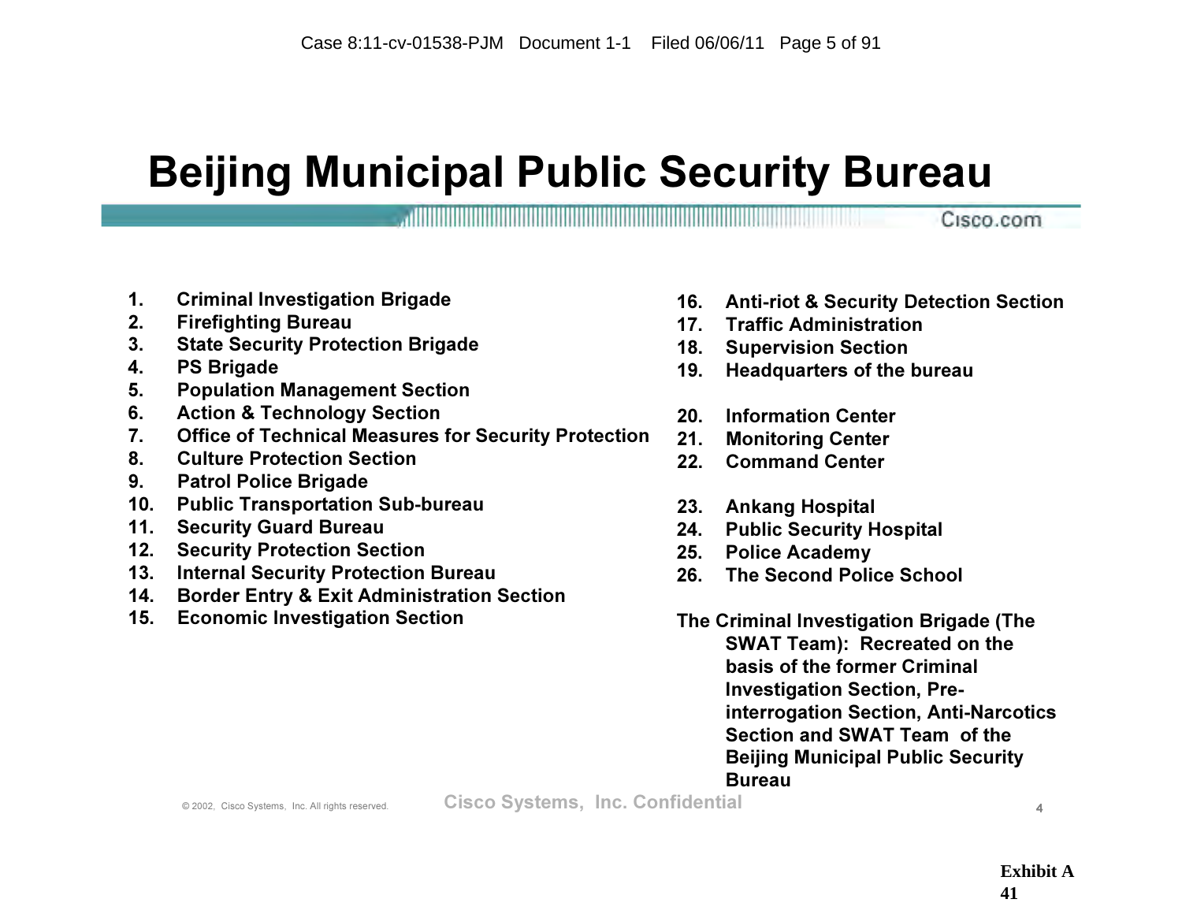# Beijing Municipal Public Security Bureau

Cisco.com

1. Criminal Investigation Brigade
2. Firefighting Bureau
3. State Security Protection Brigade
4. PS Brigade
5. Population Management Section
6. Action & Technology Section
7. Office of Technical Measures for Security Protection
8. Culture Protection Section
9. Patrol Police Brigade
10. Public Transportation Sub-bureau
11. Security Guard Bureau
12. Security Protection Section
13. Internal Security Protection Bureau
14. Border Entry & Exit Administration Section
15. Economic Investigation Section
16. Anti-riot & Security Detection Section
17. Traffic Administration
18. Supervision Section
19. Headquarters of the bureau
20. Information Center
21. Monitoring Center
22. Command Center
23. Ankang Hospital
24. Public Security Hospital
25. Police Academy
26. The Second Police School

**The Criminal Investigation Brigade (The SWAT Team): Recreated on the basis of the former Criminal Investigation Section, Pre-interrogation Section, Anti-Narcotics Section and SWAT Team of the Beijing Municipal Public Security Bureau**

© 2002, Cisco Systems, Inc. All rights reserved. Cisco Systems, Inc. Confidential

Exhibit A
41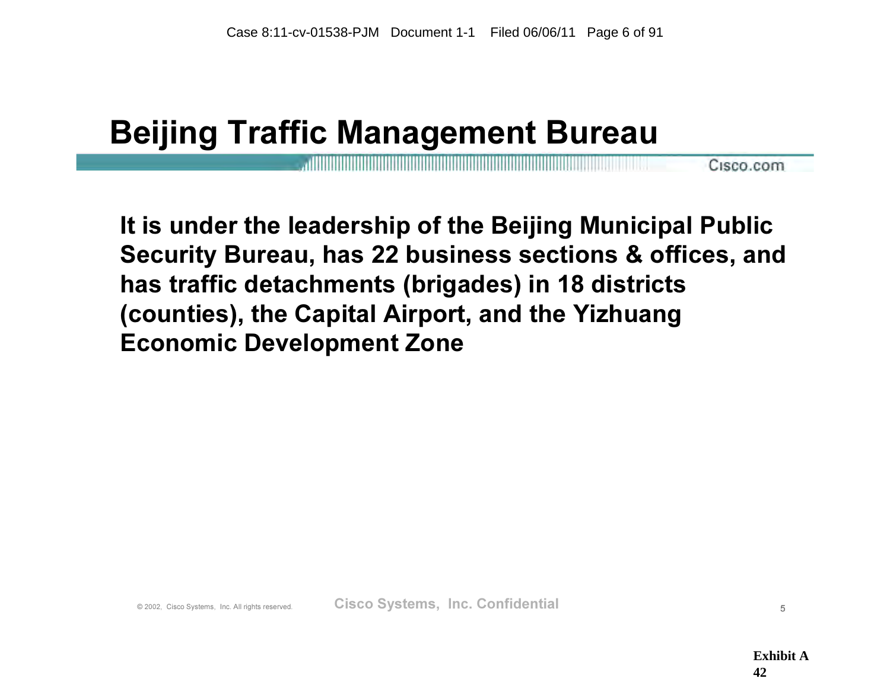# Beijing Traffic Management Bureau

Cisco.com

**It is under the leadership of the Beijing Municipal Public Security Bureau, has 22 business sections & offices, and has traffic detachments (brigades) in 18 districts (counties), the Capital Airport, and the Yizhuang Economic Development Zone**

© 2002, Cisco Systems, Inc. All rights reserved.

Cisco Systems, Inc. Confidential

Exhibit A
42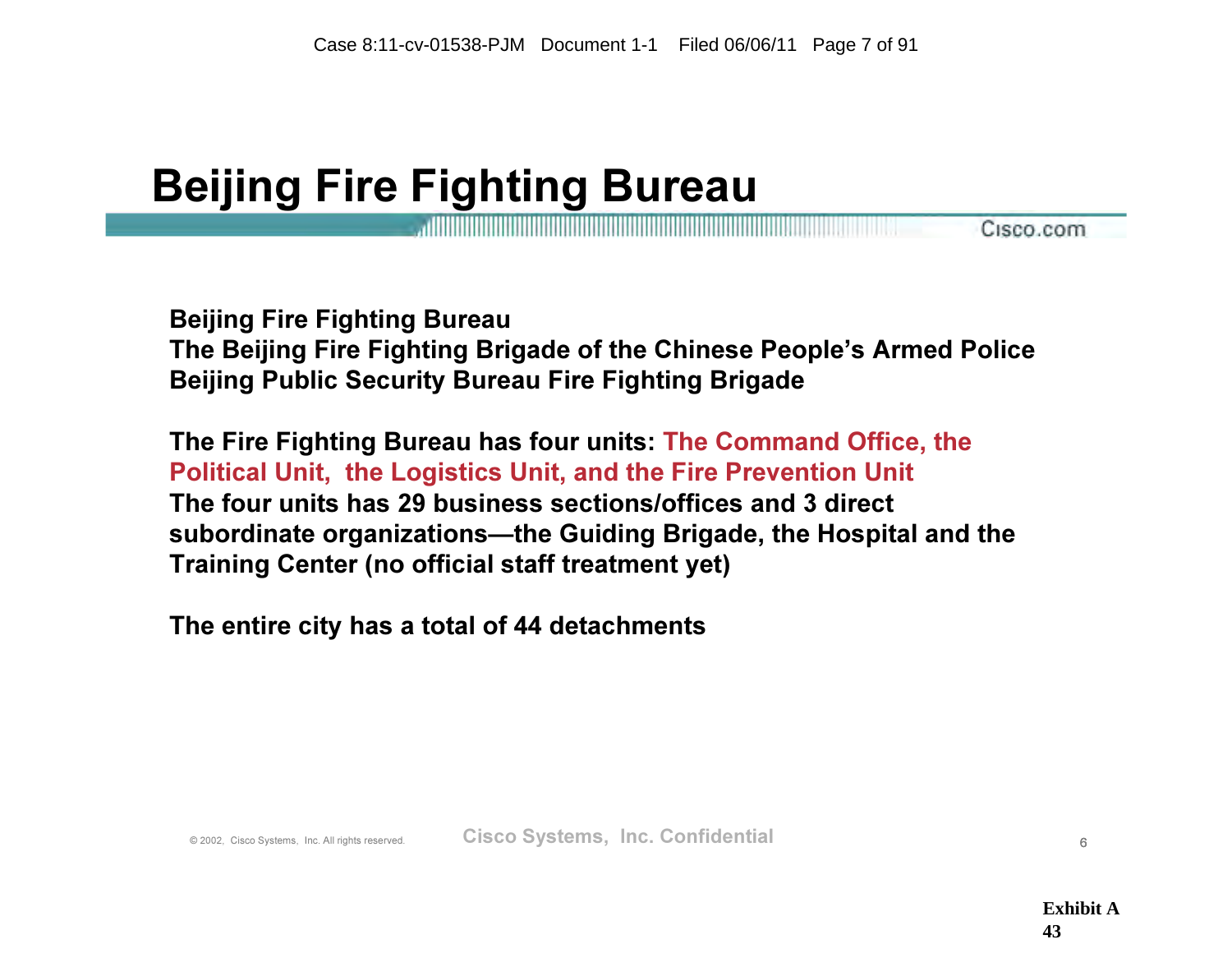# Beijing Fire Fighting Bureau

Cisco.com

**Beijing Fire Fighting Bureau**
**The Beijing Fire Fighting Brigade of the Chinese People's Armed Police**
**Beijing Public Security Bureau Fire Fighting Brigade**

**The Fire Fighting Bureau has four units: The Command Office, the Political Unit, the Logistics Unit, and the Fire Prevention Unit**
**The four units has 29 business sections/offices and 3 direct subordinate organizations—the Guiding Brigade, the Hospital and the Training Center (no official staff treatment yet)**

**The entire city has a total of 44 detachments**

© 2002, Cisco Systems, Inc. All rights reserved.  **Cisco Systems, Inc. Confidential**

**Exhibit A**
**43**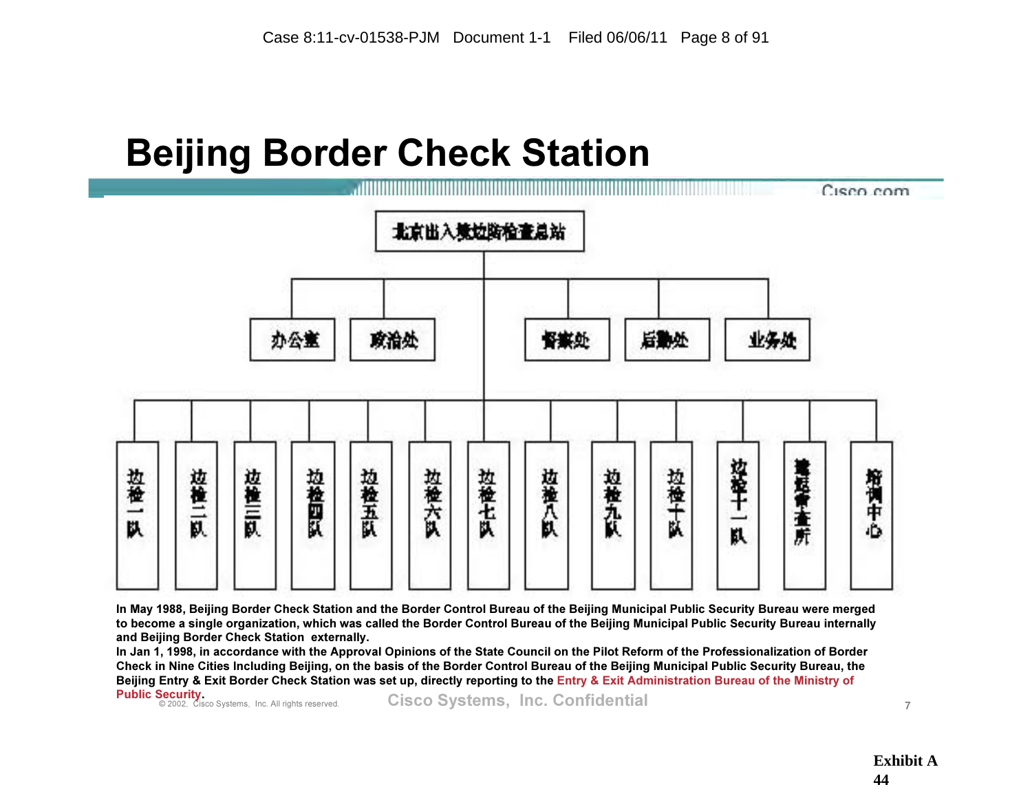# Beijing Border Check Station

Cisco.com

北京出入境边防检查总站

办公室

政治处

警察处

后勤处

业务处

边检一队

边检二队

边检三队

边检四队

边检五队

边检六队

边检七队

边检八队

边检九队

边检十队

边检十一队

遣返审查所

培训中心

**In May 1988, Beijing Border Check Station and the Border Control Bureau of the Beijing Municipal Public Security Bureau were merged to become a single organization, which was called the Border Control Bureau of the Beijing Municipal Public Security Bureau internally and Beijing Border Check Station externally.**

**In Jan 1, 1998, in accordance with the Approval Opinions of the State Council on the Pilot Reform of the Professionalization of Border Check in Nine Cities Including Beijing, on the basis of the Border Control Bureau of the Beijing Municipal Public Security Bureau, the Beijing Entry & Exit Border Check Station was set up, directly reporting to the Entry & Exit Administration Bureau of the Ministry of Public Security.**

© 2002, Cisco Systems, Inc. All rights reserved.

Cisco Systems, Inc. Confidential

**Exhibit A**

**44**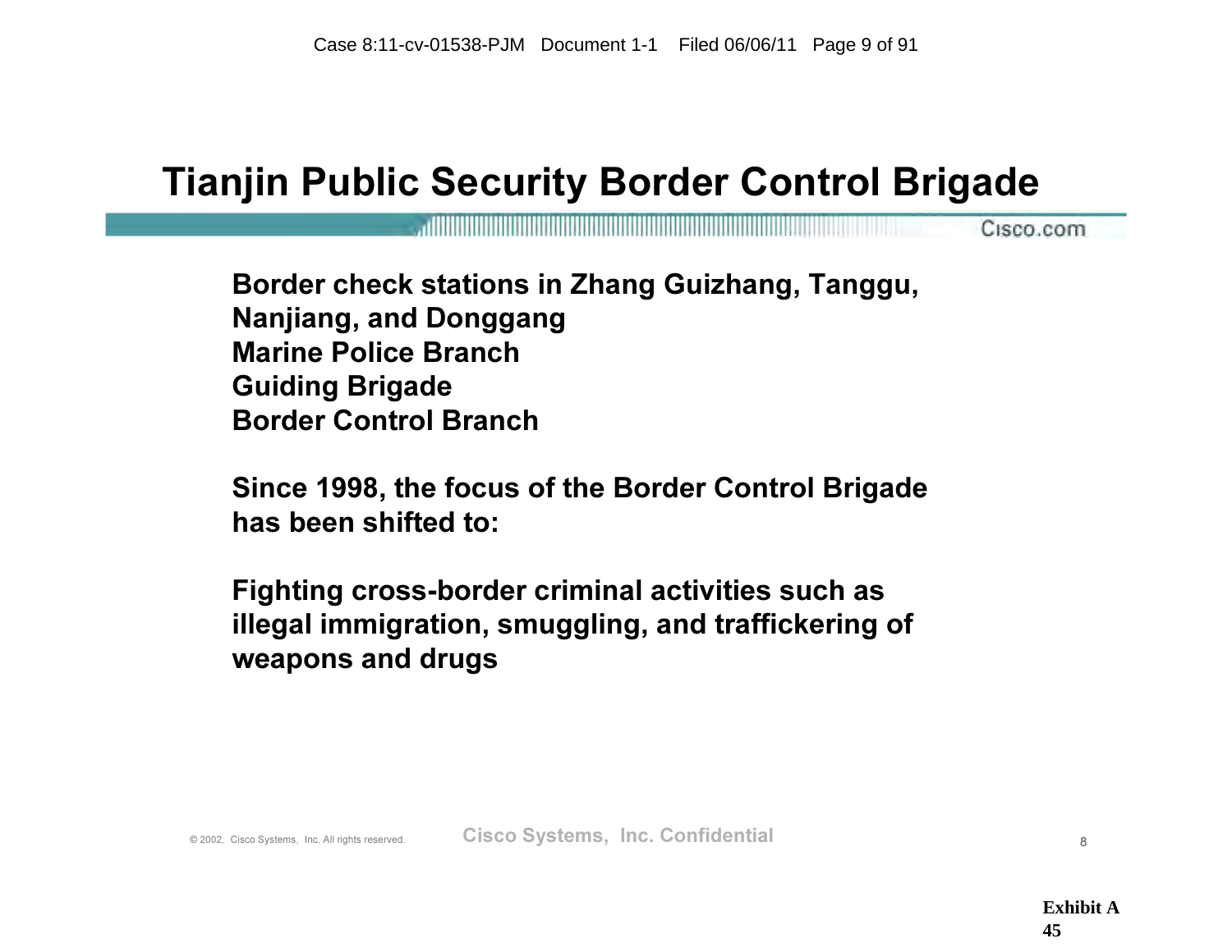# Tianjin Public Security Border Control Brigade

Cisco.com

**Border check stations in Zhang Guizhang, Tanggu, Nanjiang, and Donggang**
**Marine Police Branch**
**Guiding Brigade**
**Border Control Branch**

**Since 1998, the focus of the Border Control Brigade has been shifted to:**

**Fighting cross-border criminal activities such as illegal immigration, smuggling, and traffickering of weapons and drugs**

© 2002, Cisco Systems, Inc. All rights reserved. Cisco Systems, Inc. Confidential

**Exhibit A**
**45**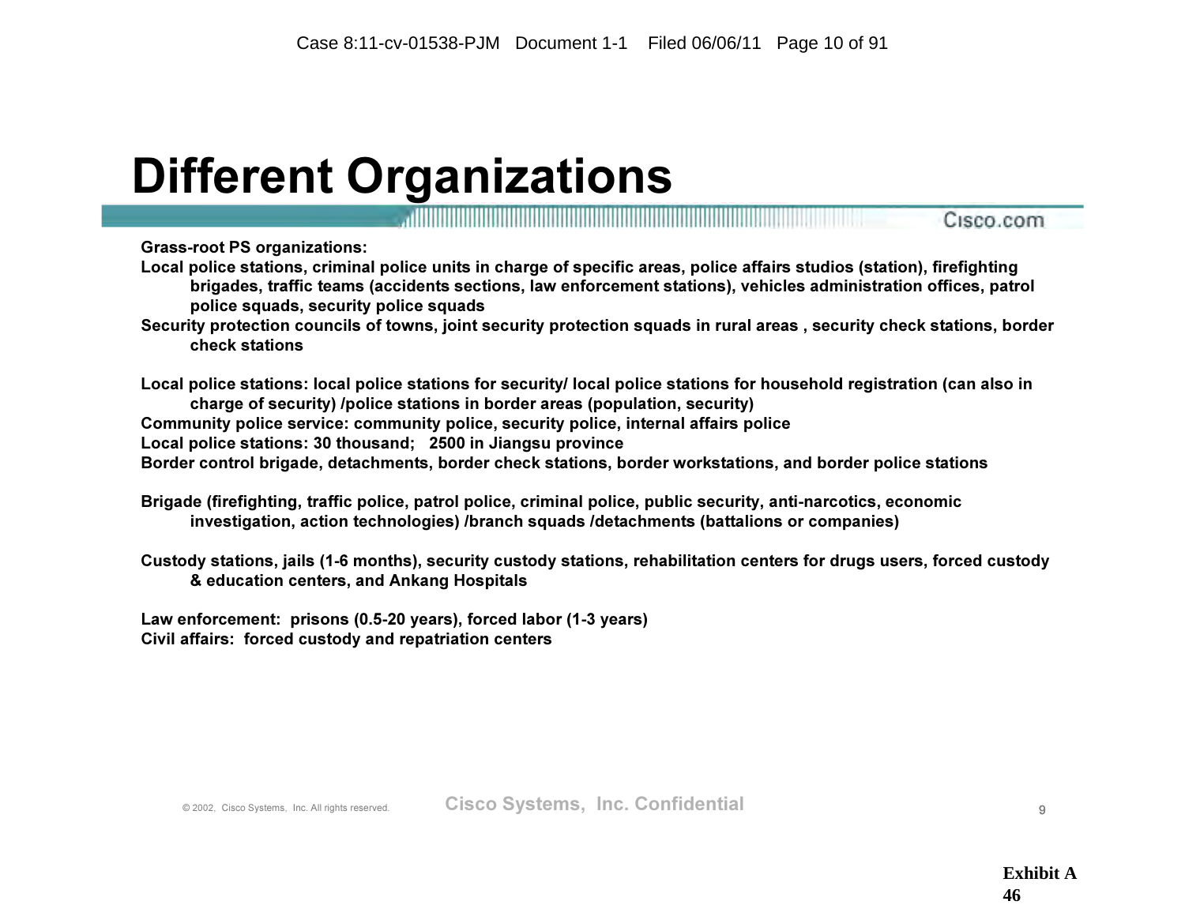# Different Organizations

Cisco.com

**Grass-root PS organizations:**

**Local police stations, criminal police units in charge of specific areas, police affairs studios (station), firefighting brigades, traffic teams (accidents sections, law enforcement stations), vehicles administration offices, patrol police squads, security police squads**

**Security protection councils of towns, joint security protection squads in rural areas , security check stations, border check stations**

**Local police stations: local police stations for security/ local police stations for household registration (can also in charge of security) /police stations in border areas (population, security)**

**Community police service: community police, security police, internal affairs police**

**Local police stations: 30 thousand; 2500 in Jiangsu province**

**Border control brigade, detachments, border check stations, border workstations, and border police stations**

**Brigade (firefighting, traffic police, patrol police, criminal police, public security, anti-narcotics, economic investigation, action technologies) /branch squads /detachments (battalions or companies)**

**Custody stations, jails (1-6 months), security custody stations, rehabilitation centers for drugs users, forced custody & education centers, and Ankang Hospitals**

**Law enforcement: prisons (0.5-20 years), forced labor (1-3 years)**

**Civil affairs: forced custody and repatriation centers**

© 2002, Cisco Systems, Inc. All rights reserved. Cisco Systems, Inc. Confidential

**Exhibit A**
**46**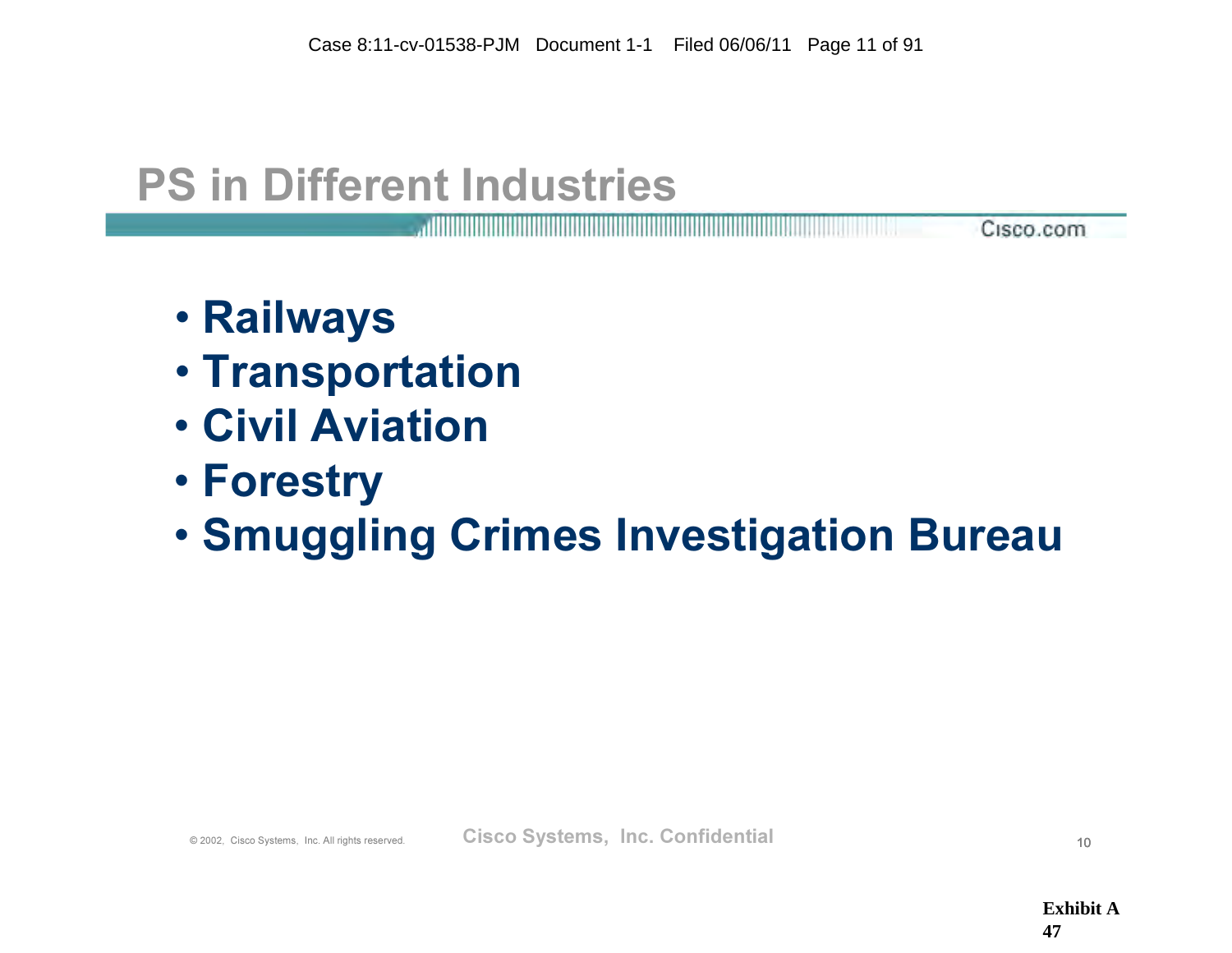# PS in Different Industries

Cisco.com

- Railways
- Transportation
- Civil Aviation
- Forestry
- Smuggling Crimes Investigation Bureau

© 2002, Cisco Systems, Inc. All rights reserved. Cisco Systems, Inc. Confidential

Exhibit A
47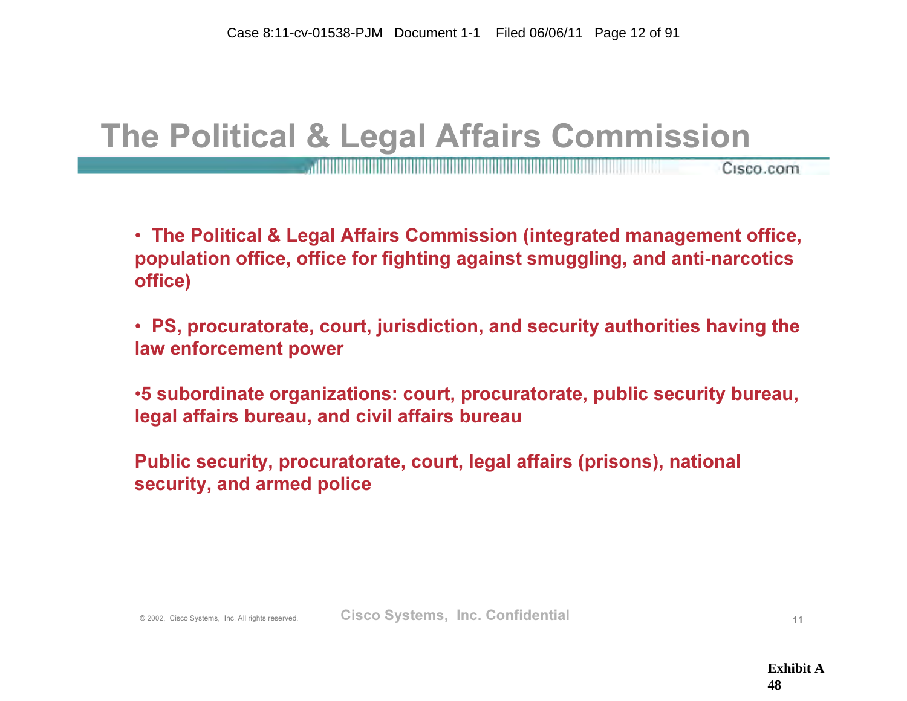# The Political & Legal Affairs Commission

Cisco.com

- The Political & Legal Affairs Commission (integrated management office, population office, office for fighting against smuggling, and anti-narcotics office)

- PS, procuratorate, court, jurisdiction, and security authorities having the law enforcement power

- 5 subordinate organizations: court, procuratorate, public security bureau, legal affairs bureau, and civil affairs bureau

**Public security, procuratorate, court, legal affairs (prisons), national security, and armed police**

© 2002, Cisco Systems, Inc. All rights reserved. Cisco Systems, Inc. Confidential

Exhibit A
48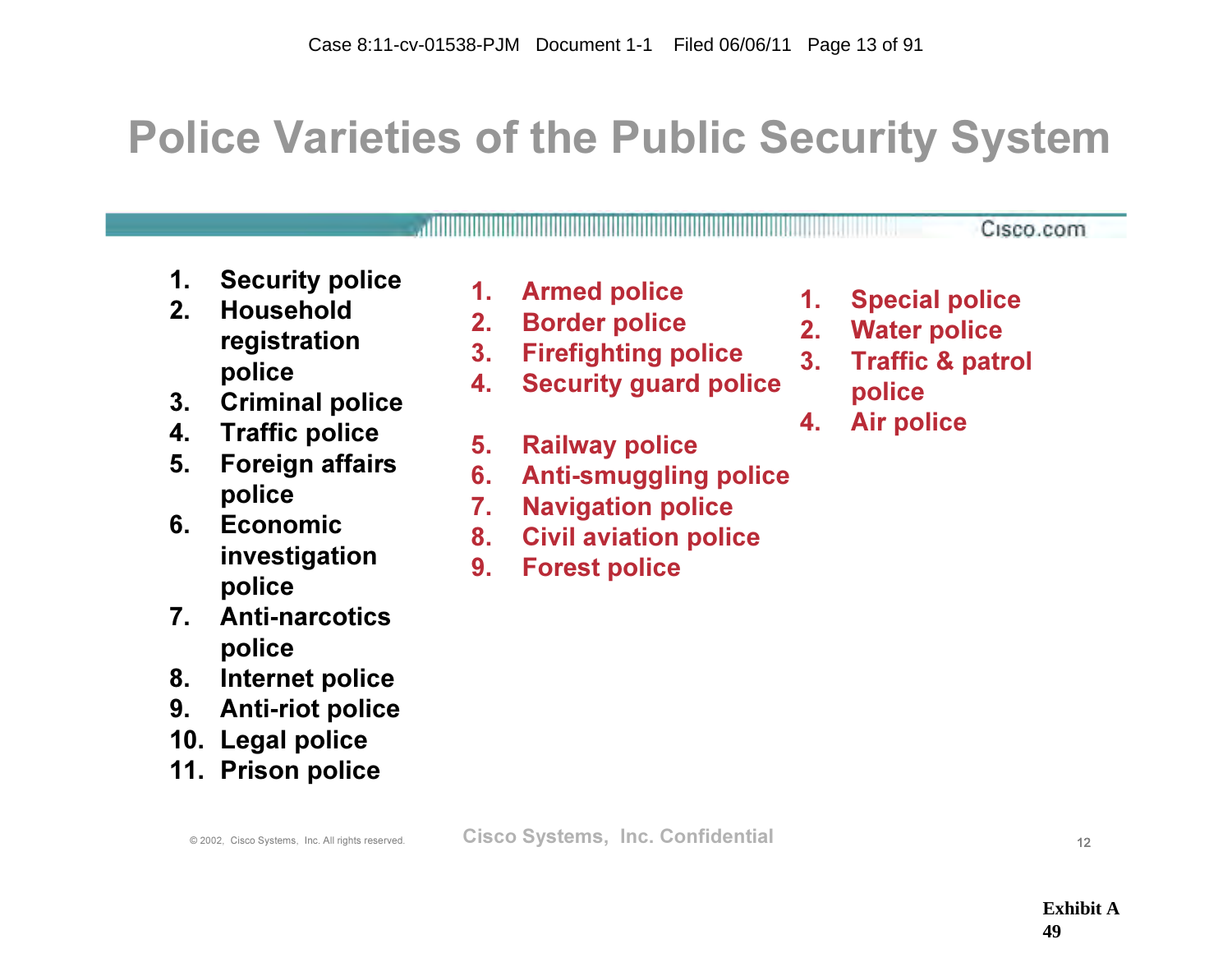# Police Varieties of the Public Security System

Cisco.com

1. Security police
2. Household registration police
3. Criminal police
4. Traffic police
5. Foreign affairs police
6. Economic investigation police
7. Anti-narcotics police
8. Internet police
9. Anti-riot police
10. Legal police
11. Prison police

1. Armed police
2. Border police
3. Firefighting police
4. Security guard police

5. Railway police
6. Anti-smuggling police
7. Navigation police
8. Civil aviation police
9. Forest police

1. Special police
2. Water police
3. Traffic & patrol police
4. Air police

© 2002, Cisco Systems, Inc. All rights reserved. Cisco Systems, Inc. Confidential

**Exhibit A**
**49**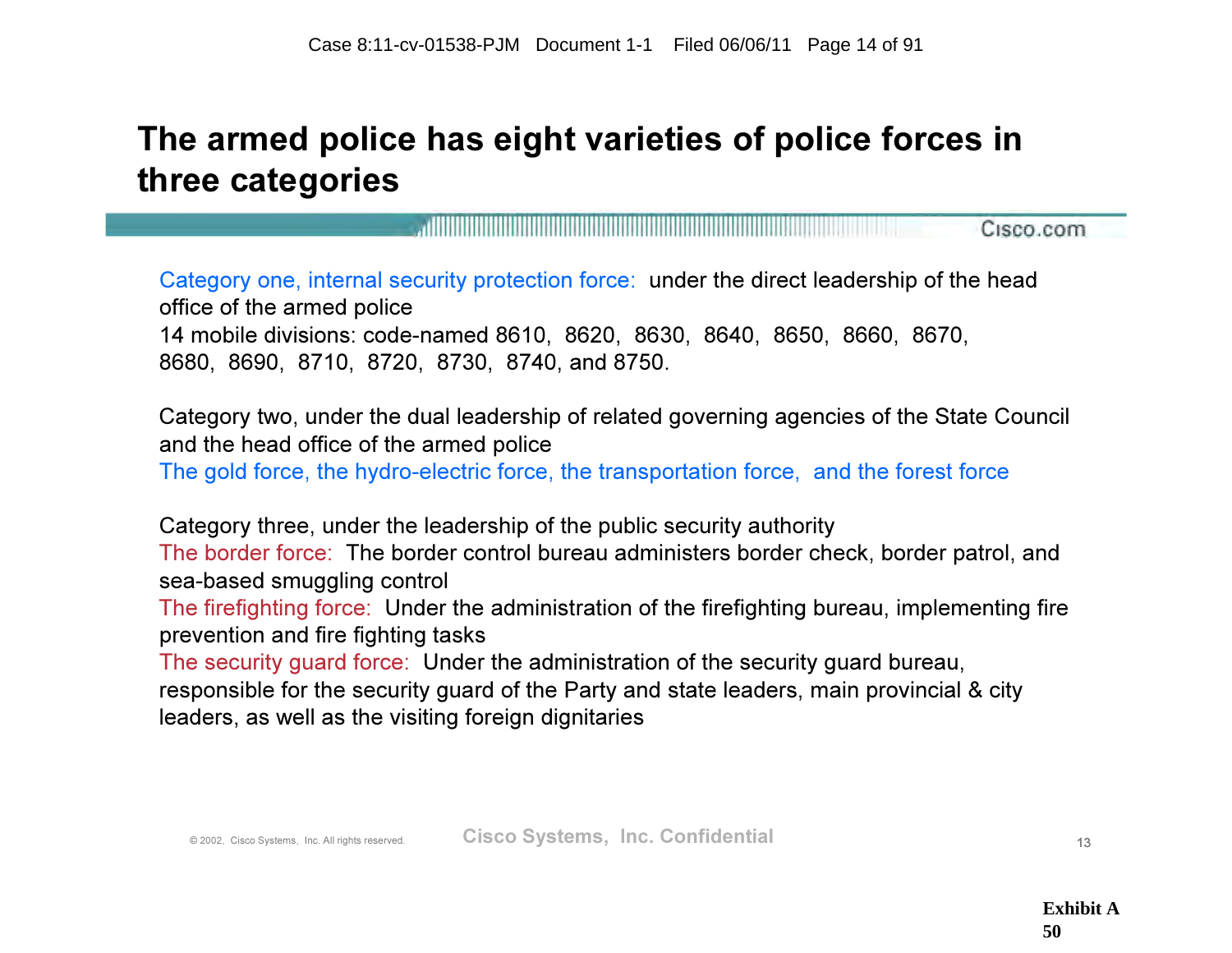# The armed police has eight varieties of police forces in three categories

Cisco.com

Category one, internal security protection force: under the direct leadership of the head office of the armed police
14 mobile divisions: code-named 8610, 8620, 8630, 8640, 8650, 8660, 8670, 8680, 8690, 8710, 8720, 8730, 8740, and 8750.

Category two, under the dual leadership of related governing agencies of the State Council and the head office of the armed police
The gold force, the hydro-electric force, the transportation force, and the forest force

Category three, under the leadership of the public security authority
The border force: The border control bureau administers border check, border patrol, and sea-based smuggling control
The firefighting force: Under the administration of the firefighting bureau, implementing fire prevention and fire fighting tasks
The security guard force: Under the administration of the security guard bureau, responsible for the security guard of the Party and state leaders, main provincial & city leaders, as well as the visiting foreign dignitaries

© 2002, Cisco Systems, Inc. All rights reserved.

Cisco Systems, Inc. Confidential

**Exhibit A**
**50**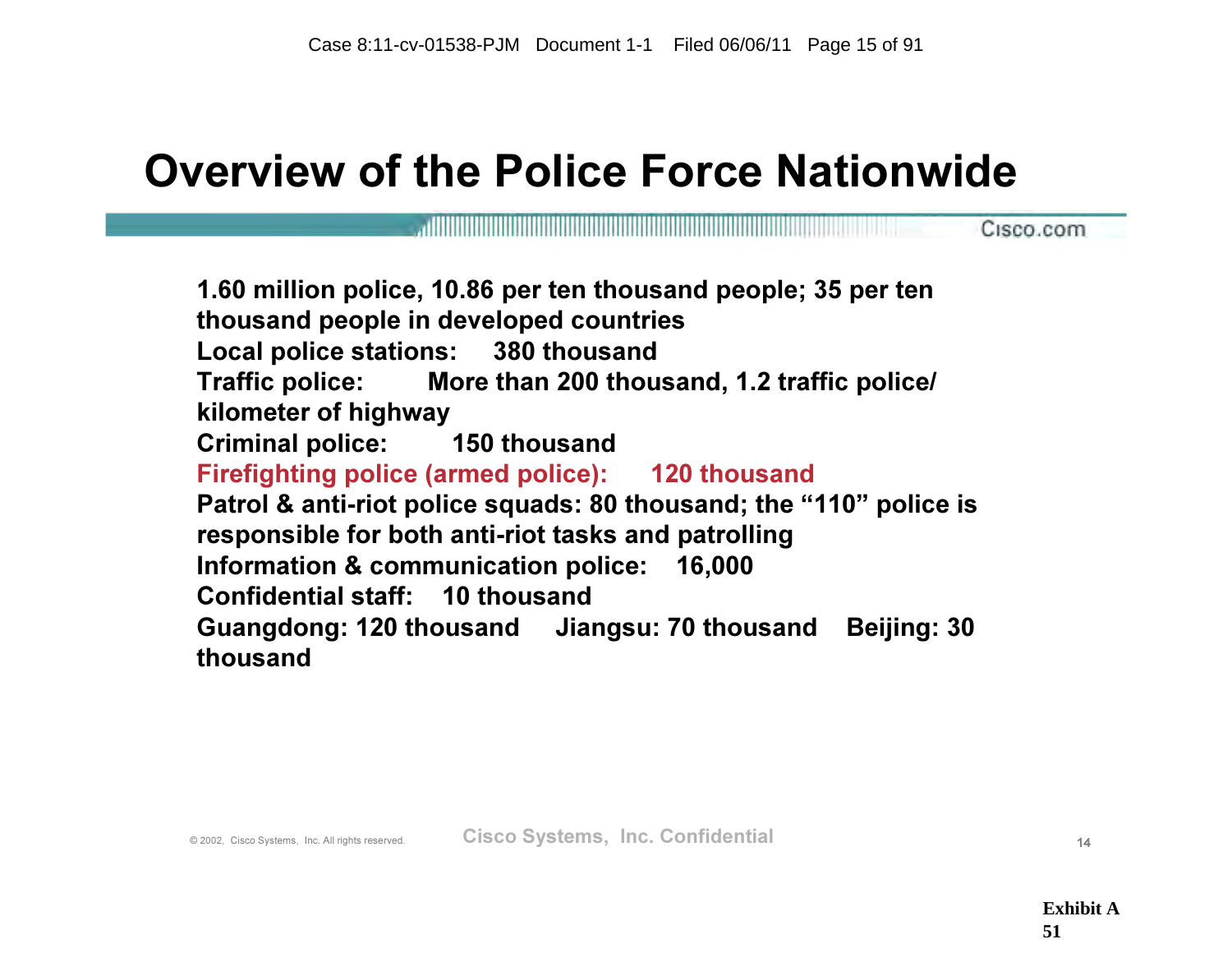# Overview of the Police Force Nationwide

**1.60 million police, 10.86 per ten thousand people; 35 per ten thousand people in developed countries**

**Local police stations: 380 thousand**

**Traffic police: More than 200 thousand, 1.2 traffic police/ kilometer of highway**

**Criminal police: 150 thousand**

**Firefighting police (armed police): 120 thousand**

**Patrol & anti-riot police squads: 80 thousand; the "110" police is responsible for both anti-riot tasks and patrolling**

**Information & communication police: 16,000**

**Confidential staff: 10 thousand**

**Guangdong: 120 thousand Jiangsu: 70 thousand Beijing: 30 thousand**

© 2002, Cisco Systems, Inc. All rights reserved. Cisco Systems, Inc. Confidential

**Exhibit A**
**51**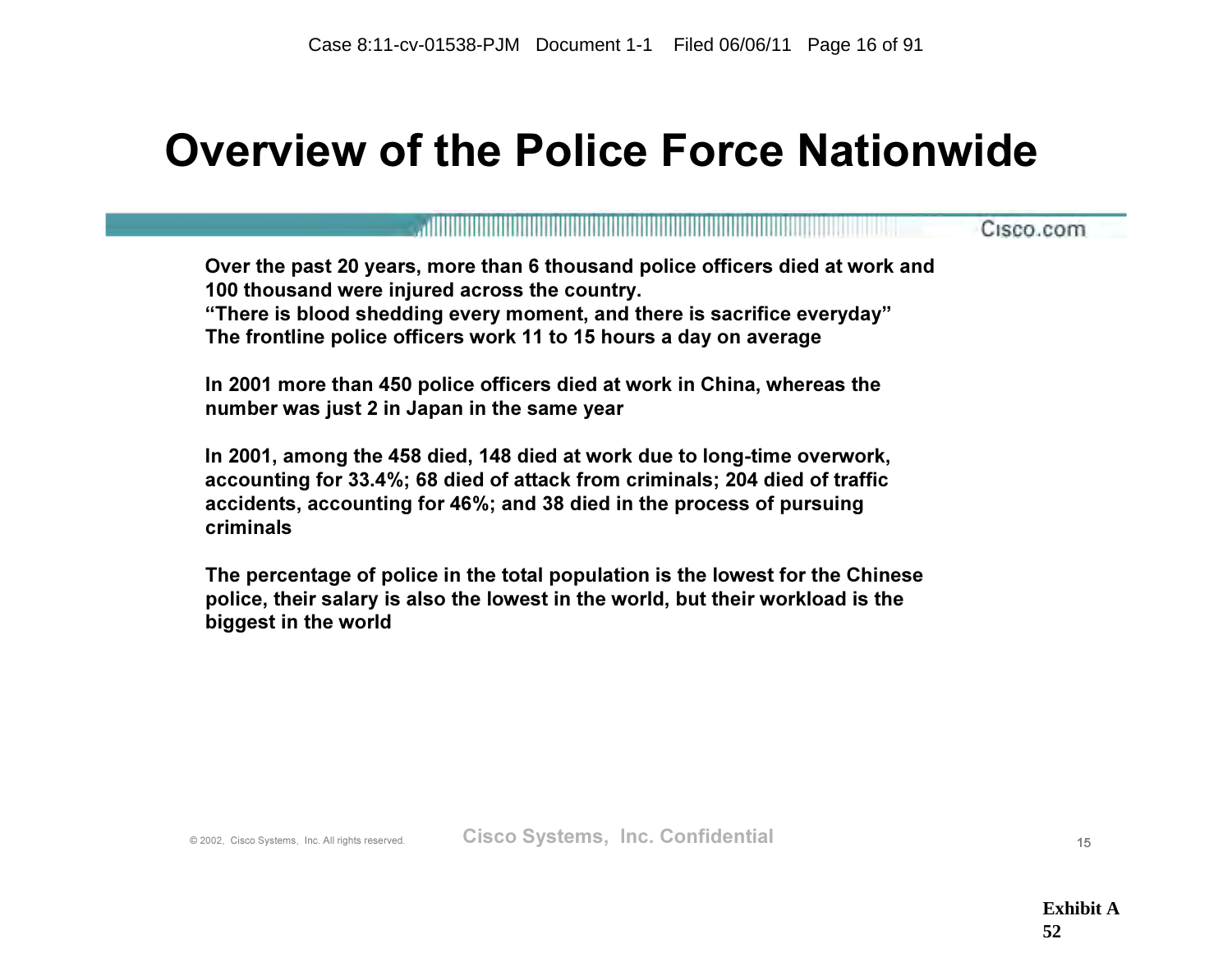# Overview of the Police Force Nationwide

Cisco.com

**Over the past 20 years, more than 6 thousand police officers died at work and 100 thousand were injured across the country.**
**"There is blood shedding every moment, and there is sacrifice everyday"**
**The frontline police officers work 11 to 15 hours a day on average**

**In 2001 more than 450 police officers died at work in China, whereas the number was just 2 in Japan in the same year**

**In 2001, among the 458 died, 148 died at work due to long-time overwork, accounting for 33.4%; 68 died of attack from criminals; 204 died of traffic accidents, accounting for 46%; and 38 died in the process of pursuing criminals**

**The percentage of police in the total population is the lowest for the Chinese police, their salary is also the lowest in the world, but their workload is the biggest in the world**

© 2002, Cisco Systems, Inc. All rights reserved. **Cisco Systems, Inc. Confidential**

**Exhibit A**
**52**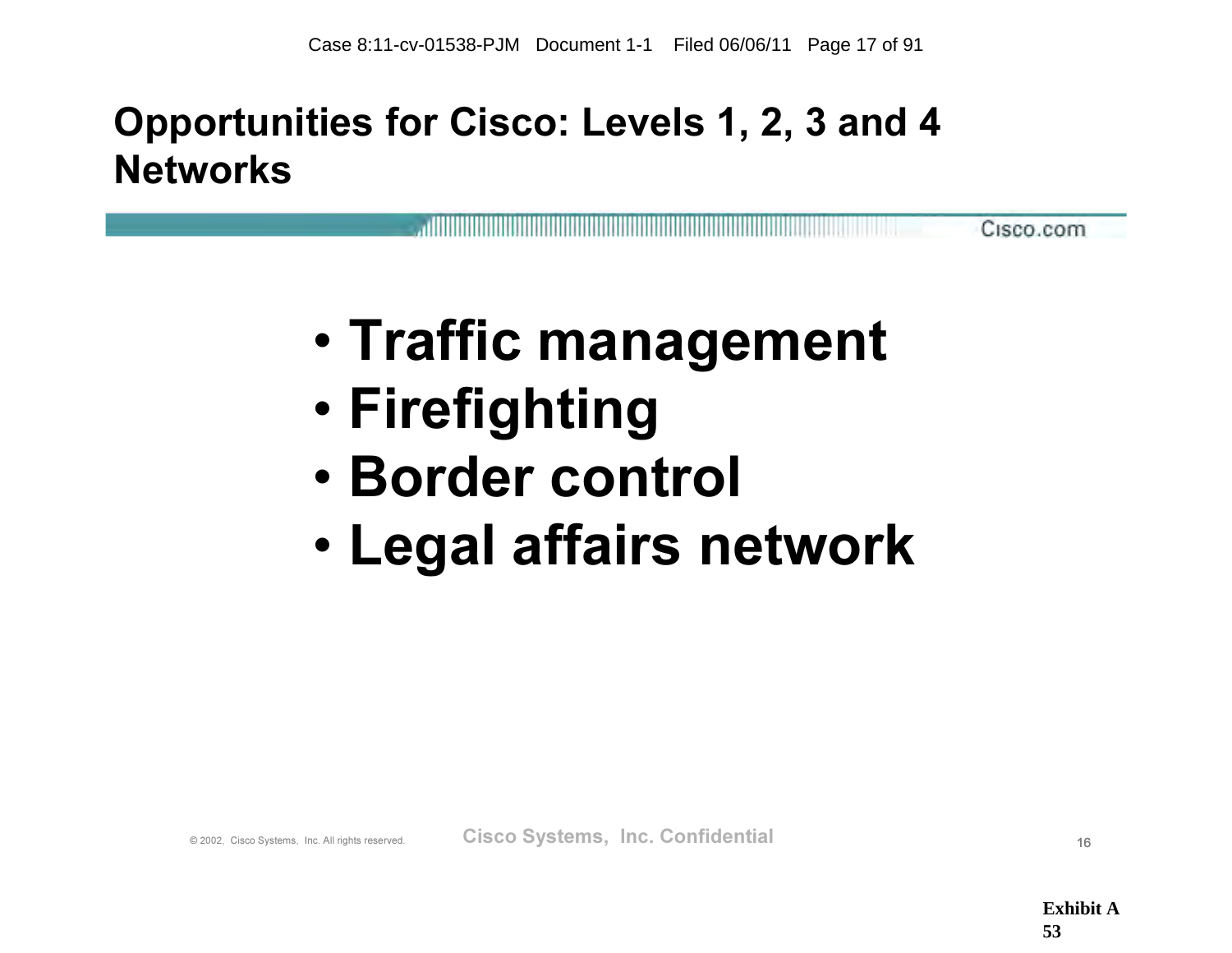# Opportunities for Cisco: Levels 1, 2, 3 and 4 Networks

Cisco.com

- Traffic management
- Firefighting
- Border control
- Legal affairs network

© 2002, Cisco Systems, Inc. All rights reserved.

Cisco Systems, Inc. Confidential

Exhibit A
53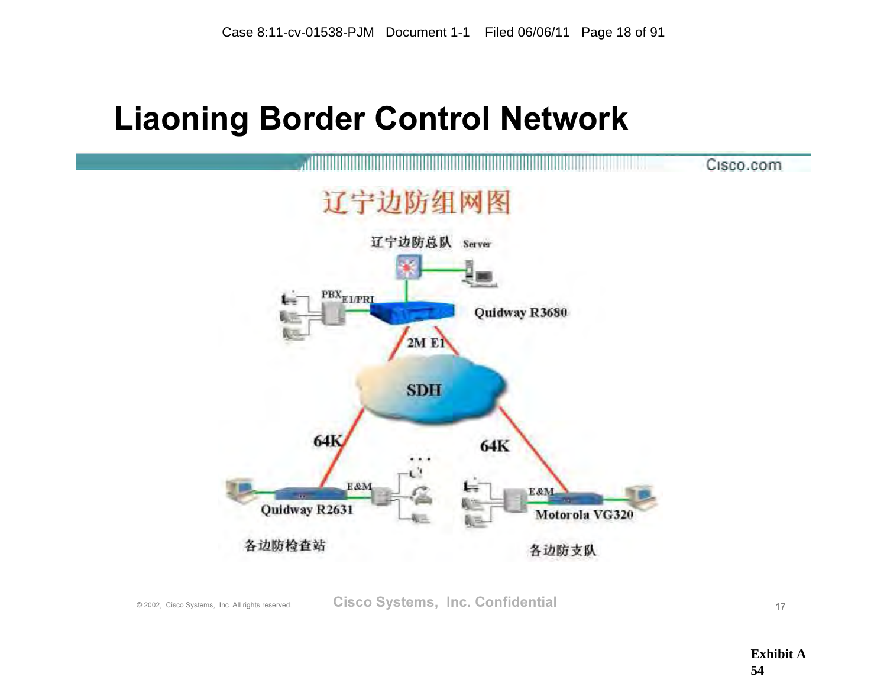# Liaoning Border Control Network

Cisco.com

辽宁边防组网图

辽宁边防总队

Server

PBX

E1/PRI

Quidway R3680

2M E1

SDH

64K

64K

E&M

Quidway R2631

E&M

Motorola VG320

各边防检查站

各边防支队

© 2002, Cisco Systems, Inc. All rights reserved.

Cisco Systems, Inc. Confidential

**Exhibit A**
**54**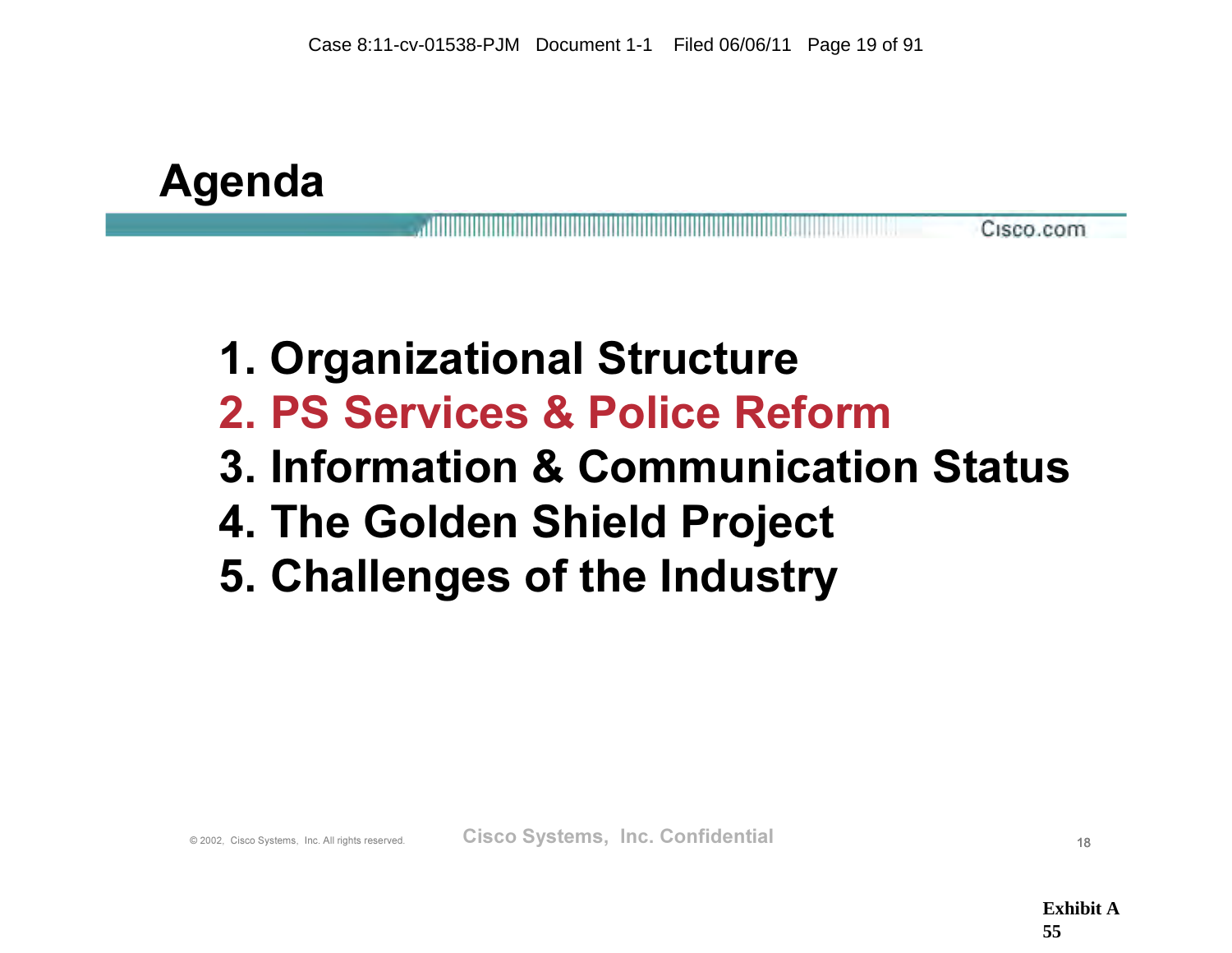# Agenda

Cisco.com

1. Organizational Structure
2. PS Services & Police Reform
3. Information & Communication Status
4. The Golden Shield Project
5. Challenges of the Industry

© 2002, Cisco Systems, Inc. All rights reserved.

Cisco Systems, Inc. Confidential

Exhibit A
55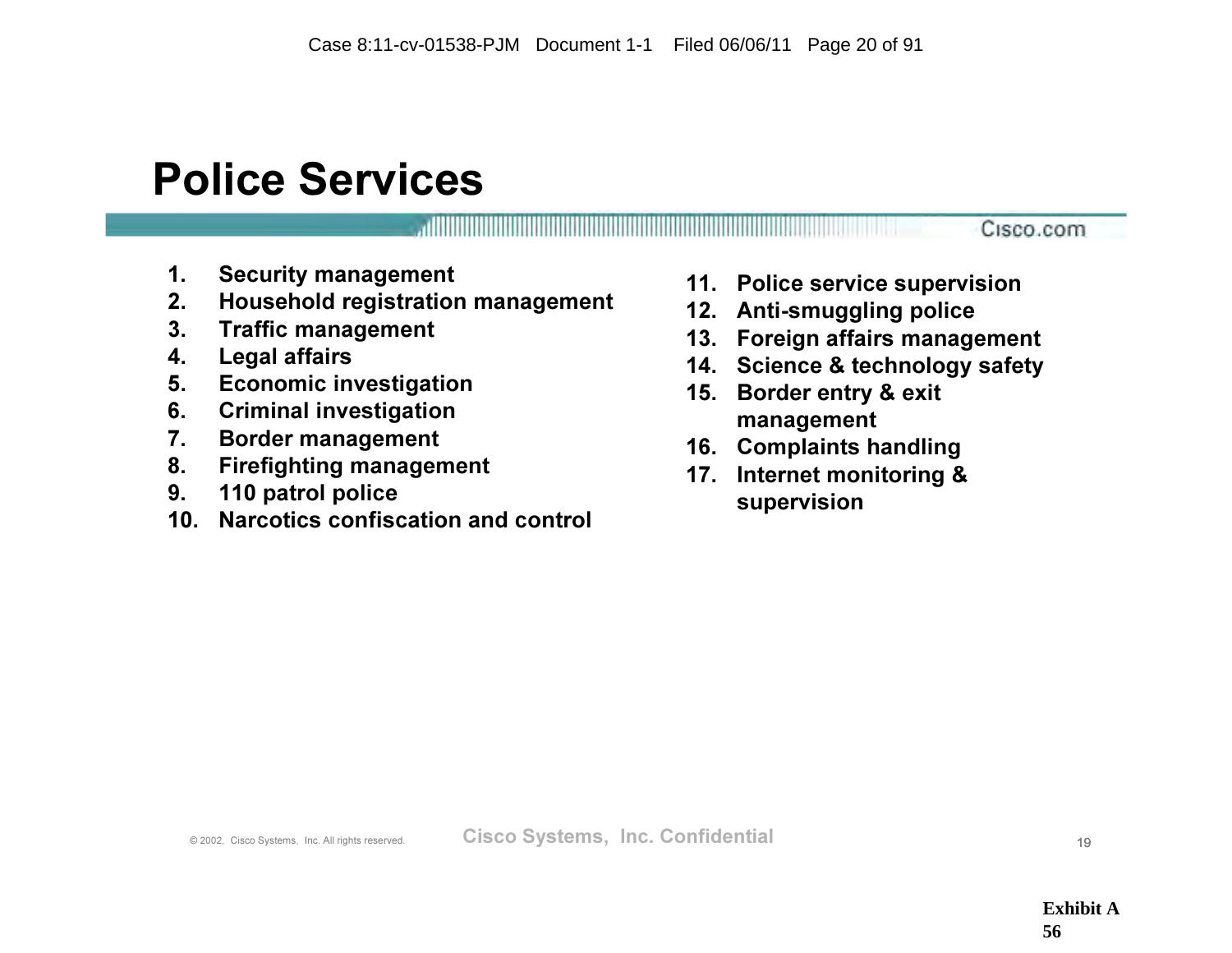# Police Services

Cisco.com

1. Security management
2. Household registration management
3. Traffic management
4. Legal affairs
5. Economic investigation
6. Criminal investigation
7. Border management
8. Firefighting management
9. 110 patrol police
10. Narcotics confiscation and control
11. Police service supervision
12. Anti-smuggling police
13. Foreign affairs management
14. Science & technology safety
15. Border entry & exit management
16. Complaints handling
17. Internet monitoring & supervision

© 2002, Cisco Systems, Inc. All rights reserved. Cisco Systems, Inc. Confidential

**Exhibit A 56**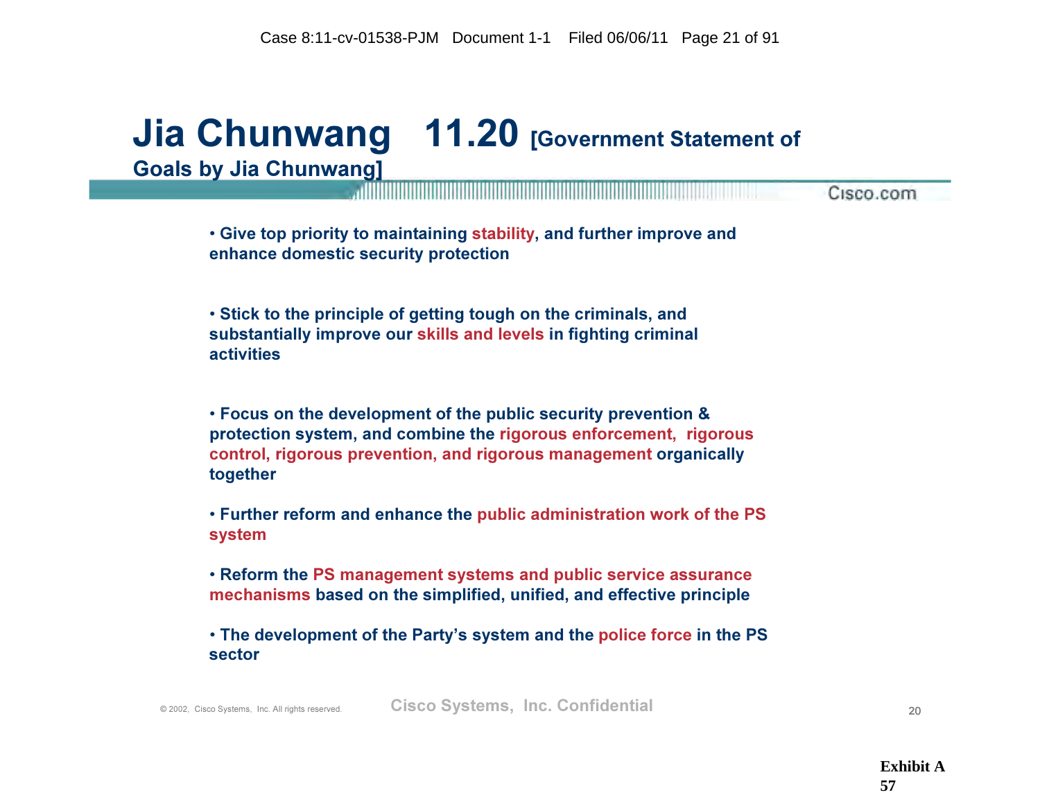# Jia Chunwang 11.20 [Government Statement of Goals by Jia Chunwang]

Cisco.com

- Give top priority to maintaining stability, and further improve and enhance domestic security protection

- Stick to the principle of getting tough on the criminals, and substantially improve our skills and levels in fighting criminal activities

- Focus on the development of the public security prevention & protection system, and combine the rigorous enforcement, rigorous control, rigorous prevention, and rigorous management organically together

- Further reform and enhance the public administration work of the PS system

- Reform the PS management systems and public service assurance mechanisms based on the simplified, unified, and effective principle

- The development of the Party's system and the police force in the PS sector

© 2002, Cisco Systems, Inc. All rights reserved.

Cisco Systems, Inc. Confidential

Exhibit A
57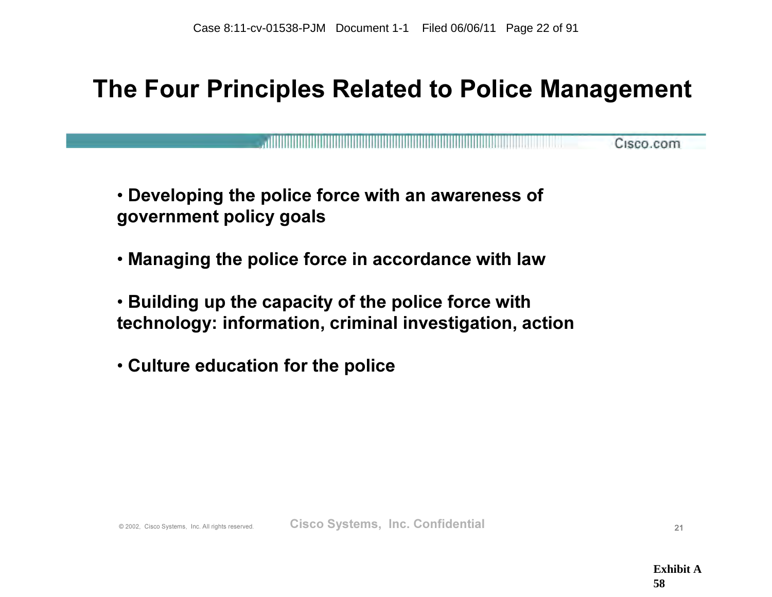# The Four Principles Related to Police Management

Cisco.com

- **Developing the police force with an awareness of government policy goals**
- **Managing the police force in accordance with law**
- **Building up the capacity of the police force with technology: information, criminal investigation, action**
- **Culture education for the police**

© 2002, Cisco Systems, Inc. All rights reserved.

**Cisco Systems, Inc. Confidential**

**Exhibit A**
**58**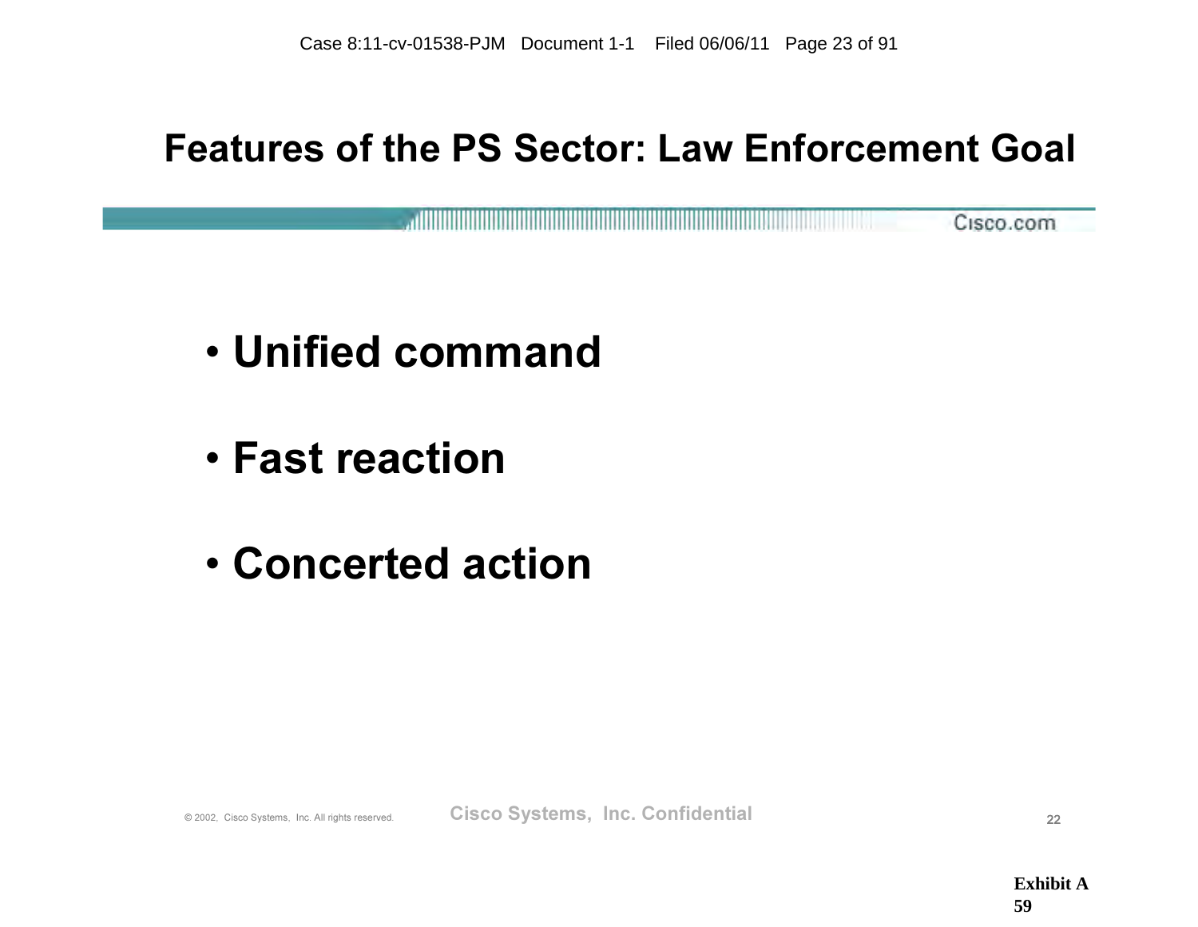# Features of the PS Sector: Law Enforcement Goal

Cisco.com

- **Unified command**
- **Fast reaction**
- **Concerted action**

© 2002, Cisco Systems, Inc. All rights reserved.

Cisco Systems, Inc. Confidential

**Exhibit A**
**59**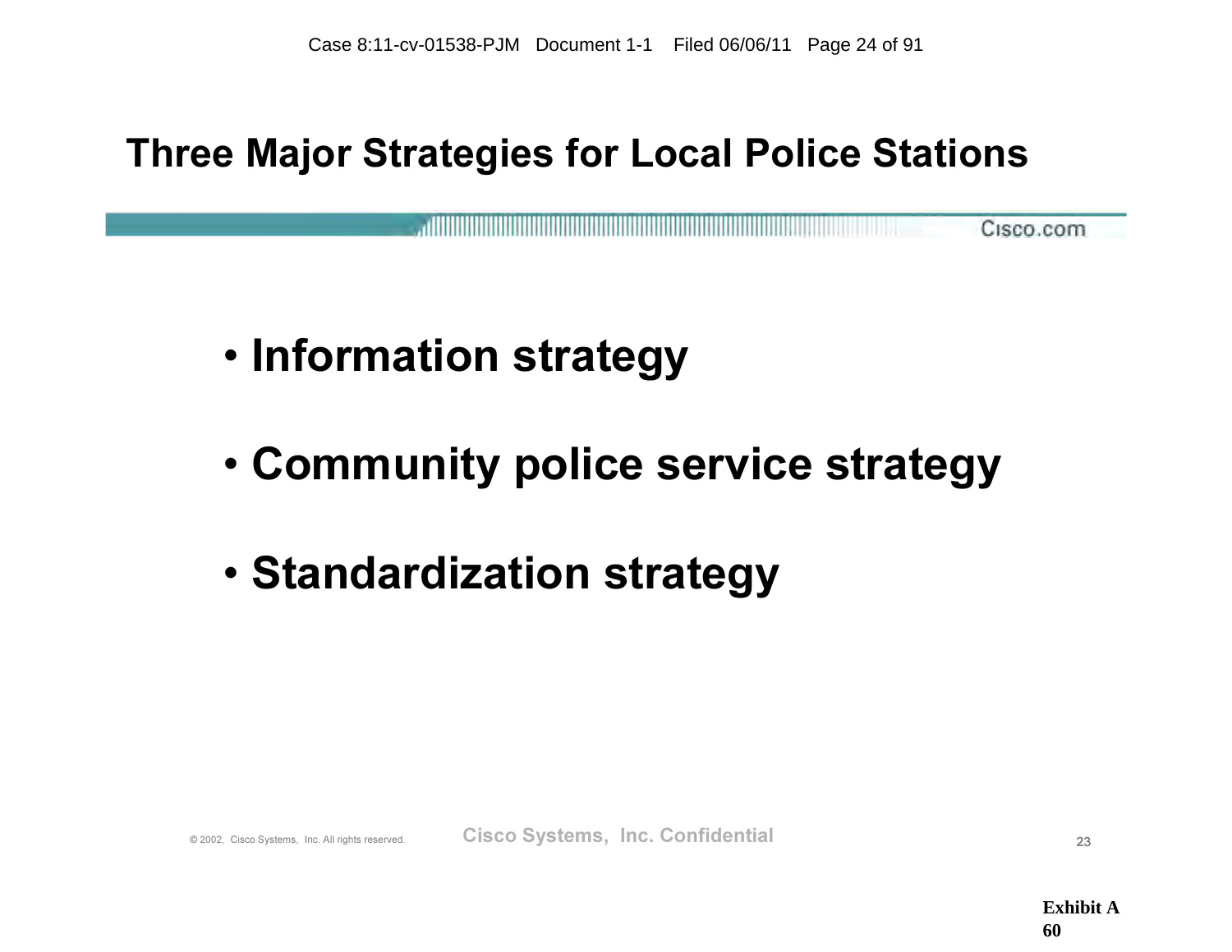# Three Major Strategies for Local Police Stations

Cisco.com

- Information strategy
- Community police service strategy
- Standardization strategy

© 2002, Cisco Systems, Inc. All rights reserved. **Cisco Systems, Inc. Confidential**

**Exhibit A 60**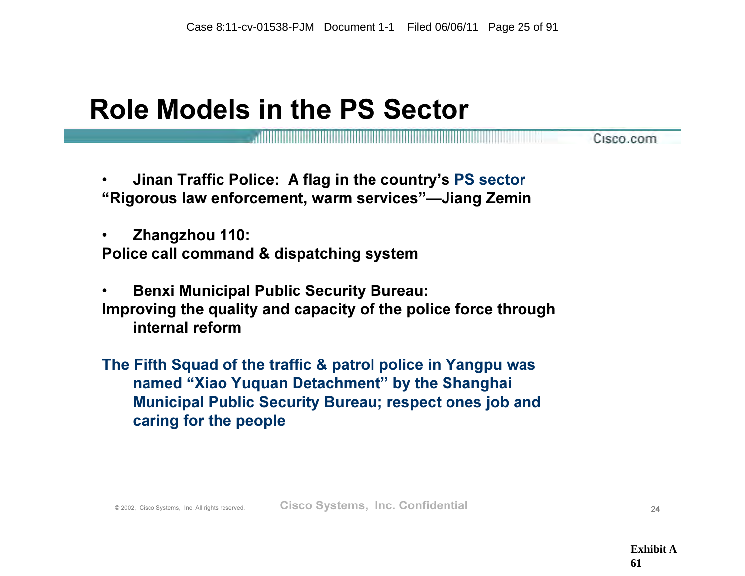# Role Models in the PS Sector

Cisco.com

- **Jinan Traffic Police: A flag in the country's PS sector**

**"Rigorous law enforcement, warm services"—Jiang Zemin**

- **Zhangzhou 110:**

**Police call command & dispatching system**

- **Benxi Municipal Public Security Bureau:**

**Improving the quality and capacity of the police force through internal reform**

**The Fifth Squad of the traffic & patrol police in Yangpu was named "Xiao Yuquan Detachment" by the Shanghai Municipal Public Security Bureau; respect ones job and caring for the people**

© 2002, Cisco Systems, Inc. All rights reserved. **Cisco Systems, Inc. Confidential**

**Exhibit A**
**61**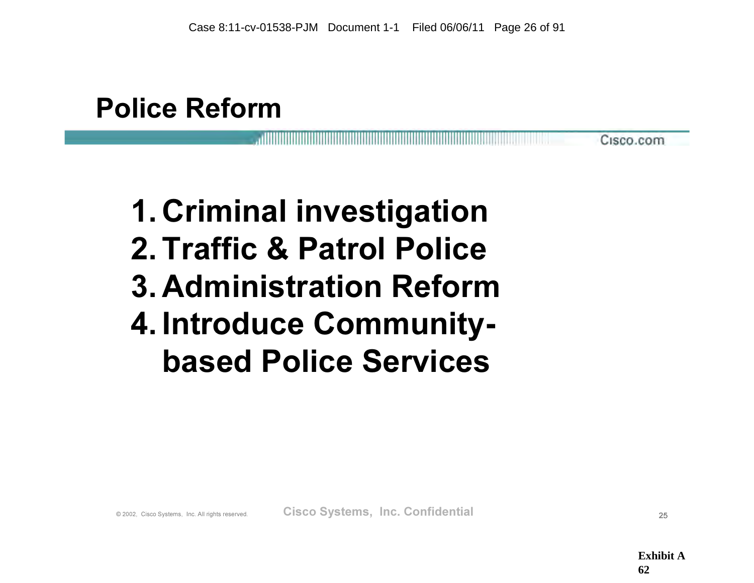# Police Reform

Cisco.com

1. Criminal investigation
2. Traffic & Patrol Police
3. Administration Reform
4. Introduce Community-based Police Services

© 2002, Cisco Systems, Inc. All rights reserved.

Cisco Systems, Inc. Confidential

Exhibit A
62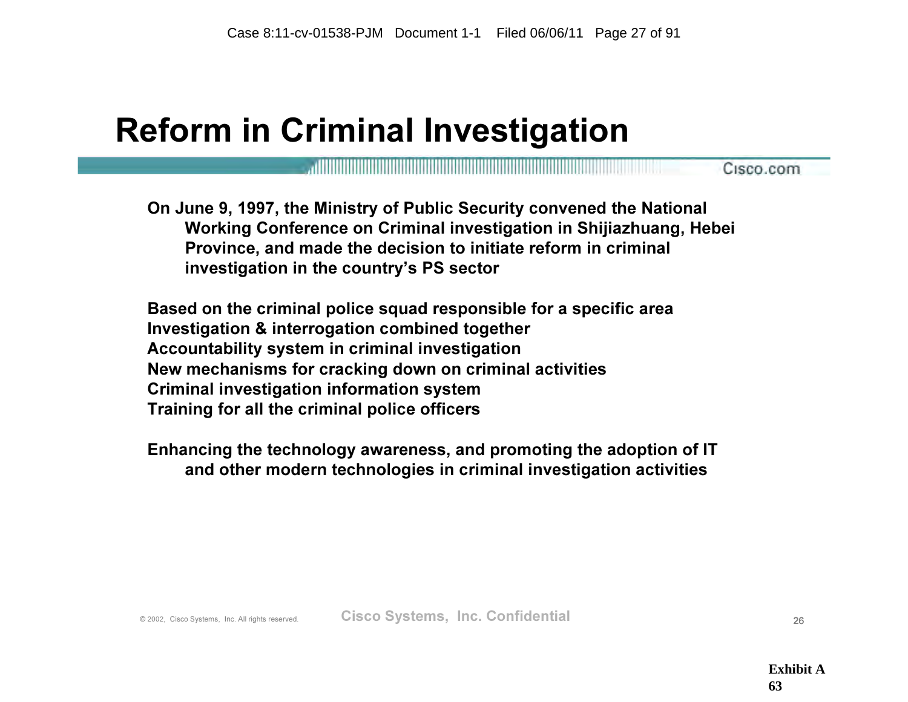# Reform in Criminal Investigation

Cisco.com

On June 9, 1997, the Ministry of Public Security convened the National Working Conference on Criminal investigation in Shijiazhuang, Hebei Province, and made the decision to initiate reform in criminal investigation in the country's PS sector

Based on the criminal police squad responsible for a specific area
Investigation & interrogation combined together
Accountability system in criminal investigation
New mechanisms for cracking down on criminal activities
Criminal investigation information system
Training for all the criminal police officers

Enhancing the technology awareness, and promoting the adoption of IT and other modern technologies in criminal investigation activities

© 2002, Cisco Systems, Inc. All rights reserved. Cisco Systems, Inc. Confidential

Exhibit A
63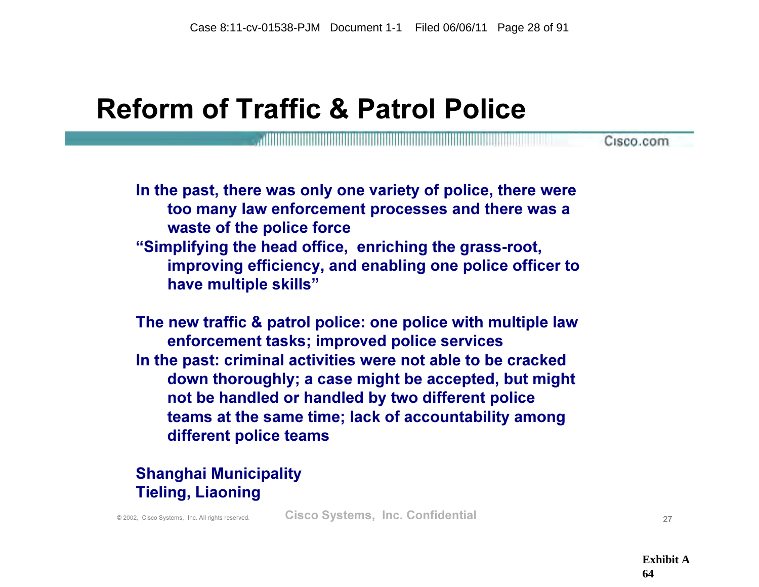# Reform of Traffic & Patrol Police

Cisco.com

In the past, there was only one variety of police, there were too many law enforcement processes and there was a waste of the police force

"Simplifying the head office, enriching the grass-root, improving efficiency, and enabling one police officer to have multiple skills"

The new traffic & patrol police: one police with multiple law enforcement tasks; improved police services

In the past: criminal activities were not able to be cracked down thoroughly; a case might be accepted, but might not be handled or handled by two different police teams at the same time; lack of accountability among different police teams

Shanghai Municipality
Tieling, Liaoning

© 2002, Cisco Systems, Inc. All rights reserved. Cisco Systems, Inc. Confidential

Exhibit A
64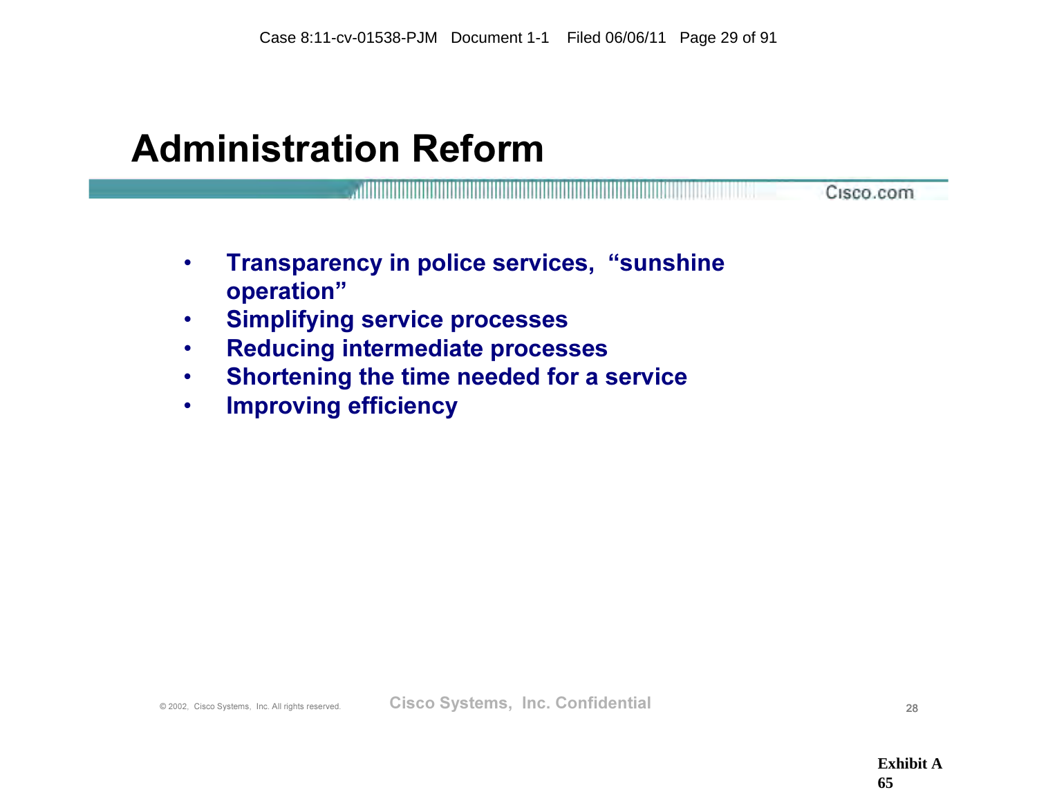# Administration Reform

Cisco.com

- Transparency in police services, "sunshine operation"
- Simplifying service processes
- Reducing intermediate processes
- Shortening the time needed for a service
- Improving efficiency

© 2002, Cisco Systems, Inc. All rights reserved.

Cisco Systems, Inc. Confidential

Exhibit A
65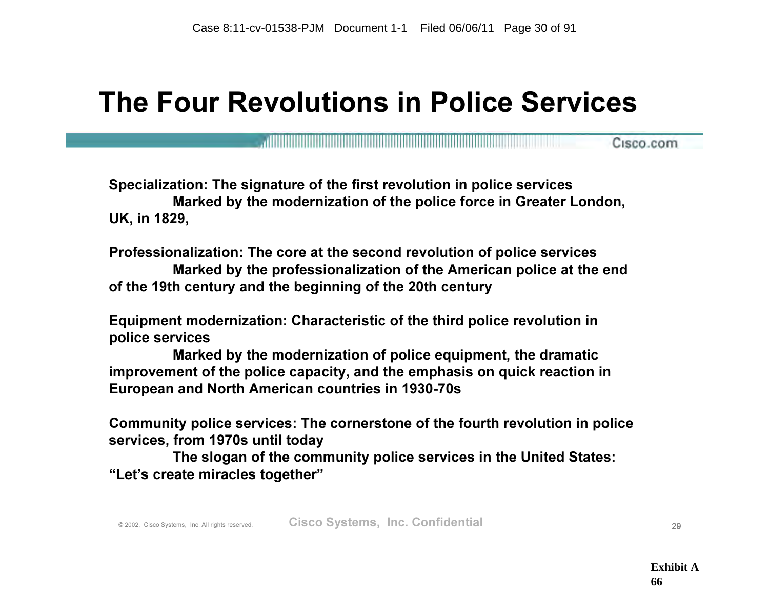# The Four Revolutions in Police Services

Cisco.com

**Specialization: The signature of the first revolution in police services**
**Marked by the modernization of the police force in Greater London, UK, in 1829,**

**Professionalization: The core at the second revolution of police services**
**Marked by the professionalization of the American police at the end of the 19th century and the beginning of the 20th century**

**Equipment modernization: Characteristic of the third police revolution in police services**
**Marked by the modernization of police equipment, the dramatic improvement of the police capacity, and the emphasis on quick reaction in European and North American countries in 1930-70s**

**Community police services: The cornerstone of the fourth revolution in police services, from 1970s until today**
**The slogan of the community police services in the United States: "Let's create miracles together"**

© 2002, Cisco Systems, Inc. All rights reserved. **Cisco Systems, Inc. Confidential**

**Exhibit A**
**66**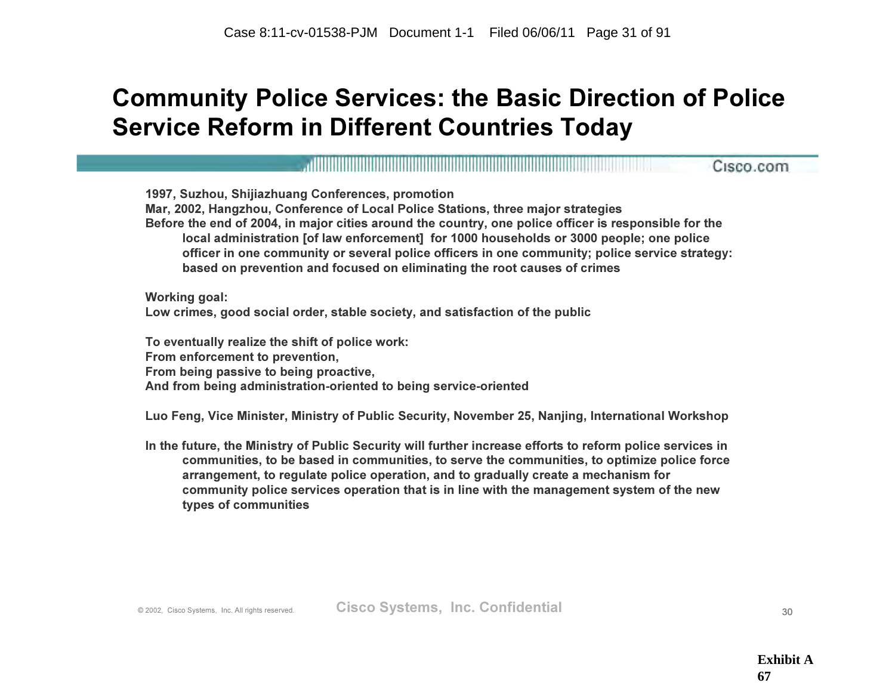# Community Police Services: the Basic Direction of Police Service Reform in Different Countries Today

Cisco.com

1997, Suzhou, Shijiazhuang Conferences, promotion

Mar, 2002, Hangzhou, Conference of Local Police Stations, three major strategies

Before the end of 2004, in major cities around the country, one police officer is responsible for the local administration [of law enforcement] for 1000 households or 3000 people; one police officer in one community or several police officers in one community; police service strategy: based on prevention and focused on eliminating the root causes of crimes

Working goal:

Low crimes, good social order, stable society, and satisfaction of the public

To eventually realize the shift of police work:

From enforcement to prevention,

From being passive to being proactive,

And from being administration-oriented to being service-oriented

Luo Feng, Vice Minister, Ministry of Public Security, November 25, Nanjing, International Workshop

In the future, the Ministry of Public Security will further increase efforts to reform police services in communities, to be based in communities, to serve the communities, to optimize police force arrangement, to regulate police operation, and to gradually create a mechanism for community police services operation that is in line with the management system of the new types of communities

© 2002, Cisco Systems, Inc. All rights reserved. Cisco Systems, Inc. Confidential

Exhibit A
67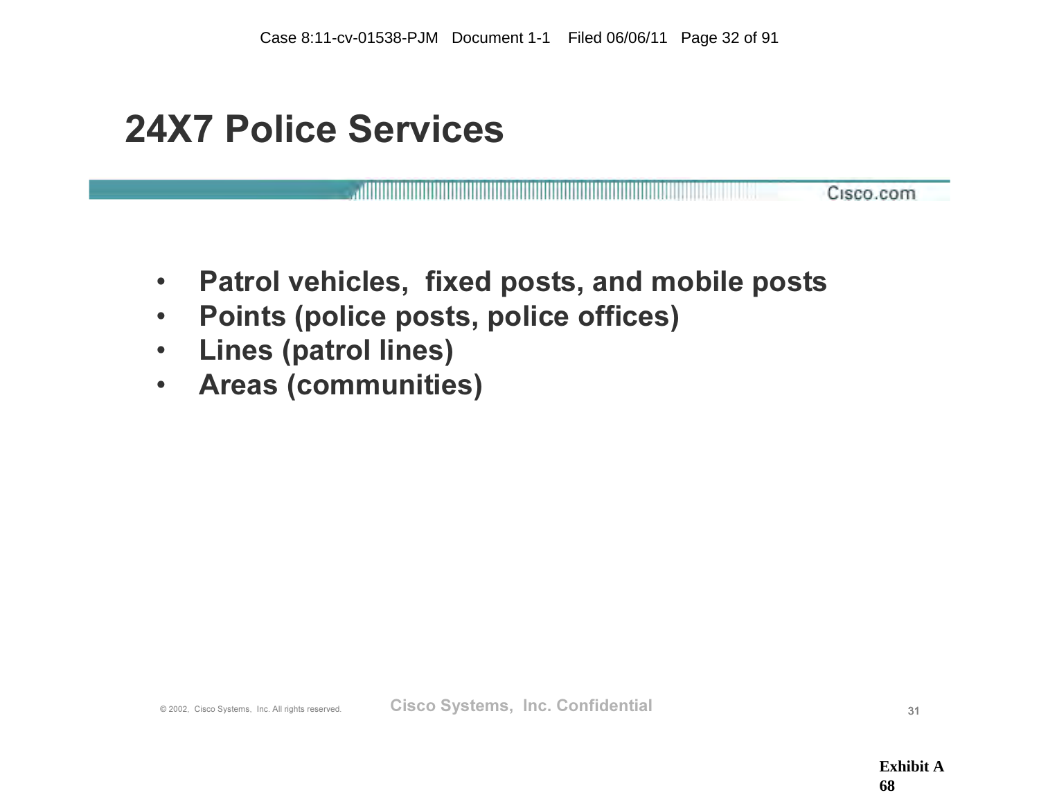# 24X7 Police Services

Cisco.com

- **Patrol vehicles, fixed posts, and mobile posts**
- **Points (police posts, police offices)**
- **Lines (patrol lines)**
- **Areas (communities)**

© 2002, Cisco Systems, Inc. All rights reserved. **Cisco Systems, Inc. Confidential**

**Exhibit A**
**68**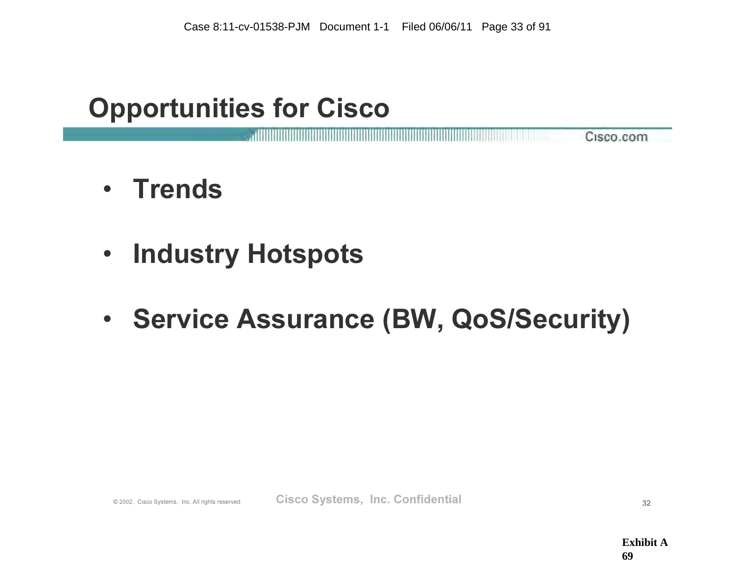# Opportunities for Cisco

Cisco.com

- **Trends**
- **Industry Hotspots**
- **Service Assurance (BW, QoS/Security)**

© 2002, Cisco Systems, Inc. All rights reserved.

Cisco Systems, Inc. Confidential

**Exhibit A**
**69**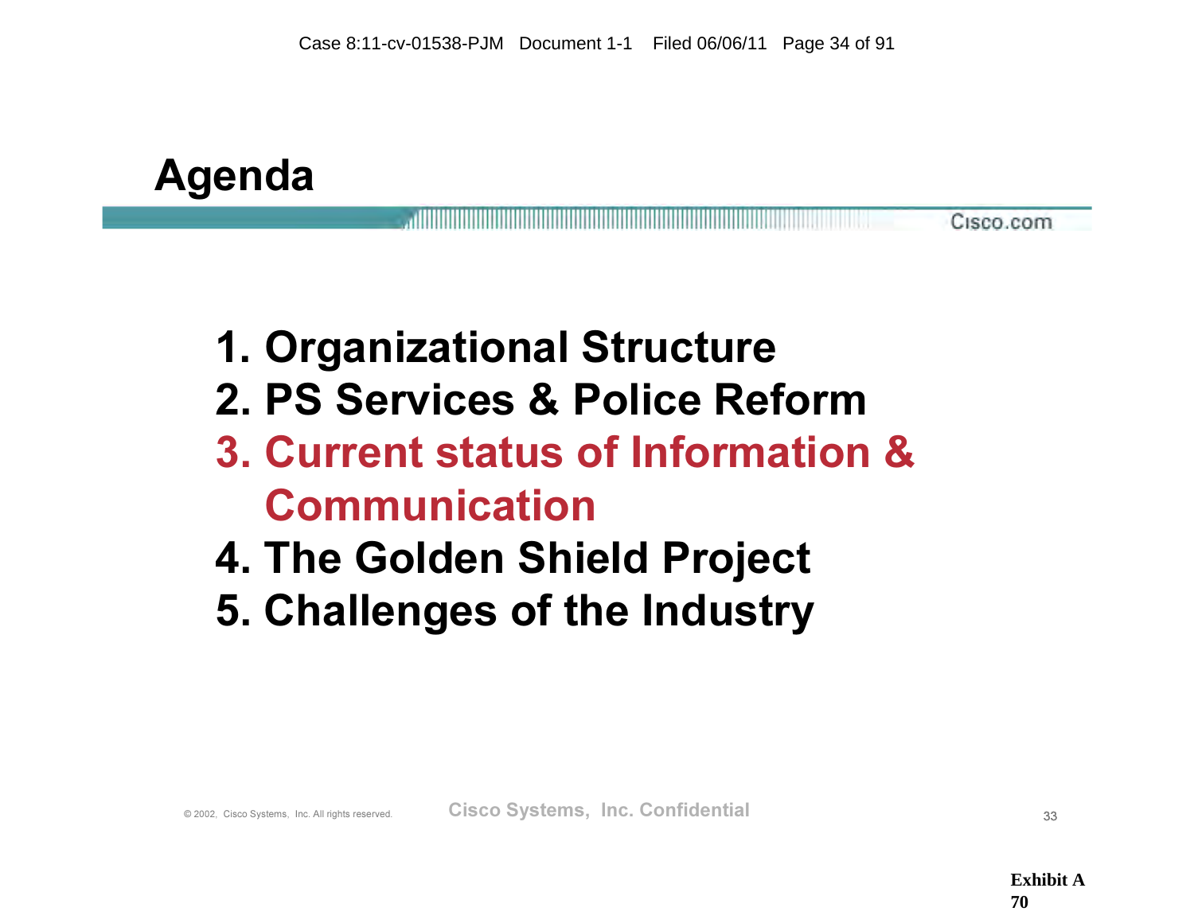# Agenda

Cisco.com

1. Organizational Structure
2. PS Services & Police Reform
3. Current status of Information & Communication
4. The Golden Shield Project
5. Challenges of the Industry

© 2002, Cisco Systems, Inc. All rights reserved. Cisco Systems, Inc. Confidential

Exhibit A 70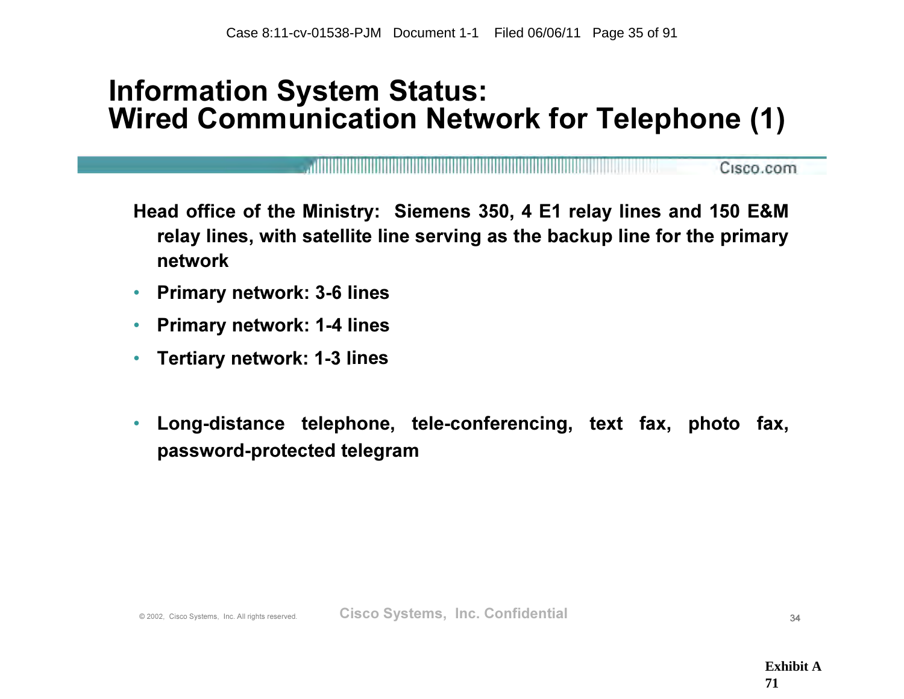# Information System Status: Wired Communication Network for Telephone (1)

Cisco.com

**Head office of the Ministry: Siemens 350, 4 E1 relay lines and 150 E&M relay lines, with satellite line serving as the backup line for the primary network**

- **Primary network: 3-6 lines**
- **Primary network: 1-4 lines**
- **Tertiary network: 1-3 lines**

- **Long-distance telephone, tele-conferencing, text fax, photo fax, password-protected telegram**

© 2002, Cisco Systems, Inc. All rights reserved. **Cisco Systems, Inc. Confidential**

**Exhibit A**
**71**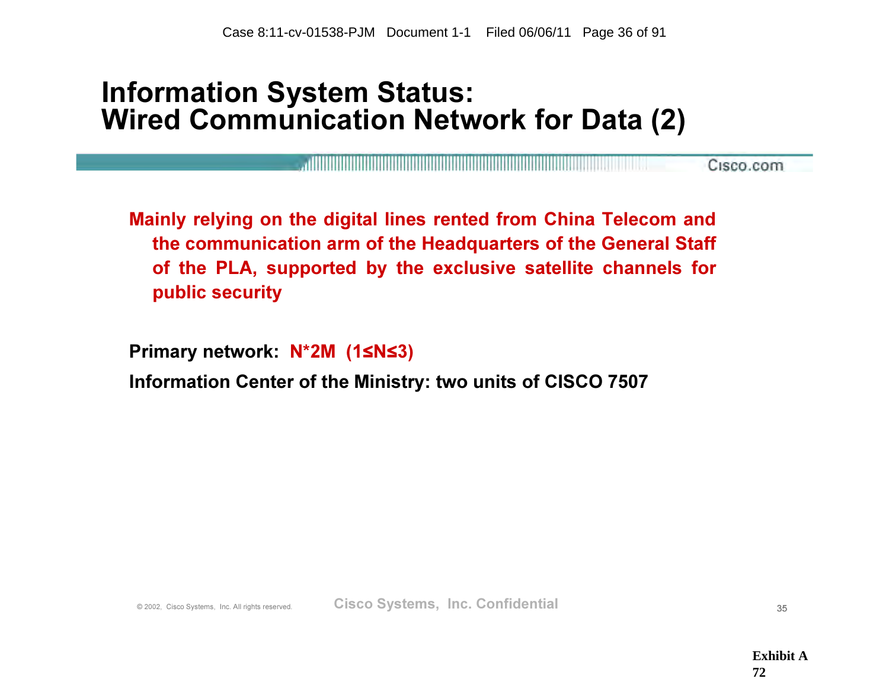# Information System Status: Wired Communication Network for Data (2)

Cisco.com

**Mainly relying on the digital lines rented from China Telecom and the communication arm of the Headquarters of the General Staff of the PLA, supported by the exclusive satellite channels for public security**

**Primary network: N*2M (1≤N≤3)**

**Information Center of the Ministry: two units of CISCO 7507**

© 2002, Cisco Systems, Inc. All rights reserved. **Cisco Systems, Inc. Confidential**

**Exhibit A**
**72**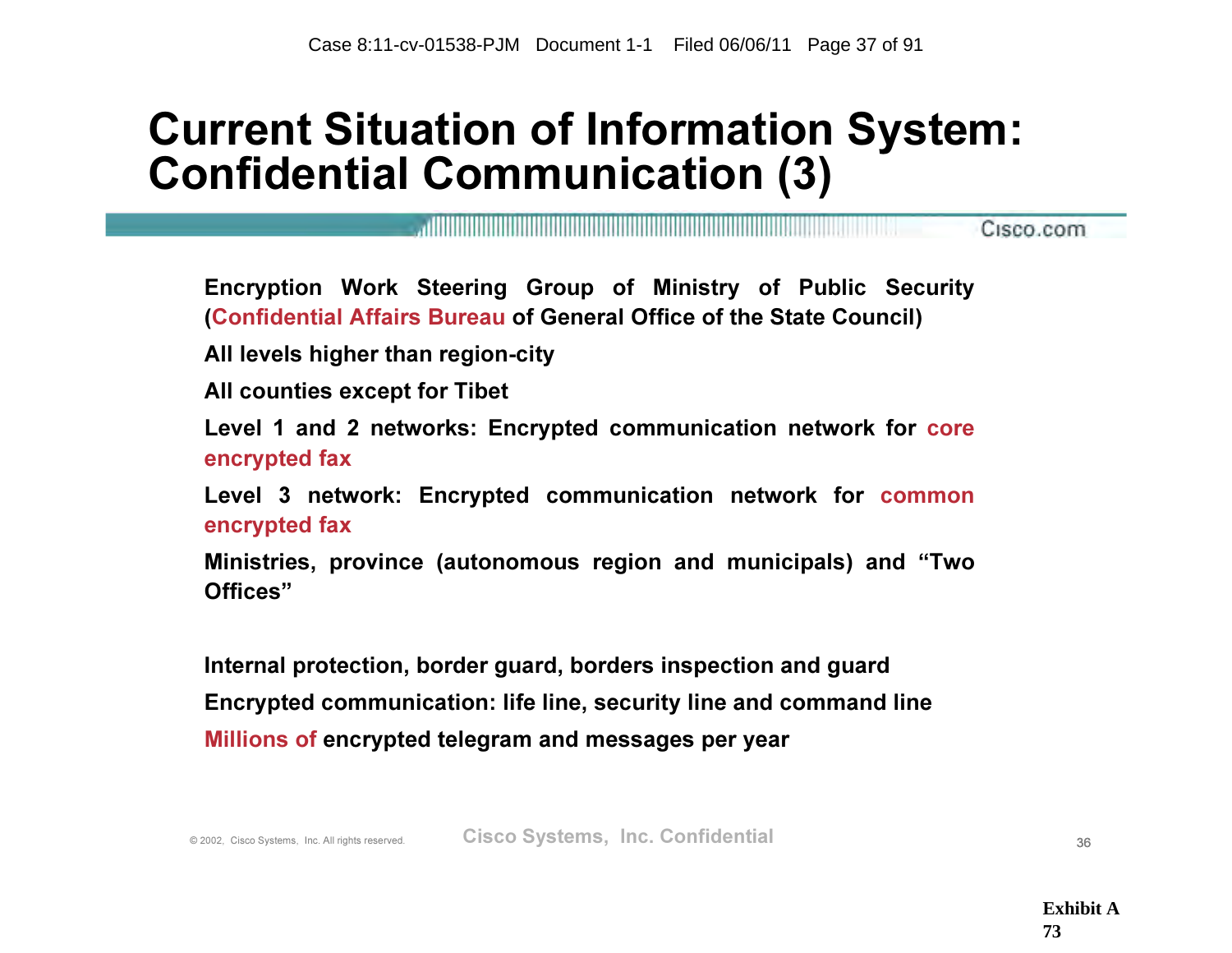# Current Situation of Information System: Confidential Communication (3)

Cisco.com

**Encryption Work Steering Group of Ministry of Public Security (Confidential Affairs Bureau of General Office of the State Council)**

**All levels higher than region-city**

**All counties except for Tibet**

**Level 1 and 2 networks: Encrypted communication network for core encrypted fax**

**Level 3 network: Encrypted communication network for common encrypted fax**

**Ministries, province (autonomous region and municipals) and "Two Offices"**

**Internal protection, border guard, borders inspection and guard**

**Encrypted communication: life line, security line and command line**

**Millions of encrypted telegram and messages per year**

© 2002, Cisco Systems, Inc. All rights reserved. Cisco Systems, Inc. Confidential

Exhibit A
73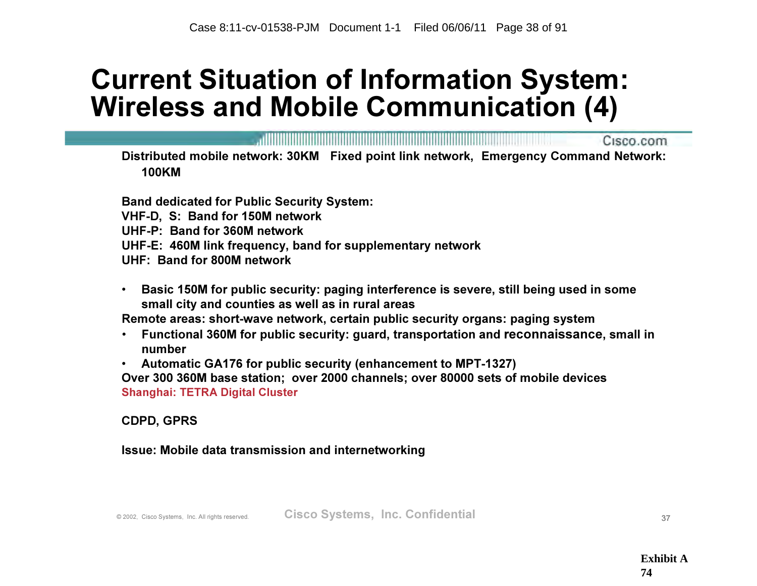# Current Situation of Information System: Wireless and Mobile Communication (4)

Cisco.com

**Distributed mobile network: 30KM   Fixed point link network,  Emergency Command Network: 100KM**

**Band dedicated for Public Security System:**
**VHF-D,  S:  Band for 150M network**
**UHF-P:  Band for 360M network**
**UHF-E:  460M link frequency, band for supplementary network**
**UHF:  Band for 800M network**

- **Basic 150M for public security: paging interference is severe, still being used in some small city and counties as well as in rural areas**

**Remote areas: short-wave network, certain public security organs: paging system**

- **Functional 360M for public security: guard, transportation and reconnaissance, small in number**
- **Automatic GA176 for public security (enhancement to MPT-1327)**

**Over 300 360M base station;  over 2000 channels; over 80000 sets of mobile devices**
**Shanghai: TETRA Digital Cluster**

**CDPD, GPRS**

**Issue: Mobile data transmission and internetworking**

© 2002,  Cisco Systems,  Inc. All rights reserved.     Cisco Systems,  Inc. Confidential

**Exhibit A**
**74**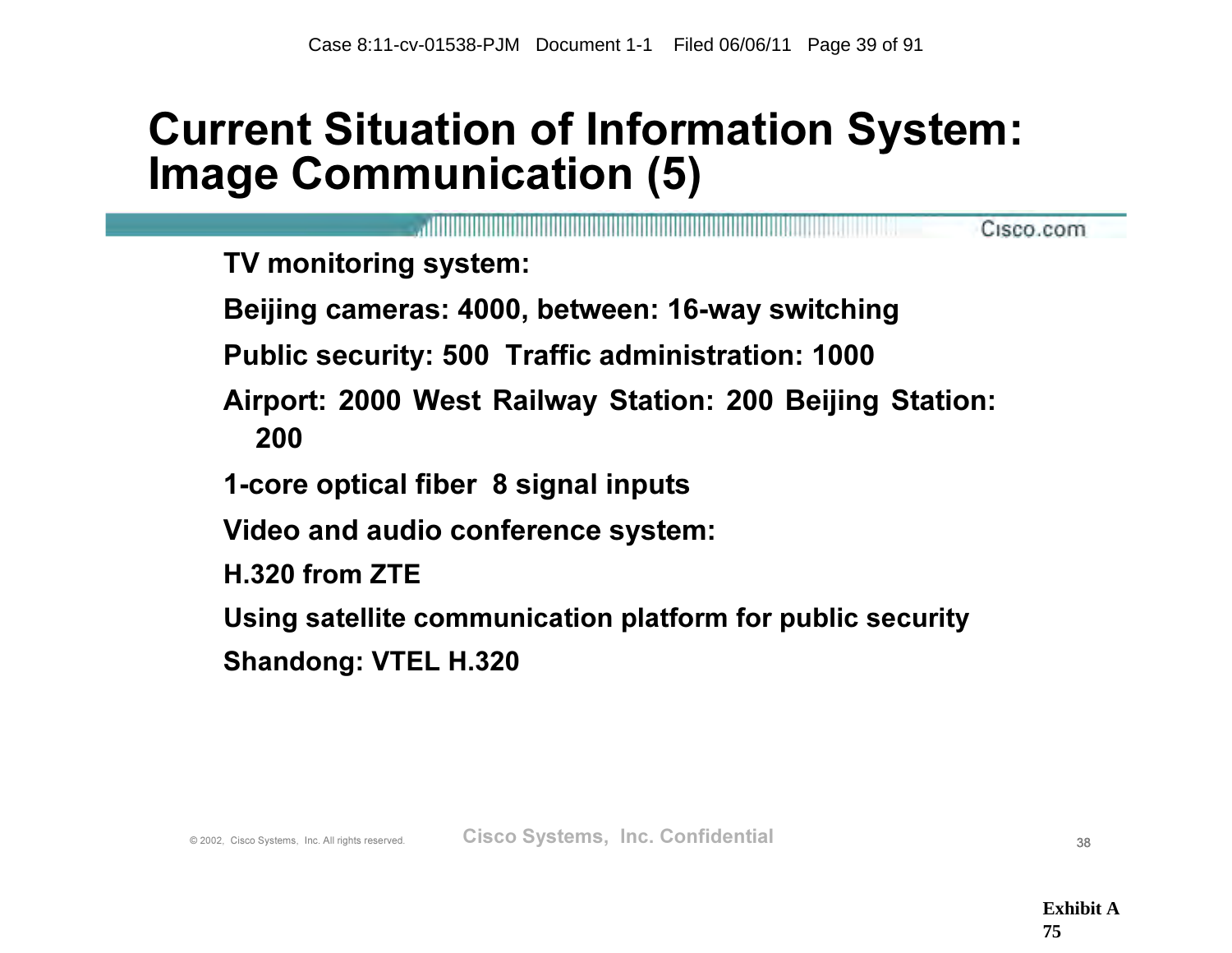# Current Situation of Information System: Image Communication (5)

Cisco.com

**TV monitoring system:**

**Beijing cameras: 4000, between: 16-way switching**

**Public security: 500 Traffic administration: 1000**

**Airport: 2000 West Railway Station: 200 Beijing Station: 200**

**1-core optical fiber 8 signal inputs**

**Video and audio conference system:**

**H.320 from ZTE**

**Using satellite communication platform for public security**

**Shandong: VTEL H.320**

© 2002, Cisco Systems, Inc. All rights reserved.

Cisco Systems, Inc. Confidential

Exhibit A
75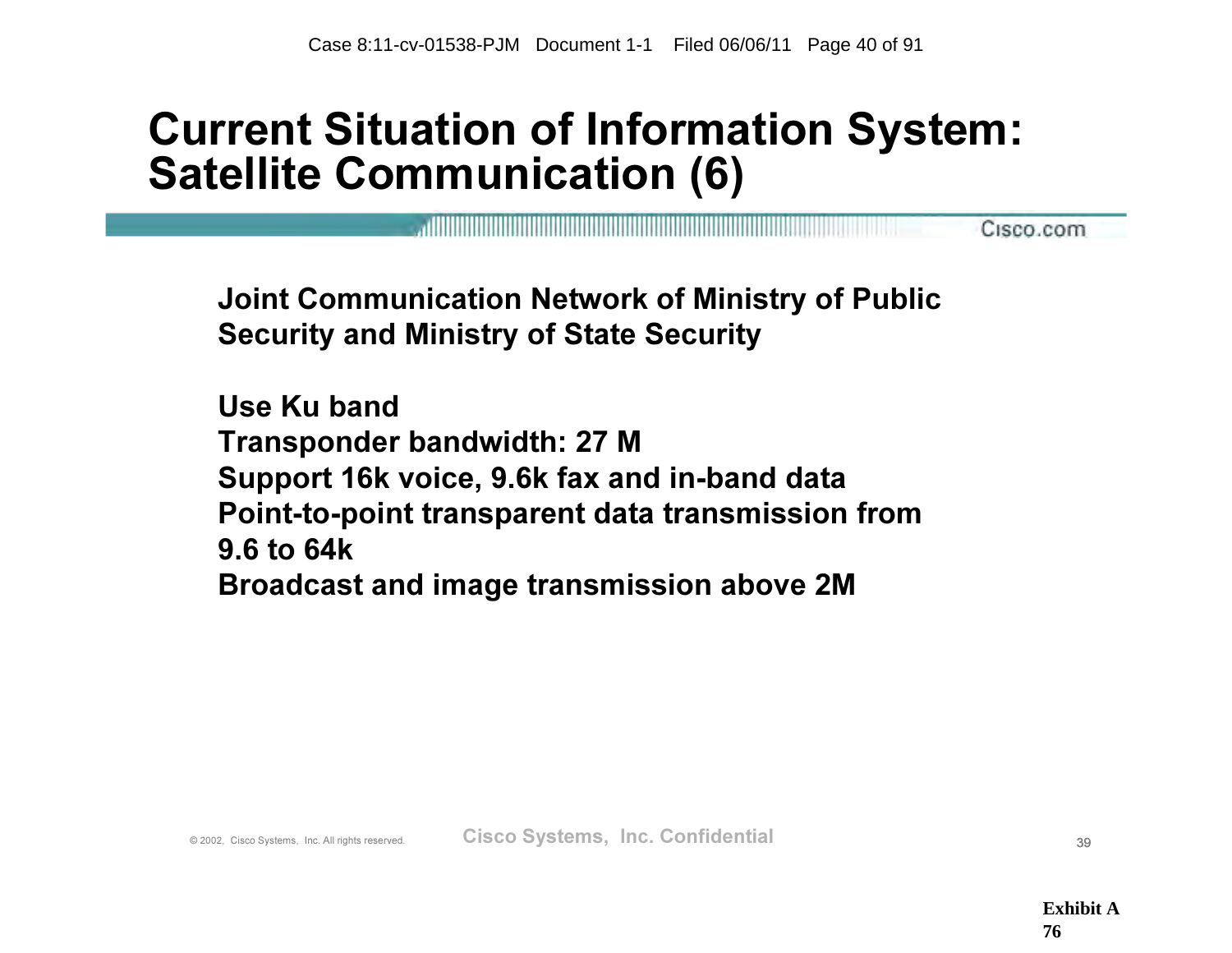# Current Situation of Information System: Satellite Communication (6)

Cisco.com

**Joint Communication Network of Ministry of Public Security and Ministry of State Security**

**Use Ku band**
**Transponder bandwidth: 27 M**
**Support 16k voice, 9.6k fax and in-band data**
**Point-to-point transparent data transmission from 9.6 to 64k**
**Broadcast and image transmission above 2M**

© 2002, Cisco Systems, Inc. All rights reserved. **Cisco Systems, Inc. Confidential**

**Exhibit A**
**76**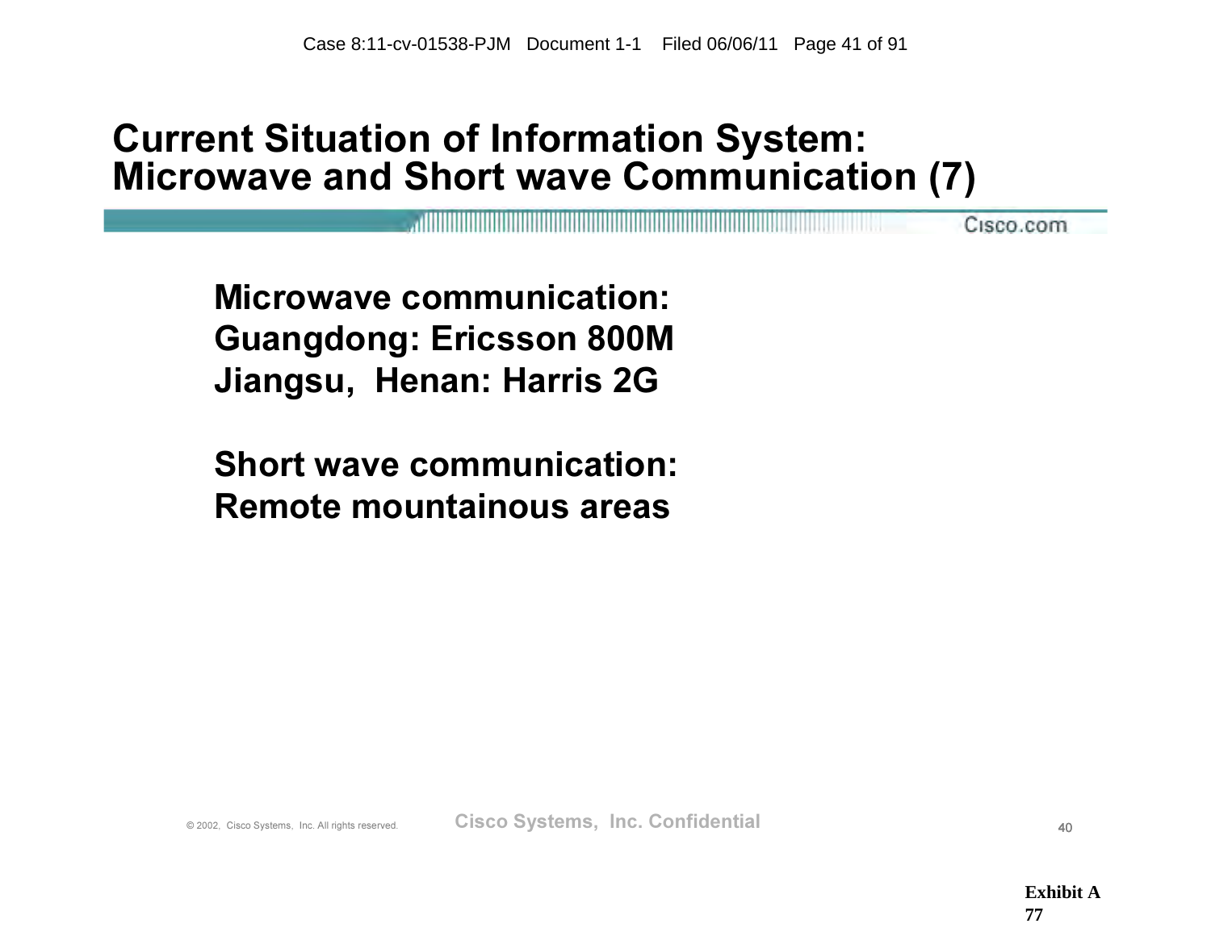# Current Situation of Information System: Microwave and Short wave Communication (7)

Cisco.com

**Microwave communication:**
**Guangdong: Ericsson 800M**
**Jiangsu, Henan: Harris 2G**

**Short wave communication:**
**Remote mountainous areas**

© 2002, Cisco Systems, Inc. All rights reserved.

Cisco Systems, Inc. Confidential

**Exhibit A**
**77**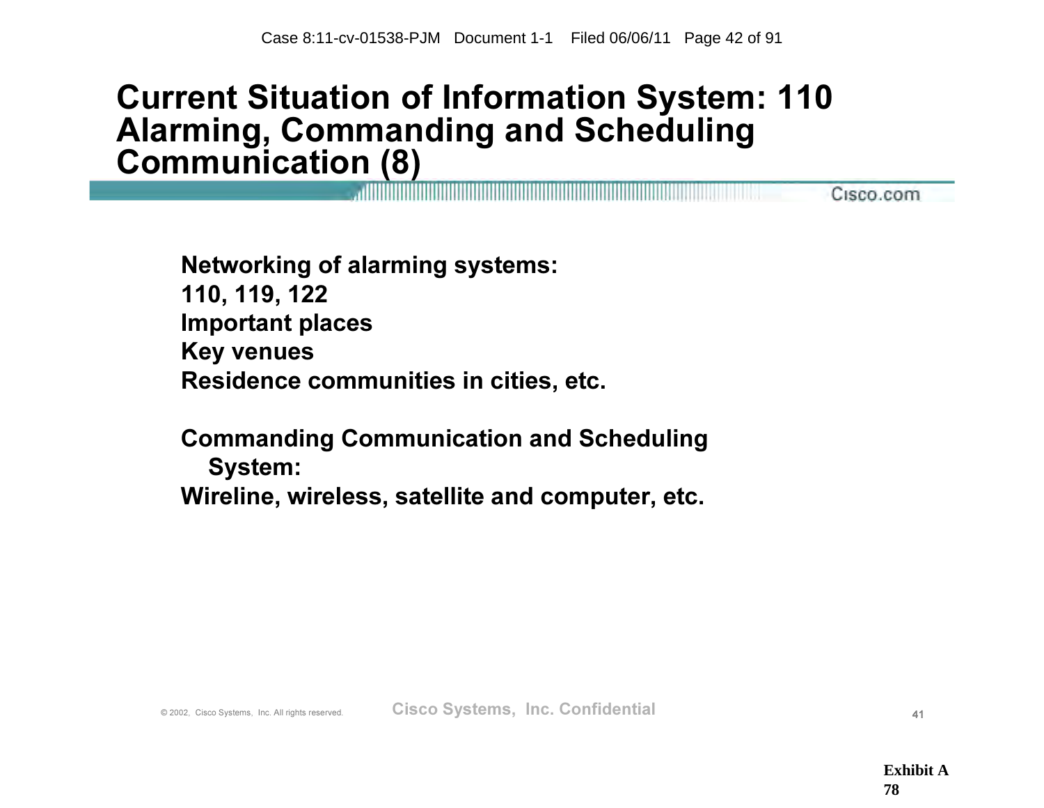# Current Situation of Information System: 110 Alarming, Commanding and Scheduling Communication (8)

Networking of alarming systems:
110, 119, 122
Important places
Key venues
Residence communities in cities, etc.

Commanding Communication and Scheduling System:
Wireline, wireless, satellite and computer, etc.

© 2002, Cisco Systems, Inc. All rights reserved. Cisco Systems, Inc. Confidential

Exhibit A
78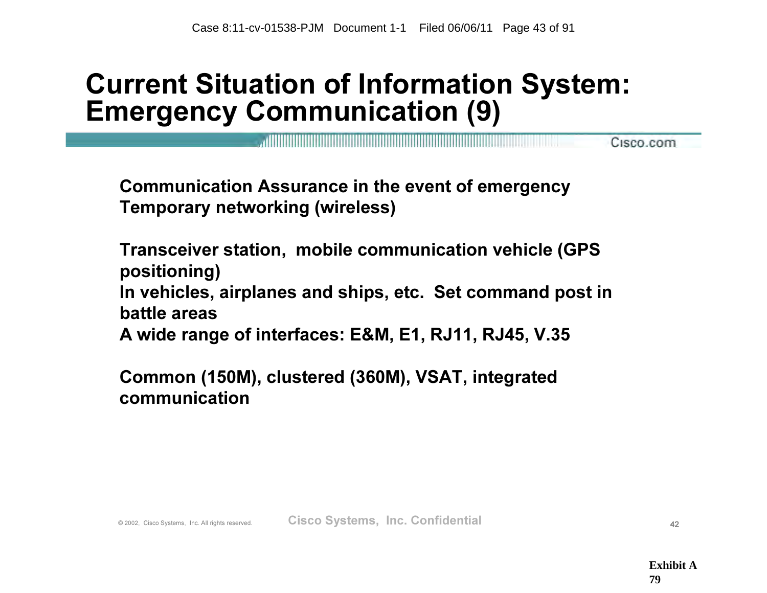# Current Situation of Information System: Emergency Communication (9)

Cisco.com

Communication Assurance in the event of emergency
Temporary networking (wireless)

Transceiver station, mobile communication vehicle (GPS positioning)
In vehicles, airplanes and ships, etc. Set command post in battle areas
A wide range of interfaces: E&M, E1, RJ11, RJ45, V.35

Common (150M), clustered (360M), VSAT, integrated communication

© 2002, Cisco Systems, Inc. All rights reserved. Cisco Systems, Inc. Confidential

Exhibit A
79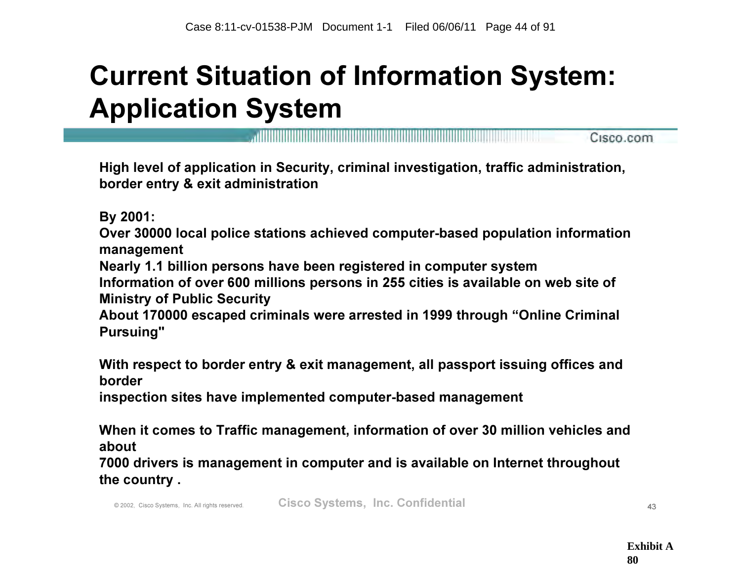# Current Situation of Information System: Application System

Cisco.com

**High level of application in Security, criminal investigation, traffic administration, border entry & exit administration**

**By 2001:**
**Over 30000 local police stations achieved computer-based population information management**
**Nearly 1.1 billion persons have been registered in computer system**
**Information of over 600 millions persons in 255 cities is available on web site of Ministry of Public Security**
**About 170000 escaped criminals were arrested in 1999 through "Online Criminal Pursuing"**

**With respect to border entry & exit management, all passport issuing offices and border**
**inspection sites have implemented computer-based management**

**When it comes to Traffic management, information of over 30 million vehicles and about**
**7000 drivers is management in computer and is available on Internet throughout the country .**

© 2002, Cisco Systems, Inc. All rights reserved. Cisco Systems, Inc. Confidential

Exhibit A
80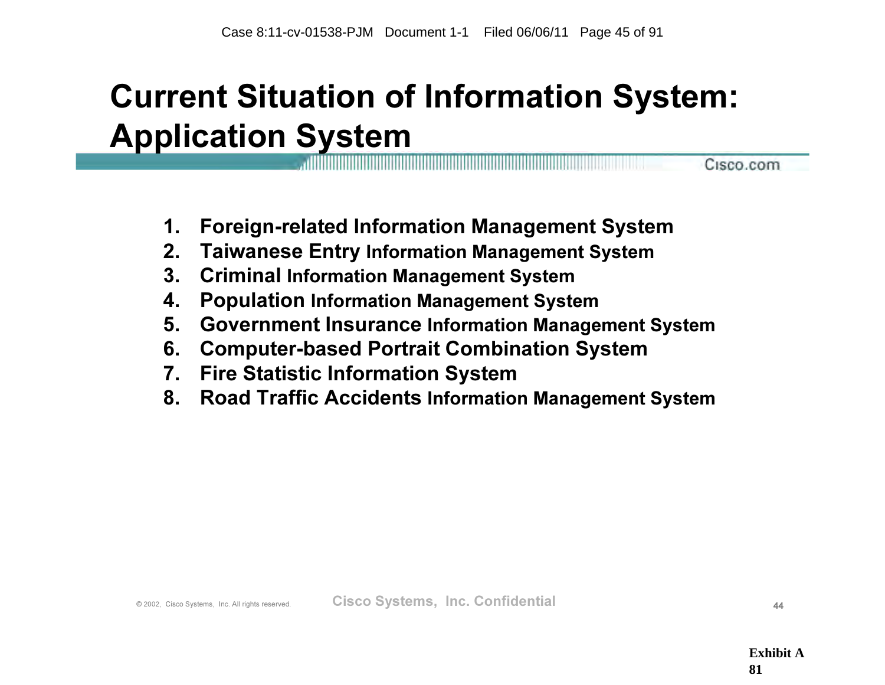# Current Situation of Information System: Application System

Cisco.com

1. Foreign-related Information Management System
2. Taiwanese Entry Information Management System
3. Criminal Information Management System
4. Population Information Management System
5. Government Insurance Information Management System
6. Computer-based Portrait Combination System
7. Fire Statistic Information System
8. Road Traffic Accidents Information Management System

© 2002, Cisco Systems, Inc. All rights reserved. Cisco Systems, Inc. Confidential

Exhibit A
81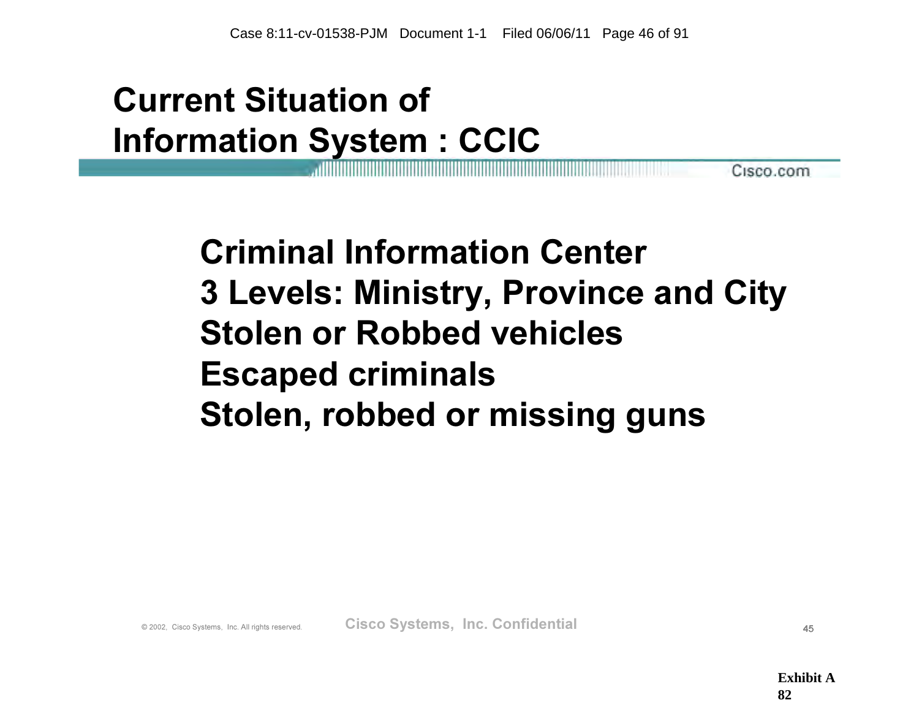# Current Situation of Information System : CCIC

Cisco.com

Criminal Information Center
3 Levels: Ministry, Province and City
Stolen or Robbed vehicles
Escaped criminals
Stolen, robbed or missing guns

© 2002, Cisco Systems, Inc. All rights reserved. **Cisco Systems, Inc. Confidential**

**Exhibit A**
**82**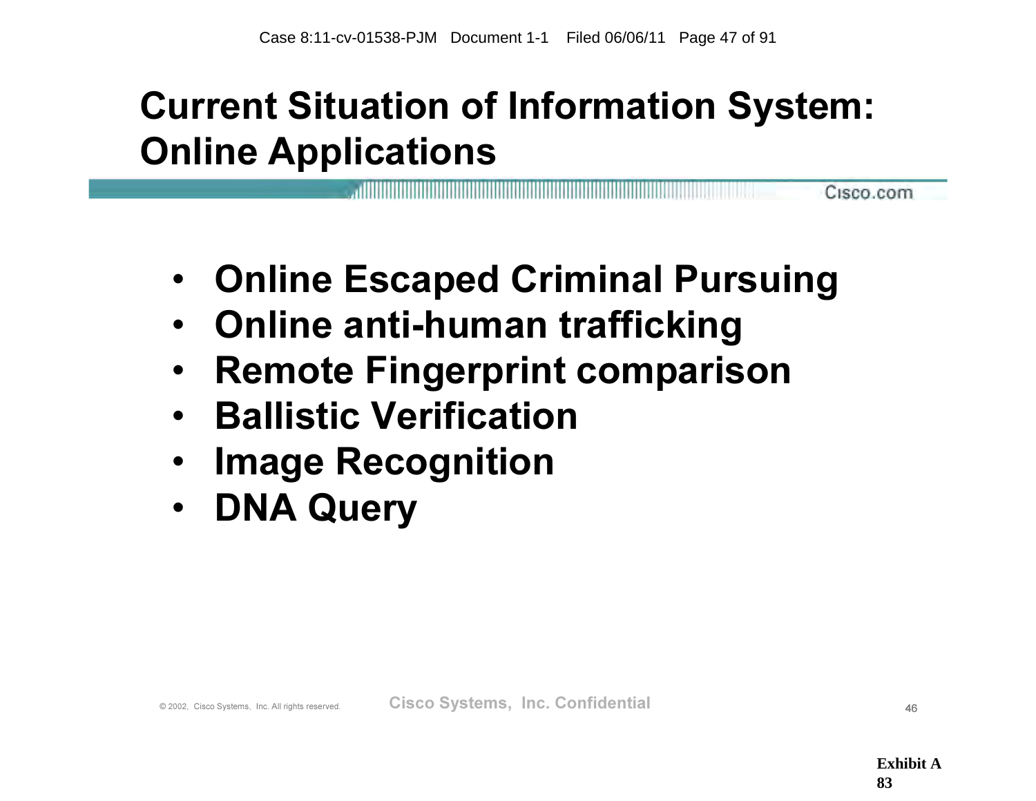# Current Situation of Information System: Online Applications

Cisco.com

- Online Escaped Criminal Pursuing
- Online anti-human trafficking
- Remote Fingerprint comparison
- Ballistic Verification
- Image Recognition
- DNA Query

© 2002, Cisco Systems, Inc. All rights reserved.

Cisco Systems, Inc. Confidential

Exhibit A
83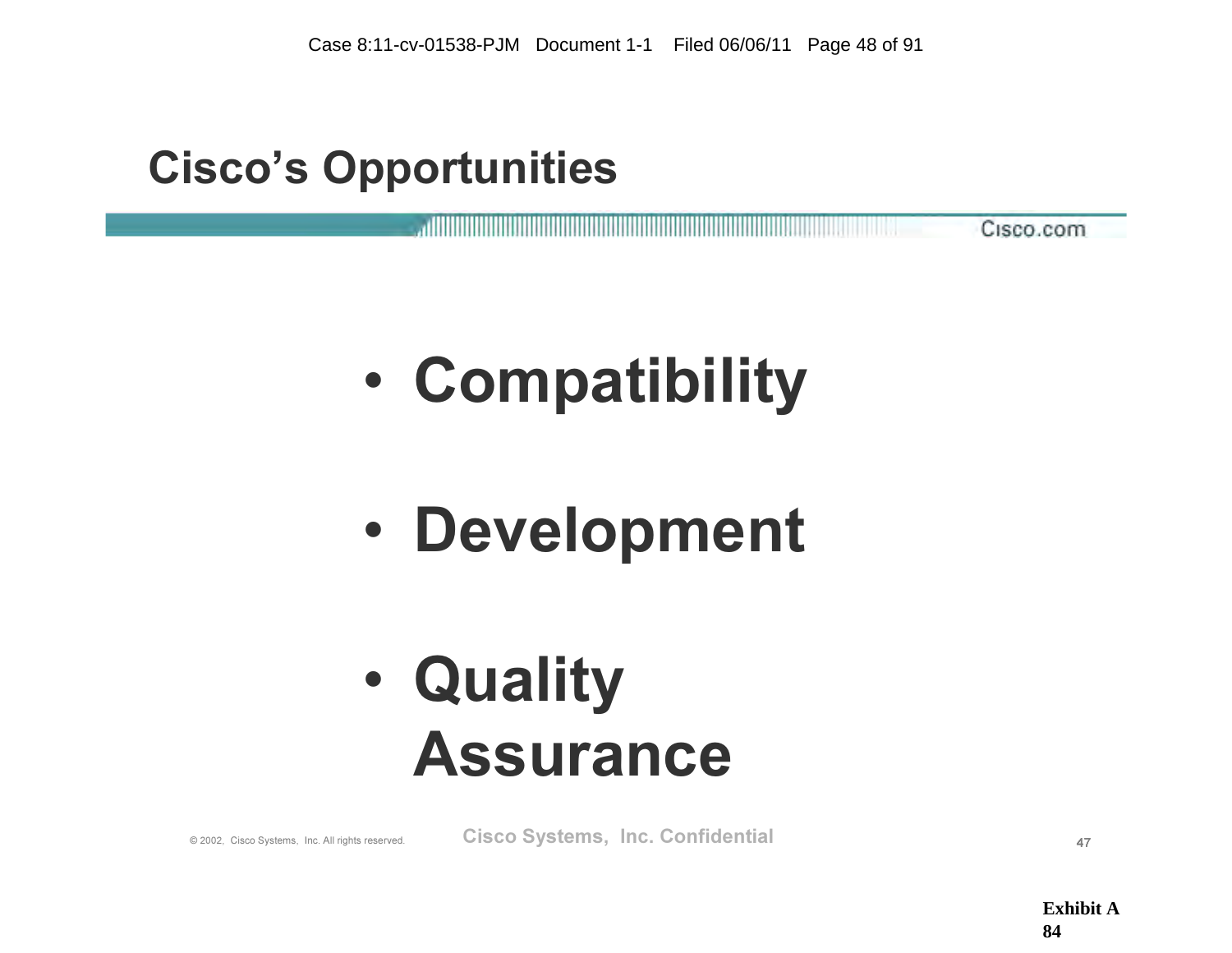# Cisco's Opportunities

Cisco.com

- Compatibility
- Development
- Quality Assurance

© 2002, Cisco Systems, Inc. All rights reserved.

Cisco Systems, Inc. Confidential

Exhibit A
84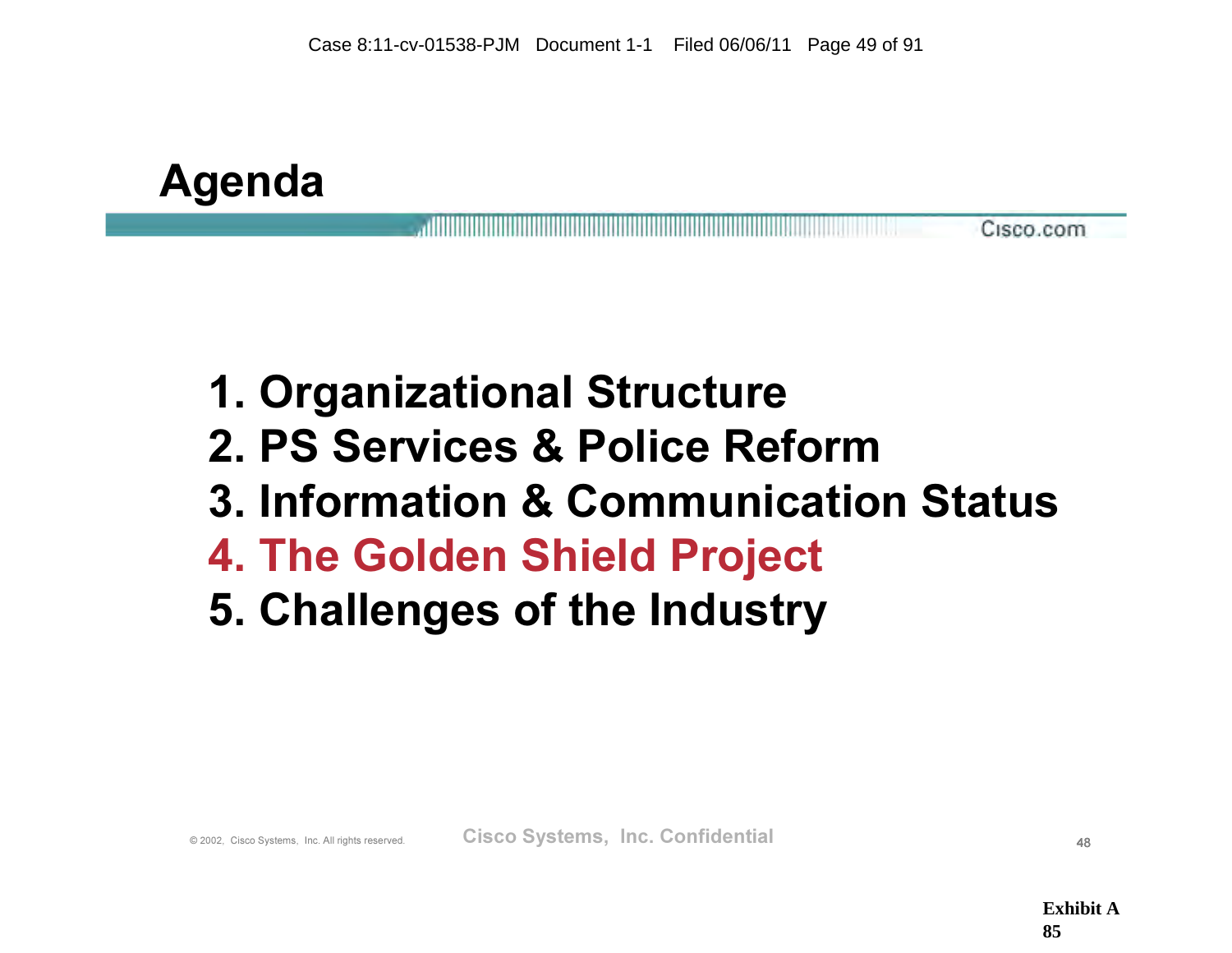# Agenda

Cisco.com

1. Organizational Structure
2. PS Services & Police Reform
3. Information & Communication Status
4. The Golden Shield Project
5. Challenges of the Industry

© 2002, Cisco Systems, Inc. All rights reserved. Cisco Systems, Inc. Confidential

Exhibit A
85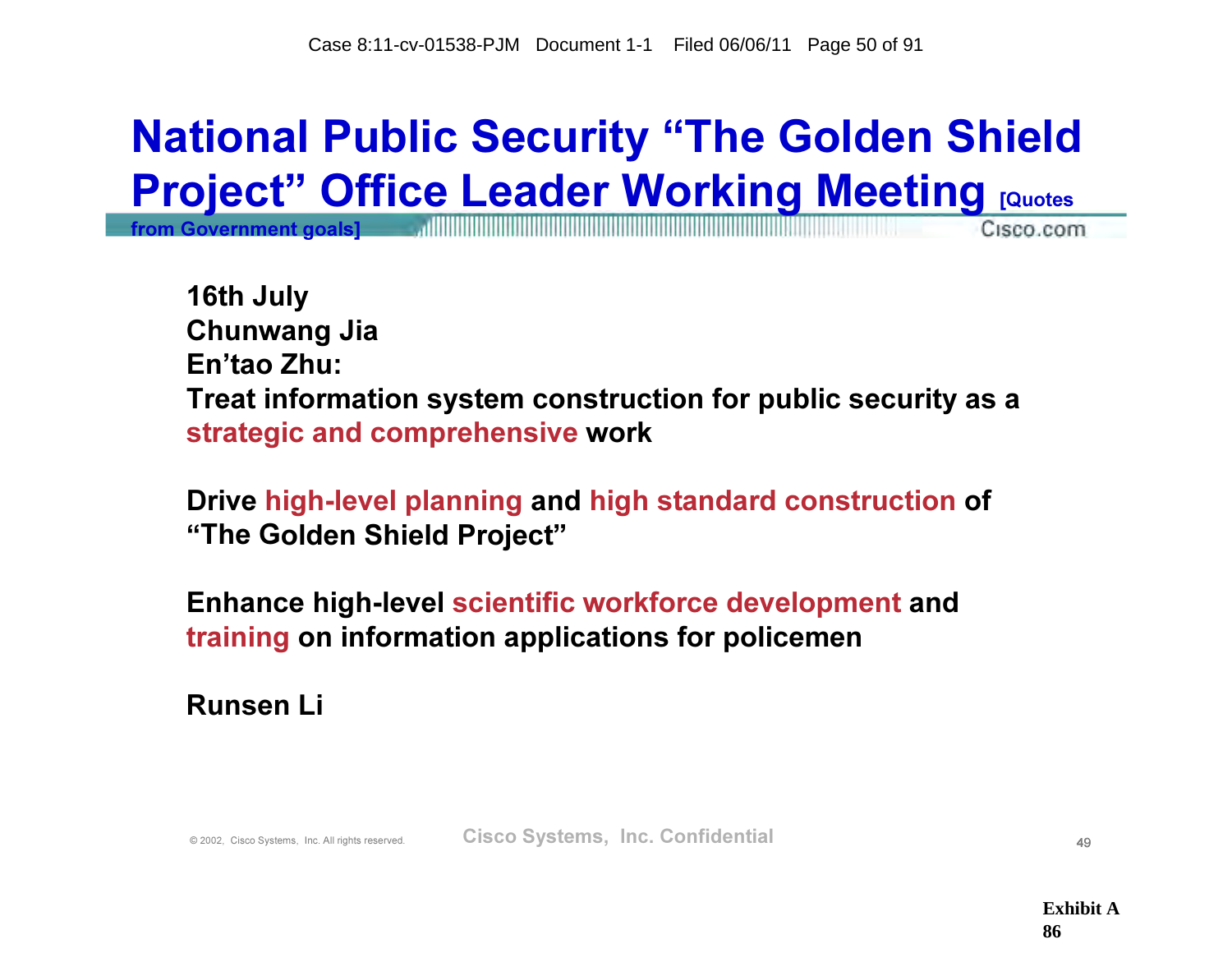# National Public Security "The Golden Shield Project" Office Leader Working Meeting [Quotes from Government goals]

Cisco.com

**16th July**
**Chunwang Jia**
**En'tao Zhu:**
**Treat information system construction for public security as a strategic and comprehensive work**

**Drive high-level planning and high standard construction of "The Golden Shield Project"**

**Enhance high-level scientific workforce development and training on information applications for policemen**

**Runsen Li**

© 2002, Cisco Systems, Inc. All rights reserved. Cisco Systems, Inc. Confidential

Exhibit A
86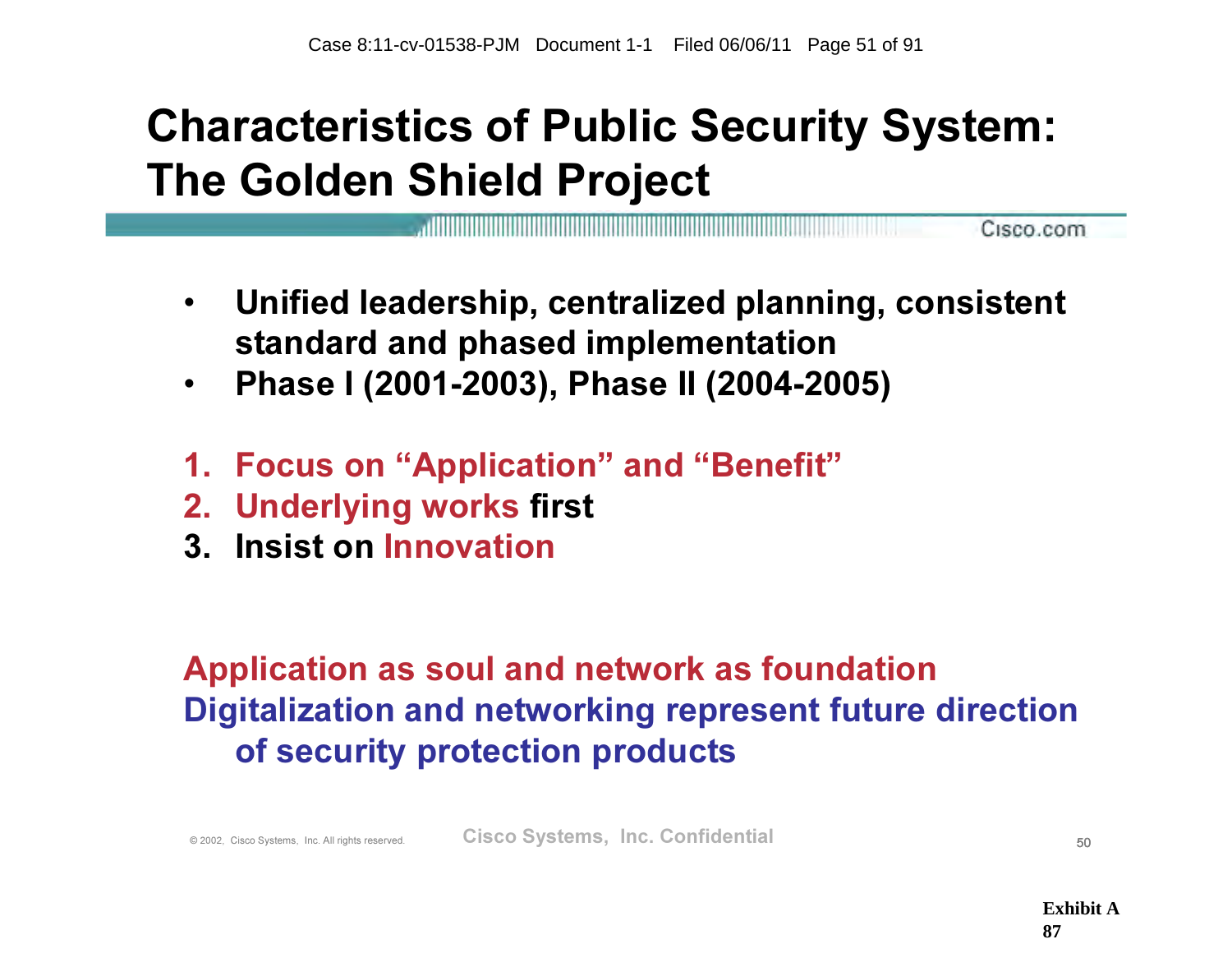# Characteristics of Public Security System: The Golden Shield Project

Cisco.com

- **Unified leadership, centralized planning, consistent standard and phased implementation**
- **Phase I (2001-2003), Phase II (2004-2005)**

1. **Focus on "Application" and "Benefit"**
2. **Underlying works first**
3. **Insist on Innovation**

**Application as soul and network as foundation**

**Digitalization and networking represent future direction of security protection products**

© 2002, Cisco Systems, Inc. All rights reserved.

Cisco Systems, Inc. Confidential

Exhibit A 87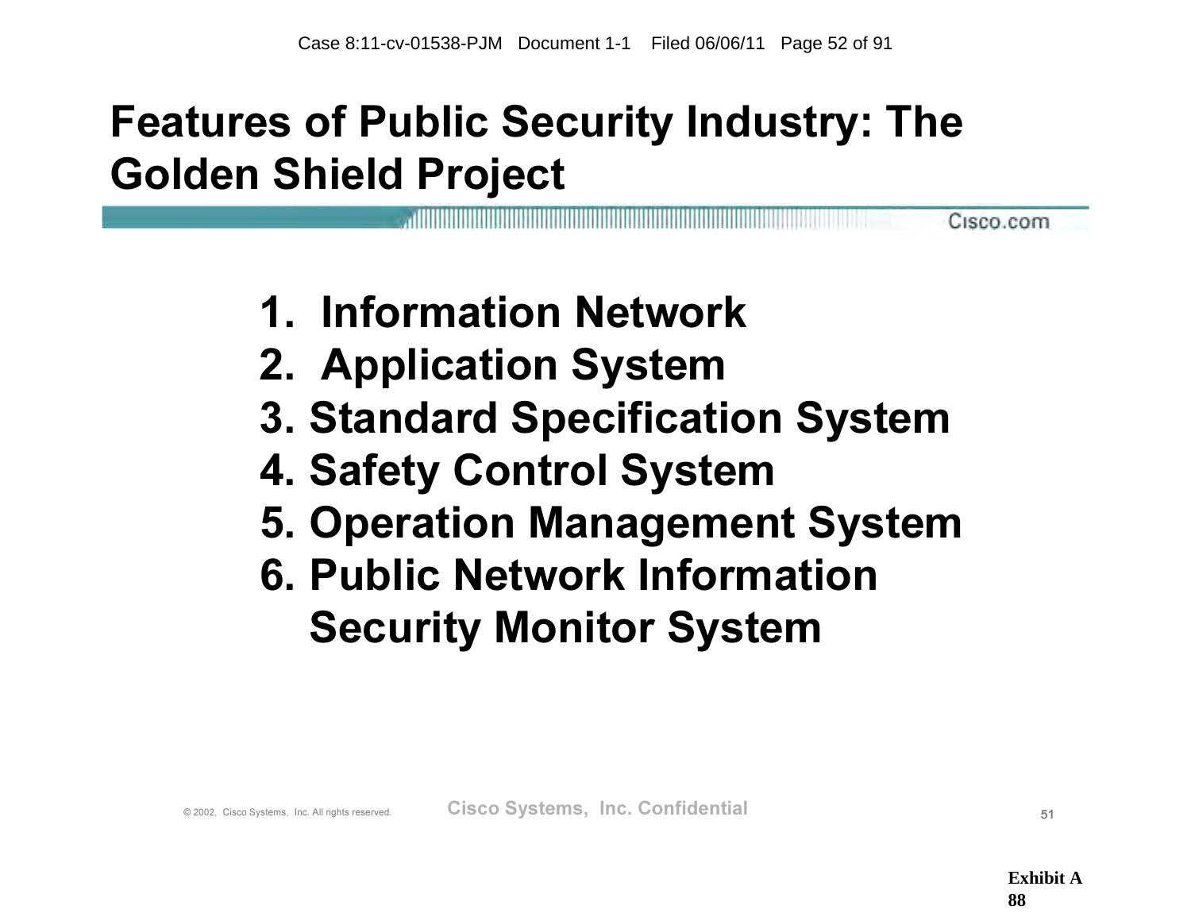# Features of Public Security Industry: The Golden Shield Project

Cisco.com

1. Information Network
2. Application System
3. Standard Specification System
4. Safety Control System
5. Operation Management System
6. Public Network Information Security Monitor System

© 2002, Cisco Systems, Inc. All rights reserved.

Cisco Systems, Inc. Confidential

Exhibit A
88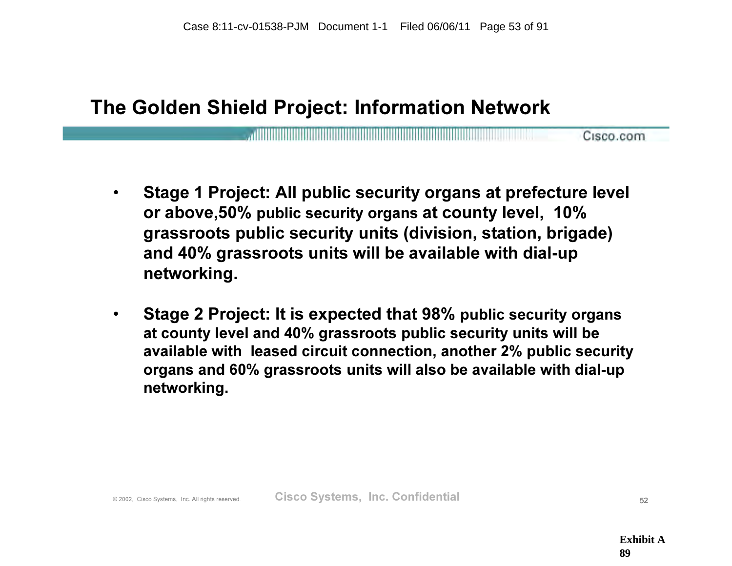# The Golden Shield Project: Information Network

Cisco.com

- **Stage 1 Project: All public security organs at prefecture level or above,50% public security organs at county level, 10% grassroots public security units (division, station, brigade) and 40% grassroots units will be available with dial-up networking.**

- **Stage 2 Project: It is expected that 98% public security organs at county level and 40% grassroots public security units will be available with leased circuit connection, another 2% public security organs and 60% grassroots units will also be available with dial-up networking.**

© 2002, Cisco Systems, Inc. All rights reserved.

**Cisco Systems, Inc. Confidential**

52

**Exhibit A**
**89**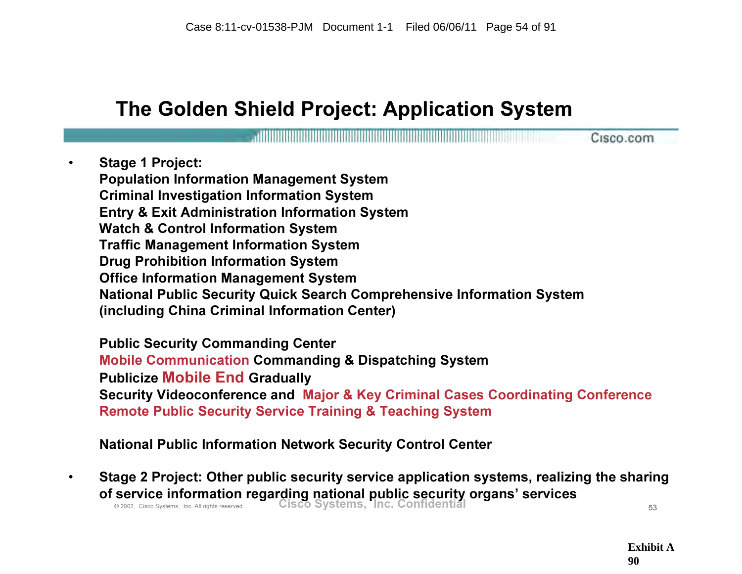# The Golden Shield Project: Application System

Cisco.com

- **Stage 1 Project:**
  **Population Information Management System**
  **Criminal Investigation Information System**
  **Entry & Exit Administration Information System**
  **Watch & Control Information System**
  **Traffic Management Information System**
  **Drug Prohibition Information System**
  **Office Information Management System**
  **National Public Security Quick Search Comprehensive Information System (including China Criminal Information Center)**

  **Public Security Commanding Center**
  **Mobile Communication Commanding & Dispatching System**
  **Publicize Mobile End Gradually**
  **Security Videoconference and Major & Key Criminal Cases Coordinating Conference**
  **Remote Public Security Service Training & Teaching System**

  **National Public Information Network Security Control Center**

- **Stage 2 Project: Other public security service application systems, realizing the sharing of service information regarding national public security organs' services**

© 2002, Cisco Systems, Inc. All rights reserved. **Cisco Systems, Inc. Confidential**

**Exhibit A 90**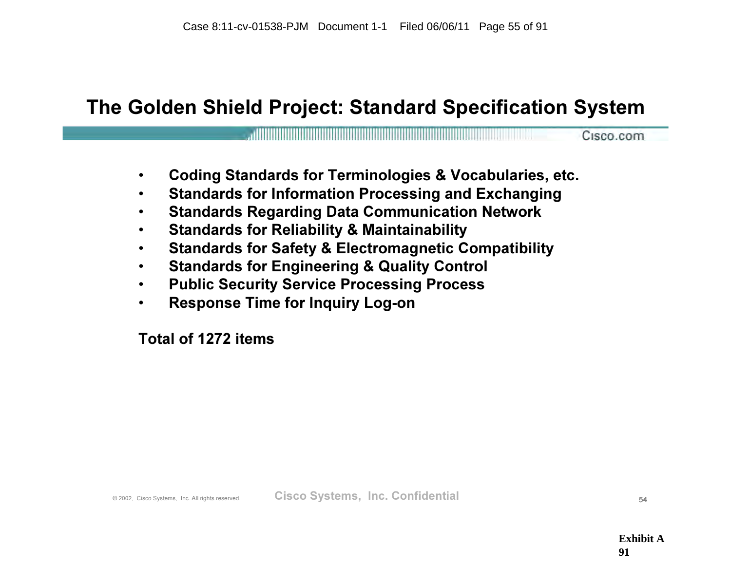# The Golden Shield Project: Standard Specification System

Cisco.com

- Coding Standards for Terminologies & Vocabularies, etc.
- Standards for Information Processing and Exchanging
- Standards Regarding Data Communication Network
- Standards for Reliability & Maintainability
- Standards for Safety & Electromagnetic Compatibility
- Standards for Engineering & Quality Control
- Public Security Service Processing Process
- Response Time for Inquiry Log-on

**Total of 1272 items**

© 2002, Cisco Systems, Inc. All rights reserved. **Cisco Systems, Inc. Confidential**

**Exhibit A**
**91**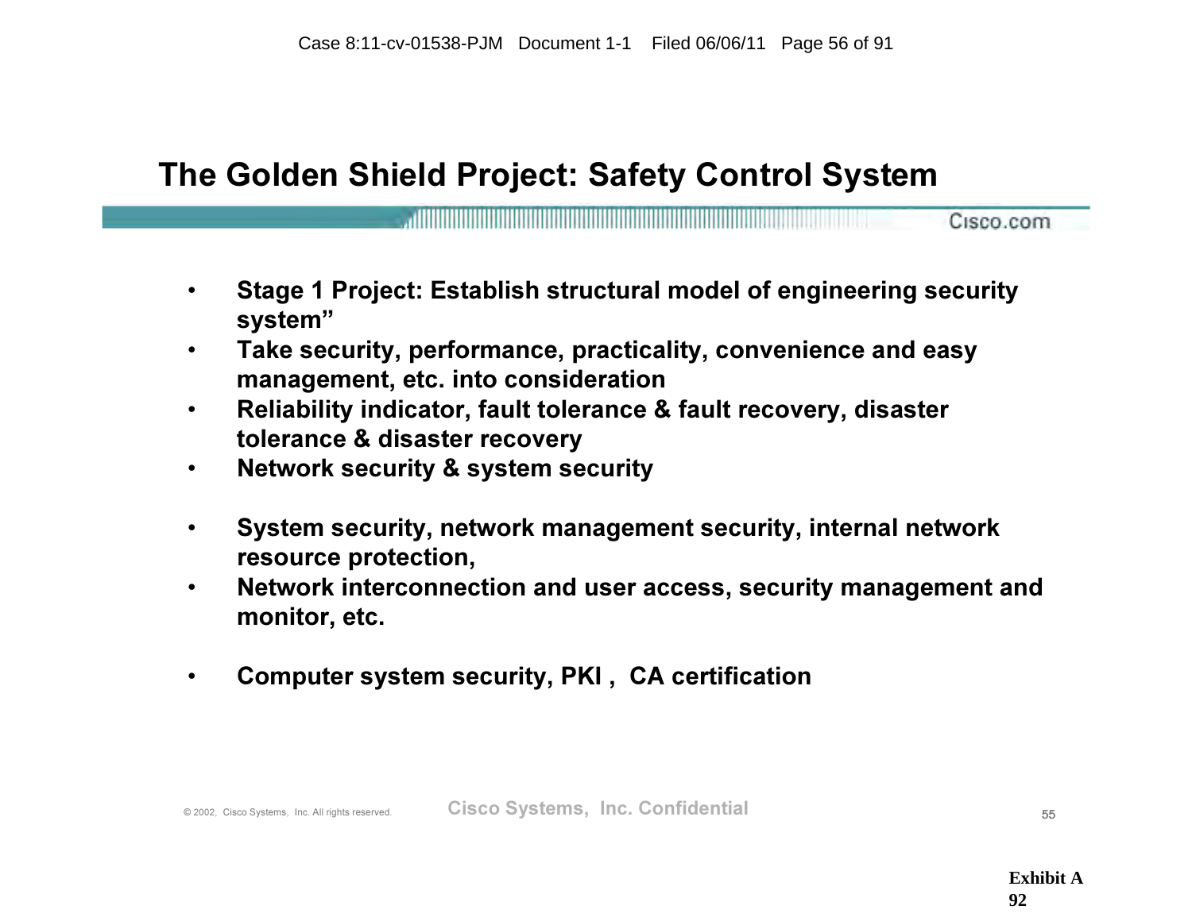# The Golden Shield Project: Safety Control System

Cisco.com

- **Stage 1 Project: Establish structural model of engineering security system"**
- **Take security, performance, practicality, convenience and easy management, etc. into consideration**
- **Reliability indicator, fault tolerance & fault recovery, disaster tolerance & disaster recovery**
- **Network security & system security**
- **System security, network management security, internal network resource protection,**
- **Network interconnection and user access, security management and monitor, etc.**
- **Computer system security, PKI , CA certification**

© 2002, Cisco Systems, Inc. All rights reserved. Cisco Systems, Inc. Confidential

Exhibit A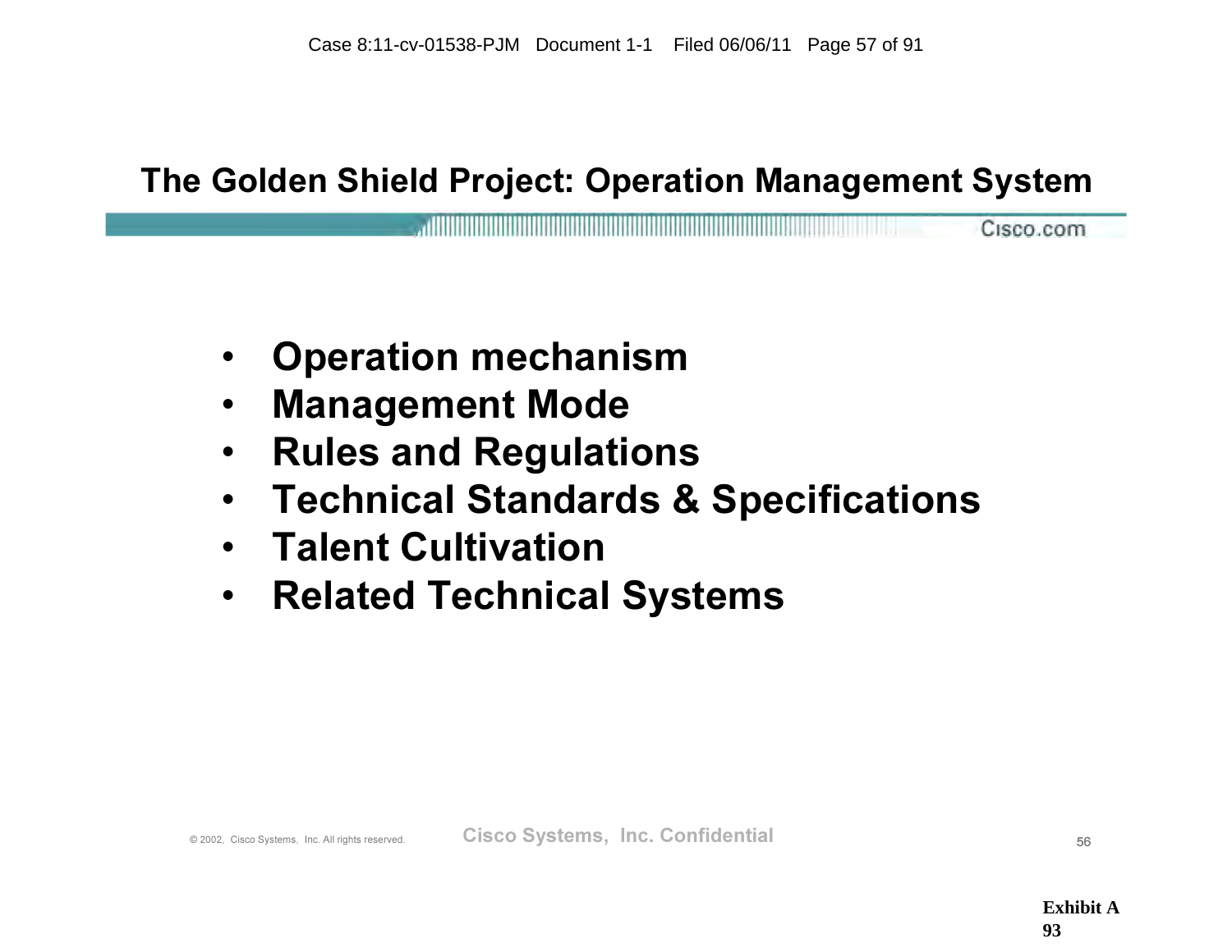# The Golden Shield Project: Operation Management System

Cisco.com

- **Operation mechanism**
- **Management Mode**
- **Rules and Regulations**
- **Technical Standards & Specifications**
- **Talent Cultivation**
- **Related Technical Systems**

© 2002, Cisco Systems, Inc. All rights reserved.

Cisco Systems, Inc. Confidential

Exhibit A
93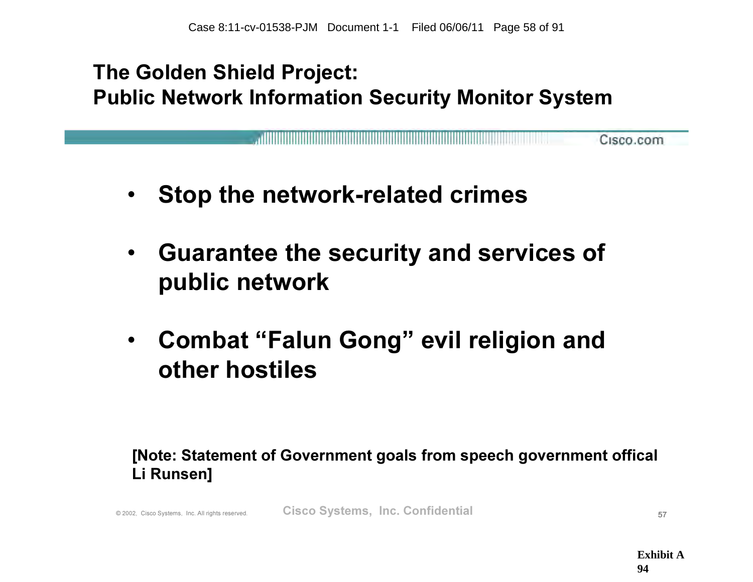# The Golden Shield Project:
# Public Network Information Security Monitor System

Cisco.com

- **Stop the network-related crimes**
- **Guarantee the security and services of public network**
- **Combat "Falun Gong" evil religion and other hostiles**

**[Note: Statement of Government goals from speech government offical Li Runsen]**

© 2002, Cisco Systems, Inc. All rights reserved. Cisco Systems, Inc. Confidential

**Exhibit A**
**94**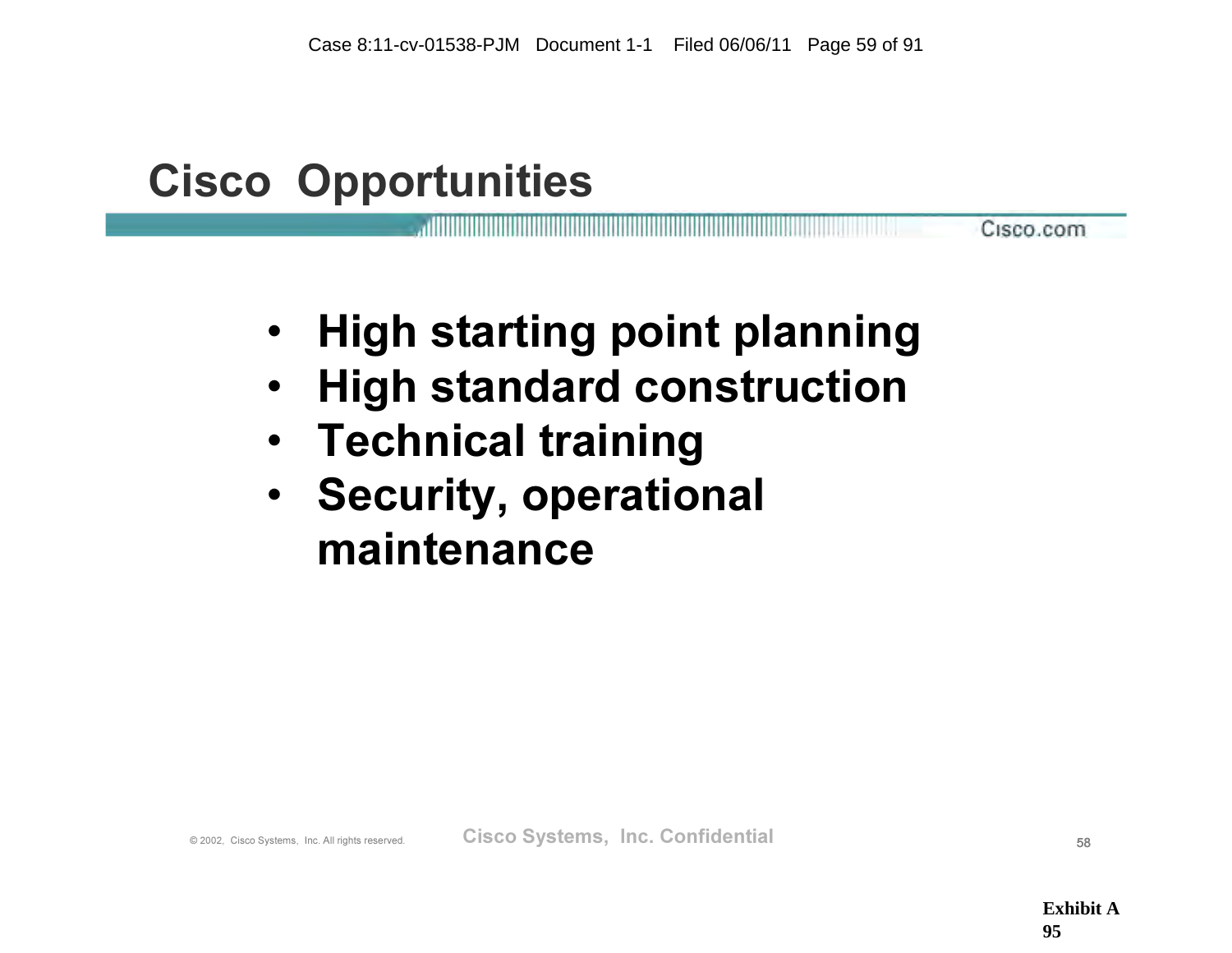# Cisco Opportunities

Cisco.com

- High starting point planning
- High standard construction
- Technical training
- Security, operational maintenance

© 2002, Cisco Systems, Inc. All rights reserved.

Cisco Systems, Inc. Confidential

Exhibit A
95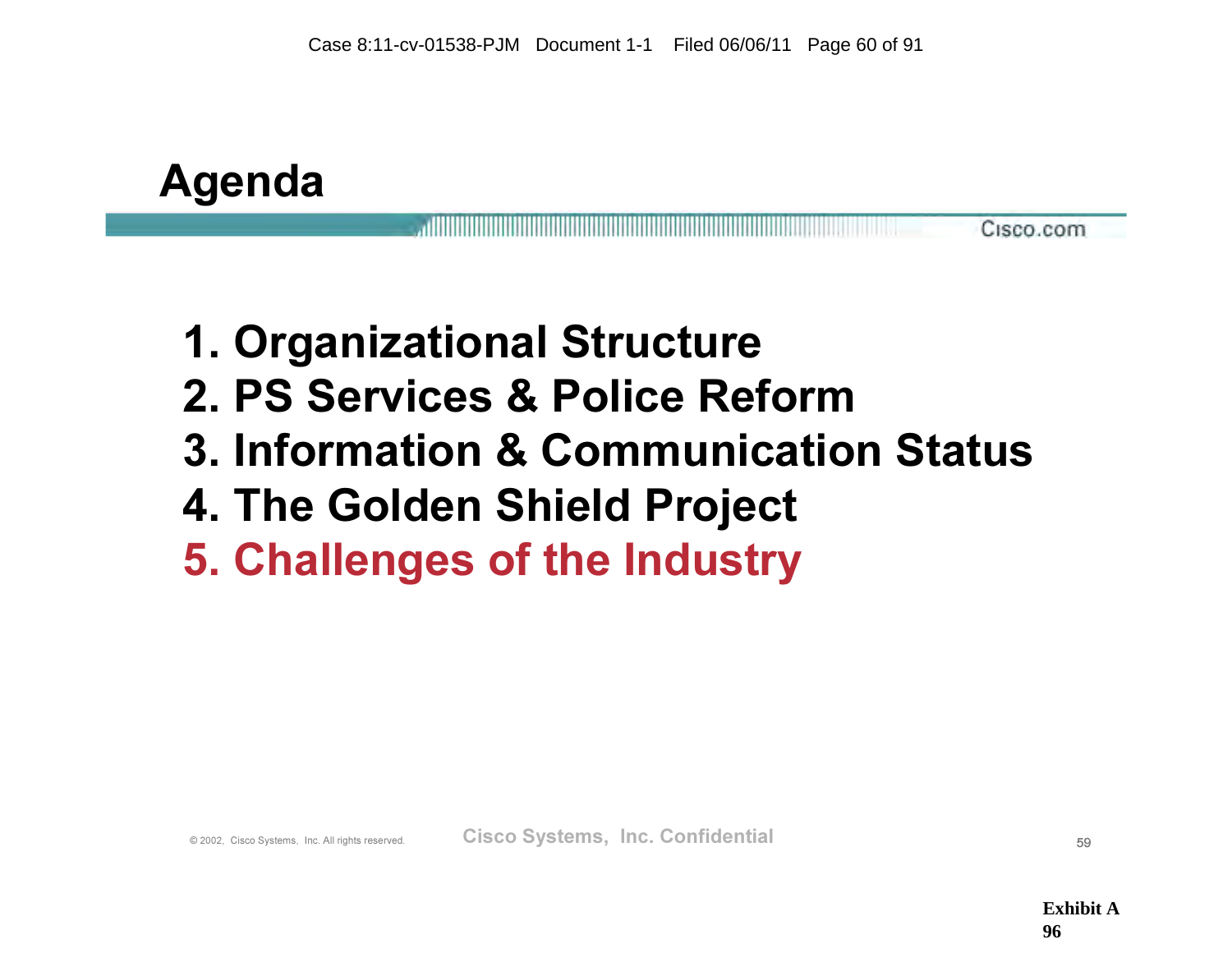# Agenda

Cisco.com

1. Organizational Structure
2. PS Services & Police Reform
3. Information & Communication Status
4. The Golden Shield Project
5. Challenges of the Industry

© 2002, Cisco Systems, Inc. All rights reserved. Cisco Systems, Inc. Confidential

**Exhibit A**
**96**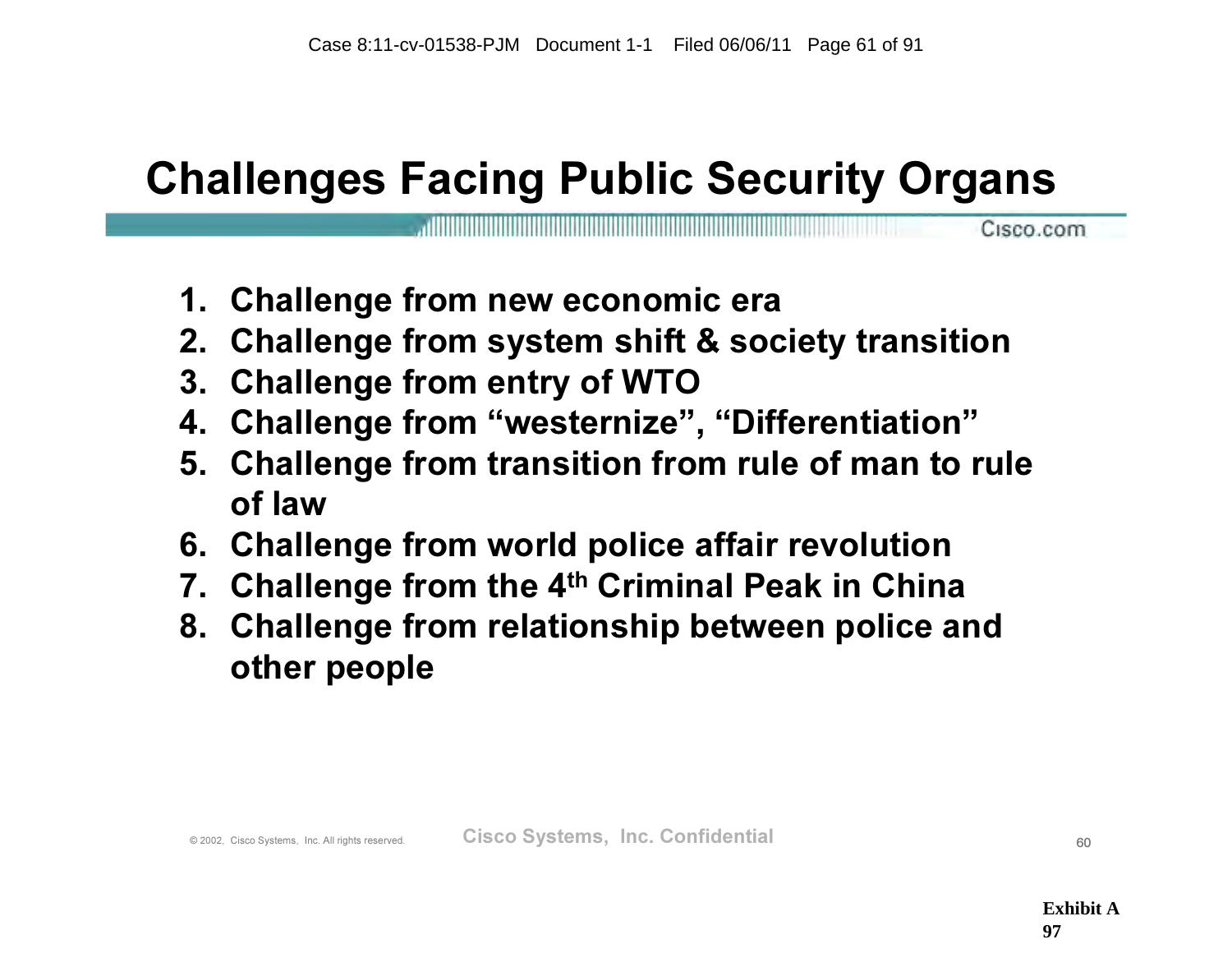# Challenges Facing Public Security Organs

Cisco.com

1. Challenge from new economic era
2. Challenge from system shift & society transition
3. Challenge from entry of WTO
4. Challenge from "westernize", "Differentiation"
5. Challenge from transition from rule of man to rule of law
6. Challenge from world police affair revolution
7. Challenge from the 4th Criminal Peak in China
8. Challenge from relationship between police and other people

© 2002, Cisco Systems, Inc. All rights reserved. Cisco Systems, Inc. Confidential

Exhibit A
97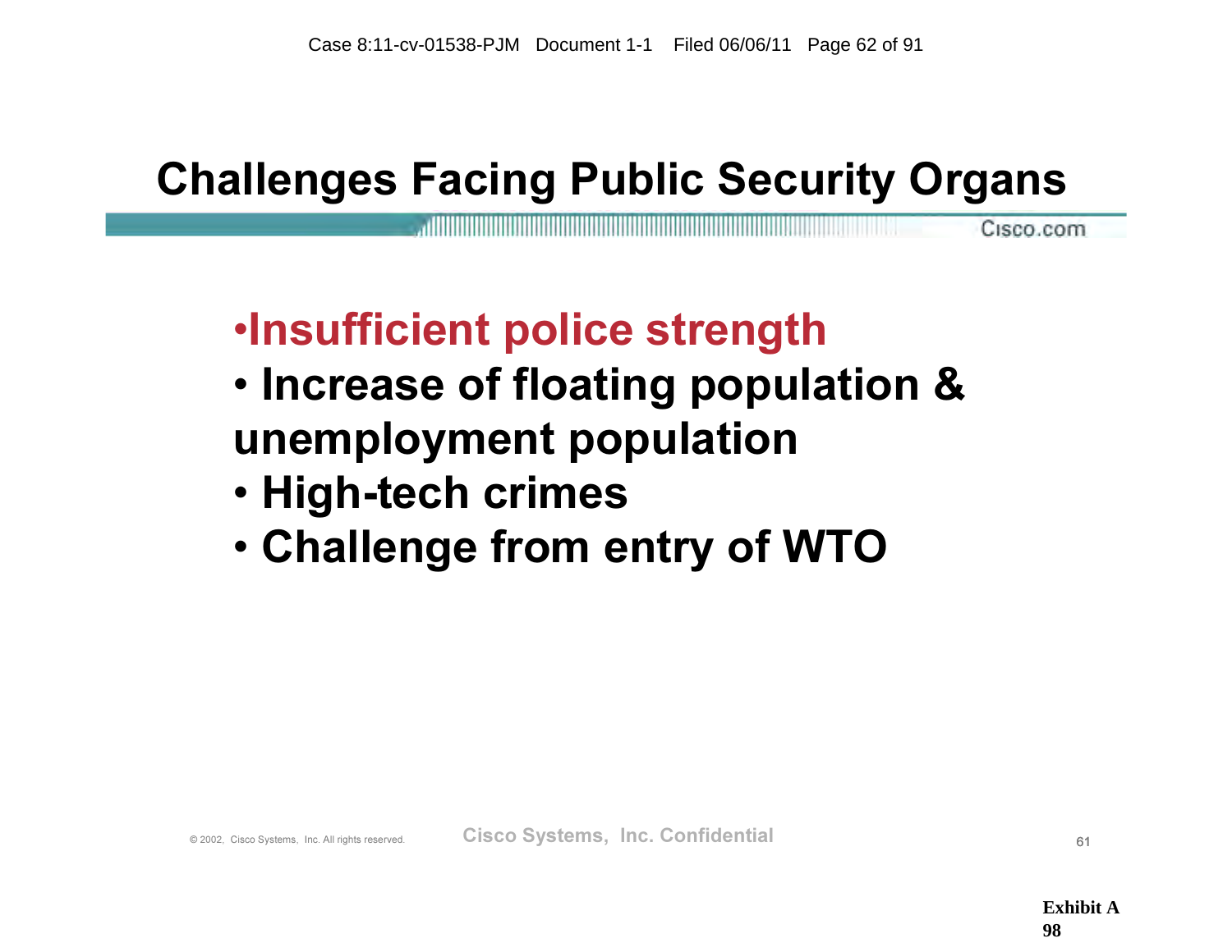# Challenges Facing Public Security Organs

Cisco.com

- **Insufficient police strength**
- **Increase of floating population & unemployment population**
- **High-tech crimes**
- **Challenge from entry of WTO**

© 2002, Cisco Systems, Inc. All rights reserved.

**Cisco Systems, Inc. Confidential**

**Exhibit A**
**98**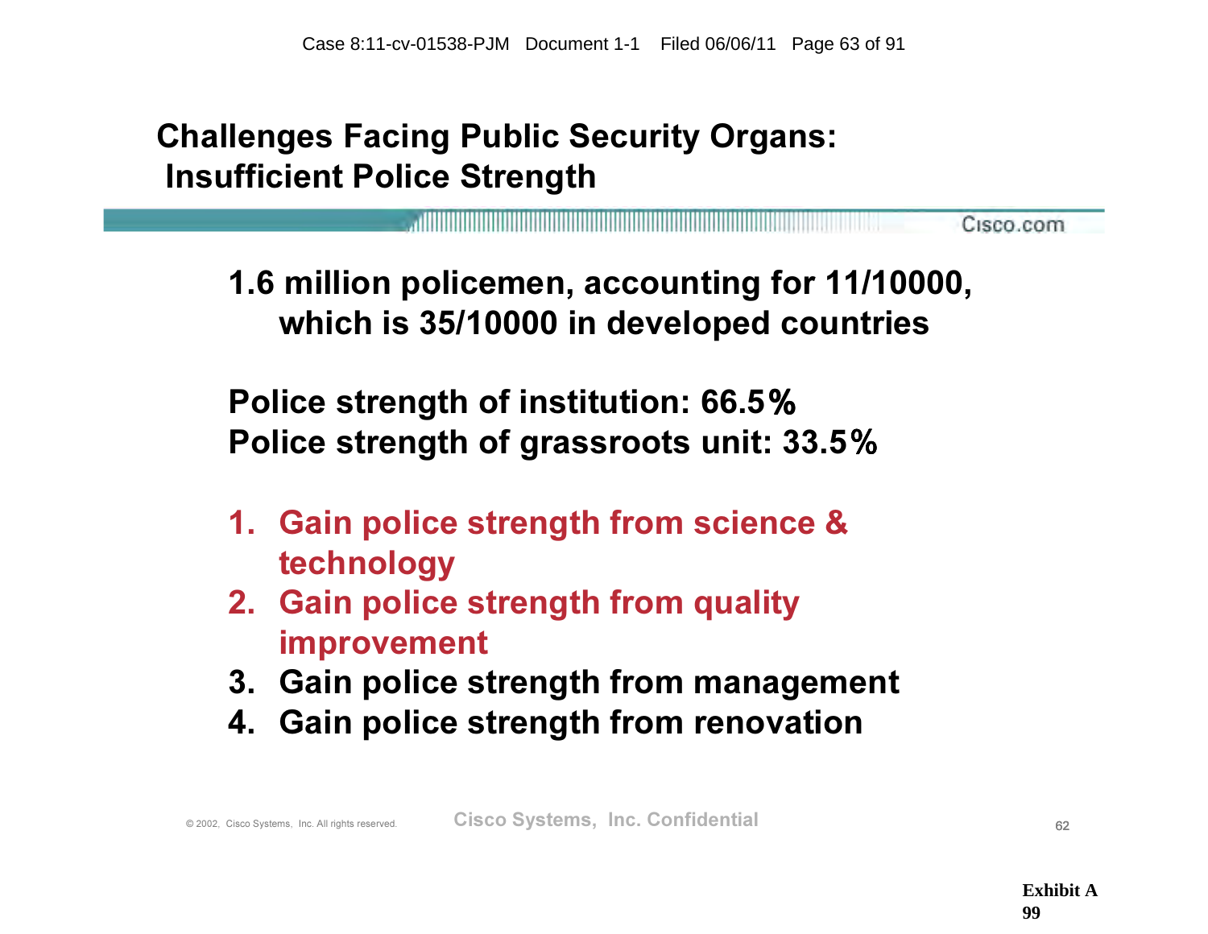# Challenges Facing Public Security Organs: Insufficient Police Strength

Cisco.com

**1.6 million policemen, accounting for 11/10000, which is 35/10000 in developed countries**

**Police strength of institution: 66.5%**
**Police strength of grassroots unit: 33.5%**

1. **Gain police strength from science & technology**
2. **Gain police strength from quality improvement**
3. **Gain police strength from management**
4. **Gain police strength from renovation**

© 2002, Cisco Systems, Inc. All rights reserved. **Cisco Systems, Inc. Confidential**

**Exhibit A**
**99**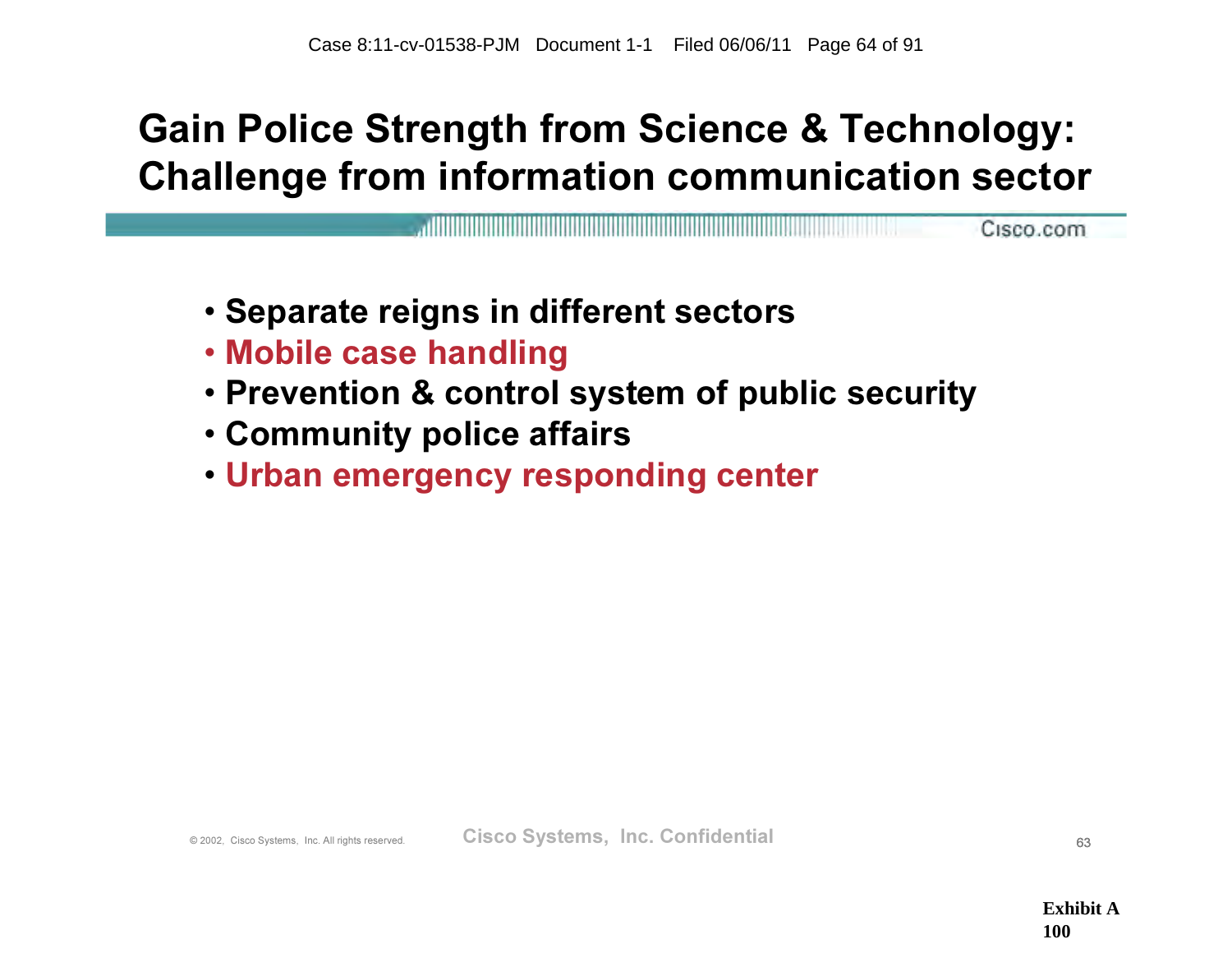# Gain Police Strength from Science & Technology: Challenge from information communication sector

Cisco.com

- **Separate reigns in different sectors**
- **Mobile case handling**
- **Prevention & control system of public security**
- **Community police affairs**
- **Urban emergency responding center**

© 2002, Cisco Systems, Inc. All rights reserved. **Cisco Systems, Inc. Confidential**

**Exhibit A**
**100**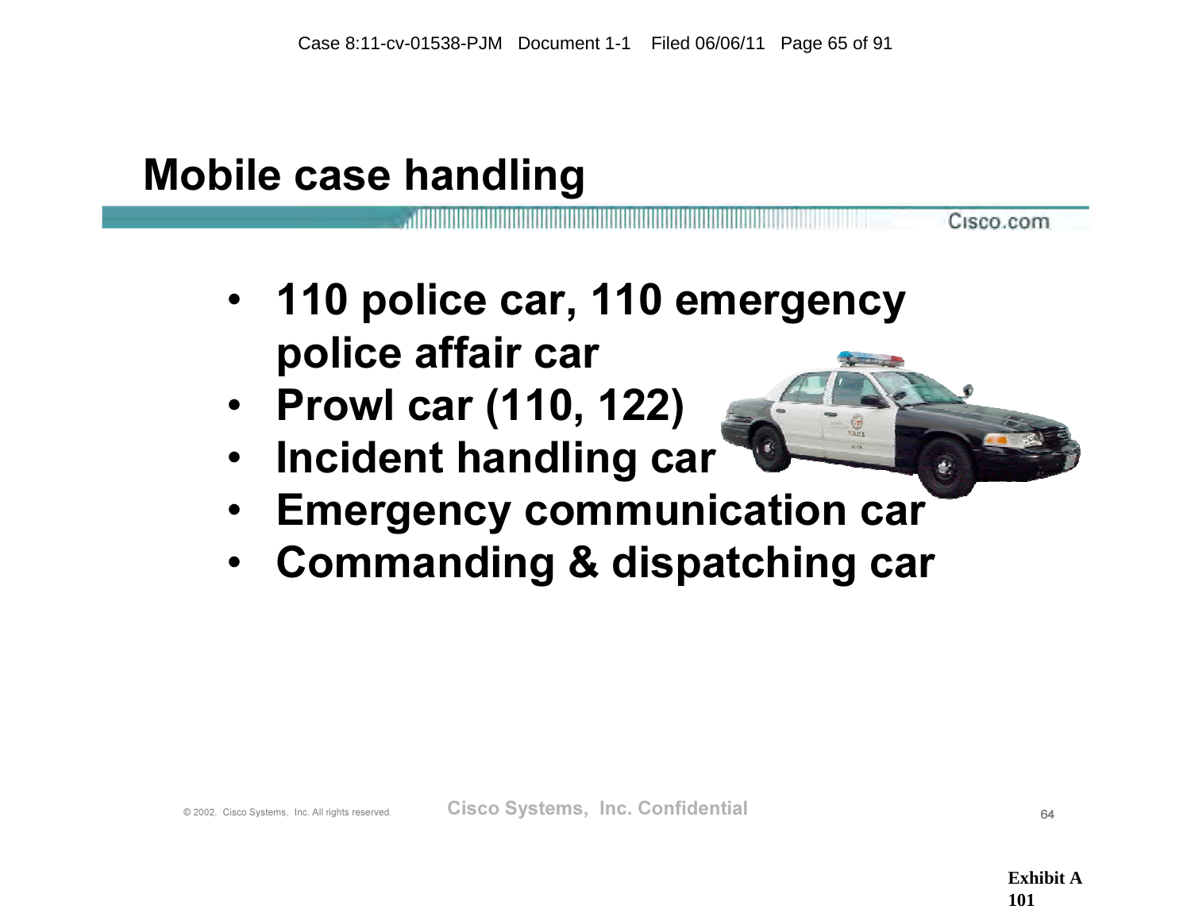# Mobile case handling

Cisco.com

- 110 police car, 110 emergency police affair car
- Prowl car (110, 122)
- Incident handling car
- Emergency communication car
- Commanding & dispatching car

© 2002, Cisco Systems, Inc. All rights reserved.

Cisco Systems, Inc. Confidential

Exhibit A
101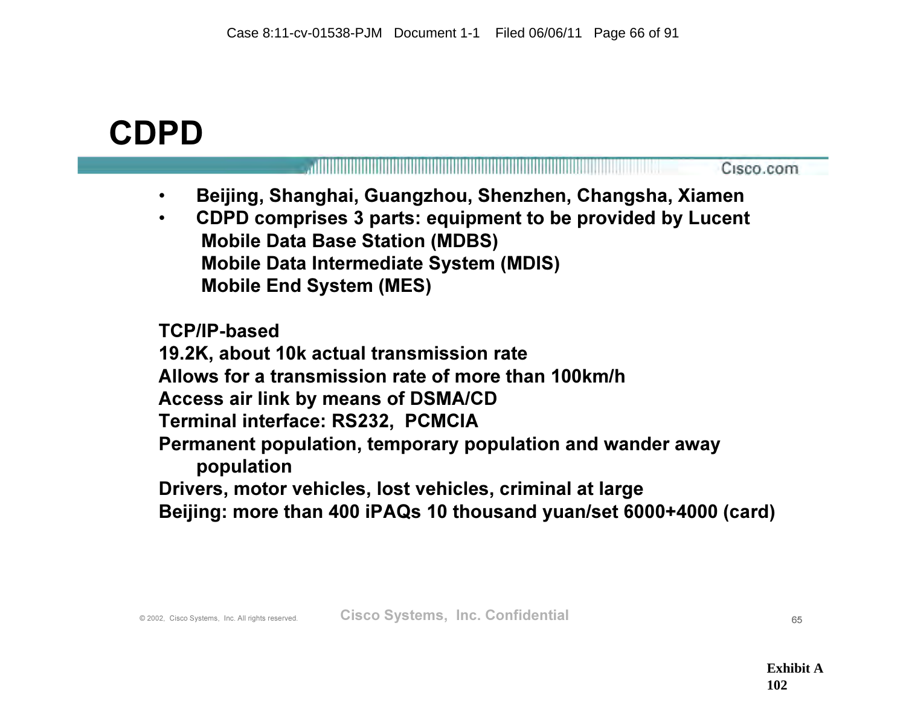# CDPD

- Beijing, Shanghai, Guangzhou, Shenzhen, Changsha, Xiamen
- CDPD comprises 3 parts: equipment to be provided by Lucent
  - Mobile Data Base Station (MDBS)
  - Mobile Data Intermediate System (MDIS)
  - Mobile End System (MES)

TCP/IP-based

19.2K, about 10k actual transmission rate

Allows for a transmission rate of more than 100km/h

Access air link by means of DSMA/CD

Terminal interface: RS232, PCMCIA

Permanent population, temporary population and wander away population

Drivers, motor vehicles, lost vehicles, criminal at large

Beijing: more than 400 iPAQs 10 thousand yuan/set 6000+4000 (card)

© 2002, Cisco Systems, Inc. All rights reserved.

Cisco Systems, Inc. Confidential

Exhibit A
102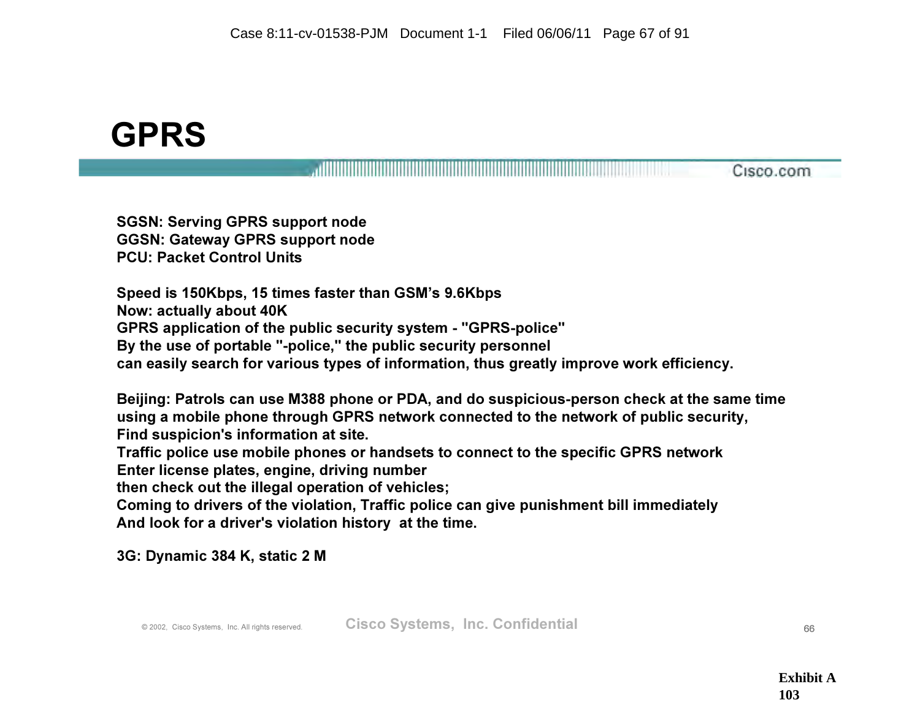# GPRS

Cisco.com

**SGSN: Serving GPRS support node**
**GGSN: Gateway GPRS support node**
**PCU: Packet Control Units**

**Speed is 150Kbps, 15 times faster than GSM's 9.6Kbps**
**Now: actually about 40K**
**GPRS application of the public security system - "GPRS-police"**
**By the use of portable "-police," the public security personnel**
**can easily search for various types of information, thus greatly improve work efficiency.**

**Beijing: Patrols can use M388 phone or PDA, and do suspicious-person check at the same time**
**using a mobile phone through GPRS network connected to the network of public security,**
**Find suspicion's information at site.**
**Traffic police use mobile phones or handsets to connect to the specific GPRS network**
**Enter license plates, engine, driving number**
**then check out the illegal operation of vehicles;**
**Coming to drivers of the violation, Traffic police can give punishment bill immediately**
**And look for a driver's violation history at the time.**

**3G: Dynamic 384 K, static 2 M**

© 2002, Cisco Systems, Inc. All rights reserved.

Cisco Systems, Inc. Confidential

**Exhibit A**
**103**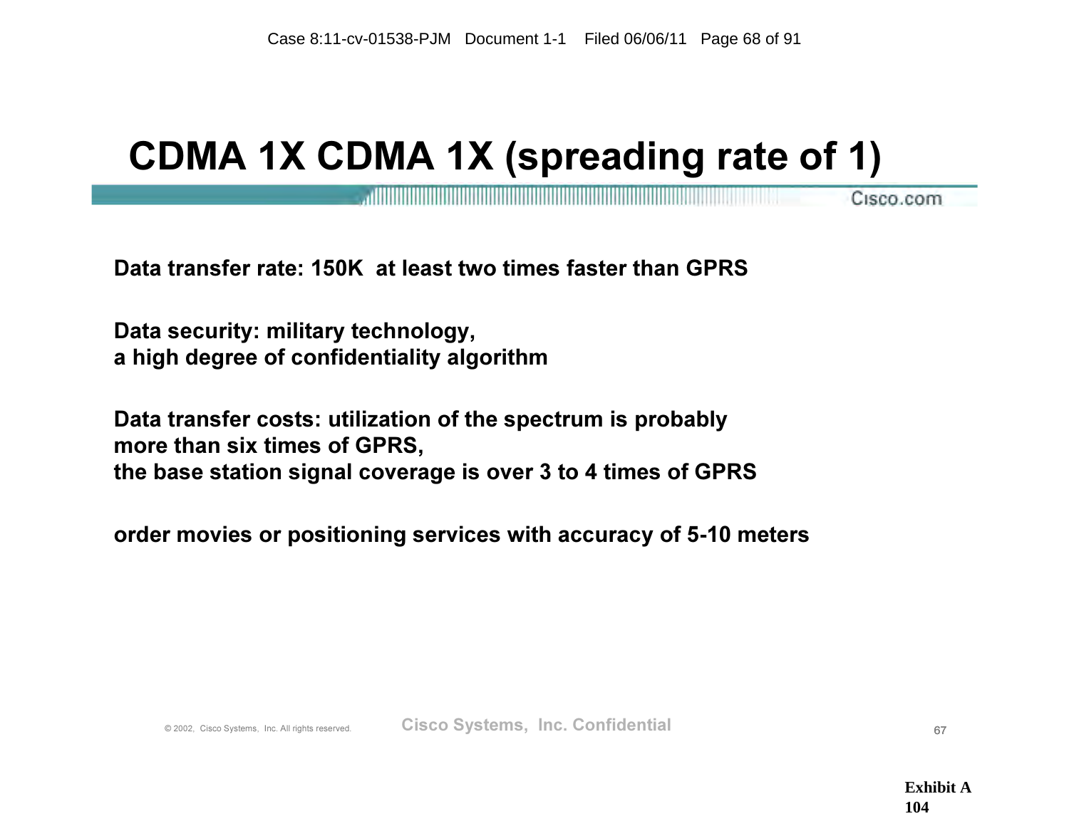# CDMA 1X CDMA 1X (spreading rate of 1)

Cisco.com

**Data transfer rate: 150K at least two times faster than GPRS**

**Data security: military technology,**
**a high degree of confidentiality algorithm**

**Data transfer costs: utilization of the spectrum is probably**
**more than six times of GPRS,**
**the base station signal coverage is over 3 to 4 times of GPRS**

**order movies or positioning services with accuracy of 5-10 meters**

© 2002, Cisco Systems, Inc. All rights reserved. **Cisco Systems, Inc. Confidential**

**Exhibit A**
**104**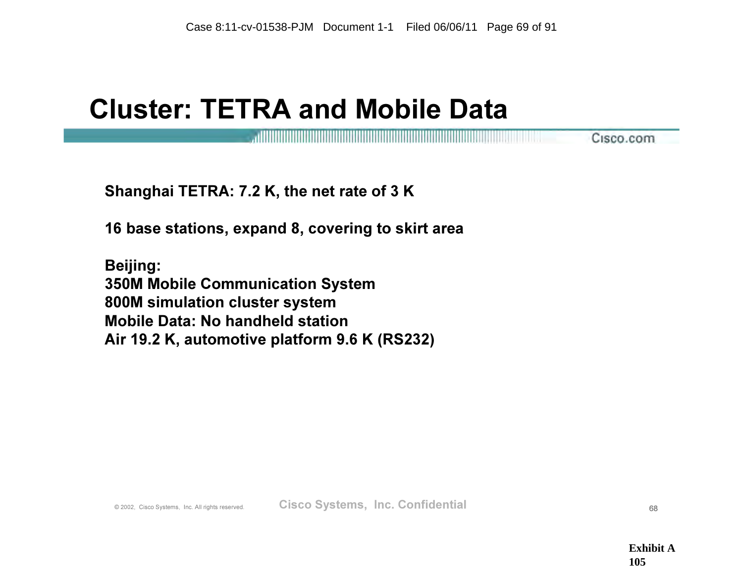# Cluster: TETRA and Mobile Data

Cisco.com

**Shanghai TETRA: 7.2 K, the net rate of 3 K**

**16 base stations, expand 8, covering to skirt area**

**Beijing:**
**350M Mobile Communication System**
**800M simulation cluster system**
**Mobile Data: No handheld station**
**Air 19.2 K, automotive platform 9.6 K (RS232)**

© 2002, Cisco Systems, Inc. All rights reserved.

Cisco Systems, Inc. Confidential

**Exhibit A**
**105**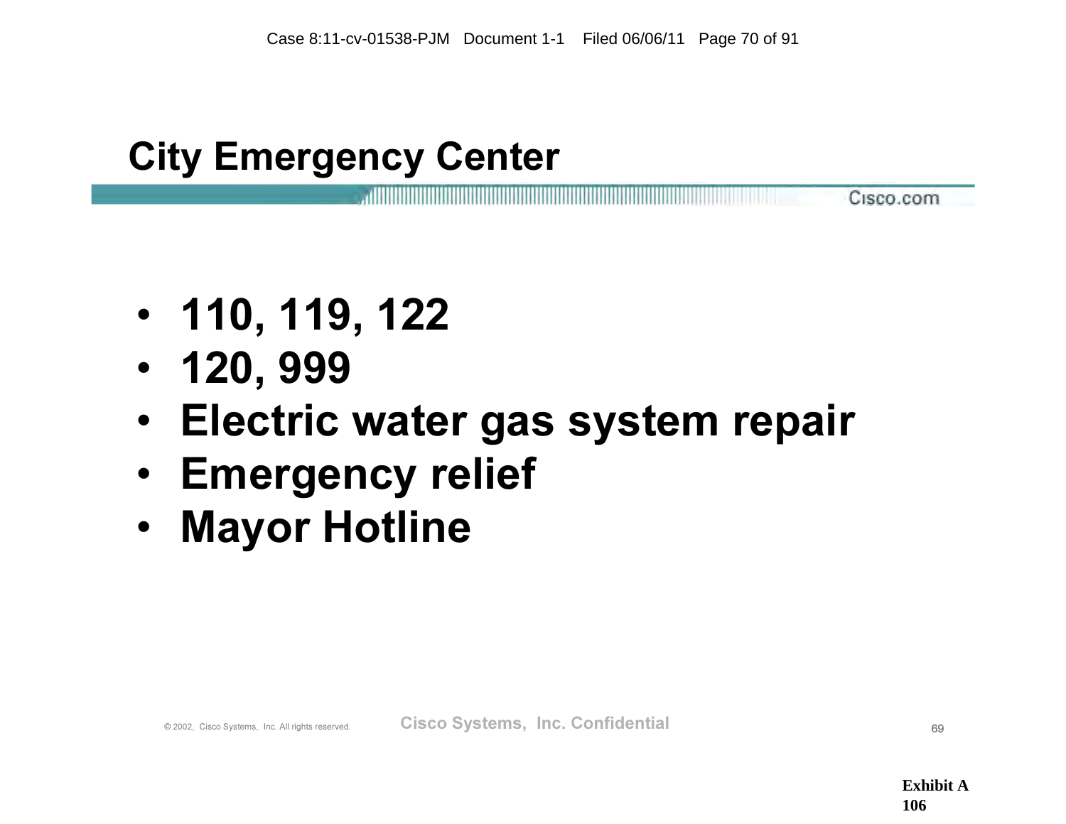# City Emergency Center

Cisco.com

- **110, 119, 122**
- **120, 999**
- **Electric water gas system repair**
- **Emergency relief**
- **Mayor Hotline**

© 2002, Cisco Systems, Inc. All rights reserved. **Cisco Systems, Inc. Confidential**

**Exhibit A**
**106**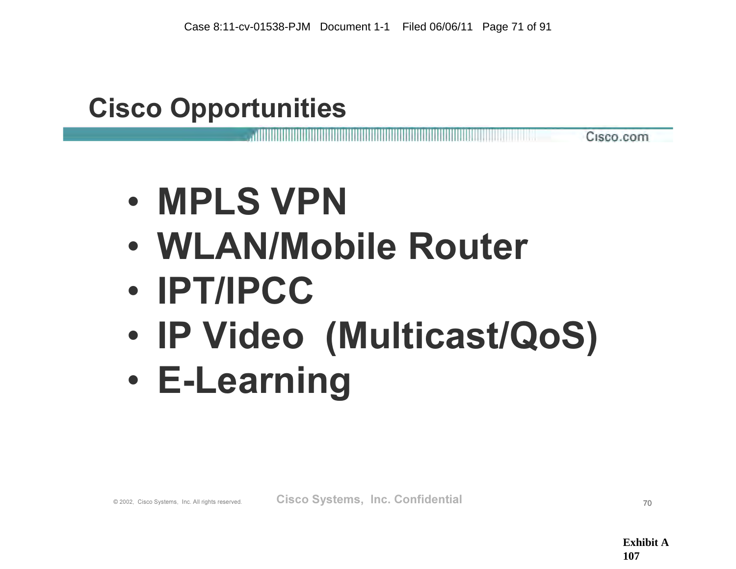# Cisco Opportunities

Cisco.com

- **MPLS VPN**
- **WLAN/Mobile Router**
- **IPT/IPCC**
- **IP Video (Multicast/QoS)**
- **E-Learning**

© 2002, Cisco Systems, Inc. All rights reserved.

Cisco Systems, Inc. Confidential

**Exhibit A 107**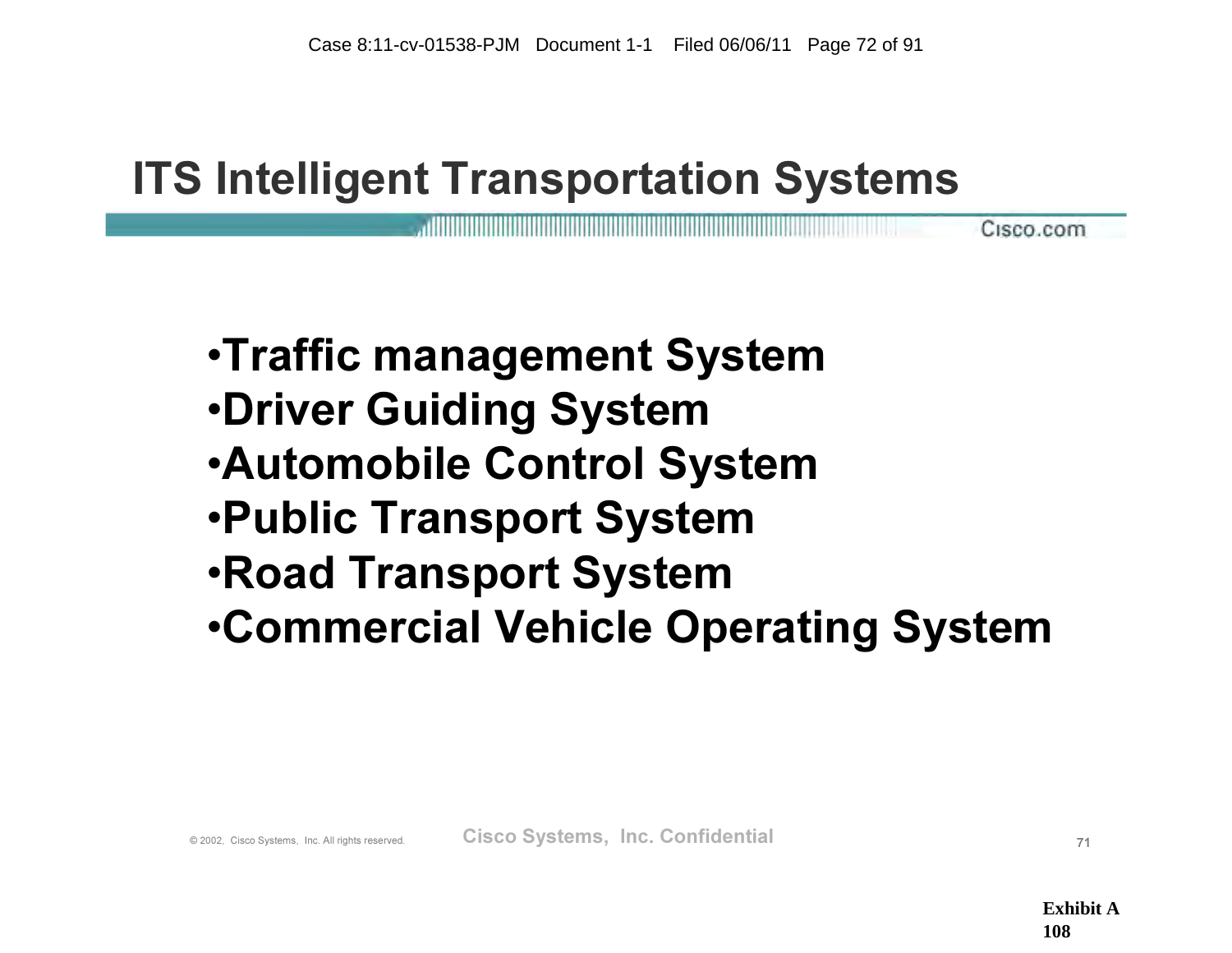# ITS Intelligent Transportation Systems

Cisco.com

- Traffic management System
- Driver Guiding System
- Automobile Control System
- Public Transport System
- Road Transport System
- Commercial Vehicle Operating System

© 2002, Cisco Systems, Inc. All rights reserved.

Cisco Systems, Inc. Confidential

Exhibit A
108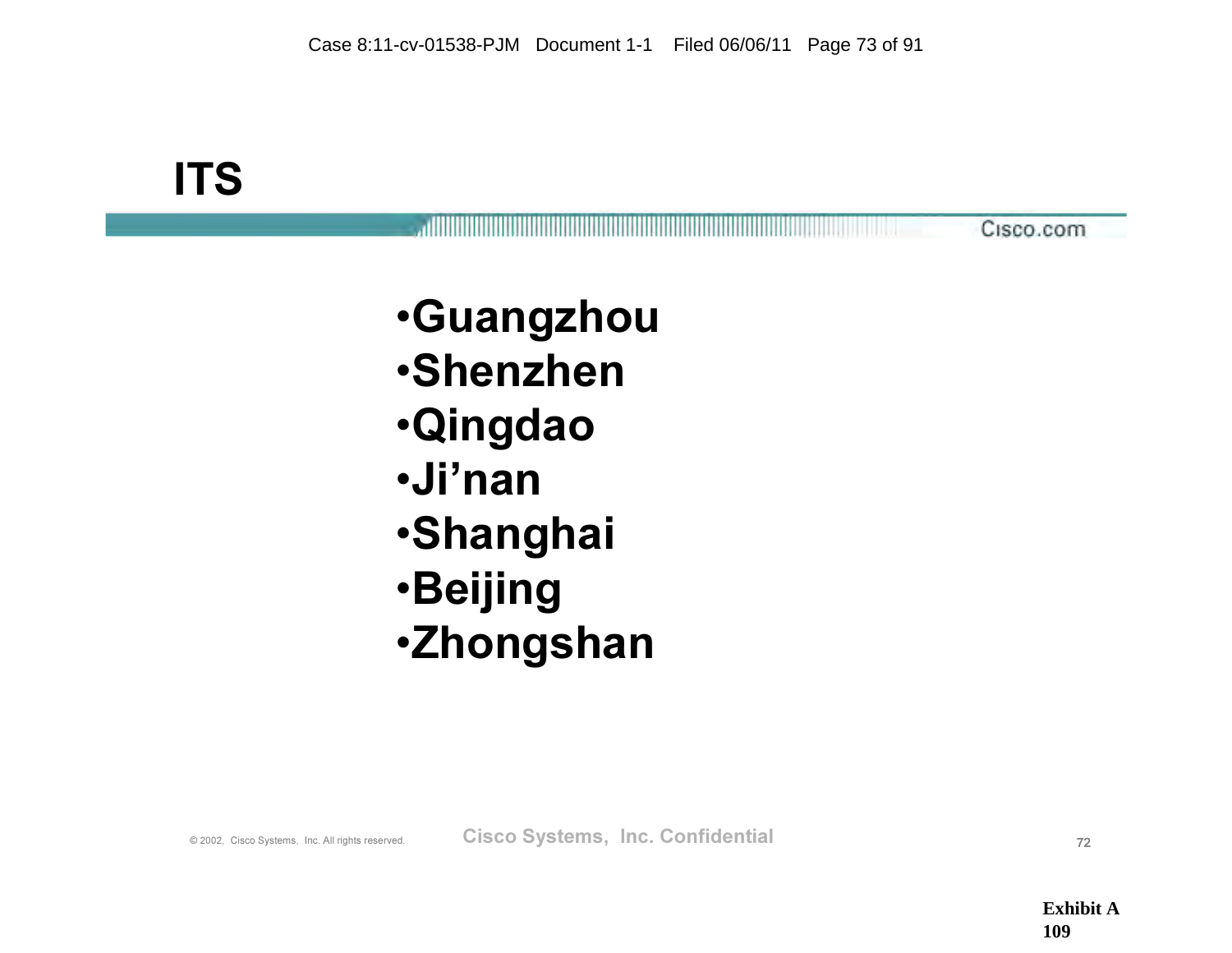# ITS

Cisco.com

- Guangzhou
- Shenzhen
- Qingdao
- Ji'nan
- Shanghai
- Beijing
- Zhongshan

© 2002, Cisco Systems, Inc. All rights reserved.

Cisco Systems, Inc. Confidential

Exhibit A
109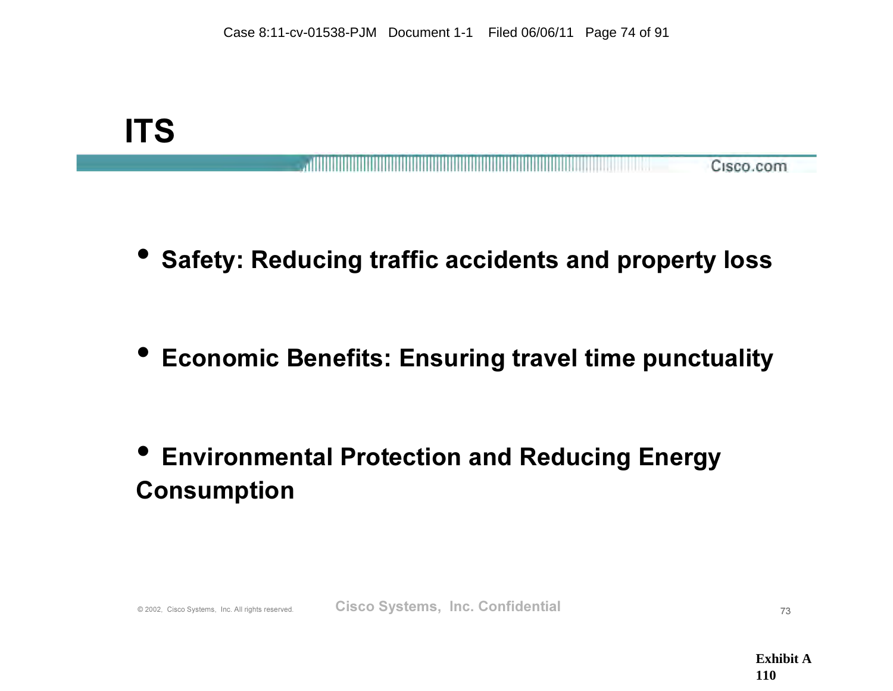# ITS

Cisco.com

- **Safety: Reducing traffic accidents and property loss**
- **Economic Benefits: Ensuring travel time punctuality**
- **Environmental Protection and Reducing Energy Consumption**

© 2002, Cisco Systems, Inc. All rights reserved. **Cisco Systems, Inc. Confidential**

**Exhibit A 110**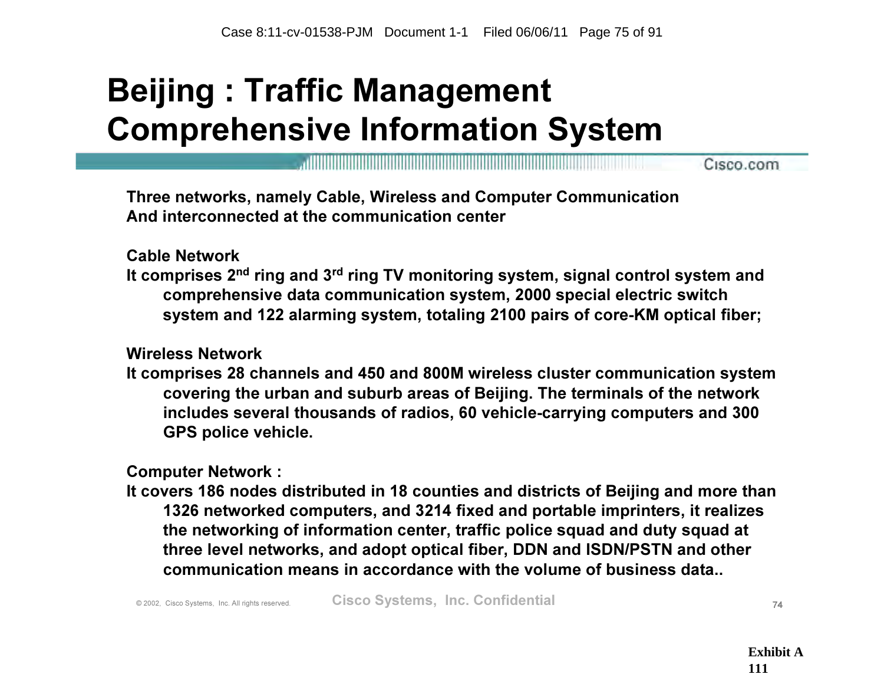# Beijing : Traffic Management Comprehensive Information System

Cisco.com

**Three networks, namely Cable, Wireless and Computer Communication And interconnected at the communication center**

**Cable Network**

**It comprises 2nd ring and 3rd ring TV monitoring system, signal control system and comprehensive data communication system, 2000 special electric switch system and 122 alarming system, totaling 2100 pairs of core-KM optical fiber;**

**Wireless Network**

**It comprises 28 channels and 450 and 800M wireless cluster communication system covering the urban and suburb areas of Beijing. The terminals of the network includes several thousands of radios, 60 vehicle-carrying computers and 300 GPS police vehicle.**

**Computer Network :**

**It covers 186 nodes distributed in 18 counties and districts of Beijing and more than 1326 networked computers, and 3214 fixed and portable imprinters, it realizes the networking of information center, traffic police squad and duty squad at three level networks, and adopt optical fiber, DDN and ISDN/PSTN and other communication means in accordance with the volume of business data..**

© 2002, Cisco Systems, Inc. All rights reserved. Cisco Systems, Inc. Confidential

**Exhibit A**
**111**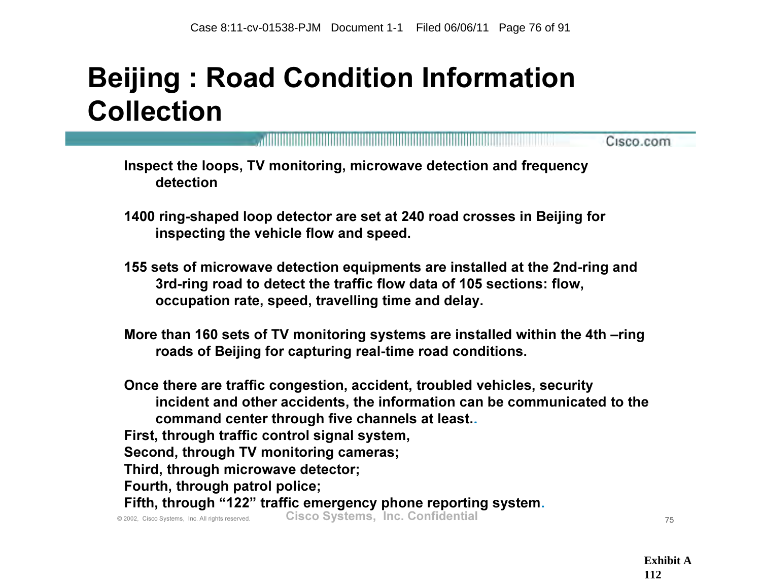# Beijing : Road Condition Information Collection

Cisco.com

**Inspect the loops, TV monitoring, microwave detection and frequency detection**

**1400 ring-shaped loop detector are set at 240 road crosses in Beijing for inspecting the vehicle flow and speed.**

**155 sets of microwave detection equipments are installed at the 2nd-ring and 3rd-ring road to detect the traffic flow data of 105 sections: flow, occupation rate, speed, travelling time and delay.**

**More than 160 sets of TV monitoring systems are installed within the 4th –ring roads of Beijing for capturing real-time road conditions.**

**Once there are traffic congestion, accident, troubled vehicles, security incident and other accidents, the information can be communicated to the command center through five channels at least..**

**First, through traffic control signal system,**

**Second, through TV monitoring cameras;**

**Third, through microwave detector;**

**Fourth, through patrol police;**

**Fifth, through "122" traffic emergency phone reporting system.**

© 2002, Cisco Systems, Inc. All rights reserved. Cisco Systems, Inc. Confidential

Exhibit A
112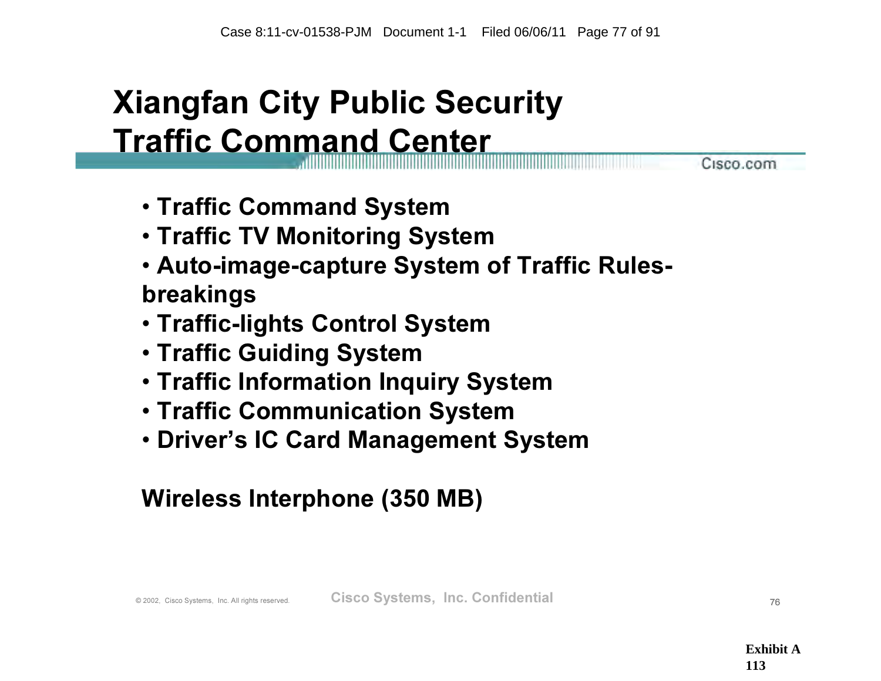# Xiangfan City Public Security Traffic Command Center

Cisco.com

- **Traffic Command System**
- **Traffic TV Monitoring System**
- **Auto-image-capture System of Traffic Rules-breakings**
- **Traffic-lights Control System**
- **Traffic Guiding System**
- **Traffic Information Inquiry System**
- **Traffic Communication System**
- **Driver's IC Card Management System**

**Wireless Interphone (350 MB)**

© 2002, Cisco Systems, Inc. All rights reserved.

Cisco Systems, Inc. Confidential

Exhibit A
113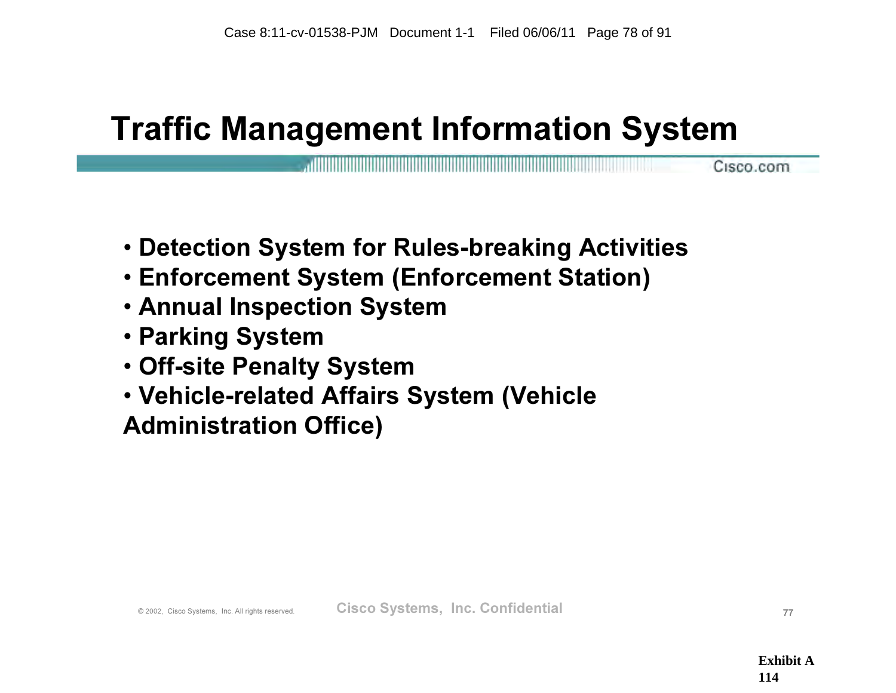# Traffic Management Information System

Cisco.com

- **Detection System for Rules-breaking Activities**
- **Enforcement System (Enforcement Station)**
- **Annual Inspection System**
- **Parking System**
- **Off-site Penalty System**
- **Vehicle-related Affairs System (Vehicle Administration Office)**

© 2002, Cisco Systems, Inc. All rights reserved. Cisco Systems, Inc. Confidential

Exhibit A
114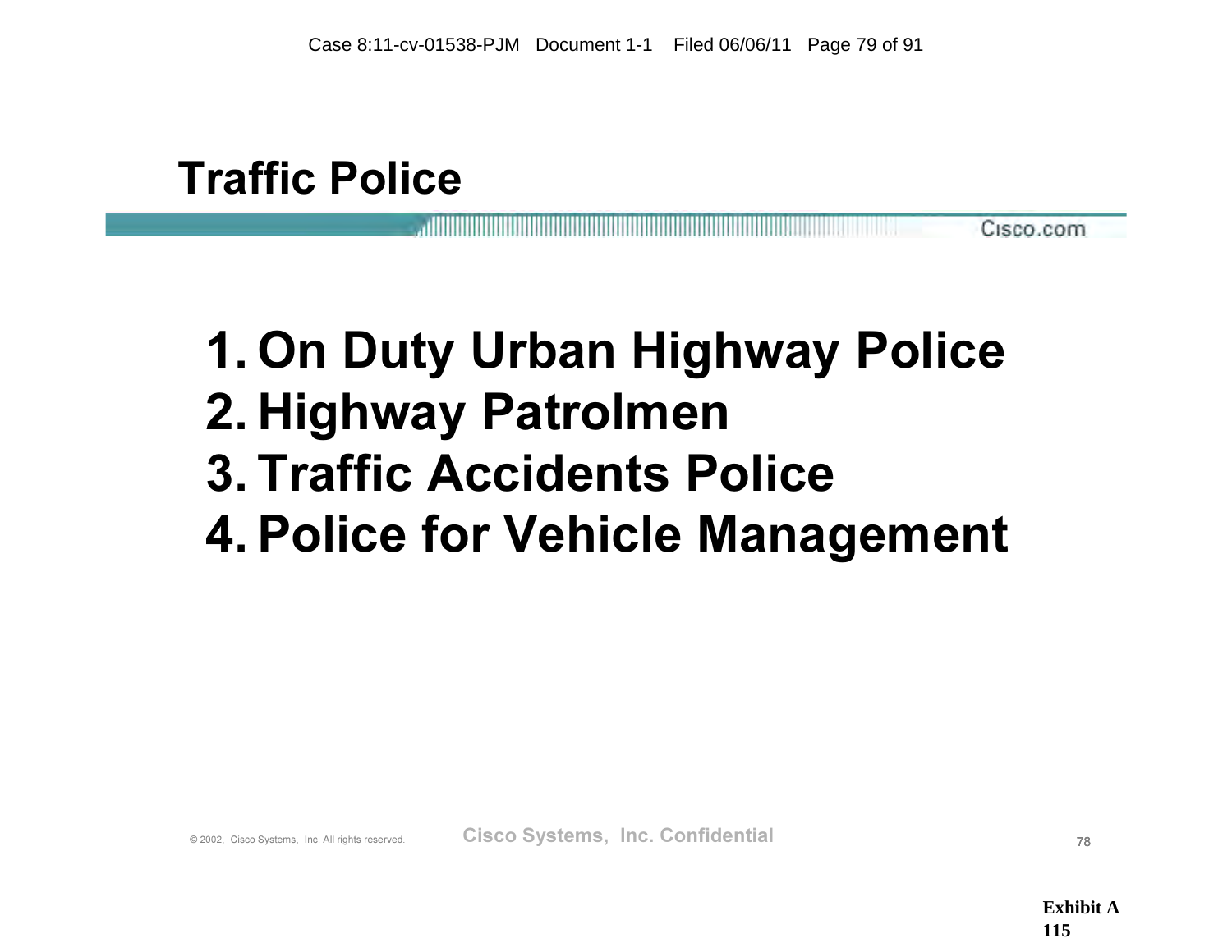# Traffic Police

1. On Duty Urban Highway Police
2. Highway Patrolmen
3. Traffic Accidents Police
4. Police for Vehicle Management

© 2002, Cisco Systems, Inc. All rights reserved. Cisco Systems, Inc. Confidential

Exhibit A
115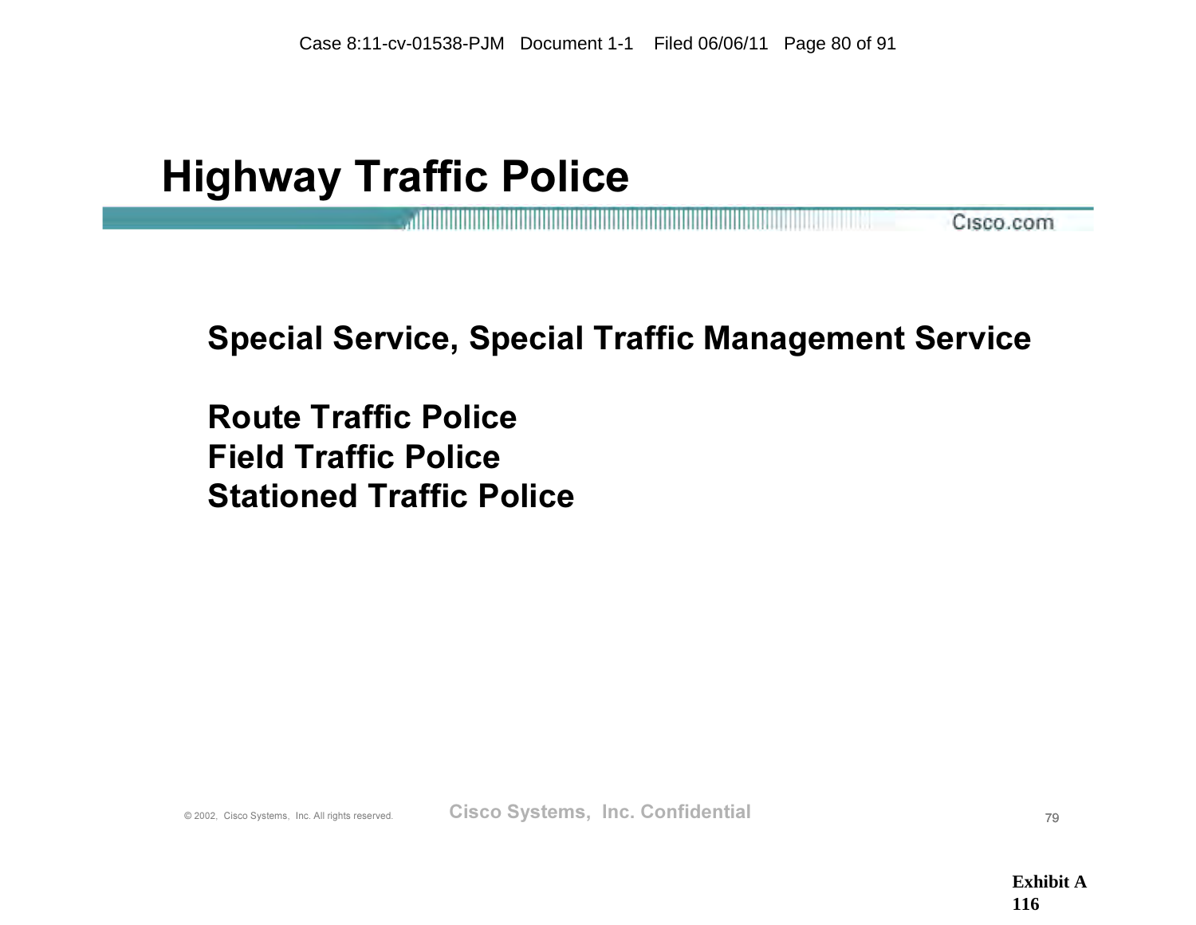# Highway Traffic Police

Cisco.com

**Special Service, Special Traffic Management Service**

**Route Traffic Police**
**Field Traffic Police**
**Stationed Traffic Police**

© 2002, Cisco Systems, Inc. All rights reserved.

Cisco Systems, Inc. Confidential

**Exhibit A**
**116**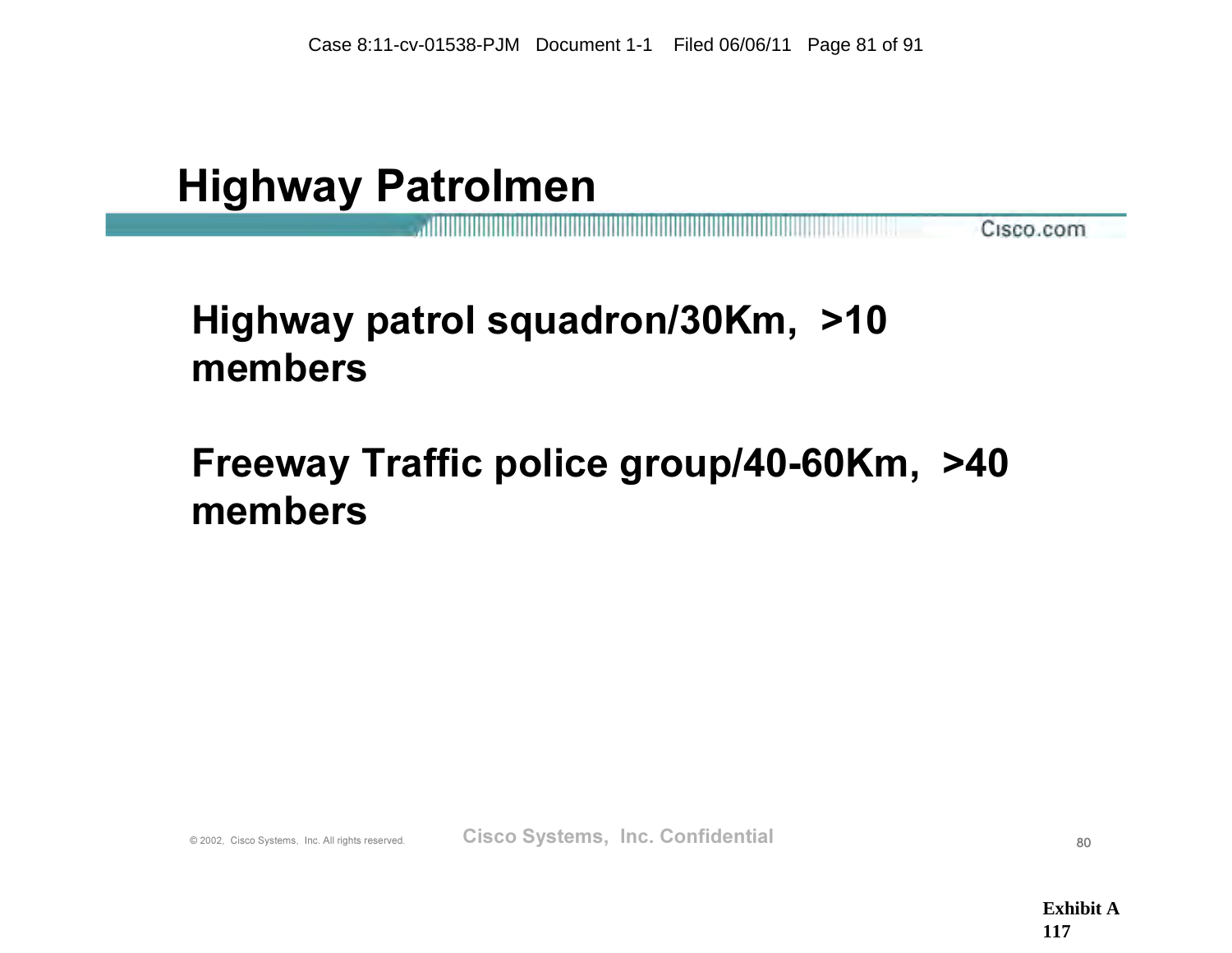# Highway Patrolmen

Highway patrol squadron/30Km, >10 members

Freeway Traffic police group/40-60Km, >40 members

© 2002, Cisco Systems, Inc. All rights reserved. Cisco Systems, Inc. Confidential

Exhibit A
117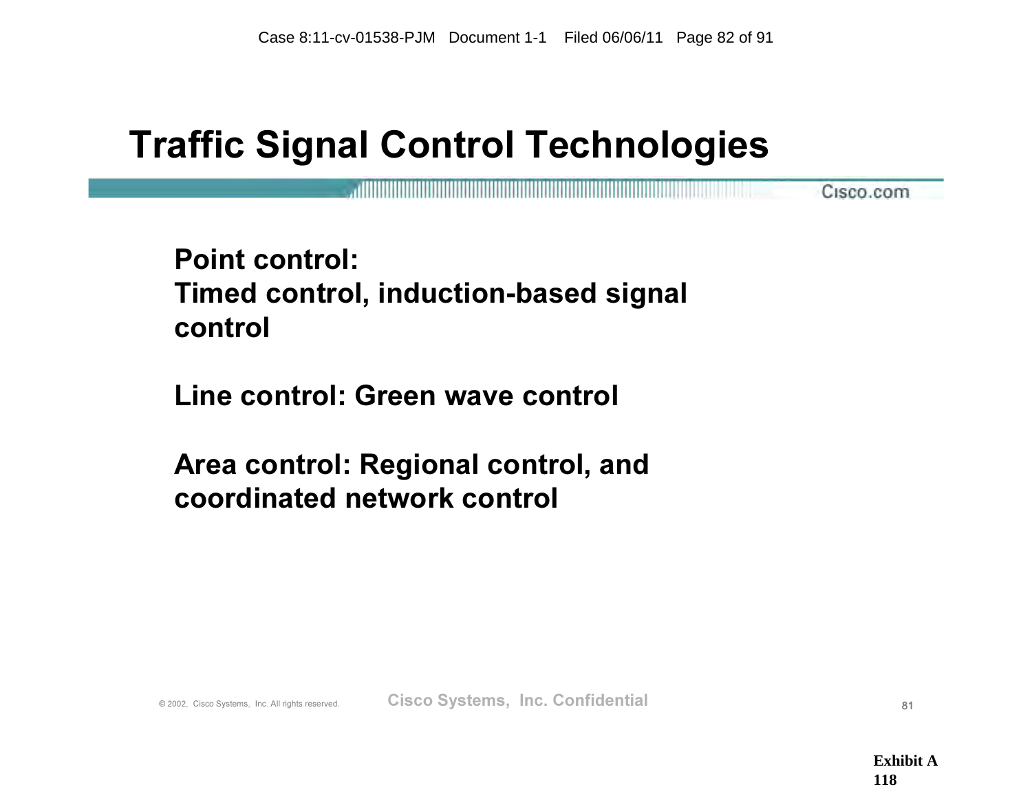# Traffic Signal Control Technologies

Cisco.com

**Point control:**
**Timed control, induction-based signal control**

**Line control: Green wave control**

**Area control: Regional control, and coordinated network control**

© 2002, Cisco Systems, Inc. All rights reserved. **Cisco Systems, Inc. Confidential**

**Exhibit A**
**118**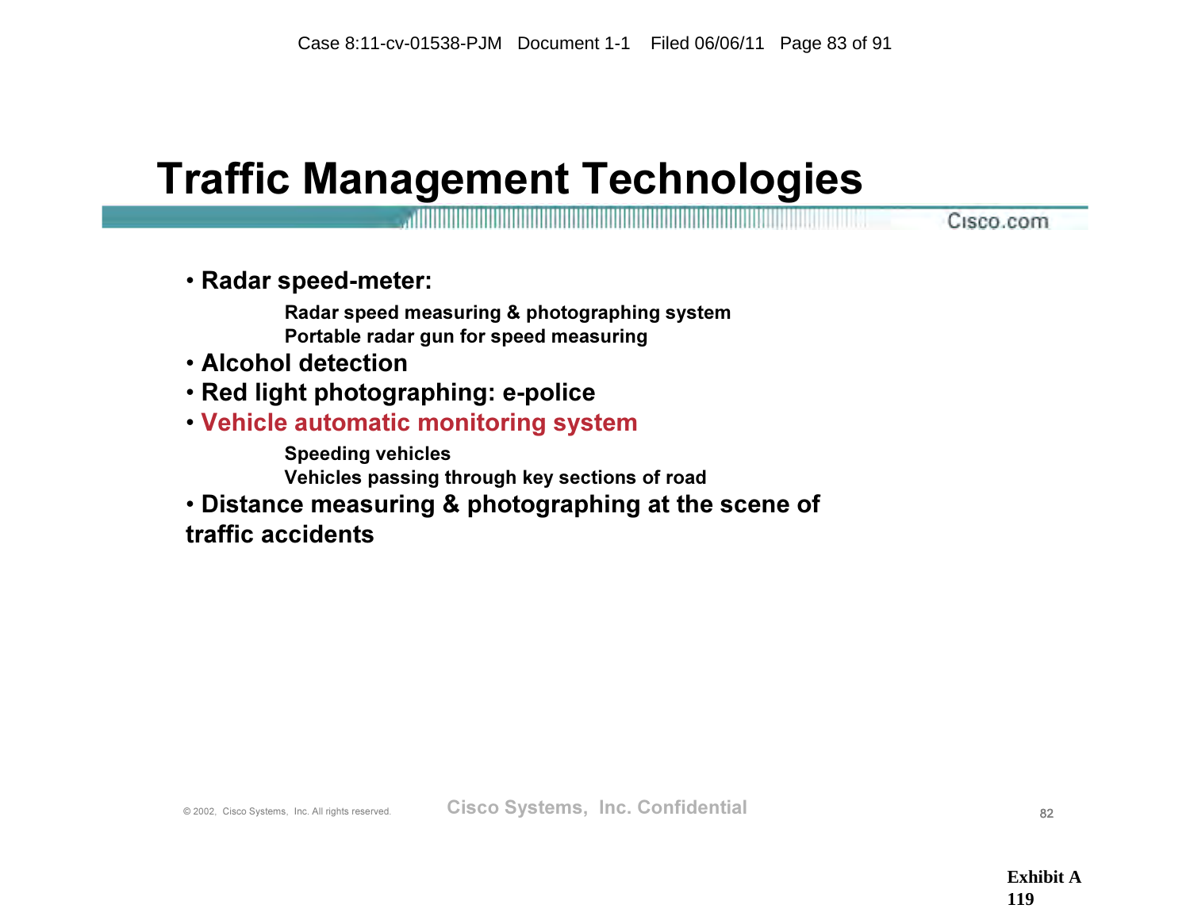# Traffic Management Technologies

Cisco.com

- **Radar speed-meter:**
  - **Radar speed measuring & photographing system**
  - **Portable radar gun for speed measuring**
- **Alcohol detection**
- **Red light photographing: e-police**
- **Vehicle automatic monitoring system**
  - **Speeding vehicles**
  - **Vehicles passing through key sections of road**
- **Distance measuring & photographing at the scene of traffic accidents**

© 2002, Cisco Systems, Inc. All rights reserved. Cisco Systems, Inc. Confidential

**Exhibit A**
**119**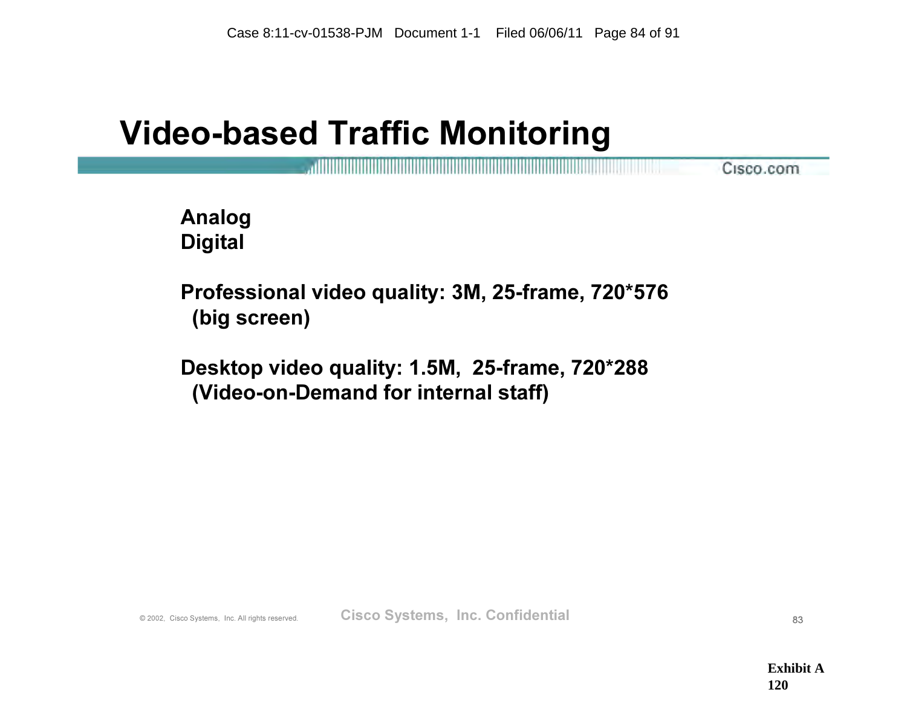# Video-based Traffic Monitoring

Cisco.com

**Analog**
**Digital**

**Professional video quality: 3M, 25-frame, 720*576 (big screen)**

**Desktop video quality: 1.5M, 25-frame, 720*288 (Video-on-Demand for internal staff)**

© 2002, Cisco Systems, Inc. All rights reserved. Cisco Systems, Inc. Confidential

Exhibit A
120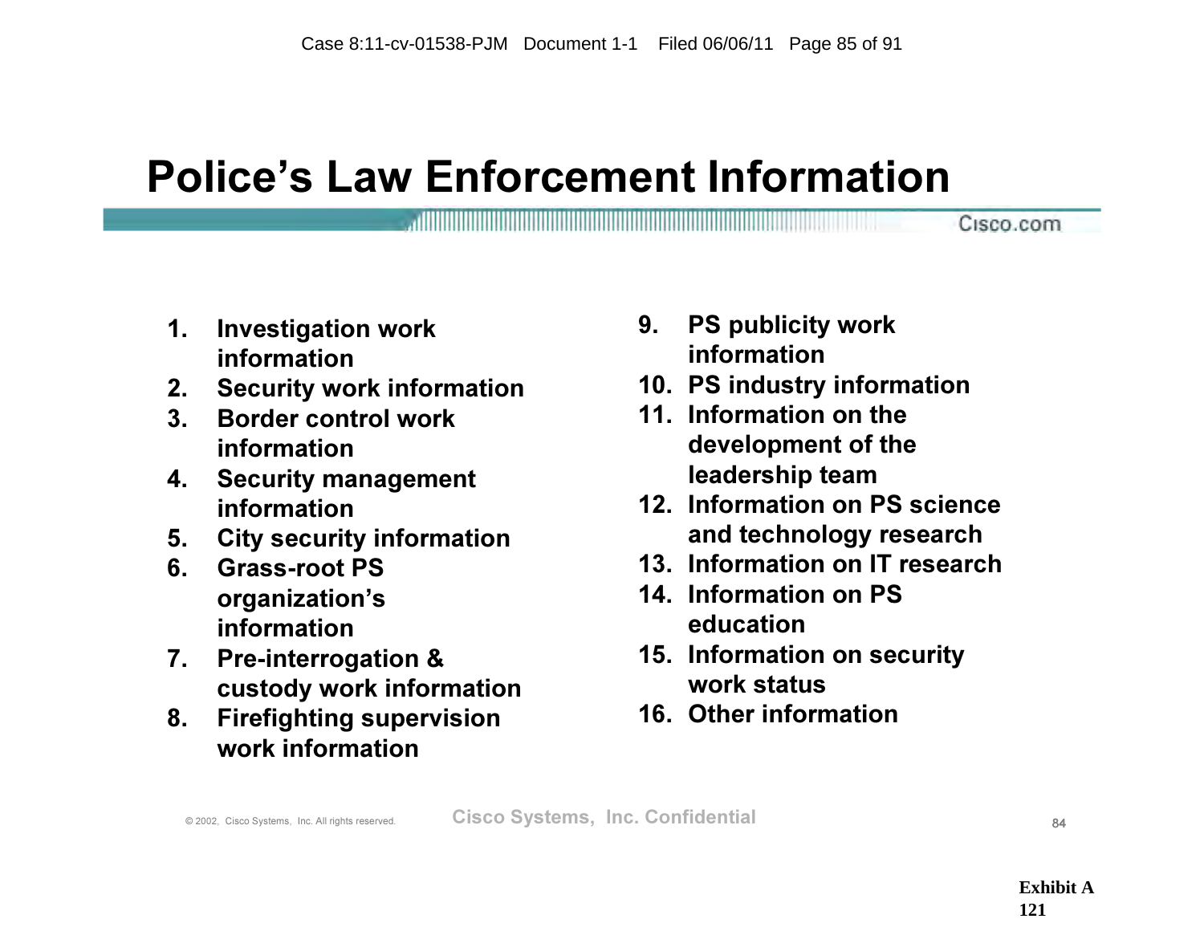# Police's Law Enforcement Information

Cisco.com

1. Investigation work information
2. Security work information
3. Border control work information
4. Security management information
5. City security information
6. Grass-root PS organization's information
7. Pre-interrogation & custody work information
8. Firefighting supervision work information
9. PS publicity work information
10. PS industry information
11. Information on the development of the leadership team
12. Information on PS science and technology research
13. Information on IT research
14. Information on PS education
15. Information on security work status
16. Other information

© 2002, Cisco Systems, Inc. All rights reserved. Cisco Systems, Inc. Confidential

Exhibit A
121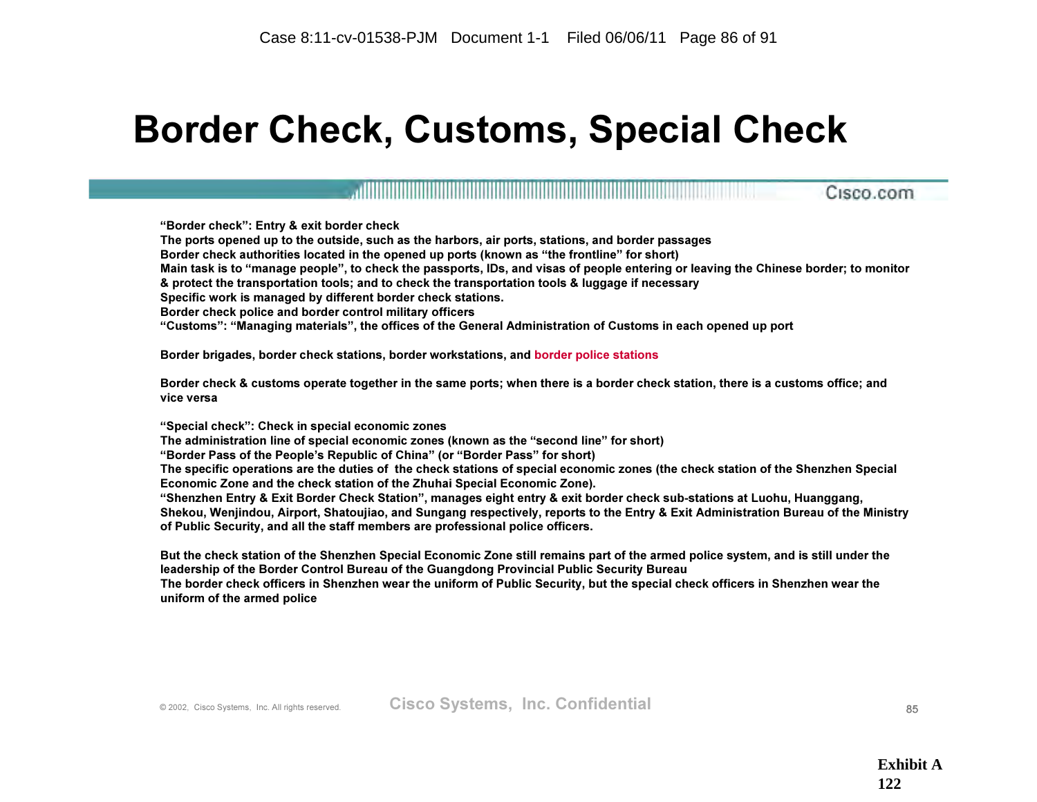# Border Check, Customs, Special Check

Cisco.com

**"Border check": Entry & exit border check**
**The ports opened up to the outside, such as the harbors, air ports, stations, and border passages**
**Border check authorities located in the opened up ports (known as "the frontline" for short)**
**Main task is to "manage people", to check the passports, IDs, and visas of people entering or leaving the Chinese border; to monitor & protect the transportation tools; and to check the transportation tools & luggage if necessary**
**Specific work is managed by different border check stations.**
**Border check police and border control military officers**
**"Customs": "Managing materials", the offices of the General Administration of Customs in each opened up port**

**Border brigades, border check stations, border workstations, and border police stations**

**Border check & customs operate together in the same ports; when there is a border check station, there is a customs office; and vice versa**

**"Special check": Check in special economic zones**
**The administration line of special economic zones (known as the "second line" for short)**
**"Border Pass of the People's Republic of China" (or "Border Pass" for short)**
**The specific operations are the duties of the check stations of special economic zones (the check station of the Shenzhen Special Economic Zone and the check station of the Zhuhai Special Economic Zone).**
**"Shenzhen Entry & Exit Border Check Station", manages eight entry & exit border check sub-stations at Luohu, Huanggang, Shekou, Wenjindou, Airport, Shatoujiao, and Sungang respectively, reports to the Entry & Exit Administration Bureau of the Ministry of Public Security, and all the staff members are professional police officers.**

**But the check station of the Shenzhen Special Economic Zone still remains part of the armed police system, and is still under the leadership of the Border Control Bureau of the Guangdong Provincial Public Security Bureau**
**The border check officers in Shenzhen wear the uniform of Public Security, but the special check officers in Shenzhen wear the uniform of the armed police**

© 2002, Cisco Systems, Inc. All rights reserved. Cisco Systems, Inc. Confidential

**Exhibit A**
**122**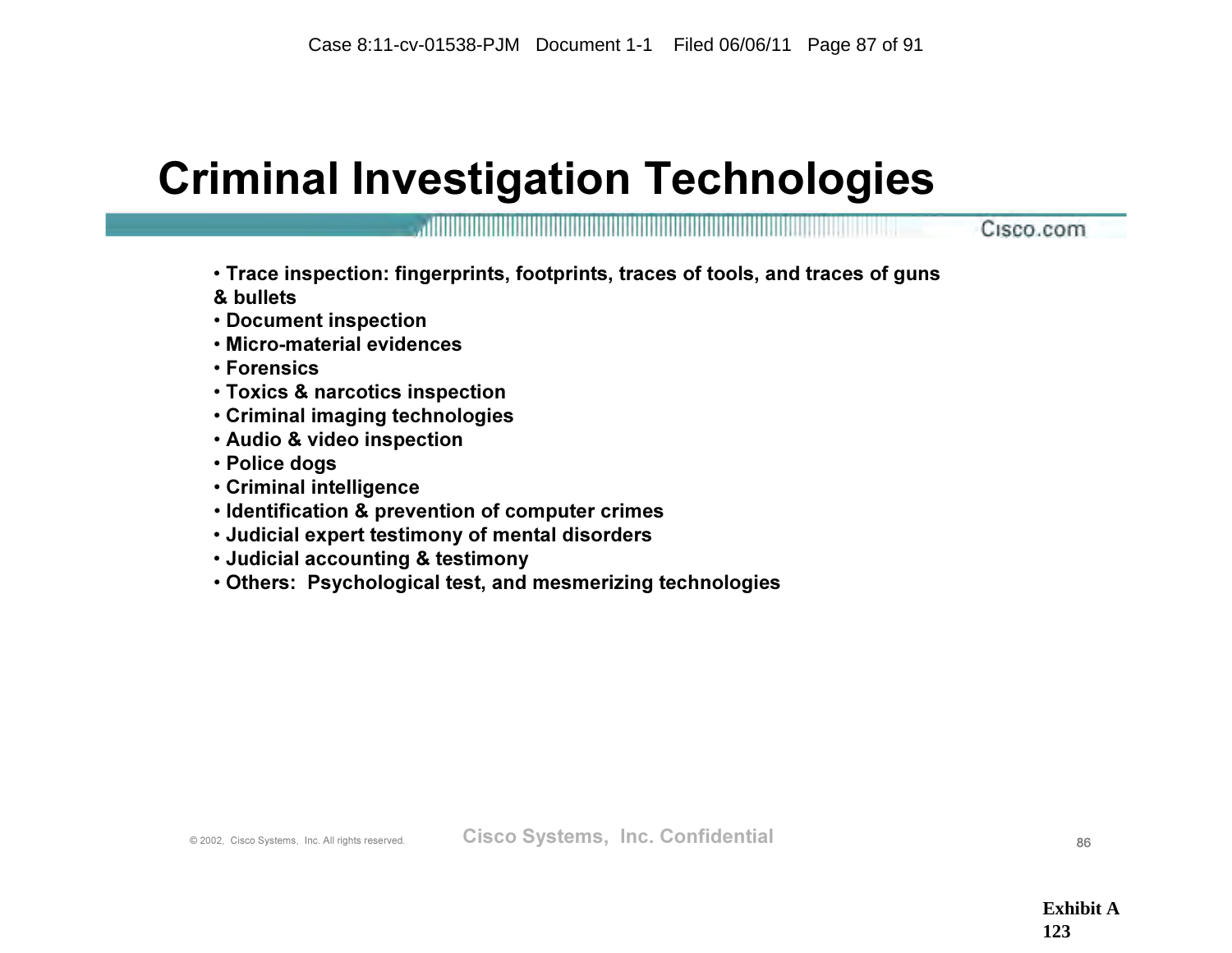# Criminal Investigation Technologies

Cisco.com

- Trace inspection: fingerprints, footprints, traces of tools, and traces of guns & bullets
- Document inspection
- Micro-material evidences
- Forensics
- Toxics & narcotics inspection
- Criminal imaging technologies
- Audio & video inspection
- Police dogs
- Criminal intelligence
- Identification & prevention of computer crimes
- Judicial expert testimony of mental disorders
- Judicial accounting & testimony
- Others: Psychological test, and mesmerizing technologies

© 2002, Cisco Systems, Inc. All rights reserved. Cisco Systems, Inc. Confidential

**Exhibit A 123**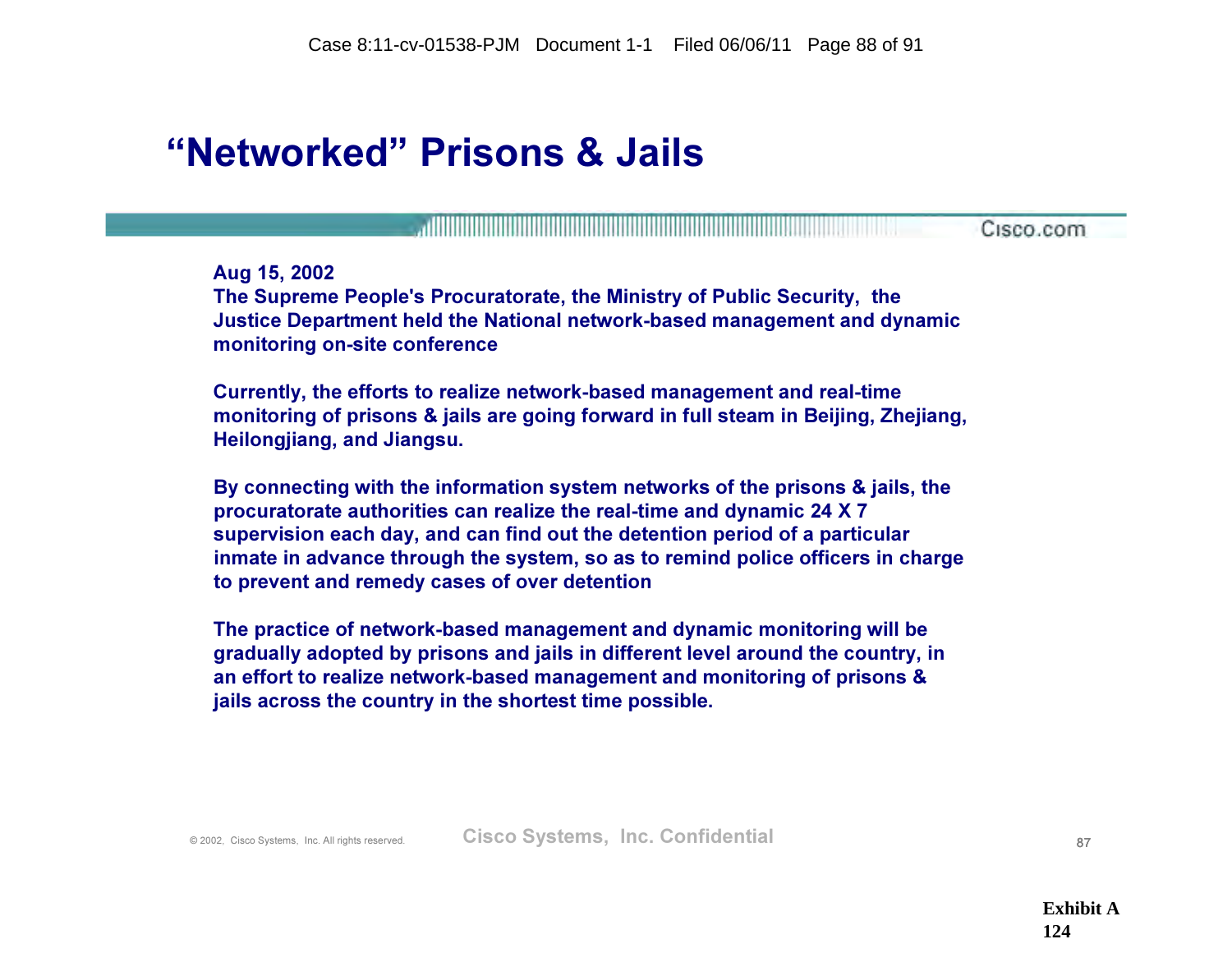# "Networked" Prisons & Jails

Cisco.com

**Aug 15, 2002**
**The Supreme People's Procuratorate, the Ministry of Public Security, the Justice Department held the National network-based management and dynamic monitoring on-site conference**

**Currently, the efforts to realize network-based management and real-time monitoring of prisons & jails are going forward in full steam in Beijing, Zhejiang, Heilongjiang, and Jiangsu.**

**By connecting with the information system networks of the prisons & jails, the procuratorate authorities can realize the real-time and dynamic 24 X 7 supervision each day, and can find out the detention period of a particular inmate in advance through the system, so as to remind police officers in charge to prevent and remedy cases of over detention**

**The practice of network-based management and dynamic monitoring will be gradually adopted by prisons and jails in different level around the country, in an effort to realize network-based management and monitoring of prisons & jails across the country in the shortest time possible.**

© 2002, Cisco Systems, Inc. All rights reserved. **Cisco Systems, Inc. Confidential**

**Exhibit A**
**124**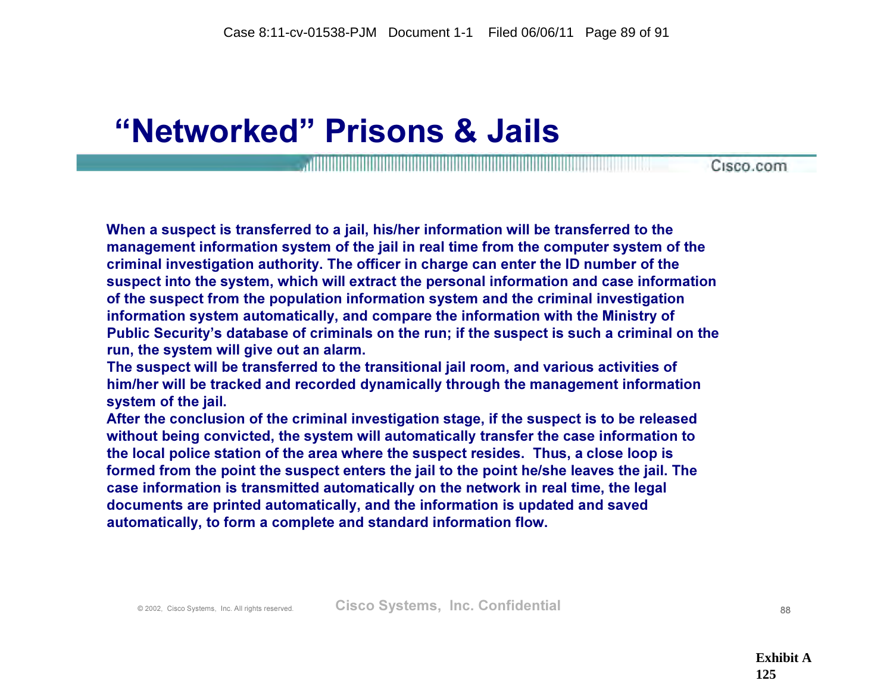# "Networked" Prisons & Jails

Cisco.com

**When a suspect is transferred to a jail, his/her information will be transferred to the management information system of the jail in real time from the computer system of the criminal investigation authority. The officer in charge can enter the ID number of the suspect into the system, which will extract the personal information and case information of the suspect from the population information system and the criminal investigation information system automatically, and compare the information with the Ministry of Public Security's database of criminals on the run; if the suspect is such a criminal on the run, the system will give out an alarm.**

**The suspect will be transferred to the transitional jail room, and various activities of him/her will be tracked and recorded dynamically through the management information system of the jail.**

**After the conclusion of the criminal investigation stage, if the suspect is to be released without being convicted, the system will automatically transfer the case information to the local police station of the area where the suspect resides. Thus, a close loop is formed from the point the suspect enters the jail to the point he/she leaves the jail. The case information is transmitted automatically on the network in real time, the legal documents are printed automatically, and the information is updated and saved automatically, to form a complete and standard information flow.**

© 2002, Cisco Systems, Inc. All rights reserved. **Cisco Systems, Inc. Confidential**

**Exhibit A**
**125**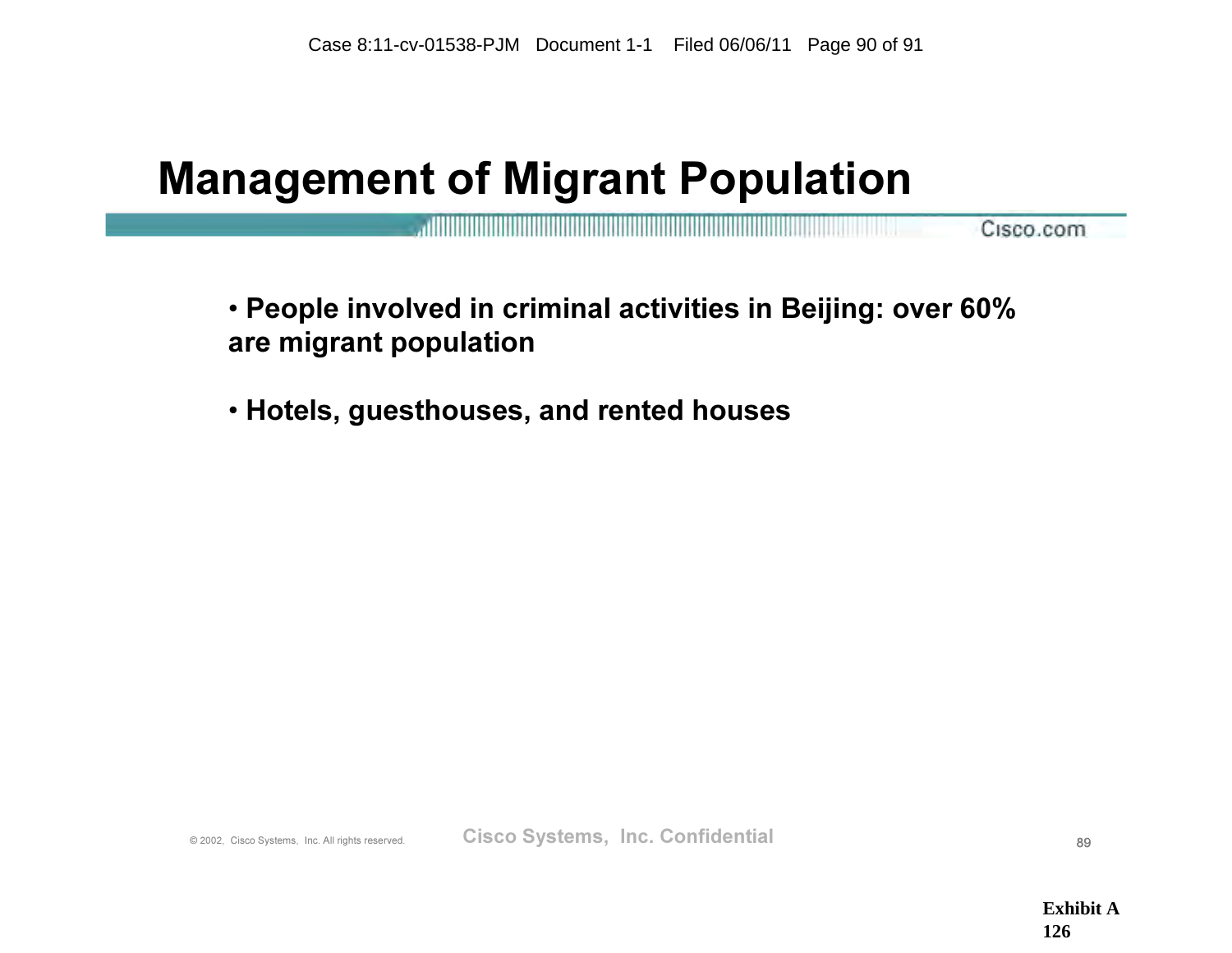# Management of Migrant Population

Cisco.com

- People involved in criminal activities in Beijing: over 60% are migrant population
- Hotels, guesthouses, and rented houses

© 2002, Cisco Systems, Inc. All rights reserved.

Cisco Systems, Inc. Confidential

Exhibit A
126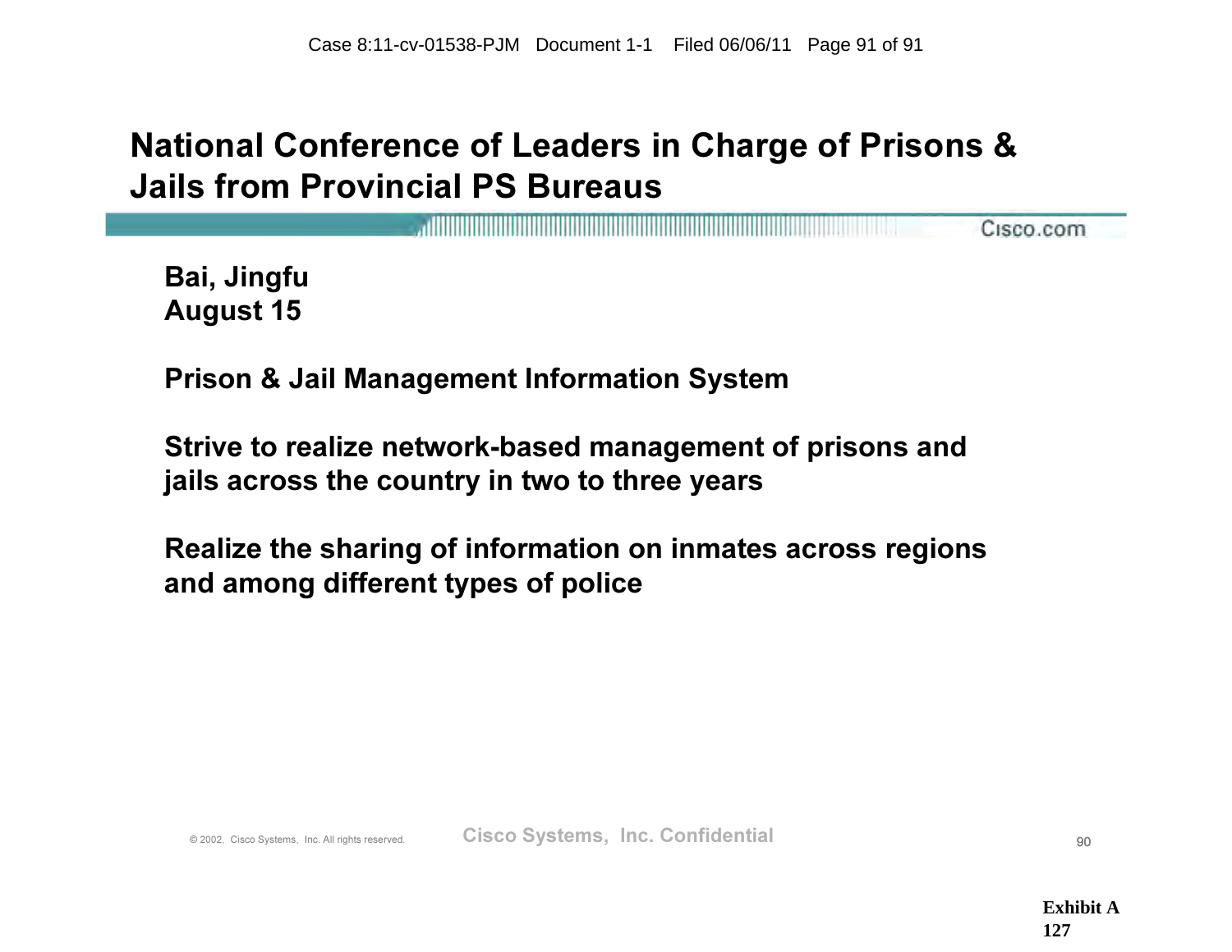# National Conference of Leaders in Charge of Prisons & Jails from Provincial PS Bureaus

Cisco.com

**Bai, Jingfu**
**August 15**

**Prison & Jail Management Information System**

**Strive to realize network-based management of prisons and jails across the country in two to three years**

**Realize the sharing of information on inmates across regions and among different types of police**

© 2002, Cisco Systems, Inc. All rights reserved.

Cisco Systems, Inc. Confidential

**Exhibit A**
**127**